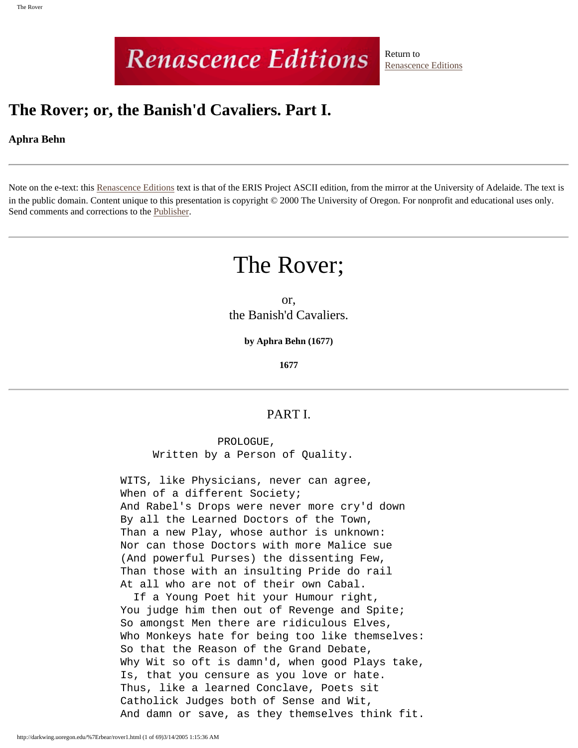Renascence Editions

Return to [Renascence Editions]

# The Rover; or, the Banish'd Cavaliers. Part I.

**Aphra Behn**

---

Note on the e-text: this Renascence Editions text is that of the ERIS Project ASCII edition, from the mirror at the University of Adelaide. The text is in the public domain. Content unique to this presentation is copyright © 2000 The University of Oregon. For nonprofit and educational uses only. Send comments and corrections to the Publisher.

---

# The Rover;

or,
the Banish'd Cavaliers.

**by Aphra Behn (1677)**

**1677**

---

## PART I.

```
                PROLOGUE,
          Written by a Person of Quality.

WITS, like Physicians, never can agree,
When of a different Society;
And Rabel's Drops were never more cry'd down
By all the Learned Doctors of the Town,
Than a new Play, whose author is unknown:
Nor can those Doctors with more Malice sue
(And powerful Purses) the dissenting Few,
Than those with an insulting Pride do rail
At all who are not of their own Cabal.
  If a Young Poet hit your Humour right,
You judge him then out of Revenge and Spite;
So amongst Men there are ridiculous Elves,
Who Monkeys hate for being too like themselves:
So that the Reason of the Grand Debate,
Why Wit so oft is damn'd, when good Plays take,
Is, that you censure as you love or hate.
Thus, like a learned Conclave, Poets sit
Catholick Judges both of Sense and Wit,
And damn or save, as they themselves think fit.
```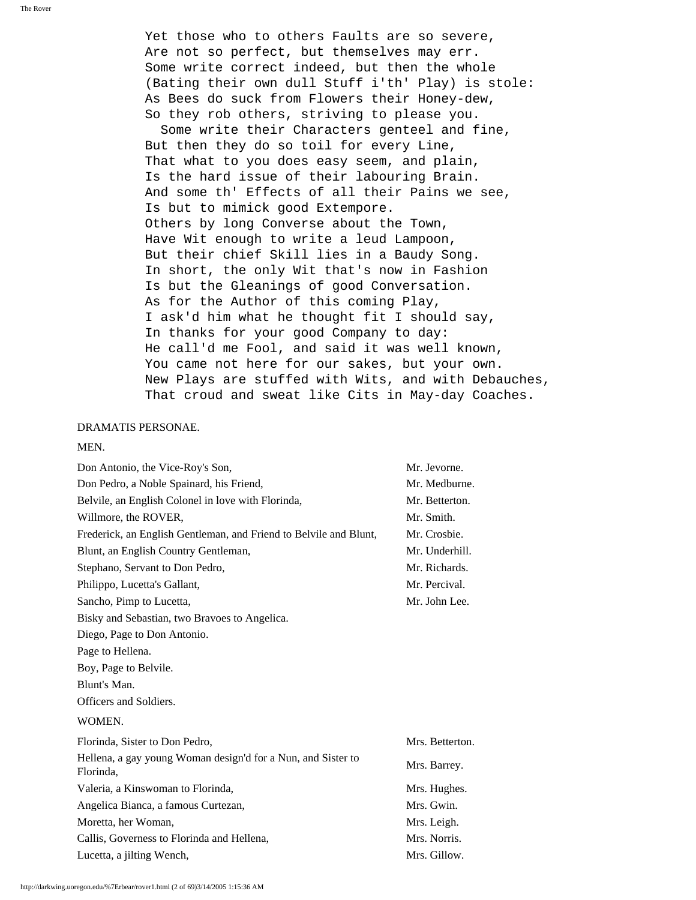Yet those who to others Faults are so severe,
Are not so perfect, but themselves may err.
Some write correct indeed, but then the whole
(Bating their own dull Stuff i'th' Play) is stole:
As Bees do suck from Flowers their Honey-dew,
So they rob others, striving to please you.
  Some write their Characters genteel and fine,
But then they do so toil for every Line,
That what to you does easy seem, and plain,
Is the hard issue of their labouring Brain.
And some th' Effects of all their Pains we see,
Is but to mimick good Extempore.
Others by long Converse about the Town,
Have Wit enough to write a leud Lampoon,
But their chief Skill lies in a Baudy Song.
In short, the only Wit that's now in Fashion
Is but the Gleanings of good Conversation.
As for the Author of this coming Play,
I ask'd him what he thought fit I should say,
In thanks for your good Company to day:
He call'd me Fool, and said it was well known,
You came not here for our sakes, but your own.
New Plays are stuffed with Wits, and with Debauches,
That croud and sweat like Cits in May-day Coaches.

DRAMATIS PERSONAE.

MEN.

| | |
|---|---|
| Don Antonio, the Vice-Roy's Son, | Mr. Jevorne. |
| Don Pedro, a Noble Spainard, his Friend, | Mr. Medburne. |
| Belvile, an English Colonel in love with Florinda, | Mr. Betterton. |
| Willmore, the ROVER, | Mr. Smith. |
| Frederick, an English Gentleman, and Friend to Belvile and Blunt, | Mr. Crosbie. |
| Blunt, an English Country Gentleman, | Mr. Underhill. |
| Stephano, Servant to Don Pedro, | Mr. Richards. |
| Philippo, Lucetta's Gallant, | Mr. Percival. |
| Sancho, Pimp to Lucetta, | Mr. John Lee. |
| Bisky and Sebastian, two Bravoes to Angelica. | |
| Diego, Page to Don Antonio. | |
| Page to Hellena. | |
| Boy, Page to Belvile. | |
| Blunt's Man. | |
| Officers and Soldiers. | |

WOMEN.

| | |
|---|---|
| Florinda, Sister to Don Pedro, | Mrs. Betterton. |
| Hellena, a gay young Woman design'd for a Nun, and Sister to Florinda, | Mrs. Barrey. |
| Valeria, a Kinswoman to Florinda, | Mrs. Hughes. |
| Angelica Bianca, a famous Curtezan, | Mrs. Gwin. |
| Moretta, her Woman, | Mrs. Leigh. |
| Callis, Governess to Florinda and Hellena, | Mrs. Norris. |
| Lucetta, a jilting Wench, | Mrs. Gillow. |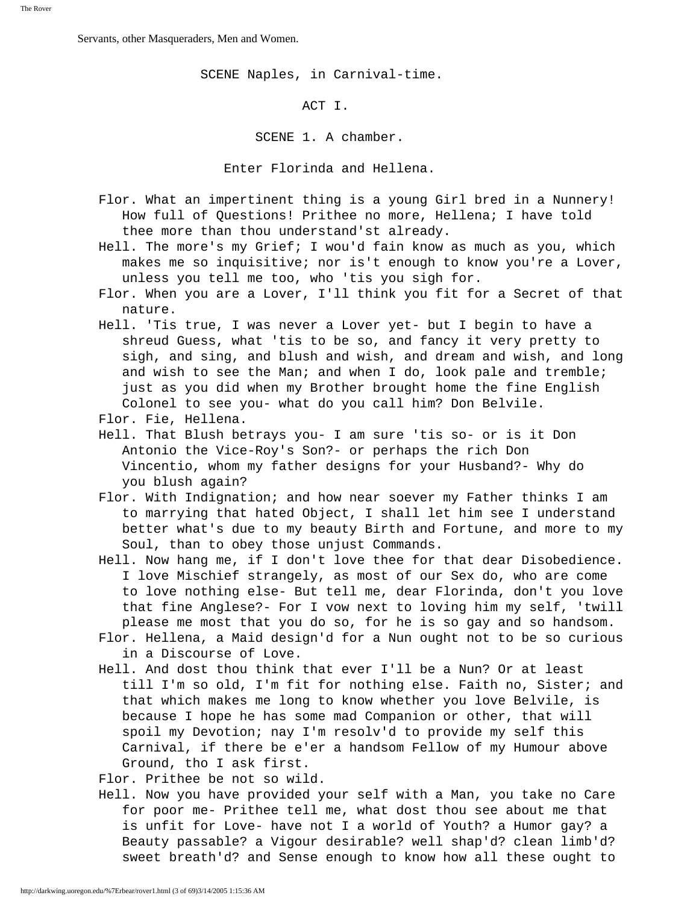Servants, other Masqueraders, Men and Women.

SCENE Naples, in Carnival-time.

## ACT I.

### SCENE 1. A chamber.

Enter Florinda and Hellena.

Flor. What an impertinent thing is a young Girl bred in a Nunnery! How full of Questions! Prithee no more, Hellena; I have told thee more than thou understand'st already.

Hell. The more's my Grief; I wou'd fain know as much as you, which makes me so inquisitive; nor is't enough to know you're a Lover, unless you tell me too, who 'tis you sigh for.

Flor. When you are a Lover, I'll think you fit for a Secret of that nature.

Hell. 'Tis true, I was never a Lover yet- but I begin to have a shreud Guess, what 'tis to be so, and fancy it very pretty to sigh, and sing, and blush and wish, and dream and wish, and long and wish to see the Man; and when I do, look pale and tremble; just as you did when my Brother brought home the fine English Colonel to see you- what do you call him? Don Belvile.

Flor. Fie, Hellena.

Hell. That Blush betrays you- I am sure 'tis so- or is it Don Antonio the Vice-Roy's Son?- or perhaps the rich Don Vincentio, whom my father designs for your Husband?- Why do you blush again?

Flor. With Indignation; and how near soever my Father thinks I am to marrying that hated Object, I shall let him see I understand better what's due to my beauty Birth and Fortune, and more to my Soul, than to obey those unjust Commands.

Hell. Now hang me, if I don't love thee for that dear Disobedience. I love Mischief strangely, as most of our Sex do, who are come to love nothing else- But tell me, dear Florinda, don't you love that fine Anglese?- For I vow next to loving him my self, 'twill please me most that you do so, for he is so gay and so handsom.

Flor. Hellena, a Maid design'd for a Nun ought not to be so curious in a Discourse of Love.

Hell. And dost thou think that ever I'll be a Nun? Or at least till I'm so old, I'm fit for nothing else. Faith no, Sister; and that which makes me long to know whether you love Belvile, is because I hope he has some mad Companion or other, that will spoil my Devotion; nay I'm resolv'd to provide my self this Carnival, if there be e'er a handsom Fellow of my Humour above Ground, tho I ask first.

Flor. Prithee be not so wild.

Hell. Now you have provided your self with a Man, you take no Care for poor me- Prithee tell me, what dost thou see about me that is unfit for Love- have not I a world of Youth? a Humor gay? a Beauty passable? a Vigour desirable? well shap'd? clean limb'd? sweet breath'd? and Sense enough to know how all these ought to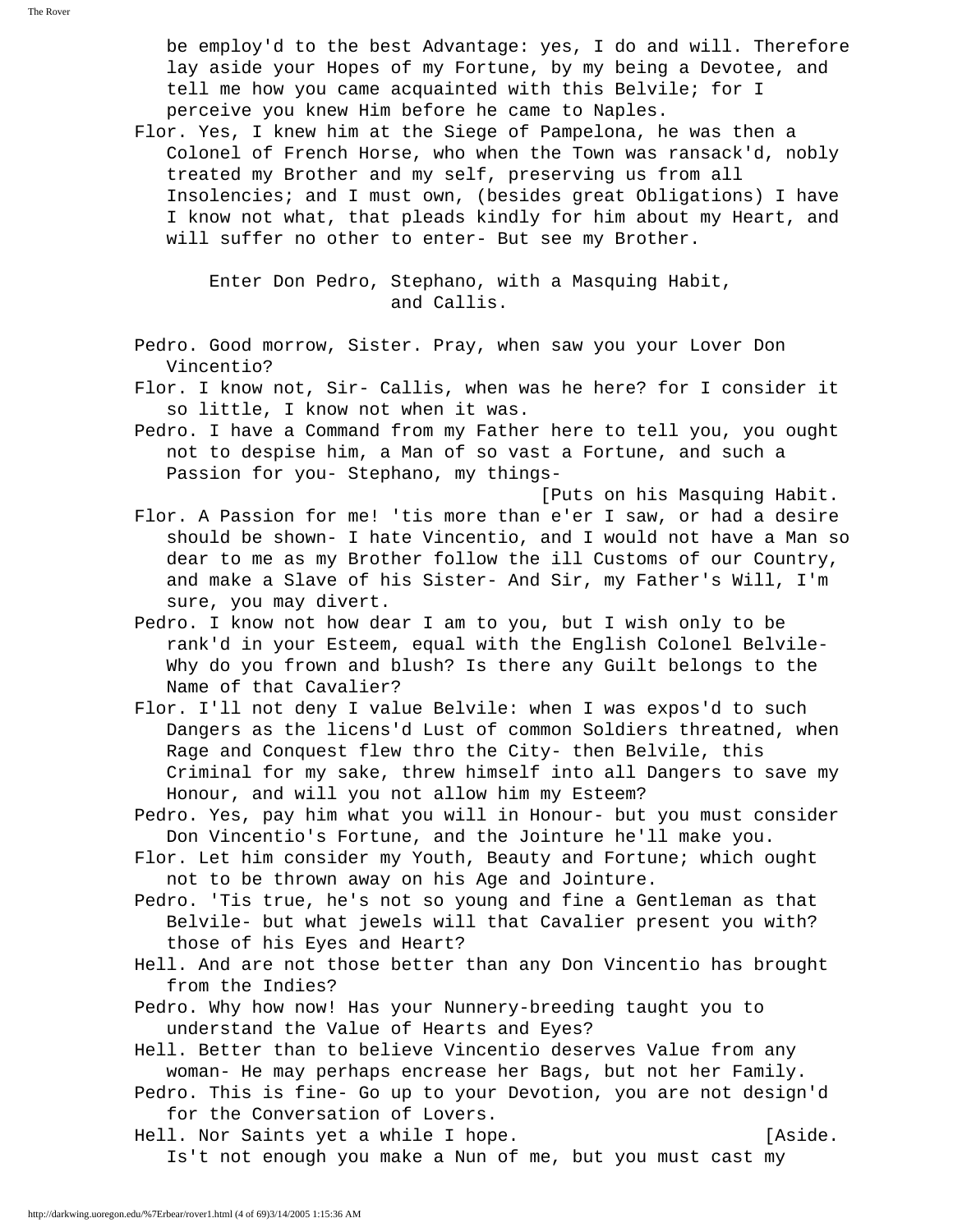be employ'd to the best Advantage: yes, I do and will. Therefore lay aside your Hopes of my Fortune, by my being a Devotee, and tell me how you came acquainted with this Belvile; for I perceive you knew Him before he came to Naples.

Flor. Yes, I knew him at the Siege of Pampelona, he was then a Colonel of French Horse, who when the Town was ransack'd, nobly treated my Brother and my self, preserving us from all Insolencies; and I must own, (besides great Obligations) I have I know not what, that pleads kindly for him about my Heart, and will suffer no other to enter- But see my Brother.

Enter Don Pedro, Stephano, with a Masquing Habit, and Callis.

Pedro. Good morrow, Sister. Pray, when saw you your Lover Don Vincentio?

Flor. I know not, Sir- Callis, when was he here? for I consider it so little, I know not when it was.

Pedro. I have a Command from my Father here to tell you, you ought not to despise him, a Man of so vast a Fortune, and such a Passion for you- Stephano, my things-

[Puts on his Masquing Habit.

Flor. A Passion for me! 'tis more than e'er I saw, or had a desire should be shown- I hate Vincentio, and I would not have a Man so dear to me as my Brother follow the ill Customs of our Country, and make a Slave of his Sister- And Sir, my Father's Will, I'm sure, you may divert.

Pedro. I know not how dear I am to you, but I wish only to be rank'd in your Esteem, equal with the English Colonel Belvile- Why do you frown and blush? Is there any Guilt belongs to the Name of that Cavalier?

Flor. I'll not deny I value Belvile: when I was expos'd to such Dangers as the licens'd Lust of common Soldiers threatned, when Rage and Conquest flew thro the City- then Belvile, this Criminal for my sake, threw himself into all Dangers to save my Honour, and will you not allow him my Esteem?

Pedro. Yes, pay him what you will in Honour- but you must consider Don Vincentio's Fortune, and the Jointure he'll make you.

Flor. Let him consider my Youth, Beauty and Fortune; which ought not to be thrown away on his Age and Jointure.

Pedro. 'Tis true, he's not so young and fine a Gentleman as that Belvile- but what jewels will that Cavalier present you with? those of his Eyes and Heart?

Hell. And are not those better than any Don Vincentio has brought from the Indies?

Pedro. Why how now! Has your Nunnery-breeding taught you to understand the Value of Hearts and Eyes?

Hell. Better than to believe Vincentio deserves Value from any woman- He may perhaps encrease her Bags, but not her Family.

Pedro. This is fine- Go up to your Devotion, you are not design'd for the Conversation of Lovers.

Hell. Nor Saints yet a while I hope. [Aside.
Is't not enough you make a Nun of me, but you must cast my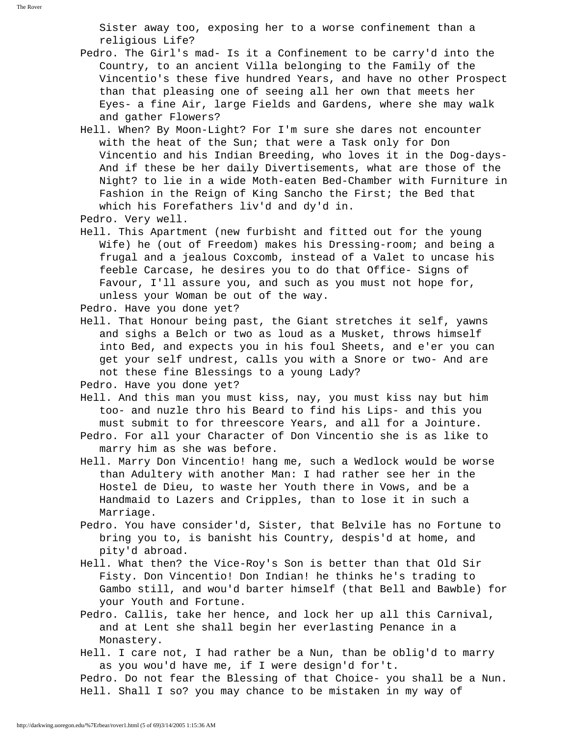Sister away too, exposing her to a worse confinement than a religious Life?

Pedro. The Girl's mad- Is it a Confinement to be carry'd into the Country, to an ancient Villa belonging to the Family of the Vincentio's these five hundred Years, and have no other Prospect than that pleasing one of seeing all her own that meets her Eyes- a fine Air, large Fields and Gardens, where she may walk and gather Flowers?

Hell. When? By Moon-Light? For I'm sure she dares not encounter with the heat of the Sun; that were a Task only for Don Vincentio and his Indian Breeding, who loves it in the Dog-days- And if these be her daily Divertisements, what are those of the Night? to lie in a wide Moth-eaten Bed-Chamber with Furniture in Fashion in the Reign of King Sancho the First; the Bed that which his Forefathers liv'd and dy'd in.

Pedro. Very well.

Hell. This Apartment (new furbisht and fitted out for the young Wife) he (out of Freedom) makes his Dressing-room; and being a frugal and a jealous Coxcomb, instead of a Valet to uncase his feeble Carcase, he desires you to do that Office- Signs of Favour, I'll assure you, and such as you must not hope for, unless your Woman be out of the way.

Pedro. Have you done yet?

Hell. That Honour being past, the Giant stretches it self, yawns and sighs a Belch or two as loud as a Musket, throws himself into Bed, and expects you in his foul Sheets, and e'er you can get your self undrest, calls you with a Snore or two- And are not these fine Blessings to a young Lady?

Pedro. Have you done yet?

Hell. And this man you must kiss, nay, you must kiss nay but him too- and nuzle thro his Beard to find his Lips- and this you must submit to for threescore Years, and all for a Jointure.

Pedro. For all your Character of Don Vincentio she is as like to marry him as she was before.

Hell. Marry Don Vincentio! hang me, such a Wedlock would be worse than Adultery with another Man: I had rather see her in the Hostel de Dieu, to waste her Youth there in Vows, and be a Handmaid to Lazers and Cripples, than to lose it in such a Marriage.

Pedro. You have consider'd, Sister, that Belvile has no Fortune to bring you to, is banisht his Country, despis'd at home, and pity'd abroad.

Hell. What then? the Vice-Roy's Son is better than that Old Sir Fisty. Don Vincentio! Don Indian! he thinks he's trading to Gambo still, and wou'd barter himself (that Bell and Bawble) for your Youth and Fortune.

Pedro. Callis, take her hence, and lock her up all this Carnival, and at Lent she shall begin her everlasting Penance in a Monastery.

Hell. I care not, I had rather be a Nun, than be oblig'd to marry as you wou'd have me, if I were design'd for't.

Pedro. Do not fear the Blessing of that Choice- you shall be a Nun.

Hell. Shall I so? you may chance to be mistaken in my way of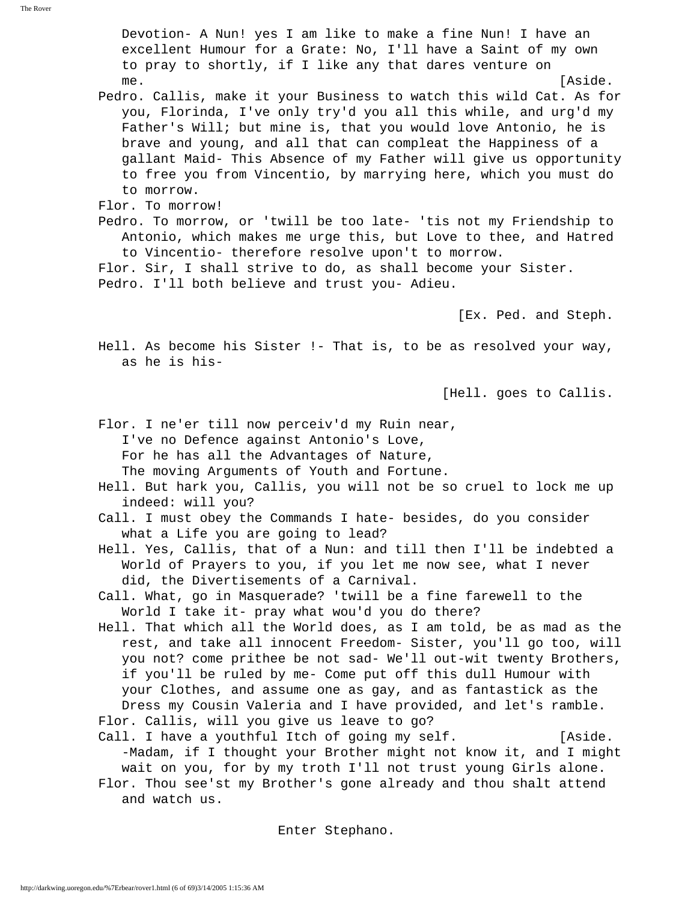Devotion- A Nun! yes I am like to make a fine Nun! I have an excellent Humour for a Grate: No, I'll have a Saint of my own to pray to shortly, if I like any that dares venture on me. [Aside.

Pedro. Callis, make it your Business to watch this wild Cat. As for you, Florinda, I've only try'd you all this while, and urg'd my Father's Will; but mine is, that you would love Antonio, he is brave and young, and all that can compleat the Happiness of a gallant Maid- This Absence of my Father will give us opportunity to free you from Vincentio, by marrying here, which you must do to morrow.

Flor. To morrow!

Pedro. To morrow, or 'twill be too late- 'tis not my Friendship to Antonio, which makes me urge this, but Love to thee, and Hatred to Vincentio- therefore resolve upon't to morrow.

Flor. Sir, I shall strive to do, as shall become your Sister.

Pedro. I'll both believe and trust you- Adieu.

[Ex. Ped. and Steph.

Hell. As become his Sister !- That is, to be as resolved your way, as he is his-

[Hell. goes to Callis.

Flor. I ne'er till now perceiv'd my Ruin near,
I've no Defence against Antonio's Love,
For he has all the Advantages of Nature,
The moving Arguments of Youth and Fortune.

Hell. But hark you, Callis, you will not be so cruel to lock me up indeed: will you?

Call. I must obey the Commands I hate- besides, do you consider what a Life you are going to lead?

Hell. Yes, Callis, that of a Nun: and till then I'll be indebted a World of Prayers to you, if you let me now see, what I never did, the Divertisements of a Carnival.

Call. What, go in Masquerade? 'twill be a fine farewell to the World I take it- pray what wou'd you do there?

Hell. That which all the World does, as I am told, be as mad as the rest, and take all innocent Freedom- Sister, you'll go too, will you not? come prithee be not sad- We'll out-wit twenty Brothers, if you'll be ruled by me- Come put off this dull Humour with your Clothes, and assume one as gay, and as fantastick as the Dress my Cousin Valeria and I have provided, and let's ramble.

Flor. Callis, will you give us leave to go?

Call. I have a youthful Itch of going my self. [Aside.
-Madam, if I thought your Brother might not know it, and I might wait on you, for by my troth I'll not trust young Girls alone.

Flor. Thou see'st my Brother's gone already and thou shalt attend and watch us.

Enter Stephano.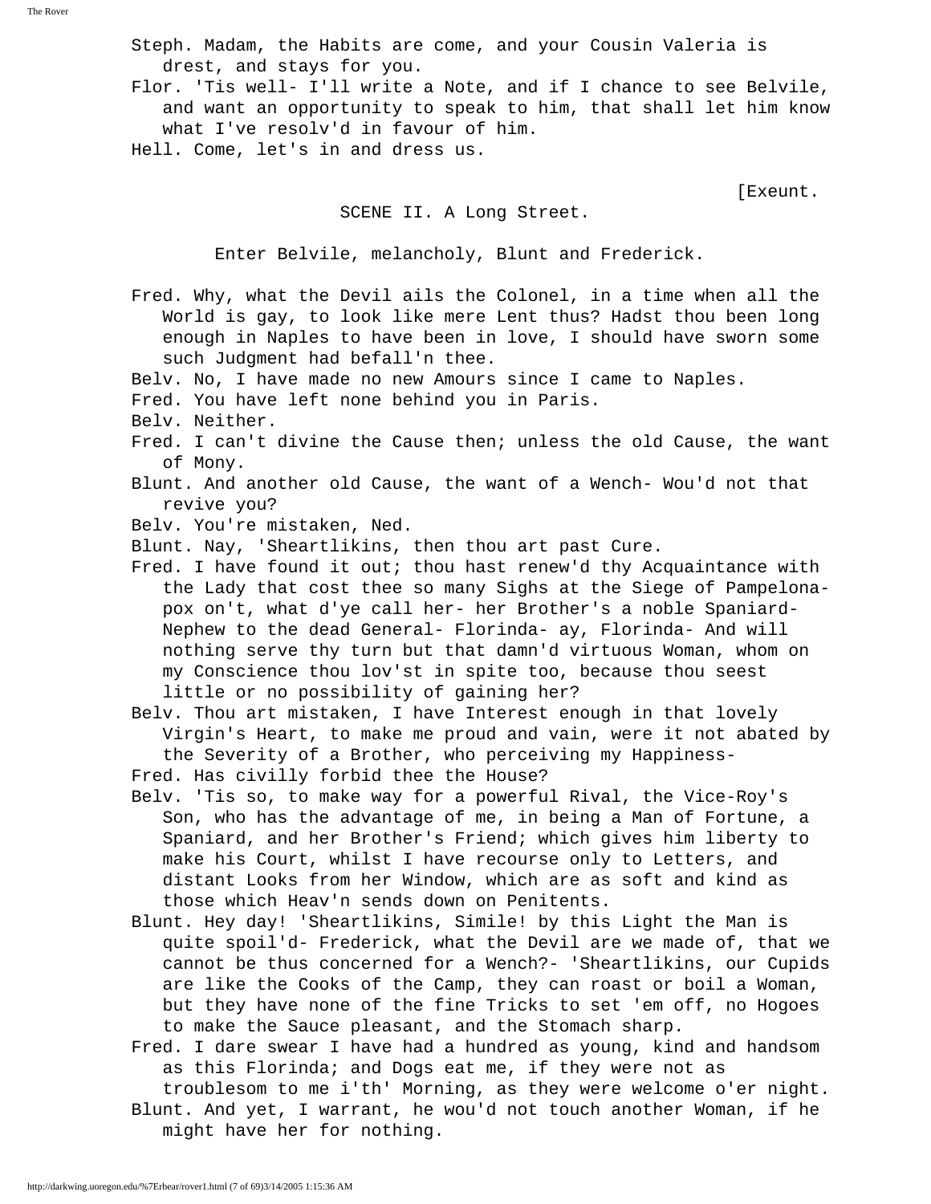Steph. Madam, the Habits are come, and your Cousin Valeria is drest, and stays for you.

Flor. 'Tis well- I'll write a Note, and if I chance to see Belvile, and want an opportunity to speak to him, that shall let him know what I've resolv'd in favour of him.

Hell. Come, let's in and dress us.

[Exeunt.

## SCENE II. A Long Street.

Enter Belvile, melancholy, Blunt and Frederick.

Fred. Why, what the Devil ails the Colonel, in a time when all the World is gay, to look like mere Lent thus? Hadst thou been long enough in Naples to have been in love, I should have sworn some such Judgment had befall'n thee.

Belv. No, I have made no new Amours since I came to Naples.

Fred. You have left none behind you in Paris.

Belv. Neither.

Fred. I can't divine the Cause then; unless the old Cause, the want of Mony.

Blunt. And another old Cause, the want of a Wench- Wou'd not that revive you?

Belv. You're mistaken, Ned.

Blunt. Nay, 'Sheartlikins, then thou art past Cure.

Fred. I have found it out; thou hast renew'd thy Acquaintance with the Lady that cost thee so many Sighs at the Siege of Pampelona-pox on't, what d'ye call her- her Brother's a noble Spaniard-Nephew to the dead General- Florinda- ay, Florinda- And will nothing serve thy turn but that damn'd virtuous Woman, whom on my Conscience thou lov'st in spite too, because thou seest little or no possibility of gaining her?

Belv. Thou art mistaken, I have Interest enough in that lovely Virgin's Heart, to make me proud and vain, were it not abated by the Severity of a Brother, who perceiving my Happiness-

Fred. Has civilly forbid thee the House?

Belv. 'Tis so, to make way for a powerful Rival, the Vice-Roy's Son, who has the advantage of me, in being a Man of Fortune, a Spaniard, and her Brother's Friend; which gives him liberty to make his Court, whilst I have recourse only to Letters, and distant Looks from her Window, which are as soft and kind as those which Heav'n sends down on Penitents.

Blunt. Hey day! 'Sheartlikins, Simile! by this Light the Man is quite spoil'd- Frederick, what the Devil are we made of, that we cannot be thus concerned for a Wench?- 'Sheartlikins, our Cupids are like the Cooks of the Camp, they can roast or boil a Woman, but they have none of the fine Tricks to set 'em off, no Hogoes to make the Sauce pleasant, and the Stomach sharp.

Fred. I dare swear I have had a hundred as young, kind and handsom as this Florinda; and Dogs eat me, if they were not as troublesom to me i'th' Morning, as they were welcome o'er night.

Blunt. And yet, I warrant, he wou'd not touch another Woman, if he might have her for nothing.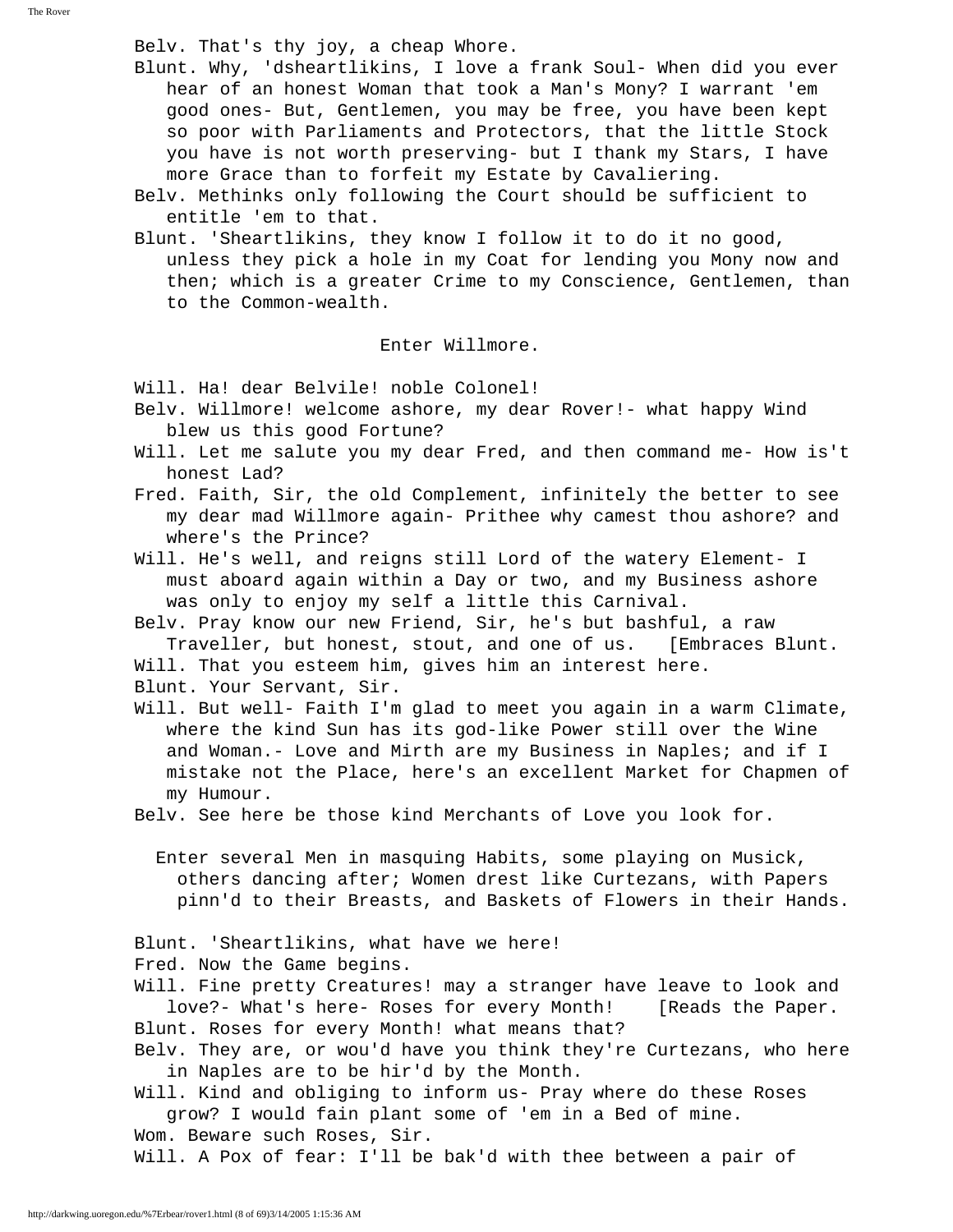Belv. That's thy joy, a cheap Whore.

Blunt. Why, 'dsheartlikins, I love a frank Soul- When did you ever hear of an honest Woman that took a Man's Mony? I warrant 'em good ones- But, Gentlemen, you may be free, you have been kept so poor with Parliaments and Protectors, that the little Stock you have is not worth preserving- but I thank my Stars, I have more Grace than to forfeit my Estate by Cavaliering.

Belv. Methinks only following the Court should be sufficient to entitle 'em to that.

Blunt. 'Sheartlikins, they know I follow it to do it no good, unless they pick a hole in my Coat for lending you Mony now and then; which is a greater Crime to my Conscience, Gentlemen, than to the Common-wealth.

Enter Willmore.

Will. Ha! dear Belvile! noble Colonel!

Belv. Willmore! welcome ashore, my dear Rover!- what happy Wind blew us this good Fortune?

Will. Let me salute you my dear Fred, and then command me- How is't honest Lad?

Fred. Faith, Sir, the old Complement, infinitely the better to see my dear mad Willmore again- Prithee why camest thou ashore? and where's the Prince?

Will. He's well, and reigns still Lord of the watery Element- I must aboard again within a Day or two, and my Business ashore was only to enjoy my self a little this Carnival.

Belv. Pray know our new Friend, Sir, he's but bashful, a raw Traveller, but honest, stout, and one of us. [Embraces Blunt.

Will. That you esteem him, gives him an interest here.

Blunt. Your Servant, Sir.

Will. But well- Faith I'm glad to meet you again in a warm Climate, where the kind Sun has its god-like Power still over the Wine and Woman.- Love and Mirth are my Business in Naples; and if I mistake not the Place, here's an excellent Market for Chapmen of my Humour.

Belv. See here be those kind Merchants of Love you look for.

Enter several Men in masquing Habits, some playing on Musick, others dancing after; Women drest like Curtezans, with Papers pinn'd to their Breasts, and Baskets of Flowers in their Hands.

Blunt. 'Sheartlikins, what have we here!

Fred. Now the Game begins.

Will. Fine pretty Creatures! may a stranger have leave to look and love?- What's here- Roses for every Month! [Reads the Paper.

Blunt. Roses for every Month! what means that?

Belv. They are, or wou'd have you think they're Curtezans, who here in Naples are to be hir'd by the Month.

Will. Kind and obliging to inform us- Pray where do these Roses grow? I would fain plant some of 'em in a Bed of mine.

Wom. Beware such Roses, Sir.

Will. A Pox of fear: I'll be bak'd with thee between a pair of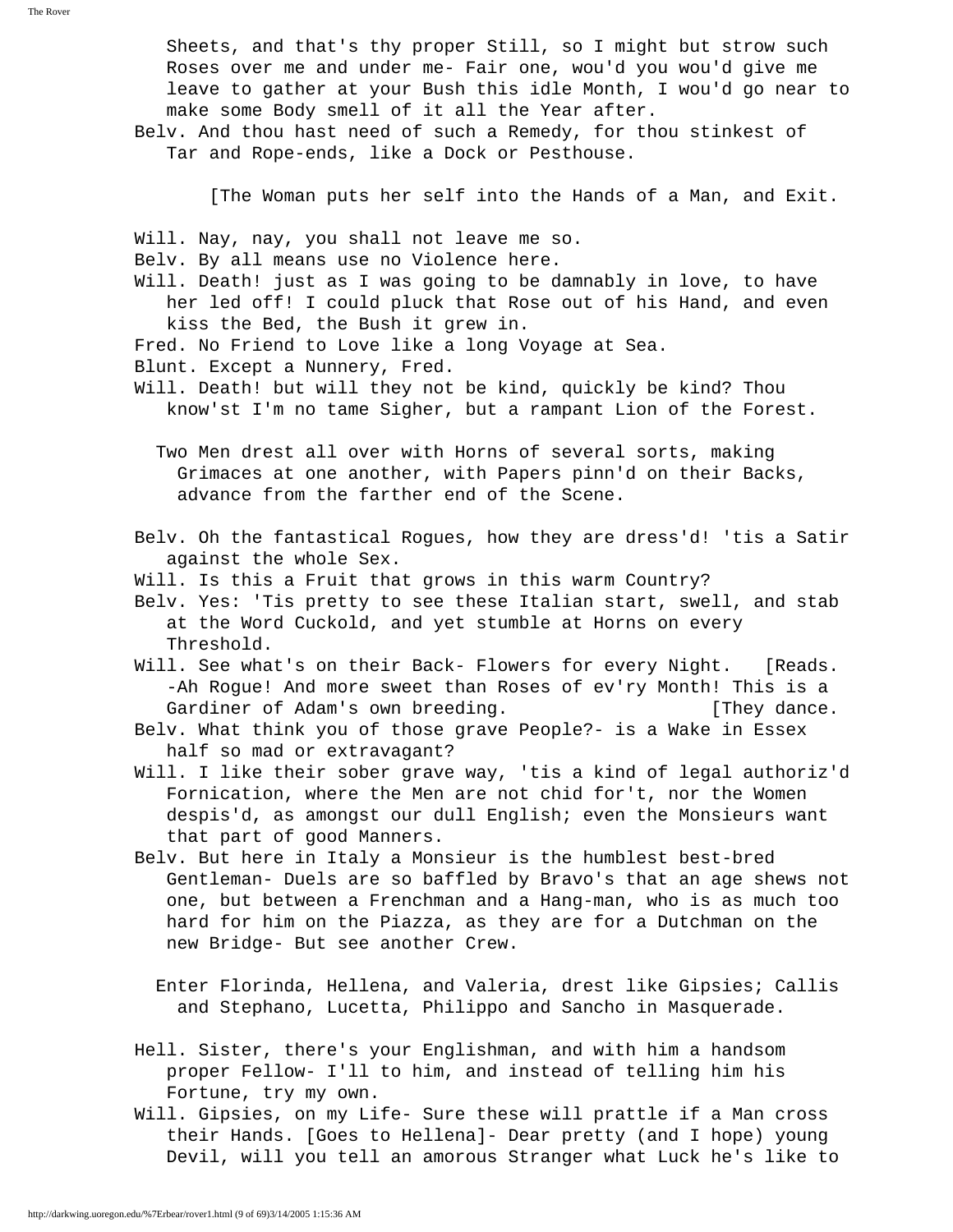Sheets, and that's thy proper Still, so I might but strow such Roses over me and under me- Fair one, wou'd you wou'd give me leave to gather at your Bush this idle Month, I wou'd go near to make some Body smell of it all the Year after.

Belv. And thou hast need of such a Remedy, for thou stinkest of Tar and Rope-ends, like a Dock or Pesthouse.

[The Woman puts her self into the Hands of a Man, and Exit.

Will. Nay, nay, you shall not leave me so.

Belv. By all means use no Violence here.

Will. Death! just as I was going to be damnably in love, to have her led off! I could pluck that Rose out of his Hand, and even kiss the Bed, the Bush it grew in.

Fred. No Friend to Love like a long Voyage at Sea.

Blunt. Except a Nunnery, Fred.

Will. Death! but will they not be kind, quickly be kind? Thou know'st I'm no tame Sigher, but a rampant Lion of the Forest.

Two Men drest all over with Horns of several sorts, making Grimaces at one another, with Papers pinn'd on their Backs, advance from the farther end of the Scene.

Belv. Oh the fantastical Rogues, how they are dress'd! 'tis a Satir against the whole Sex.

Will. Is this a Fruit that grows in this warm Country?

Belv. Yes: 'Tis pretty to see these Italian start, swell, and stab at the Word Cuckold, and yet stumble at Horns on every Threshold.

Will. See what's on their Back- Flowers for every Night. [Reads. -Ah Rogue! And more sweet than Roses of ev'ry Month! This is a Gardiner of Adam's own breeding. [They dance.

Belv. What think you of those grave People?- is a Wake in Essex half so mad or extravagant?

Will. I like their sober grave way, 'tis a kind of legal authoriz'd Fornication, where the Men are not chid for't, nor the Women despis'd, as amongst our dull English; even the Monsieurs want that part of good Manners.

Belv. But here in Italy a Monsieur is the humblest best-bred Gentleman- Duels are so baffled by Bravo's that an age shews not one, but between a Frenchman and a Hang-man, who is as much too hard for him on the Piazza, as they are for a Dutchman on the new Bridge- But see another Crew.

Enter Florinda, Hellena, and Valeria, drest like Gipsies; Callis and Stephano, Lucetta, Philippo and Sancho in Masquerade.

Hell. Sister, there's your Englishman, and with him a handsom proper Fellow- I'll to him, and instead of telling him his Fortune, try my own.

Will. Gipsies, on my Life- Sure these will prattle if a Man cross their Hands. [Goes to Hellena]- Dear pretty (and I hope) young Devil, will you tell an amorous Stranger what Luck he's like to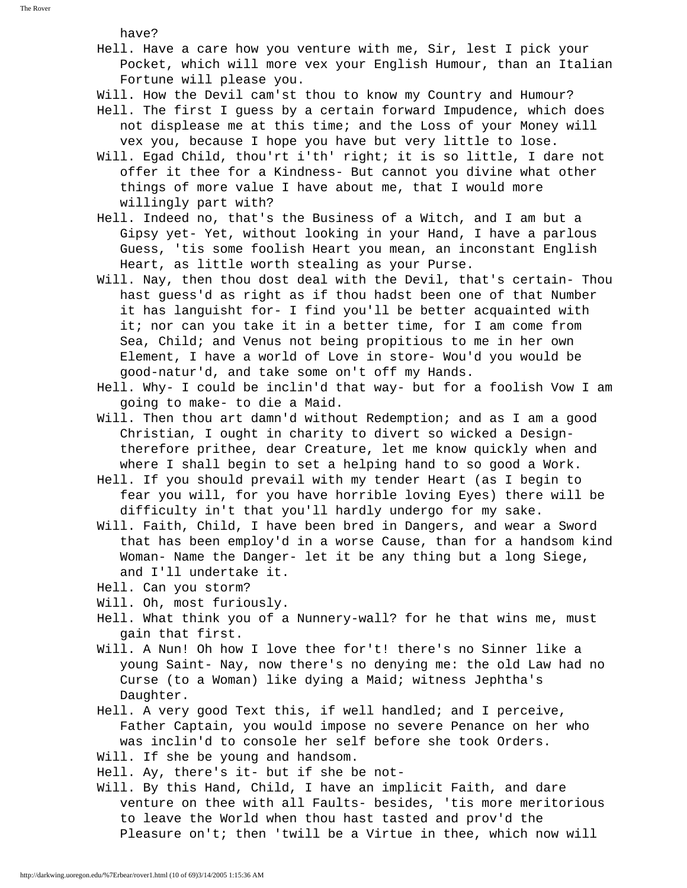have?

Hell. Have a care how you venture with me, Sir, lest I pick your Pocket, which will more vex your English Humour, than an Italian Fortune will please you.

Will. How the Devil cam'st thou to know my Country and Humour?

Hell. The first I guess by a certain forward Impudence, which does not displease me at this time; and the Loss of your Money will vex you, because I hope you have but very little to lose.

Will. Egad Child, thou'rt i'th' right; it is so little, I dare not offer it thee for a Kindness- But cannot you divine what other things of more value I have about me, that I would more willingly part with?

Hell. Indeed no, that's the Business of a Witch, and I am but a Gipsy yet- Yet, without looking in your Hand, I have a parlous Guess, 'tis some foolish Heart you mean, an inconstant English Heart, as little worth stealing as your Purse.

Will. Nay, then thou dost deal with the Devil, that's certain- Thou hast guess'd as right as if thou hadst been one of that Number it has languisht for- I find you'll be better acquainted with it; nor can you take it in a better time, for I am come from Sea, Child; and Venus not being propitious to me in her own Element, I have a world of Love in store- Wou'd you would be good-natur'd, and take some on't off my Hands.

Hell. Why- I could be inclin'd that way- but for a foolish Vow I am going to make- to die a Maid.

Will. Then thou art damn'd without Redemption; and as I am a good Christian, I ought in charity to divert so wicked a Design- therefore prithee, dear Creature, let me know quickly when and where I shall begin to set a helping hand to so good a Work.

Hell. If you should prevail with my tender Heart (as I begin to fear you will, for you have horrible loving Eyes) there will be difficulty in't that you'll hardly undergo for my sake.

Will. Faith, Child, I have been bred in Dangers, and wear a Sword that has been employ'd in a worse Cause, than for a handsom kind Woman- Name the Danger- let it be any thing but a long Siege, and I'll undertake it.

Hell. Can you storm?

Will. Oh, most furiously.

Hell. What think you of a Nunnery-wall? for he that wins me, must gain that first.

Will. A Nun! Oh how I love thee for't! there's no Sinner like a young Saint- Nay, now there's no denying me: the old Law had no Curse (to a Woman) like dying a Maid; witness Jephtha's Daughter.

Hell. A very good Text this, if well handled; and I perceive, Father Captain, you would impose no severe Penance on her who was inclin'd to console her self before she took Orders.

Will. If she be young and handsom.

Hell. Ay, there's it- but if she be not-

Will. By this Hand, Child, I have an implicit Faith, and dare venture on thee with all Faults- besides, 'tis more meritorious to leave the World when thou hast tasted and prov'd the Pleasure on't; then 'twill be a Virtue in thee, which now will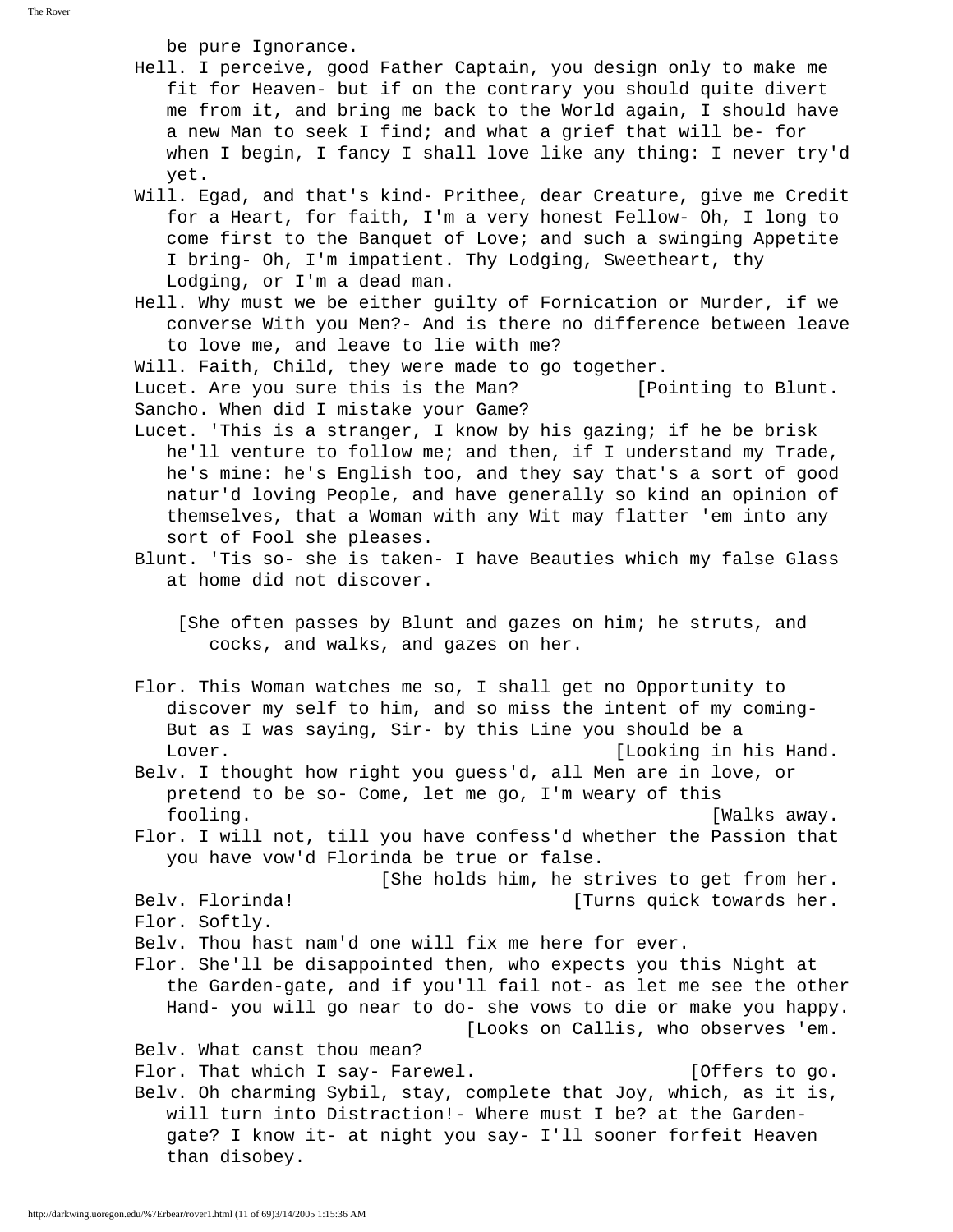be pure Ignorance.

Hell. I perceive, good Father Captain, you design only to make me fit for Heaven- but if on the contrary you should quite divert me from it, and bring me back to the World again, I should have a new Man to seek I find; and what a grief that will be- for when I begin, I fancy I shall love like any thing: I never try'd yet.

Will. Egad, and that's kind- Prithee, dear Creature, give me Credit for a Heart, for faith, I'm a very honest Fellow- Oh, I long to come first to the Banquet of Love; and such a swinging Appetite I bring- Oh, I'm impatient. Thy Lodging, Sweetheart, thy Lodging, or I'm a dead man.

Hell. Why must we be either guilty of Fornication or Murder, if we converse With you Men?- And is there no difference between leave to love me, and leave to lie with me?

Will. Faith, Child, they were made to go together.

Lucet. Are you sure this is the Man? [Pointing to Blunt.

Sancho. When did I mistake your Game?

Lucet. 'This is a stranger, I know by his gazing; if he be brisk he'll venture to follow me; and then, if I understand my Trade, he's mine: he's English too, and they say that's a sort of good natur'd loving People, and have generally so kind an opinion of themselves, that a Woman with any Wit may flatter 'em into any sort of Fool she pleases.

Blunt. 'Tis so- she is taken- I have Beauties which my false Glass at home did not discover.

[She often passes by Blunt and gazes on him; he struts, and cocks, and walks, and gazes on her.

Flor. This Woman watches me so, I shall get no Opportunity to discover my self to him, and so miss the intent of my coming- But as I was saying, Sir- by this Line you should be a Lover. [Looking in his Hand.

Belv. I thought how right you guess'd, all Men are in love, or pretend to be so- Come, let me go, I'm weary of this fooling. [Walks away.

Flor. I will not, till you have confess'd whether the Passion that you have vow'd Florinda be true or false.

[She holds him, he strives to get from her.

Belv. Florinda! [Turns quick towards her.

Flor. Softly.

Belv. Thou hast nam'd one will fix me here for ever.

Flor. She'll be disappointed then, who expects you this Night at the Garden-gate, and if you'll fail not- as let me see the other Hand- you will go near to do- she vows to die or make you happy. [Looks on Callis, who observes 'em.

Belv. What canst thou mean?

Flor. That which I say- Farewel. [Offers to go.

Belv. Oh charming Sybil, stay, complete that Joy, which, as it is, will turn into Distraction!- Where must I be? at the Garden-gate? I know it- at night you say- I'll sooner forfeit Heaven than disobey.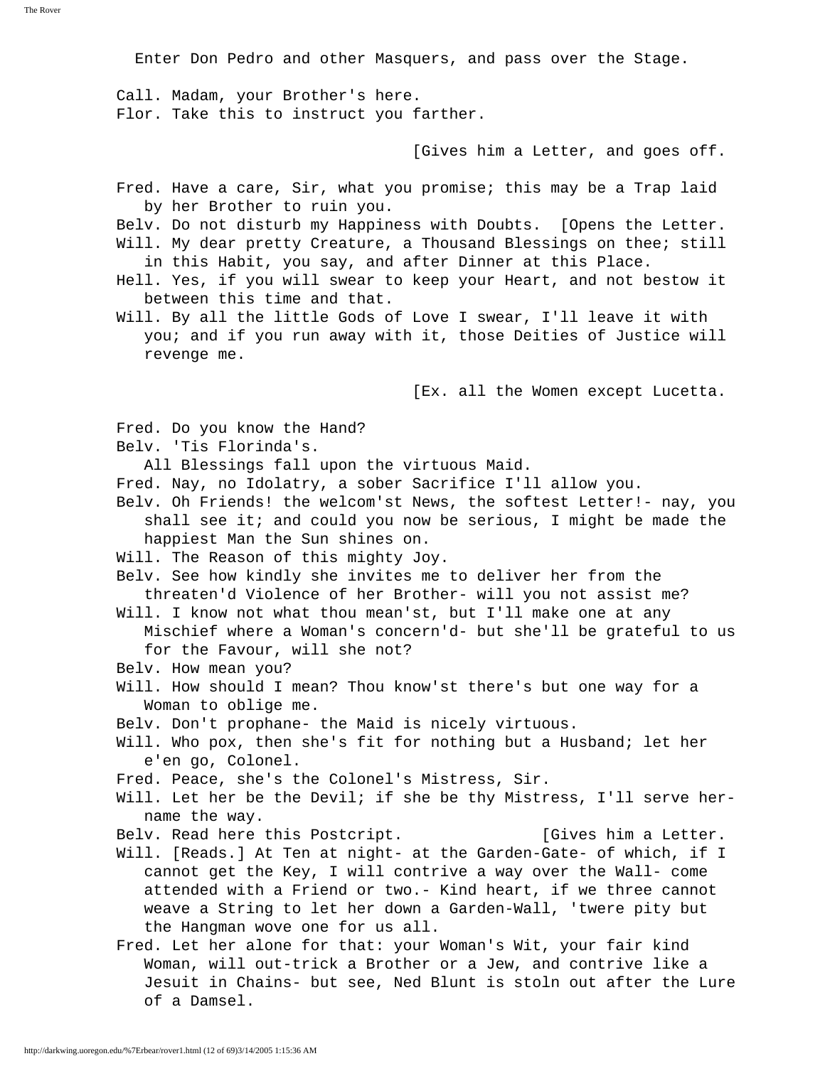Enter Don Pedro and other Masquers, and pass over the Stage.

Call. Madam, your Brother's here.
Flor. Take this to instruct you farther.

[Gives him a Letter, and goes off.

Fred. Have a care, Sir, what you promise; this may be a Trap laid by her Brother to ruin you.
Belv. Do not disturb my Happiness with Doubts. [Opens the Letter.
Will. My dear pretty Creature, a Thousand Blessings on thee; still in this Habit, you say, and after Dinner at this Place.
Hell. Yes, if you will swear to keep your Heart, and not bestow it between this time and that.
Will. By all the little Gods of Love I swear, I'll leave it with you; and if you run away with it, those Deities of Justice will revenge me.

[Ex. all the Women except Lucetta.

Fred. Do you know the Hand?
Belv. 'Tis Florinda's.
All Blessings fall upon the virtuous Maid.
Fred. Nay, no Idolatry, a sober Sacrifice I'll allow you.
Belv. Oh Friends! the welcom'st News, the softest Letter!- nay, you shall see it; and could you now be serious, I might be made the happiest Man the Sun shines on.
Will. The Reason of this mighty Joy.
Belv. See how kindly she invites me to deliver her from the threaten'd Violence of her Brother- will you not assist me?
Will. I know not what thou mean'st, but I'll make one at any Mischief where a Woman's concern'd- but she'll be grateful to us for the Favour, will she not?
Belv. How mean you?
Will. How should I mean? Thou know'st there's but one way for a Woman to oblige me.
Belv. Don't prophane- the Maid is nicely virtuous.
Will. Who pox, then she's fit for nothing but a Husband; let her e'en go, Colonel.
Fred. Peace, she's the Colonel's Mistress, Sir.
Will. Let her be the Devil; if she be thy Mistress, I'll serve her- name the way.
Belv. Read here this Postcript. [Gives him a Letter.
Will. [Reads.] At Ten at night- at the Garden-Gate- of which, if I cannot get the Key, I will contrive a way over the Wall- come attended with a Friend or two.- Kind heart, if we three cannot weave a String to let her down a Garden-Wall, 'twere pity but the Hangman wove one for us all.
Fred. Let her alone for that: your Woman's Wit, your fair kind Woman, will out-trick a Brother or a Jew, and contrive like a Jesuit in Chains- but see, Ned Blunt is stoln out after the Lure of a Damsel.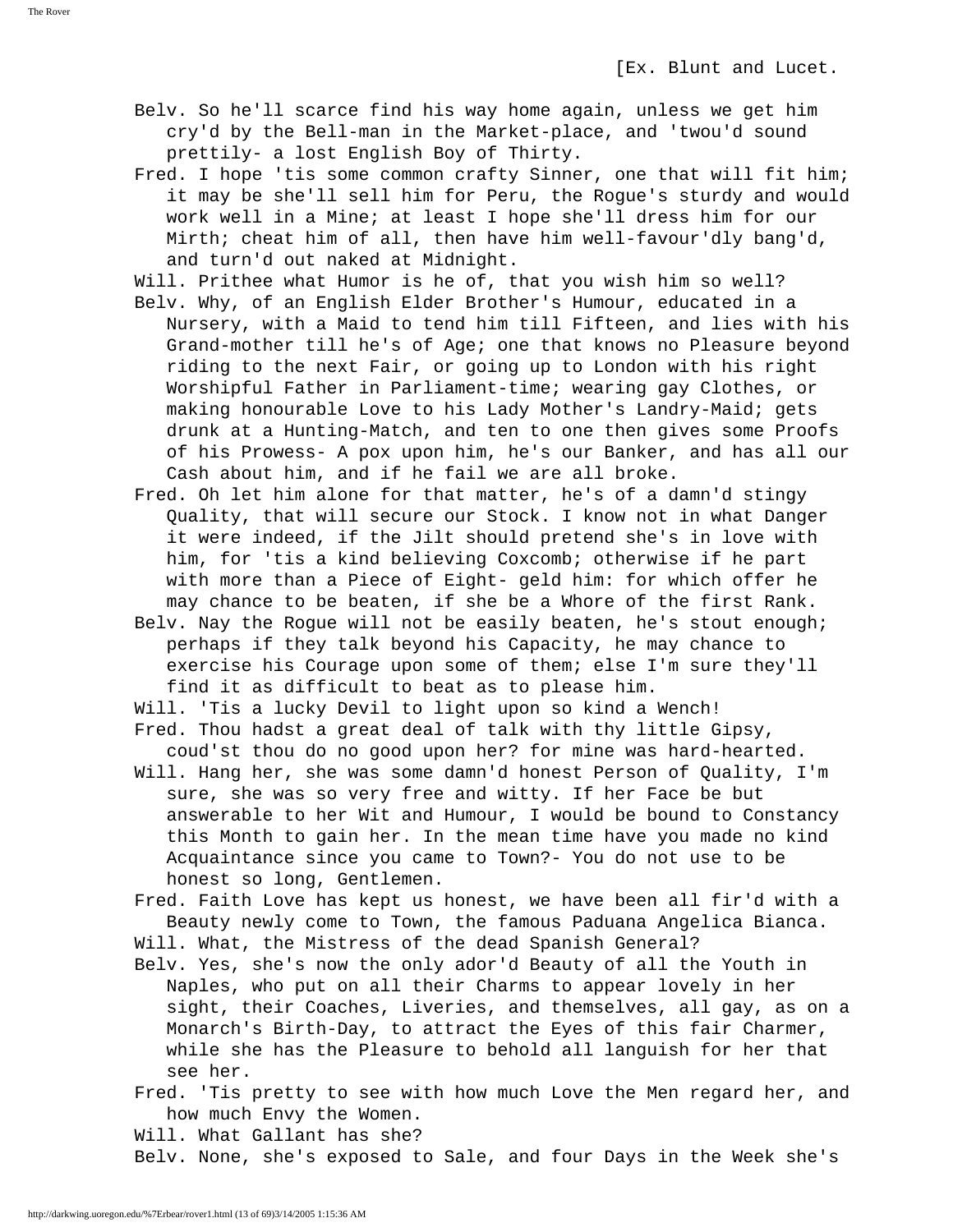[Ex. Blunt and Lucet.

Belv. So he'll scarce find his way home again, unless we get him cry'd by the Bell-man in the Market-place, and 'twou'd sound prettily- a lost English Boy of Thirty.

Fred. I hope 'tis some common crafty Sinner, one that will fit him; it may be she'll sell him for Peru, the Rogue's sturdy and would work well in a Mine; at least I hope she'll dress him for our Mirth; cheat him of all, then have him well-favour'dly bang'd, and turn'd out naked at Midnight.

Will. Prithee what Humor is he of, that you wish him so well?

Belv. Why, of an English Elder Brother's Humour, educated in a Nursery, with a Maid to tend him till Fifteen, and lies with his Grand-mother till he's of Age; one that knows no Pleasure beyond riding to the next Fair, or going up to London with his right Worshipful Father in Parliament-time; wearing gay Clothes, or making honourable Love to his Lady Mother's Landry-Maid; gets drunk at a Hunting-Match, and ten to one then gives some Proofs of his Prowess- A pox upon him, he's our Banker, and has all our Cash about him, and if he fail we are all broke.

Fred. Oh let him alone for that matter, he's of a damn'd stingy Quality, that will secure our Stock. I know not in what Danger it were indeed, if the Jilt should pretend she's in love with him, for 'tis a kind believing Coxcomb; otherwise if he part with more than a Piece of Eight- geld him: for which offer he may chance to be beaten, if she be a Whore of the first Rank.

Belv. Nay the Rogue will not be easily beaten, he's stout enough; perhaps if they talk beyond his Capacity, he may chance to exercise his Courage upon some of them; else I'm sure they'll find it as difficult to beat as to please him.

Will. 'Tis a lucky Devil to light upon so kind a Wench!

Fred. Thou hadst a great deal of talk with thy little Gipsy, coud'st thou do no good upon her? for mine was hard-hearted.

Will. Hang her, she was some damn'd honest Person of Quality, I'm sure, she was so very free and witty. If her Face be but answerable to her Wit and Humour, I would be bound to Constancy this Month to gain her. In the mean time have you made no kind Acquaintance since you came to Town?- You do not use to be honest so long, Gentlemen.

Fred. Faith Love has kept us honest, we have been all fir'd with a Beauty newly come to Town, the famous Paduana Angelica Bianca.

Will. What, the Mistress of the dead Spanish General?

Belv. Yes, she's now the only ador'd Beauty of all the Youth in Naples, who put on all their Charms to appear lovely in her sight, their Coaches, Liveries, and themselves, all gay, as on a Monarch's Birth-Day, to attract the Eyes of this fair Charmer, while she has the Pleasure to behold all languish for her that see her.

Fred. 'Tis pretty to see with how much Love the Men regard her, and how much Envy the Women.

Will. What Gallant has she?

Belv. None, she's exposed to Sale, and four Days in the Week she's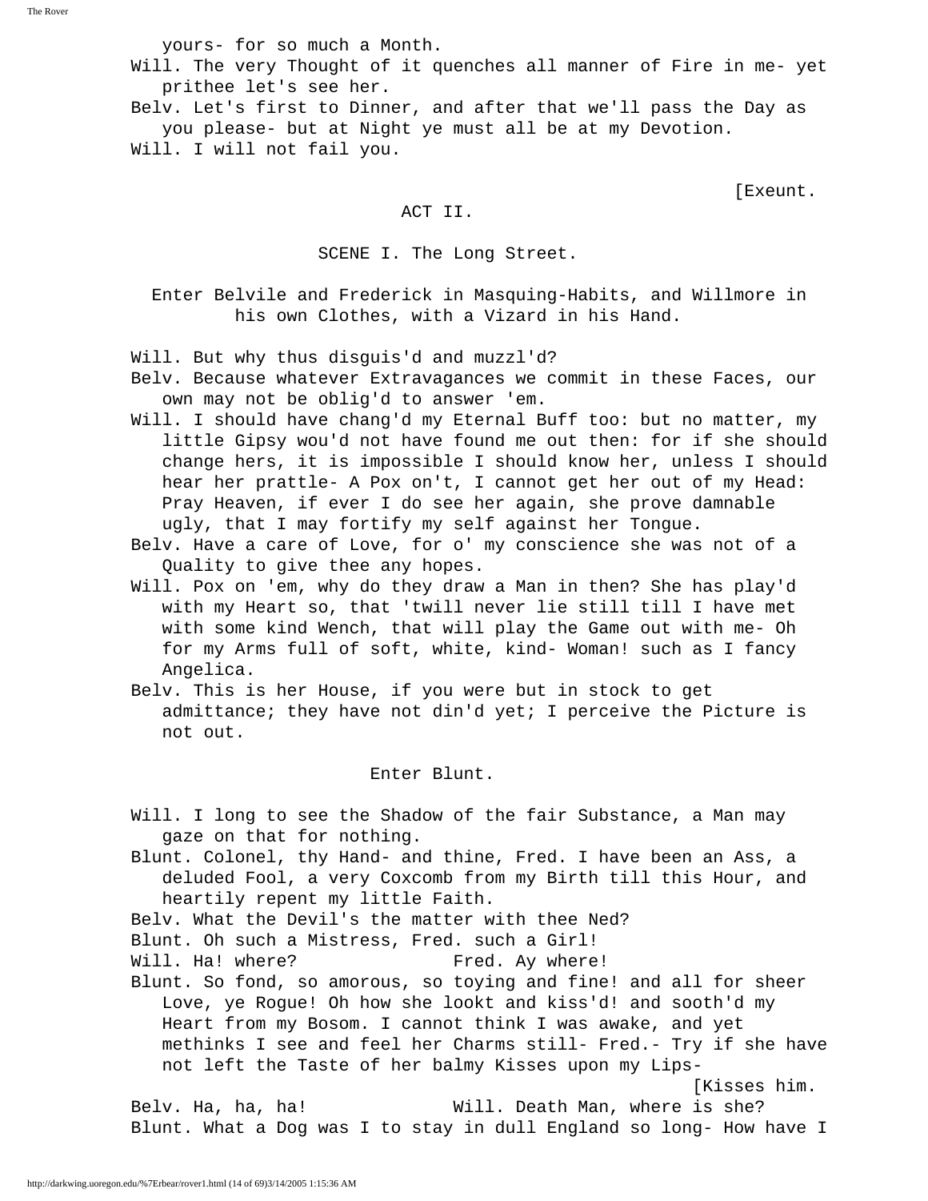yours- for so much a Month.

Will. The very Thought of it quenches all manner of Fire in me- yet prithee let's see her.

Belv. Let's first to Dinner, and after that we'll pass the Day as you please- but at Night ye must all be at my Devotion.

Will. I will not fail you.

[Exeunt.

## ACT II.

### SCENE I. The Long Street.

*Enter Belvile and Frederick in Masquing-Habits, and Willmore in his own Clothes, with a Vizard in his Hand.*

Will. But why thus disguis'd and muzzl'd?

Belv. Because whatever Extravagances we commit in these Faces, our own may not be oblig'd to answer 'em.

Will. I should have chang'd my Eternal Buff too: but no matter, my little Gipsy wou'd not have found me out then: for if she should change hers, it is impossible I should know her, unless I should hear her prattle- A Pox on't, I cannot get her out of my Head: Pray Heaven, if ever I do see her again, she prove damnable ugly, that I may fortify my self against her Tongue.

Belv. Have a care of Love, for o' my conscience she was not of a Quality to give thee any hopes.

Will. Pox on 'em, why do they draw a Man in then? She has play'd with my Heart so, that 'twill never lie still till I have met with some kind Wench, that will play the Game out with me- Oh for my Arms full of soft, white, kind- Woman! such as I fancy Angelica.

Belv. This is her House, if you were but in stock to get admittance; they have not din'd yet; I perceive the Picture is not out.

*Enter Blunt.*

Will. I long to see the Shadow of the fair Substance, a Man may gaze on that for nothing.

Blunt. Colonel, thy Hand- and thine, Fred. I have been an Ass, a deluded Fool, a very Coxcomb from my Birth till this Hour, and heartily repent my little Faith.

Belv. What the Devil's the matter with thee Ned?

Blunt. Oh such a Mistress, Fred. such a Girl!

Will. Ha! where? Fred. Ay where!

Blunt. So fond, so amorous, so toying and fine! and all for sheer Love, ye Rogue! Oh how she lookt and kiss'd! and sooth'd my Heart from my Bosom. I cannot think I was awake, and yet methinks I see and feel her Charms still- Fred.- Try if she have not left the Taste of her balmy Kisses upon my Lips-

[Kisses him.

Belv. Ha, ha, ha! Will. Death Man, where is she?

Blunt. What a Dog was I to stay in dull England so long- How have I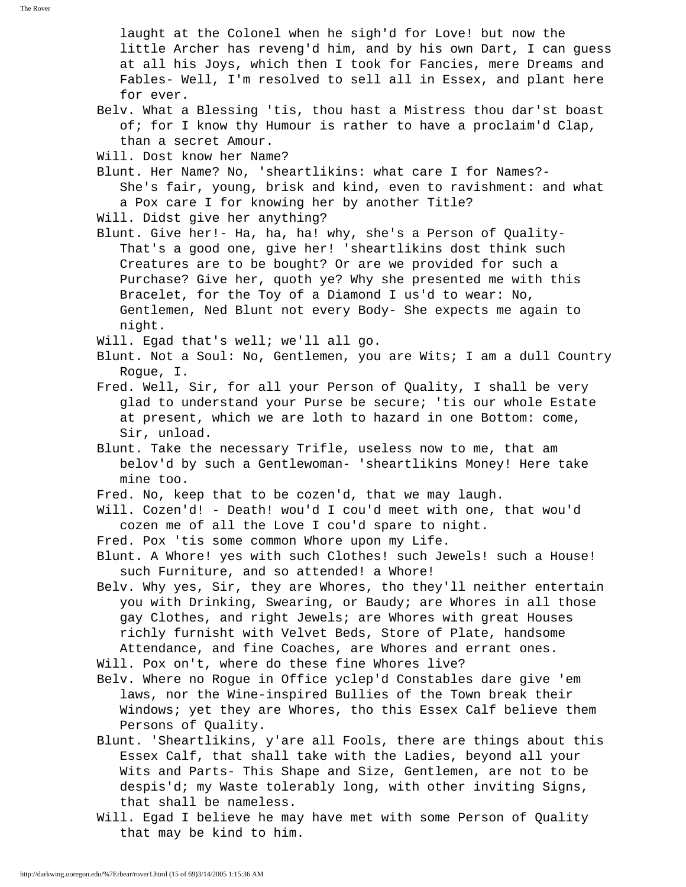laught at the Colonel when he sigh'd for Love! but now the little Archer has reveng'd him, and by his own Dart, I can guess at all his Joys, which then I took for Fancies, mere Dreams and Fables- Well, I'm resolved to sell all in Essex, and plant here for ever.

Belv. What a Blessing 'tis, thou hast a Mistress thou dar'st boast of; for I know thy Humour is rather to have a proclaim'd Clap, than a secret Amour.

Will. Dost know her Name?

Blunt. Her Name? No, 'sheartlikins: what care I for Names?- She's fair, young, brisk and kind, even to ravishment: and what a Pox care I for knowing her by another Title?

Will. Didst give her anything?

Blunt. Give her!- Ha, ha, ha! why, she's a Person of Quality- That's a good one, give her! 'sheartlikins dost think such Creatures are to be bought? Or are we provided for such a Purchase? Give her, quoth ye? Why she presented me with this Bracelet, for the Toy of a Diamond I us'd to wear: No, Gentlemen, Ned Blunt not every Body- She expects me again to night.

Will. Egad that's well; we'll all go.

Blunt. Not a Soul: No, Gentlemen, you are Wits; I am a dull Country Rogue, I.

Fred. Well, Sir, for all your Person of Quality, I shall be very glad to understand your Purse be secure; 'tis our whole Estate at present, which we are loth to hazard in one Bottom: come, Sir, unload.

Blunt. Take the necessary Trifle, useless now to me, that am belov'd by such a Gentlewoman- 'sheartlikins Money! Here take mine too.

Fred. No, keep that to be cozen'd, that we may laugh.

Will. Cozen'd! - Death! wou'd I cou'd meet with one, that wou'd cozen me of all the Love I cou'd spare to night.

Fred. Pox 'tis some common Whore upon my Life.

Blunt. A Whore! yes with such Clothes! such Jewels! such a House! such Furniture, and so attended! a Whore!

Belv. Why yes, Sir, they are Whores, tho they'll neither entertain you with Drinking, Swearing, or Baudy; are Whores in all those gay Clothes, and right Jewels; are Whores with great Houses richly furnisht with Velvet Beds, Store of Plate, handsome Attendance, and fine Coaches, are Whores and errant ones.

Will. Pox on't, where do these fine Whores live?

Belv. Where no Rogue in Office yclep'd Constables dare give 'em laws, nor the Wine-inspired Bullies of the Town break their Windows; yet they are Whores, tho this Essex Calf believe them Persons of Quality.

Blunt. 'Sheartlikins, y'are all Fools, there are things about this Essex Calf, that shall take with the Ladies, beyond all your Wits and Parts- This Shape and Size, Gentlemen, are not to be despis'd; my Waste tolerably long, with other inviting Signs, that shall be nameless.

Will. Egad I believe he may have met with some Person of Quality that may be kind to him.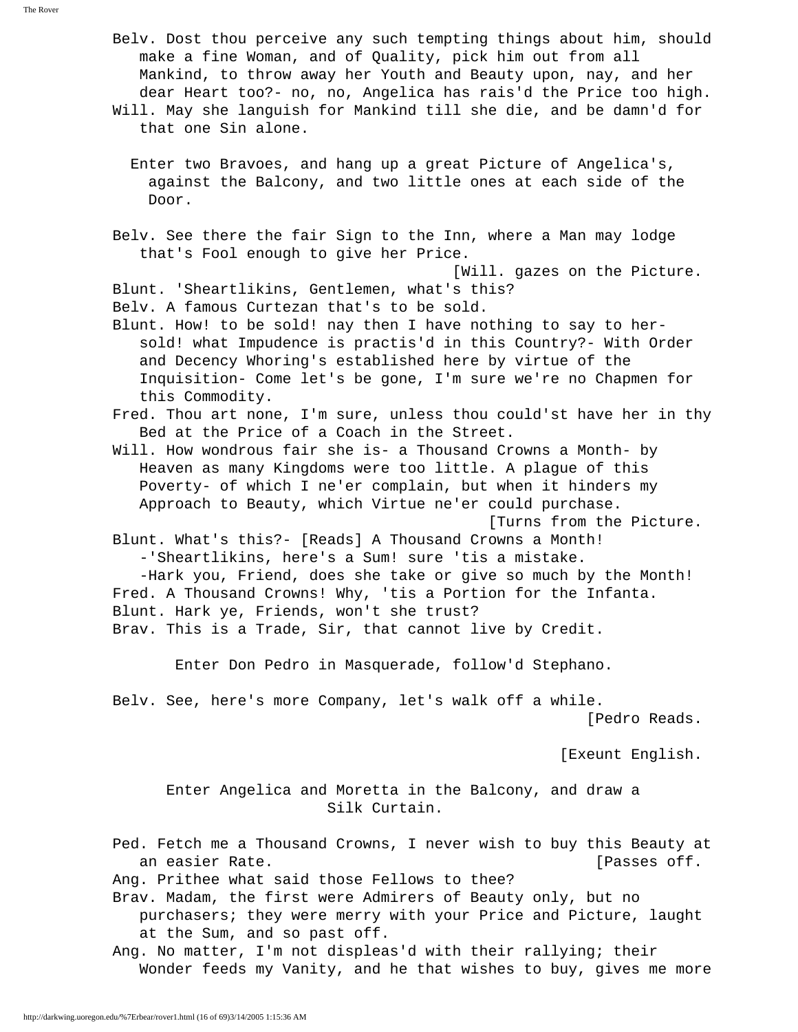Belv. Dost thou perceive any such tempting things about him, should make a fine Woman, and of Quality, pick him out from all Mankind, to throw away her Youth and Beauty upon, nay, and her dear Heart too?- no, no, Angelica has rais'd the Price too high.

Will. May she languish for Mankind till she die, and be damn'd for that one Sin alone.

Enter two Bravoes, and hang up a great Picture of Angelica's, against the Balcony, and two little ones at each side of the Door.

Belv. See there the fair Sign to the Inn, where a Man may lodge that's Fool enough to give her Price.

[Will. gazes on the Picture.

Blunt. 'Sheartlikins, Gentlemen, what's this?

Belv. A famous Curtezan that's to be sold.

Blunt. How! to be sold! nay then I have nothing to say to her- sold! what Impudence is practis'd in this Country?- With Order and Decency Whoring's established here by virtue of the Inquisition- Come let's be gone, I'm sure we're no Chapmen for this Commodity.

Fred. Thou art none, I'm sure, unless thou could'st have her in thy Bed at the Price of a Coach in the Street.

Will. How wondrous fair she is- a Thousand Crowns a Month- by Heaven as many Kingdoms were too little. A plague of this Poverty- of which I ne'er complain, but when it hinders my Approach to Beauty, which Virtue ne'er could purchase.

[Turns from the Picture.

Blunt. What's this?- [Reads] A Thousand Crowns a Month! -'Sheartlikins, here's a Sum! sure 'tis a mistake. -Hark you, Friend, does she take or give so much by the Month!

Fred. A Thousand Crowns! Why, 'tis a Portion for the Infanta.

Blunt. Hark ye, Friends, won't she trust?

Brav. This is a Trade, Sir, that cannot live by Credit.

Enter Don Pedro in Masquerade, follow'd Stephano.

Belv. See, here's more Company, let's walk off a while.

[Pedro Reads.

[Exeunt English.

Enter Angelica and Moretta in the Balcony, and draw a Silk Curtain.

Ped. Fetch me a Thousand Crowns, I never wish to buy this Beauty at an easier Rate. [Passes off.

Ang. Prithee what said those Fellows to thee?

Brav. Madam, the first were Admirers of Beauty only, but no purchasers; they were merry with your Price and Picture, laught at the Sum, and so past off.

Ang. No matter, I'm not displeas'd with their rallying; their Wonder feeds my Vanity, and he that wishes to buy, gives me more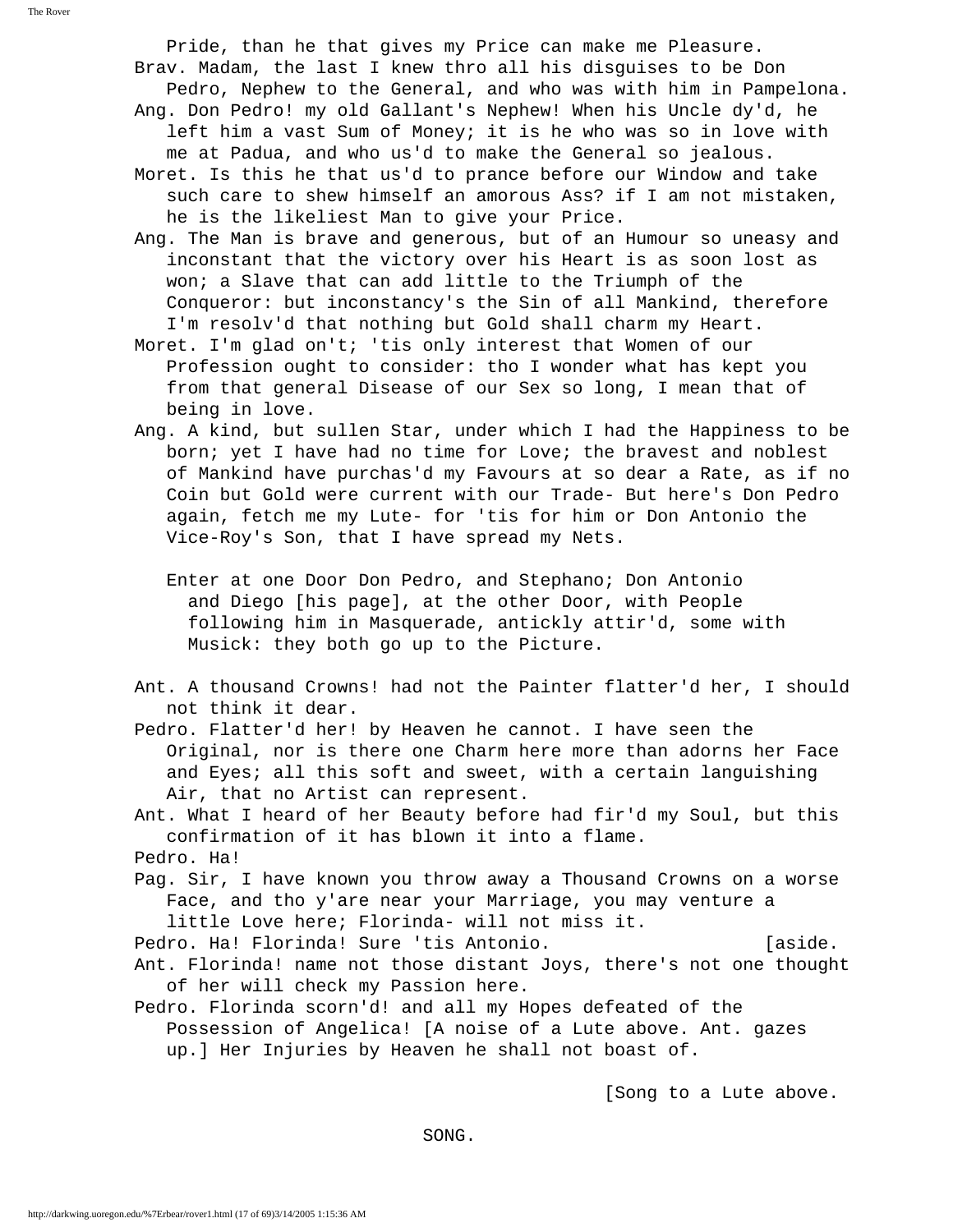Pride, than he that gives my Price can make me Pleasure.

Brav. Madam, the last I knew thro all his disguises to be Don Pedro, Nephew to the General, and who was with him in Pampelona.

Ang. Don Pedro! my old Gallant's Nephew! When his Uncle dy'd, he left him a vast Sum of Money; it is he who was so in love with me at Padua, and who us'd to make the General so jealous.

Moret. Is this he that us'd to prance before our Window and take such care to shew himself an amorous Ass? if I am not mistaken, he is the likeliest Man to give your Price.

Ang. The Man is brave and generous, but of an Humour so uneasy and inconstant that the victory over his Heart is as soon lost as won; a Slave that can add little to the Triumph of the Conqueror: but inconstancy's the Sin of all Mankind, therefore I'm resolv'd that nothing but Gold shall charm my Heart.

Moret. I'm glad on't; 'tis only interest that Women of our Profession ought to consider: tho I wonder what has kept you from that general Disease of our Sex so long, I mean that of being in love.

Ang. A kind, but sullen Star, under which I had the Happiness to be born; yet I have had no time for Love; the bravest and noblest of Mankind have purchas'd my Favours at so dear a Rate, as if no Coin but Gold were current with our Trade- But here's Don Pedro again, fetch me my Lute- for 'tis for him or Don Antonio the Vice-Roy's Son, that I have spread my Nets.

Enter at one Door Don Pedro, and Stephano; Don Antonio and Diego [his page], at the other Door, with People following him in Masquerade, anticly attir'd, some with Musick: they both go up to the Picture.

Ant. A thousand Crowns! had not the Painter flatter'd her, I should not think it dear.

Pedro. Flatter'd her! by Heaven he cannot. I have seen the Original, nor is there one Charm here more than adorns her Face and Eyes; all this soft and sweet, with a certain languishing Air, that no Artist can represent.

Ant. What I heard of her Beauty before had fir'd my Soul, but this confirmation of it has blown it into a flame.

Pedro. Ha!

Pag. Sir, I have known you throw away a Thousand Crowns on a worse Face, and tho y'are near your Marriage, you may venture a little Love here; Florinda- will not miss it.

Pedro. Ha! Florinda! Sure 'tis Antonio. [aside.

Ant. Florinda! name not those distant Joys, there's not one thought of her will check my Passion here.

Pedro. Florinda scorn'd! and all my Hopes defeated of the Possession of Angelica! [A noise of a Lute above. Ant. gazes up.] Her Injuries by Heaven he shall not boast of.

[Song to a Lute above.

SONG.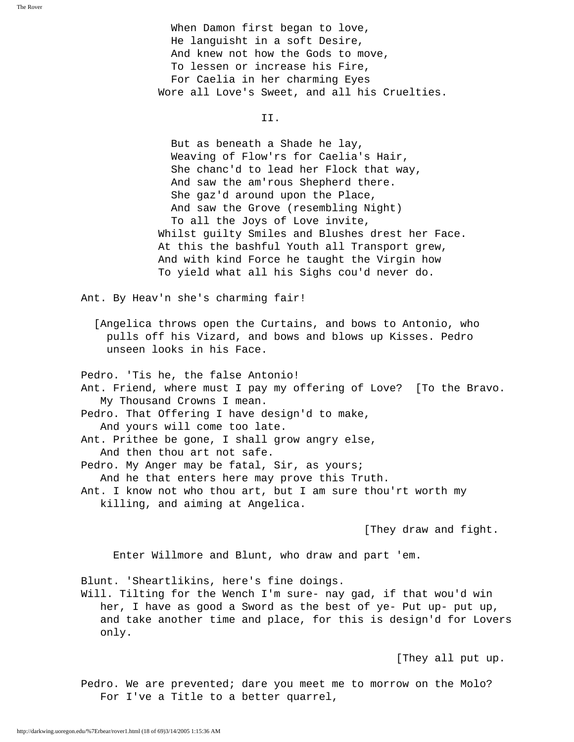When Damon first began to love,  
He languisht in a soft Desire,  
And knew not how the Gods to move,  
To lessen or increase his Fire,  
For Caelia in her charming Eyes  
Wore all Love's Sweet, and all his Cruelties.

II.

But as beneath a Shade he lay,  
Weaving of Flow'rs for Caelia's Hair,  
She chanc'd to lead her Flock that way,  
And saw the am'rous Shepherd there.  
She gaz'd around upon the Place,  
And saw the Grove (resembling Night)  
To all the Joys of Love invite,  
Whilst guilty Smiles and Blushes drest her Face.  
At this the bashful Youth all Transport grew,  
And with kind Force he taught the Virgin how  
To yield what all his Sighs cou'd never do.

Ant. By Heav'n she's charming fair!

[Angelica throws open the Curtains, and bows to Antonio, who pulls off his Vizard, and bows and blows up Kisses. Pedro unseen looks in his Face.

Pedro. 'Tis he, the false Antonio!  
Ant. Friend, where must I pay my offering of Love? [To the Bravo.  
My Thousand Crowns I mean.  
Pedro. That Offering I have design'd to make,  
And yours will come too late.  
Ant. Prithee be gone, I shall grow angry else,  
And then thou art not safe.  
Pedro. My Anger may be fatal, Sir, as yours;  
And he that enters here may prove this Truth.  
Ant. I know not who thou art, but I am sure thou'rt worth my killing, and aiming at Angelica.

[They draw and fight.

Enter Willmore and Blunt, who draw and part 'em.

Blunt. 'Sheartlikins, here's fine doings.  
Will. Tilting for the Wench I'm sure- nay gad, if that wou'd win her, I have as good a Sword as the best of ye- Put up- put up, and take another time and place, for this is design'd for Lovers only.

[They all put up.

Pedro. We are prevented; dare you meet me to morrow on the Molo?  
For I've a Title to a better quarrel,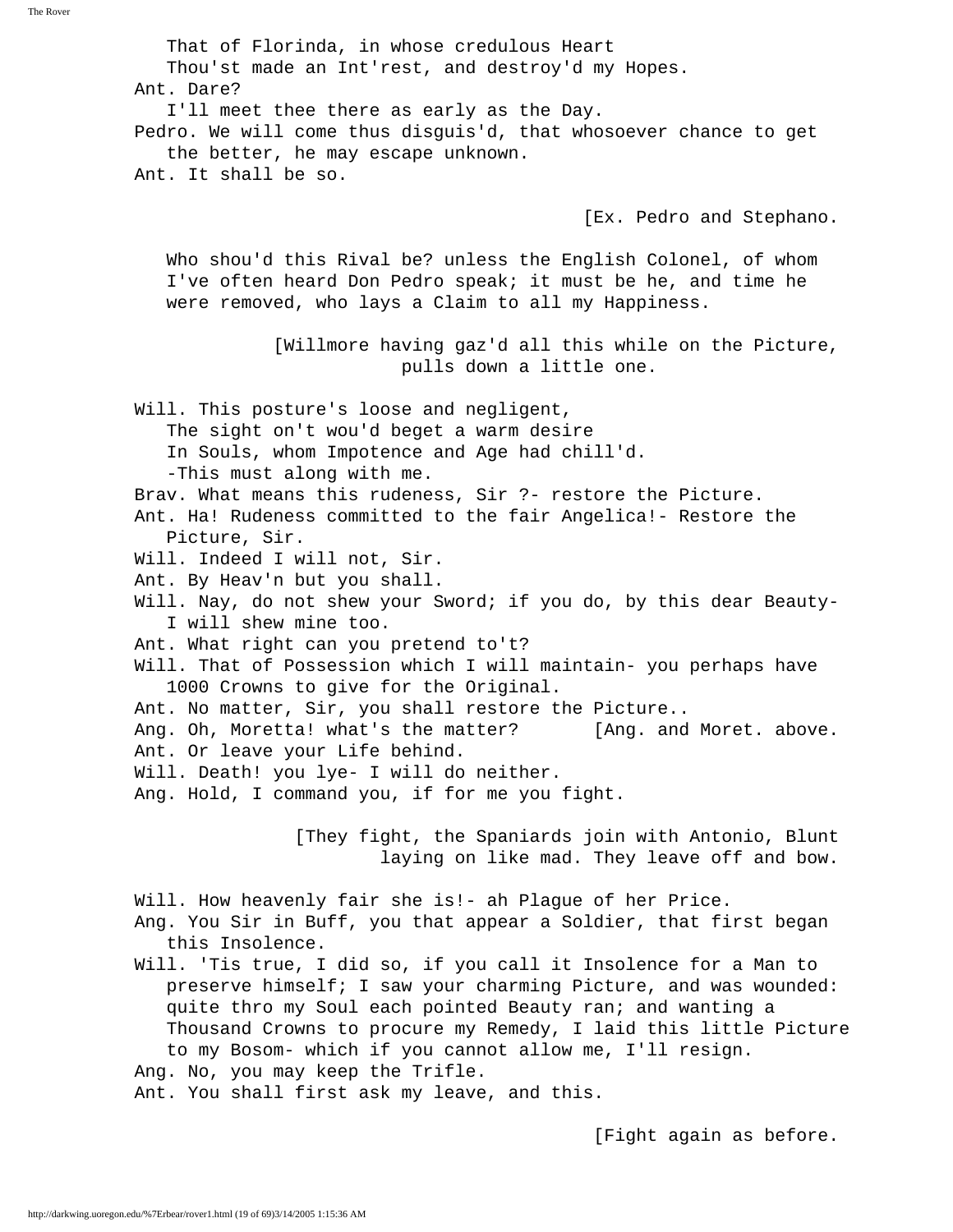That of Florinda, in whose credulous Heart
Thou'st made an Int'rest, and destroy'd my Hopes.

Ant. Dare?
I'll meet thee there as early as the Day.

Pedro. We will come thus disguis'd, that whosoever chance to get the better, he may escape unknown.

Ant. It shall be so.

[Ex. Pedro and Stephano.

Who shou'd this Rival be? unless the English Colonel, of whom I've often heard Don Pedro speak; it must be he, and time he were removed, who lays a Claim to all my Happiness.

[Willmore having gaz'd all this while on the Picture, pulls down a little one.

Will. This posture's loose and negligent,
The sight on't wou'd beget a warm desire
In Souls, whom Impotence and Age had chill'd.
-This must along with me.

Brav. What means this rudeness, Sir ?- restore the Picture.

Ant. Ha! Rudeness committed to the fair Angelica!- Restore the Picture, Sir.

Will. Indeed I will not, Sir.

Ant. By Heav'n but you shall.

Will. Nay, do not shew your Sword; if you do, by this dear Beauty- I will shew mine too.

Ant. What right can you pretend to't?

Will. That of Possession which I will maintain- you perhaps have 1000 Crowns to give for the Original.

Ant. No matter, Sir, you shall restore the Picture..

Ang. Oh, Moretta! what's the matter? [Ang. and Moret. above.

Ant. Or leave your Life behind.

Will. Death! you lye- I will do neither.

Ang. Hold, I command you, if for me you fight.

[They fight, the Spaniards join with Antonio, Blunt laying on like mad. They leave off and bow.

Will. How heavenly fair she is!- ah Plague of her Price.

Ang. You Sir in Buff, you that appear a Soldier, that first began this Insolence.

Will. 'Tis true, I did so, if you call it Insolence for a Man to preserve himself; I saw your charming Picture, and was wounded: quite thro my Soul each pointed Beauty ran; and wanting a Thousand Crowns to procure my Remedy, I laid this little Picture to my Bosom- which if you cannot allow me, I'll resign.

Ang. No, you may keep the Trifle.

Ant. You shall first ask my leave, and this.

[Fight again as before.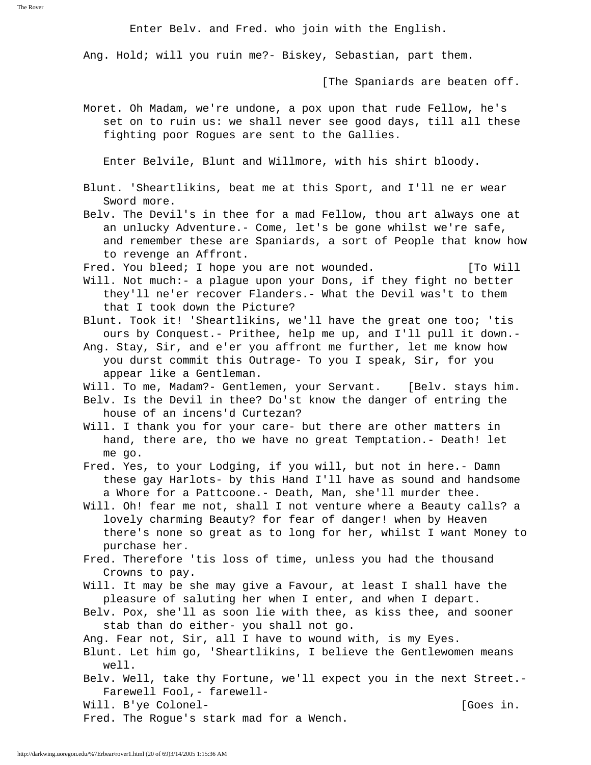Enter Belv. and Fred. who join with the English.

Ang. Hold; will you ruin me?- Biskey, Sebastian, part them.

[The Spaniards are beaten off.

Moret. Oh Madam, we're undone, a pox upon that rude Fellow, he's set on to ruin us: we shall never see good days, till all these fighting poor Rogues are sent to the Gallies.

Enter Belvile, Blunt and Willmore, with his shirt bloody.

Blunt. 'Sheartlikins, beat me at this Sport, and I'll ne er wear Sword more.

Belv. The Devil's in thee for a mad Fellow, thou art always one at an unlucky Adventure.- Come, let's be gone whilst we're safe, and remember these are Spaniards, a sort of People that know how to revenge an Affront.

Fred. You bleed; I hope you are not wounded. [To Will

Will. Not much:- a plague upon your Dons, if they fight no better they'll ne'er recover Flanders.- What the Devil was't to them that I took down the Picture?

Blunt. Took it! 'Sheartlikins, we'll have the great one too; 'tis ours by Conquest.- Prithee, help me up, and I'll pull it down.-

Ang. Stay, Sir, and e'er you affront me further, let me know how you durst commit this Outrage- To you I speak, Sir, for you appear like a Gentleman.

Will. To me, Madam?- Gentlemen, your Servant. [Belv. stays him.

Belv. Is the Devil in thee? Do'st know the danger of entring the house of an incens'd Curtezan?

Will. I thank you for your care- but there are other matters in hand, there are, tho we have no great Temptation.- Death! let me go.

Fred. Yes, to your Lodging, if you will, but not in here.- Damn these gay Harlots- by this Hand I'll have as sound and handsome a Whore for a Pattcoone.- Death, Man, she'll murder thee.

Will. Oh! fear me not, shall I not venture where a Beauty calls? a lovely charming Beauty? for fear of danger! when by Heaven there's none so great as to long for her, whilst I want Money to purchase her.

Fred. Therefore 'tis loss of time, unless you had the thousand Crowns to pay.

Will. It may be she may give a Favour, at least I shall have the pleasure of saluting her when I enter, and when I depart.

Belv. Pox, she'll as soon lie with thee, as kiss thee, and sooner stab than do either- you shall not go.

Ang. Fear not, Sir, all I have to wound with, is my Eyes.

Blunt. Let him go, 'Sheartlikins, I believe the Gentlewomen means well.

Belv. Well, take thy Fortune, we'll expect you in the next Street.- Farewell Fool,- farewell-

Will. B'ye Colonel- [Goes in.

Fred. The Rogue's stark mad for a Wench.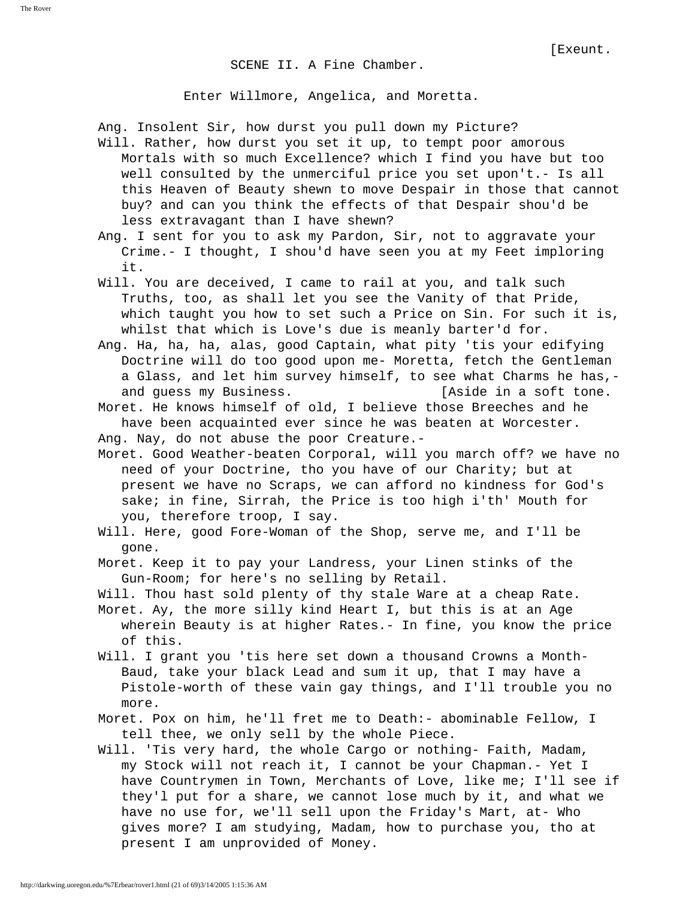[Exeunt.

## SCENE II. A Fine Chamber.

Enter Willmore, Angelica, and Moretta.

Ang. Insolent Sir, how durst you pull down my Picture?

Will. Rather, how durst you set it up, to tempt poor amorous Mortals with so much Excellence? which I find you have but too well consulted by the unmerciful price you set upon't.- Is all this Heaven of Beauty shewn to move Despair in those that cannot buy? and can you think the effects of that Despair shou'd be less extravagant than I have shewn?

Ang. I sent for you to ask my Pardon, Sir, not to aggravate your Crime.- I thought, I shou'd have seen you at my Feet imploring it.

Will. You are deceived, I came to rail at you, and talk such Truths, too, as shall let you see the Vanity of that Pride, which taught you how to set such a Price on Sin. For such it is, whilst that which is Love's due is meanly barter'd for.

Ang. Ha, ha, ha, alas, good Captain, what pity 'tis your edifying Doctrine will do too good upon me- Moretta, fetch the Gentleman a Glass, and let him survey himself, to see what Charms he has,- and guess my Business. [Aside in a soft tone.

Moret. He knows himself of old, I believe those Breeches and he have been acquainted ever since he was beaten at Worcester.

Ang. Nay, do not abuse the poor Creature.-

Moret. Good Weather-beaten Corporal, will you march off? we have no need of your Doctrine, tho you have of our Charity; but at present we have no Scraps, we can afford no kindness for God's sake; in fine, Sirrah, the Price is too high i'th' Mouth for you, therefore troop, I say.

Will. Here, good Fore-Woman of the Shop, serve me, and I'll be gone.

Moret. Keep it to pay your Landress, your Linen stinks of the Gun-Room; for here's no selling by Retail.

Will. Thou hast sold plenty of thy stale Ware at a cheap Rate.

Moret. Ay, the more silly kind Heart I, but this is at an Age wherein Beauty is at higher Rates.- In fine, you know the price of this.

Will. I grant you 'tis here set down a thousand Crowns a Month- Baud, take your black Lead and sum it up, that I may have a Pistole-worth of these vain gay things, and I'll trouble you no more.

Moret. Pox on him, he'll fret me to Death:- abominable Fellow, I tell thee, we only sell by the whole Piece.

Will. 'Tis very hard, the whole Cargo or nothing- Faith, Madam, my Stock will not reach it, I cannot be your Chapman.- Yet I have Countrymen in Town, Merchants of Love, like me; I'll see if they'l put for a share, we cannot lose much by it, and what we have no use for, we'll sell upon the Friday's Mart, at- Who gives more? I am studying, Madam, how to purchase you, tho at present I am unprovided of Money.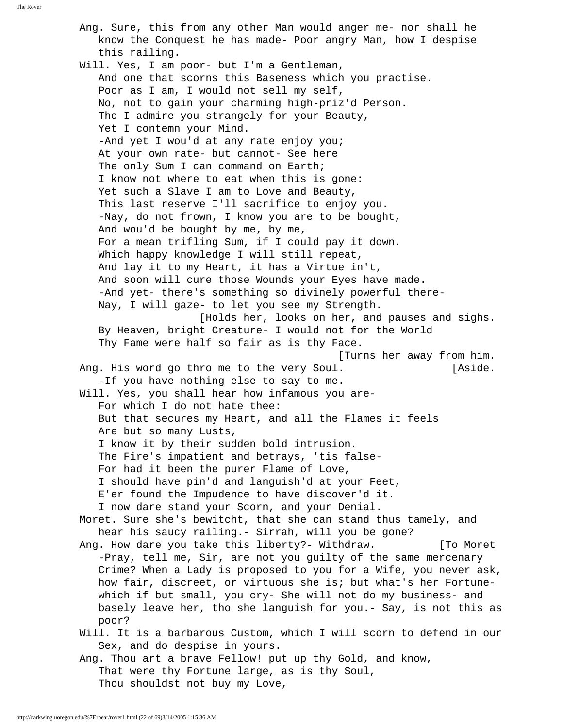Ang. Sure, this from any other Man would anger me- nor shall he know the Conquest he has made- Poor angry Man, how I despise this railing.

Will. Yes, I am poor- but I'm a Gentleman,
And one that scorns this Baseness which you practise.
Poor as I am, I would not sell my self,
No, not to gain your charming high-priz'd Person.
Tho I admire you strangely for your Beauty,
Yet I contemn your Mind.
-And yet I wou'd at any rate enjoy you;
At your own rate- but cannot- See here
The only Sum I can command on Earth;
I know not where to eat when this is gone:
Yet such a Slave I am to Love and Beauty,
This last reserve I'll sacrifice to enjoy you.
-Nay, do not frown, I know you are to be bought,
And wou'd be bought by me, by me,
For a mean trifling Sum, if I could pay it down.
Which happy knowledge I will still repeat,
And lay it to my Heart, it has a Virtue in't,
And soon will cure those Wounds your Eyes have made.
-And yet- there's something so divinely powerful there-
Nay, I will gaze- to let you see my Strength.

[Holds her, looks on her, and pauses and sighs.

By Heaven, bright Creature- I would not for the World
Thy Fame were half so fair as is thy Face.

[Turns her away from him.

Ang. His word go thro me to the very Soul. [Aside.
-If you have nothing else to say to me.

Will. Yes, you shall hear how infamous you are-
For which I do not hate thee:
But that secures my Heart, and all the Flames it feels
Are but so many Lusts,
I know it by their sudden bold intrusion.
The Fire's impatient and betrays, 'tis false-
For had it been the purer Flame of Love,
I should have pin'd and languish'd at your Feet,
E'er found the Impudence to have discover'd it.
I now dare stand your Scorn, and your Denial.

Moret. Sure she's bewitcht, that she can stand thus tamely, and hear his saucy railing.- Sirrah, will you be gone?

Ang. How dare you take this liberty?- Withdraw. [To Moret
-Pray, tell me, Sir, are not you guilty of the same mercenary Crime? When a Lady is proposed to you for a Wife, you never ask, how fair, discreet, or virtuous she is; but what's her Fortune- which if but small, you cry- She will not do my business- and basely leave her, tho she languish for you.- Say, is not this as poor?

Will. It is a barbarous Custom, which I will scorn to defend in our Sex, and do despise in yours.

Ang. Thou art a brave Fellow! put up thy Gold, and know,
That were thy Fortune large, as is thy Soul,
Thou shouldst not buy my Love,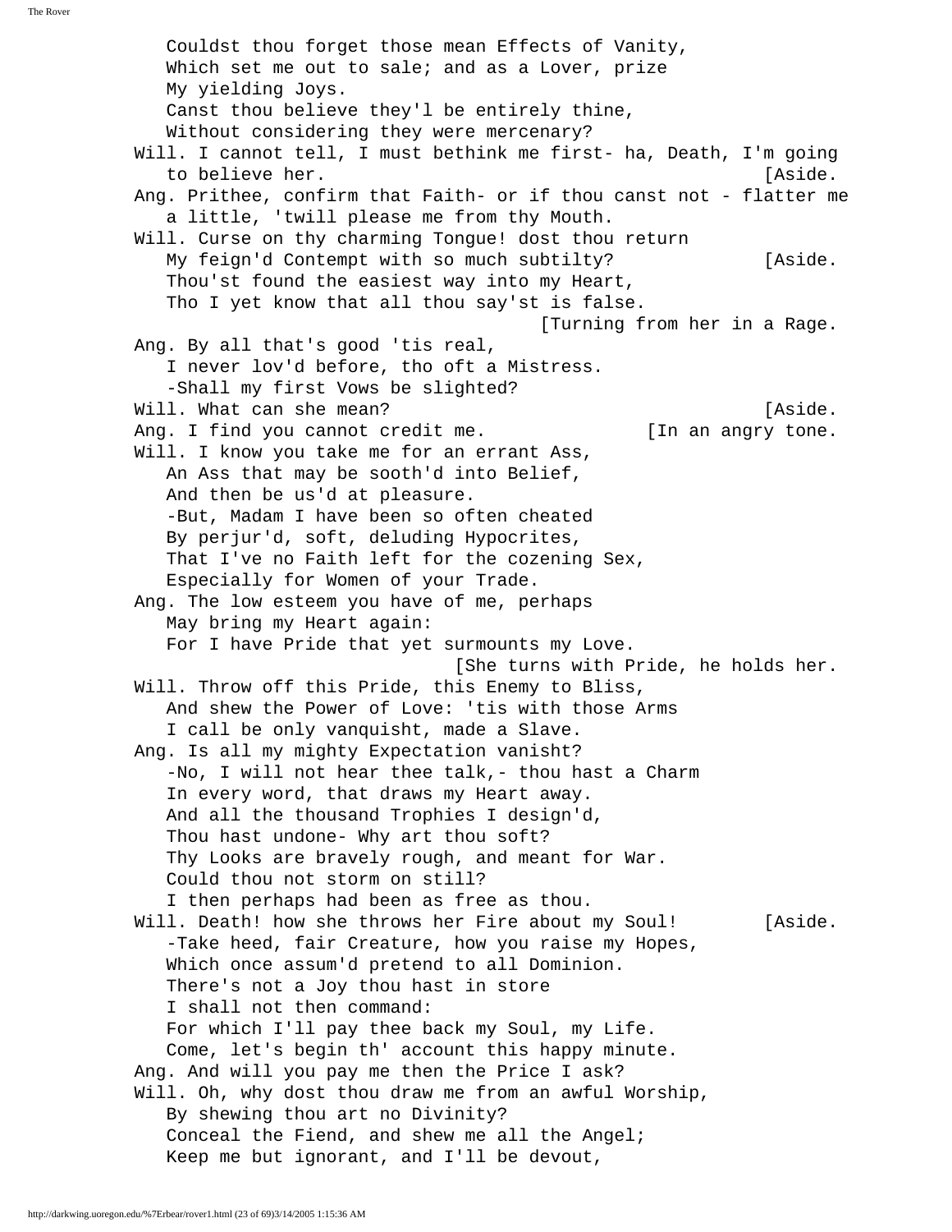Couldst thou forget those mean Effects of Vanity,
Which set me out to sale; and as a Lover, prize
My yielding Joys.
Canst thou believe they'l be entirely thine,
Without considering they were mercenary?

Will. I cannot tell, I must bethink me first- ha, Death, I'm going to believe her. [Aside.

Ang. Prithee, confirm that Faith- or if thou canst not - flatter me a little, 'twill please me from thy Mouth.

Will. Curse on thy charming Tongue! dost thou return
My feign'd Contempt with so much subtilty? [Aside.
Thou'st found the easiest way into my Heart,
Tho I yet know that all thou say'st is false.
[Turning from her in a Rage.

Ang. By all that's good 'tis real,
I never lov'd before, tho oft a Mistress.
-Shall my first Vows be slighted?

Will. What can she mean? [Aside.

Ang. I find you cannot credit me. [In an angry tone.

Will. I know you take me for an errant Ass,
An Ass that may be sooth'd into Belief,
And then be us'd at pleasure.
-But, Madam I have been so often cheated
By perjur'd, soft, deluding Hypocrites,
That I've no Faith left for the cozening Sex,
Especially for Women of your Trade.

Ang. The low esteem you have of me, perhaps
May bring my Heart again:
For I have Pride that yet surmounts my Love.
[She turns with Pride, he holds her.

Will. Throw off this Pride, this Enemy to Bliss,
And shew the Power of Love: 'tis with those Arms
I call be only vanquisht, made a Slave.

Ang. Is all my mighty Expectation vanisht?
-No, I will not hear thee talk,- thou hast a Charm
In every word, that draws my Heart away.
And all the thousand Trophies I design'd,
Thou hast undone- Why art thou soft?
Thy Looks are bravely rough, and meant for War.
Could thou not storm on still?
I then perhaps had been as free as thou.

Will. Death! how she throws her Fire about my Soul! [Aside.
-Take heed, fair Creature, how you raise my Hopes,
Which once assum'd pretend to all Dominion.
There's not a Joy thou hast in store
I shall not then command:
For which I'll pay thee back my Soul, my Life.
Come, let's begin th' account this happy minute.

Ang. And will you pay me then the Price I ask?

Will. Oh, why dost thou draw me from an awful Worship,
By shewing thou art no Divinity?
Conceal the Fiend, and shew me all the Angel;
Keep me but ignorant, and I'll be devout,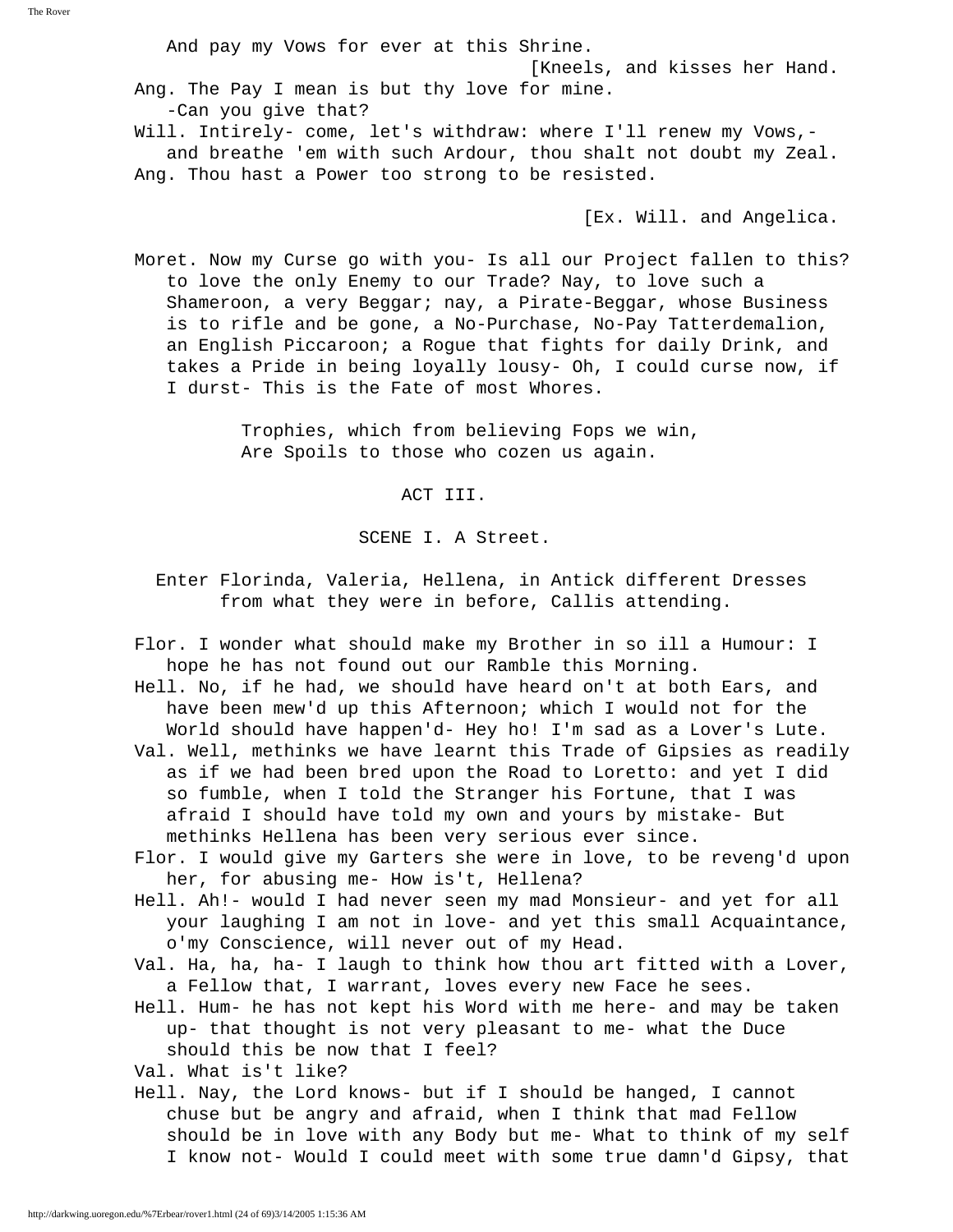And pay my Vows for ever at this Shrine.

[Kneels, and kisses her Hand.

Ang. The Pay I mean is but thy love for mine.
-Can you give that?

Will. Intirely- come, let's withdraw: where I'll renew my Vows,- and breathe 'em with such Ardour, thou shalt not doubt my Zeal.

Ang. Thou hast a Power too strong to be resisted.

[Ex. Will. and Angelica.

Moret. Now my Curse go with you- Is all our Project fallen to this? to love the only Enemy to our Trade? Nay, to love such a Shameroon, a very Beggar; nay, a Pirate-Beggar, whose Business is to rifle and be gone, a No-Purchase, No-Pay Tatterdemalion, an English Piccaroon; a Rogue that fights for daily Drink, and takes a Pride in being loyally lousy- Oh, I could curse now, if I durst- This is the Fate of most Whores.

Trophies, which from believing Fops we win,
Are Spoils to those who cozen us again.

## ACT III.

### SCENE I. A Street.

Enter Florinda, Valeria, Hellena, in Antick different Dresses from what they were in before, Callis attending.

Flor. I wonder what should make my Brother in so ill a Humour: I hope he has not found out our Ramble this Morning.

Hell. No, if he had, we should have heard on't at both Ears, and have been mew'd up this Afternoon; which I would not for the World should have happen'd- Hey ho! I'm sad as a Lover's Lute.

Val. Well, methinks we have learnt this Trade of Gipsies as readily as if we had been bred upon the Road to Loretto: and yet I did so fumble, when I told the Stranger his Fortune, that I was afraid I should have told my own and yours by mistake- But methinks Hellena has been very serious ever since.

Flor. I would give my Garters she were in love, to be reveng'd upon her, for abusing me- How is't, Hellena?

Hell. Ah!- would I had never seen my mad Monsieur- and yet for all your laughing I am not in love- and yet this small Acquaintance, o'my Conscience, will never out of my Head.

Val. Ha, ha, ha- I laugh to think how thou art fitted with a Lover, a Fellow that, I warrant, loves every new Face he sees.

Hell. Hum- he has not kept his Word with me here- and may be taken up- that thought is not very pleasant to me- what the Duce should this be now that I feel?

Val. What is't like?

Hell. Nay, the Lord knows- but if I should be hanged, I cannot chuse but be angry and afraid, when I think that mad Fellow should be in love with any Body but me- What to think of my self I know not- Would I could meet with some true damn'd Gipsy, that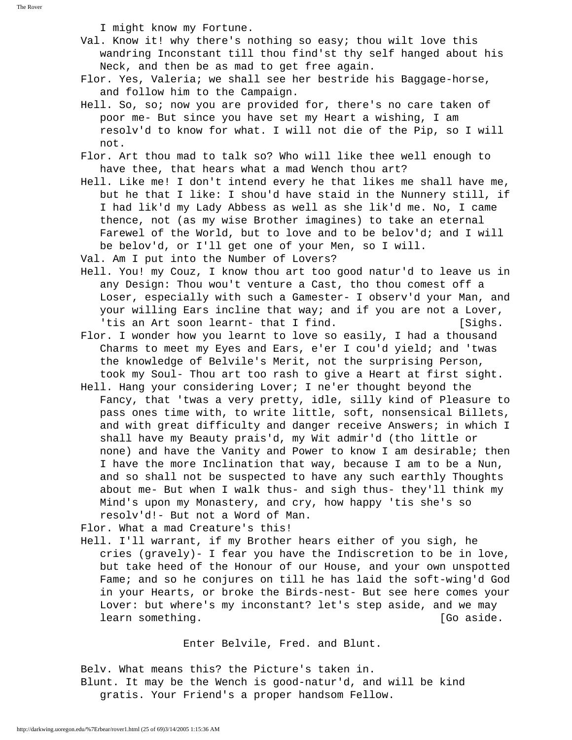I might know my Fortune.

Val. Know it! why there's nothing so easy; thou wilt love this wandring Inconstant till thou find'st thy self hanged about his Neck, and then be as mad to get free again.

Flor. Yes, Valeria; we shall see her bestride his Baggage-horse, and follow him to the Campaign.

Hell. So, so; now you are provided for, there's no care taken of poor me- But since you have set my Heart a wishing, I am resolv'd to know for what. I will not die of the Pip, so I will not.

Flor. Art thou mad to talk so? Who will like thee well enough to have thee, that hears what a mad Wench thou art?

Hell. Like me! I don't intend every he that likes me shall have me, but he that I like: I shou'd have staid in the Nunnery still, if I had lik'd my Lady Abbess as well as she lik'd me. No, I came thence, not (as my wise Brother imagines) to take an eternal Farewel of the World, but to love and to be belov'd; and I will be belov'd, or I'll get one of your Men, so I will.

Val. Am I put into the Number of Lovers?

Hell. You! my Couz, I know thou art too good natur'd to leave us in any Design: Thou wou't venture a Cast, tho thou comest off a Loser, especially with such a Gamester- I observ'd your Man, and your willing Ears incline that way; and if you are not a Lover, 'tis an Art soon learnt- that I find. [Sighs.

Flor. I wonder how you learnt to love so easily, I had a thousand Charms to meet my Eyes and Ears, e'er I cou'd yield; and 'twas the knowledge of Belvile's Merit, not the surprising Person, took my Soul- Thou art too rash to give a Heart at first sight.

Hell. Hang your considering Lover; I ne'er thought beyond the Fancy, that 'twas a very pretty, idle, silly kind of Pleasure to pass ones time with, to write little, soft, nonsensical Billets, and with great difficulty and danger receive Answers; in which I shall have my Beauty prais'd, my Wit admir'd (tho little or none) and have the Vanity and Power to know I am desirable; then I have the more Inclination that way, because I am to be a Nun, and so shall not be suspected to have any such earthly Thoughts about me- But when I walk thus- and sigh thus- they'll think my Mind's upon my Monastery, and cry, how happy 'tis she's so resolv'd!- But not a Word of Man.

Flor. What a mad Creature's this!

Hell. I'll warrant, if my Brother hears either of you sigh, he cries (gravely)- I fear you have the Indiscretion to be in love, but take heed of the Honour of our House, and your own unspotted Fame; and so he conjures on till he has laid the soft-wing'd God in your Hearts, or broke the Birds-nest- But see here comes your Lover: but where's my inconstant? let's step aside, and we may learn something. [Go aside.

Enter Belvile, Fred. and Blunt.

Belv. What means this? the Picture's taken in.

Blunt. It may be the Wench is good-natur'd, and will be kind gratis. Your Friend's a proper handsom Fellow.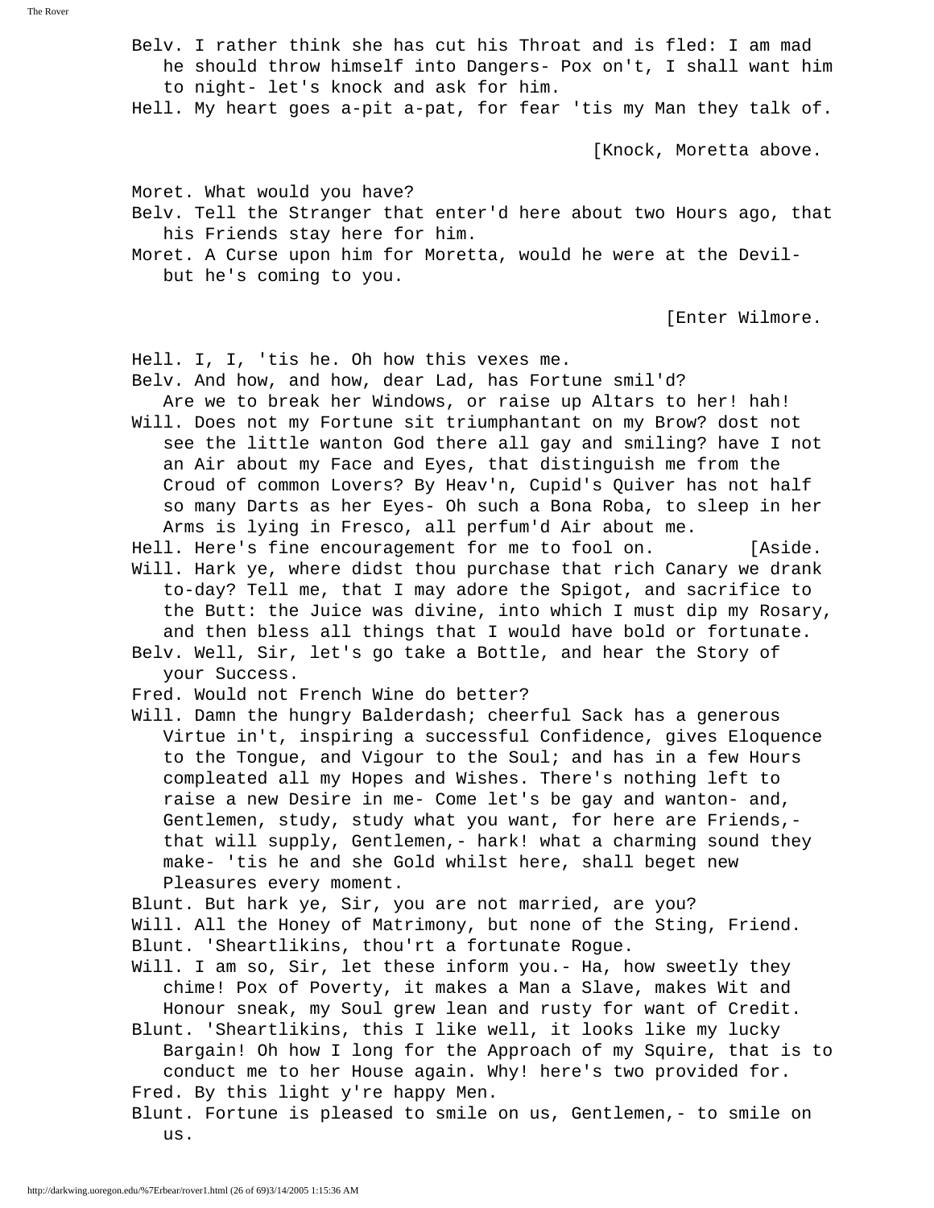Belv. I rather think she has cut his Throat and is fled: I am mad he should throw himself into Dangers- Pox on't, I shall want him to night- let's knock and ask for him.

Hell. My heart goes a-pit a-pat, for fear 'tis my Man they talk of.

[Knock, Moretta above.

Moret. What would you have?

Belv. Tell the Stranger that enter'd here about two Hours ago, that his Friends stay here for him.

Moret. A Curse upon him for Moretta, would he were at the Devil- but he's coming to you.

[Enter Wilmore.

Hell. I, I, 'tis he. Oh how this vexes me.

Belv. And how, and how, dear Lad, has Fortune smil'd? Are we to break her Windows, or raise up Altars to her! hah!

Will. Does not my Fortune sit triumphantant on my Brow? dost not see the little wanton God there all gay and smiling? have I not an Air about my Face and Eyes, that distinguish me from the Croud of common Lovers? By Heav'n, Cupid's Quiver has not half so many Darts as her Eyes- Oh such a Bona Roba, to sleep in her Arms is lying in Fresco, all perfum'd Air about me.

Hell. Here's fine encouragement for me to fool on. [Aside.

Will. Hark ye, where didst thou purchase that rich Canary we drank to-day? Tell me, that I may adore the Spigot, and sacrifice to the Butt: the Juice was divine, into which I must dip my Rosary, and then bless all things that I would have bold or fortunate.

Belv. Well, Sir, let's go take a Bottle, and hear the Story of your Success.

Fred. Would not French Wine do better?

Will. Damn the hungry Balderdash; cheerful Sack has a generous Virtue in't, inspiring a successful Confidence, gives Eloquence to the Tongue, and Vigour to the Soul; and has in a few Hours compleated all my Hopes and Wishes. There's nothing left to raise a new Desire in me- Come let's be gay and wanton- and, Gentlemen, study, study what you want, for here are Friends,- that will supply, Gentlemen,- hark! what a charming sound they make- 'tis he and she Gold whilst here, shall beget new Pleasures every moment.

Blunt. But hark ye, Sir, you are not married, are you?

Will. All the Honey of Matrimony, but none of the Sting, Friend.

Blunt. 'Sheartlikins, thou'rt a fortunate Rogue.

Will. I am so, Sir, let these inform you.- Ha, how sweetly they chime! Pox of Poverty, it makes a Man a Slave, makes Wit and Honour sneak, my Soul grew lean and rusty for want of Credit.

Blunt. 'Sheartlikins, this I like well, it looks like my lucky Bargain! Oh how I long for the Approach of my Squire, that is to conduct me to her House again. Why! here's two provided for.

Fred. By this light y're happy Men.

Blunt. Fortune is pleased to smile on us, Gentlemen,- to smile on us.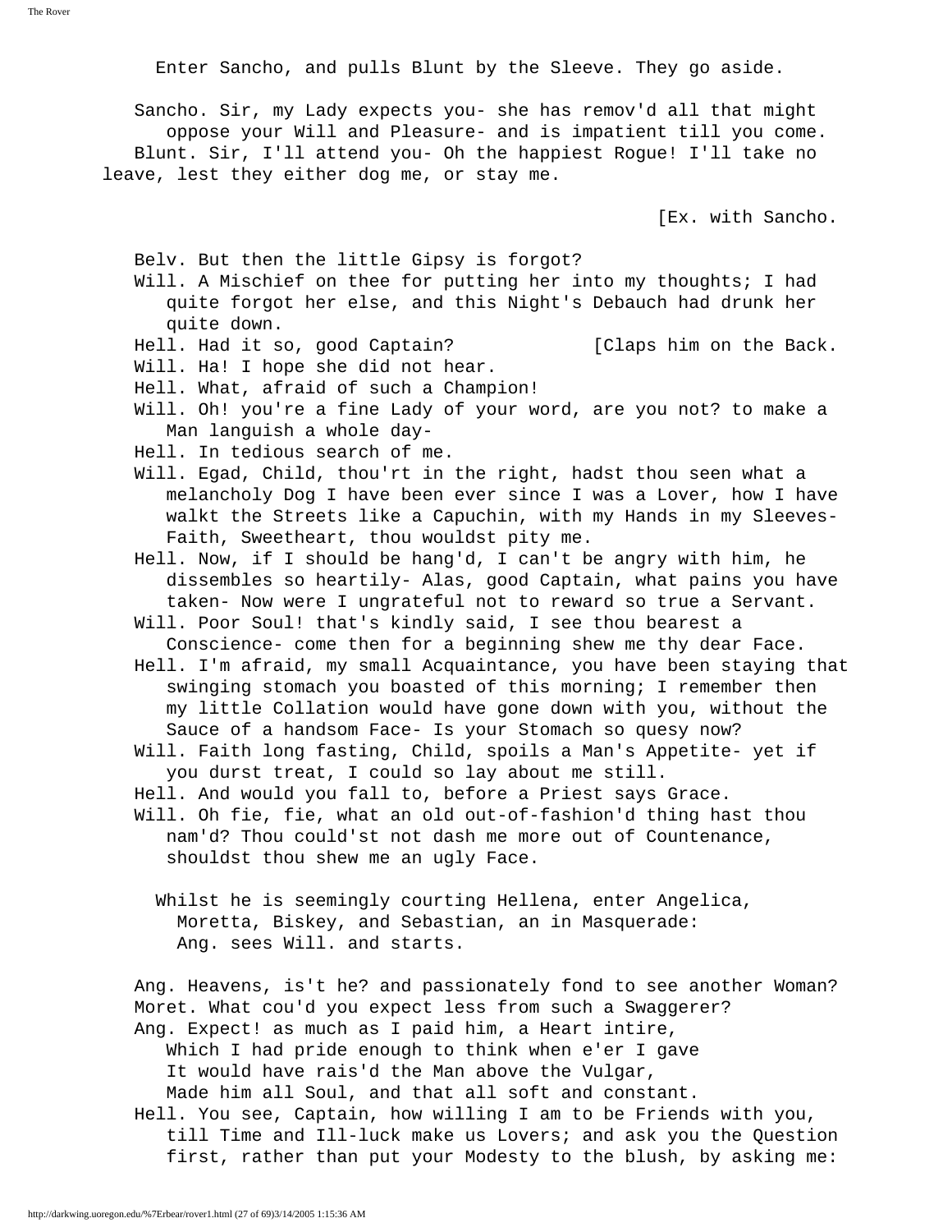Enter Sancho, and pulls Blunt by the Sleeve. They go aside.

Sancho. Sir, my Lady expects you- she has remov'd all that might oppose your Will and Pleasure- and is impatient till you come.
Blunt. Sir, I'll attend you- Oh the happiest Rogue! I'll take no leave, lest they either dog me, or stay me.

[Ex. with Sancho.

Belv. But then the little Gipsy is forgot?
Will. A Mischief on thee for putting her into my thoughts; I had quite forgot her else, and this Night's Debauch had drunk her quite down.
Hell. Had it so, good Captain? [Claps him on the Back.
Will. Ha! I hope she did not hear.
Hell. What, afraid of such a Champion!
Will. Oh! you're a fine Lady of your word, are you not? to make a Man languish a whole day-
Hell. In tedious search of me.
Will. Egad, Child, thou'rt in the right, hadst thou seen what a melancholy Dog I have been ever since I was a Lover, how I have walkt the Streets like a Capuchin, with my Hands in my Sleeves- Faith, Sweetheart, thou wouldst pity me.
Hell. Now, if I should be hang'd, I can't be angry with him, he dissembles so heartily- Alas, good Captain, what pains you have taken- Now were I ungrateful not to reward so true a Servant.
Will. Poor Soul! that's kindly said, I see thou bearest a Conscience- come then for a beginning shew me thy dear Face.
Hell. I'm afraid, my small Acquaintance, you have been staying that swinging stomach you boasted of this morning; I remember then my little Collation would have gone down with you, without the Sauce of a handsom Face- Is your Stomach so quesy now?
Will. Faith long fasting, Child, spoils a Man's Appetite- yet if you durst treat, I could so lay about me still.
Hell. And would you fall to, before a Priest says Grace.
Will. Oh fie, fie, what an old out-of-fashion'd thing hast thou nam'd? Thou could'st not dash me more out of Countenance, shouldst thou shew me an ugly Face.

Whilst he is seemingly courting Hellena, enter Angelica, Moretta, Biskey, and Sebastian, an in Masquerade: Ang. sees Will. and starts.

Ang. Heavens, is't he? and passionately fond to see another Woman?
Moret. What cou'd you expect less from such a Swaggerer?
Ang. Expect! as much as I paid him, a Heart intire,
Which I had pride enough to think when e'er I gave
It would have rais'd the Man above the Vulgar,
Made him all Soul, and that all soft and constant.
Hell. You see, Captain, how willing I am to be Friends with you, till Time and Ill-luck make us Lovers; and ask you the Question first, rather than put your Modesty to the blush, by asking me: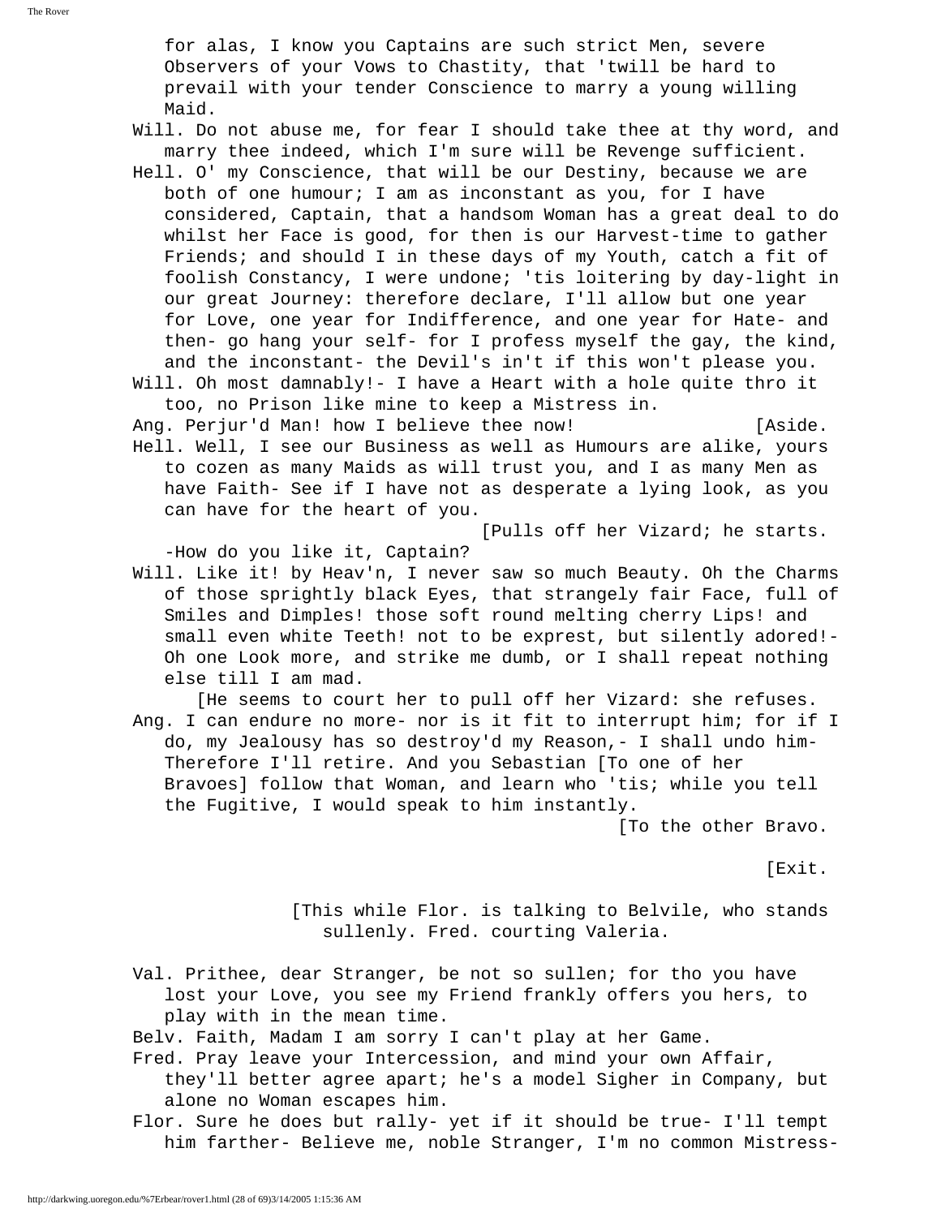for alas, I know you Captains are such strict Men, severe Observers of your Vows to Chastity, that 'twill be hard to prevail with your tender Conscience to marry a young willing Maid.

Will. Do not abuse me, for fear I should take thee at thy word, and marry thee indeed, which I'm sure will be Revenge sufficient.

Hell. O' my Conscience, that will be our Destiny, because we are both of one humour; I am as inconstant as you, for I have considered, Captain, that a handsom Woman has a great deal to do whilst her Face is good, for then is our Harvest-time to gather Friends; and should I in these days of my Youth, catch a fit of foolish Constancy, I were undone; 'tis loitering by day-light in our great Journey: therefore declare, I'll allow but one year for Love, one year for Indifference, and one year for Hate- and then- go hang your self- for I profess myself the gay, the kind, and the inconstant- the Devil's in't if this won't please you.

Will. Oh most damnably!- I have a Heart with a hole quite thro it too, no Prison like mine to keep a Mistress in.

Ang. Perjur'd Man! how I believe thee now! [Aside.

Hell. Well, I see our Business as well as Humours are alike, yours to cozen as many Maids as will trust you, and I as many Men as have Faith- See if I have not as desperate a lying look, as you can have for the heart of you.

[Pulls off her Vizard; he starts.

-How do you like it, Captain?

Will. Like it! by Heav'n, I never saw so much Beauty. Oh the Charms of those sprightly black Eyes, that strangely fair Face, full of Smiles and Dimples! those soft round melting cherry Lips! and small even white Teeth! not to be exprest, but silently adored!- Oh one Look more, and strike me dumb, or I shall repeat nothing else till I am mad.

[He seems to court her to pull off her Vizard: she refuses.

Ang. I can endure no more- nor is it fit to interrupt him; for if I do, my Jealousy has so destroy'd my Reason,- I shall undo him- Therefore I'll retire. And you Sebastian [To one of her Bravoes] follow that Woman, and learn who 'tis; while you tell the Fugitive, I would speak to him instantly.

[To the other Bravo.

[Exit.

[This while Flor. is talking to Belvile, who stands sullenly. Fred. courting Valeria.

Val. Prithee, dear Stranger, be not so sullen; for tho you have lost your Love, you see my Friend frankly offers you hers, to play with in the mean time.

Belv. Faith, Madam I am sorry I can't play at her Game.

Fred. Pray leave your Intercession, and mind your own Affair, they'll better agree apart; he's a model Sigher in Company, but alone no Woman escapes him.

Flor. Sure he does but rally- yet if it should be true- I'll tempt him farther- Believe me, noble Stranger, I'm no common Mistress-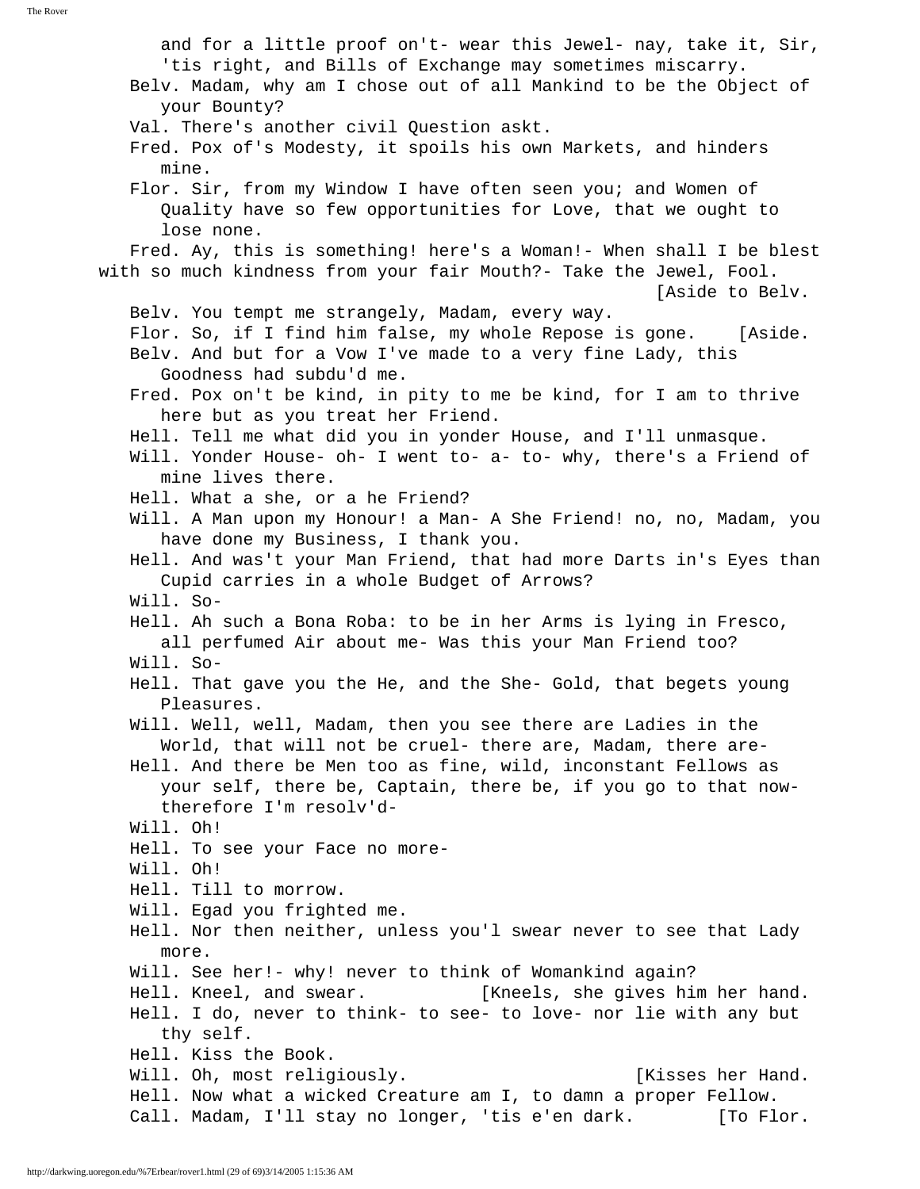and for a little proof on't- wear this Jewel- nay, take it, Sir, 'tis right, and Bills of Exchange may sometimes miscarry.

Belv. Madam, why am I chose out of all Mankind to be the Object of your Bounty?

Val. There's another civil Question askt.

Fred. Pox of's Modesty, it spoils his own Markets, and hinders mine.

Flor. Sir, from my Window I have often seen you; and Women of Quality have so few opportunities for Love, that we ought to lose none.

Fred. Ay, this is something! here's a Woman!- When shall I be blest with so much kindness from your fair Mouth?- Take the Jewel, Fool. [Aside to Belv.

Belv. You tempt me strangely, Madam, every way.

Flor. So, if I find him false, my whole Repose is gone. [Aside.

Belv. And but for a Vow I've made to a very fine Lady, this Goodness had subdu'd me.

Fred. Pox on't be kind, in pity to me be kind, for I am to thrive here but as you treat her Friend.

Hell. Tell me what did you in yonder House, and I'll unmasque.

Will. Yonder House- oh- I went to- a- to- why, there's a Friend of mine lives there.

Hell. What a she, or a he Friend?

Will. A Man upon my Honour! a Man- A She Friend! no, no, Madam, you have done my Business, I thank you.

Hell. And was't your Man Friend, that had more Darts in's Eyes than Cupid carries in a whole Budget of Arrows?

Will. So-

Hell. Ah such a Bona Roba: to be in her Arms is lying in Fresco, all perfumed Air about me- Was this your Man Friend too?

Will. So-

Hell. That gave you the He, and the She- Gold, that begets young Pleasures.

Will. Well, well, Madam, then you see there are Ladies in the World, that will not be cruel- there are, Madam, there are-

Hell. And there be Men too as fine, wild, inconstant Fellows as your self, there be, Captain, there be, if you go to that now- therefore I'm resolv'd-

Will. Oh!

Hell. To see your Face no more-

Will. Oh!

Hell. Till to morrow.

Will. Egad you frighted me.

Hell. Nor then neither, unless you'l swear never to see that Lady more.

Will. See her!- why! never to think of Womankind again?

Hell. Kneel, and swear. [Kneels, she gives him her hand.

Hell. I do, never to think- to see- to love- nor lie with any but thy self.

Hell. Kiss the Book.

Will. Oh, most religiously. [Kisses her Hand.

Hell. Now what a wicked Creature am I, to damn a proper Fellow.

Call. Madam, I'll stay no longer, 'tis e'en dark. [To Flor.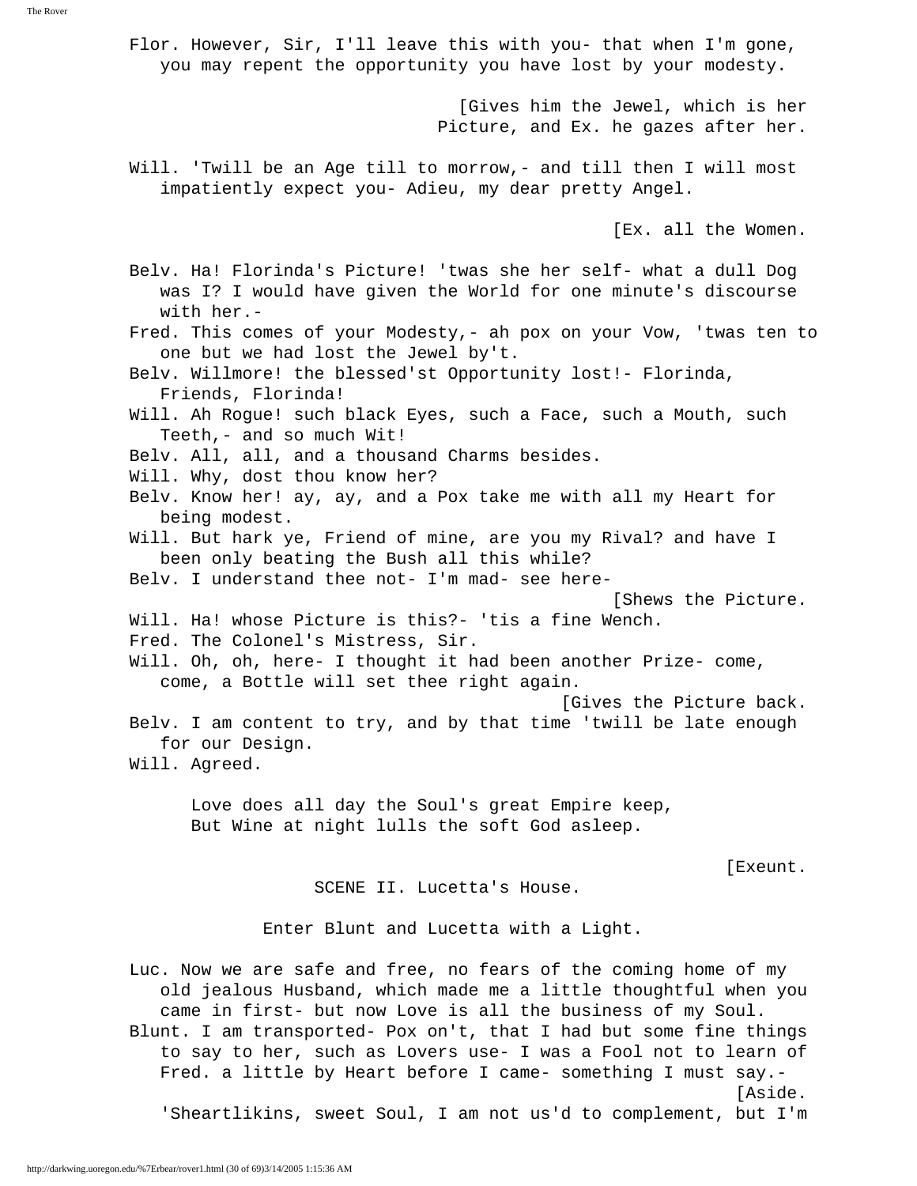Flor. However, Sir, I'll leave this with you- that when I'm gone, you may repent the opportunity you have lost by your modesty.

[Gives him the Jewel, which is her Picture, and Ex. he gazes after her.

Will. 'Twill be an Age till to morrow,- and till then I will most impatiently expect you- Adieu, my dear pretty Angel.

[Ex. all the Women.

Belv. Ha! Florinda's Picture! 'twas she her self- what a dull Dog was I? I would have given the World for one minute's discourse with her.-

Fred. This comes of your Modesty,- ah pox on your Vow, 'twas ten to one but we had lost the Jewel by't.

Belv. Willmore! the blessed'st Opportunity lost!- Florinda, Friends, Florinda!

Will. Ah Rogue! such black Eyes, such a Face, such a Mouth, such Teeth,- and so much Wit!

Belv. All, all, and a thousand Charms besides.

Will. Why, dost thou know her?

Belv. Know her! ay, ay, and a Pox take me with all my Heart for being modest.

Will. But hark ye, Friend of mine, are you my Rival? and have I been only beating the Bush all this while?

Belv. I understand thee not- I'm mad- see here-

[Shews the Picture.

Will. Ha! whose Picture is this?- 'tis a fine Wench.

Fred. The Colonel's Mistress, Sir.

Will. Oh, oh, here- I thought it had been another Prize- come, come, a Bottle will set thee right again.

[Gives the Picture back.

Belv. I am content to try, and by that time 'twill be late enough for our Design.

Will. Agreed.

Love does all day the Soul's great Empire keep,
But Wine at night lulls the soft God asleep.

[Exeunt.

## SCENE II. Lucetta's House.

Enter Blunt and Lucetta with a Light.

Luc. Now we are safe and free, no fears of the coming home of my old jealous Husband, which made me a little thoughtful when you came in first- but now Love is all the business of my Soul.

Blunt. I am transported- Pox on't, that I had but some fine things to say to her, such as Lovers use- I was a Fool not to learn of Fred. a little by Heart before I came- something I must say.-

[Aside.

'Sheartlikins, sweet Soul, I am not us'd to complement, but I'm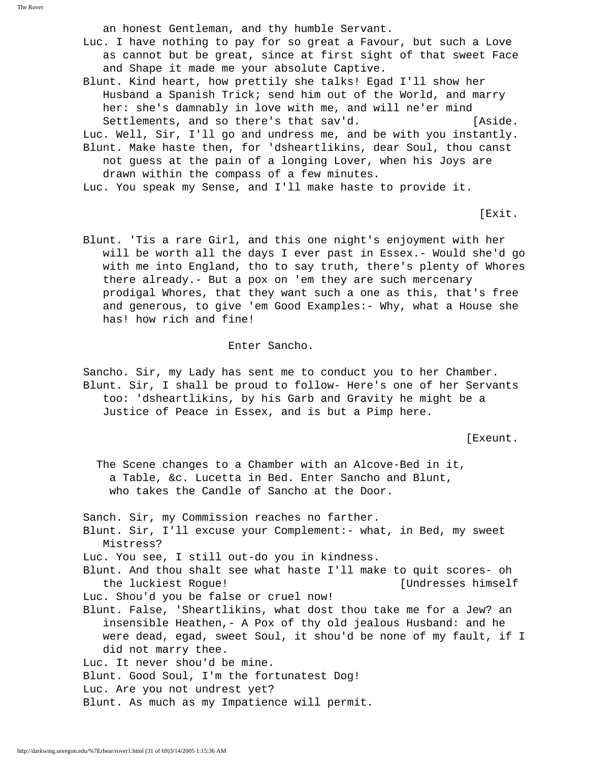an honest Gentleman, and thy humble Servant.

Luc. I have nothing to pay for so great a Favour, but such a Love as cannot but be great, since at first sight of that sweet Face and Shape it made me your absolute Captive.

Blunt. Kind heart, how prettily she talks! Egad I'll show her Husband a Spanish Trick; send him out of the World, and marry her: she's damnably in love with me, and will ne'er mind Settlements, and so there's that sav'd. [Aside.

Luc. Well, Sir, I'll go and undress me, and be with you instantly.

Blunt. Make haste then, for 'dsheartlikins, dear Soul, thou canst not guess at the pain of a longing Lover, when his Joys are drawn within the compass of a few minutes.

Luc. You speak my Sense, and I'll make haste to provide it.

[Exit.

Blunt. 'Tis a rare Girl, and this one night's enjoyment with her will be worth all the days I ever past in Essex.- Would she'd go with me into England, tho to say truth, there's plenty of Whores there already.- But a pox on 'em they are such mercenary prodigal Whores, that they want such a one as this, that's free and generous, to give 'em Good Examples:- Why, what a House she has! how rich and fine!

Enter Sancho.

Sancho. Sir, my Lady has sent me to conduct you to her Chamber.

Blunt. Sir, I shall be proud to follow- Here's one of her Servants too: 'dsheartlikins, by his Garb and Gravity he might be a Justice of Peace in Essex, and is but a Pimp here.

[Exeunt.

The Scene changes to a Chamber with an Alcove-Bed in it, a Table, &c. Lucetta in Bed. Enter Sancho and Blunt, who takes the Candle of Sancho at the Door.

Sanch. Sir, my Commission reaches no farther.

Blunt. Sir, I'll excuse your Complement:- what, in Bed, my sweet Mistress?

Luc. You see, I still out-do you in kindness.

Blunt. And thou shalt see what haste I'll make to quit scores- oh the luckiest Rogue! [Undresses himself

Luc. Shou'd you be false or cruel now!

Blunt. False, 'Sheartlikins, what dost thou take me for a Jew? an insensible Heathen,- A Pox of thy old jealous Husband: and he were dead, egad, sweet Soul, it shou'd be none of my fault, if I did not marry thee.

Luc. It never shou'd be mine.

Blunt. Good Soul, I'm the fortunatest Dog!

Luc. Are you not undrest yet?

Blunt. As much as my Impatience will permit.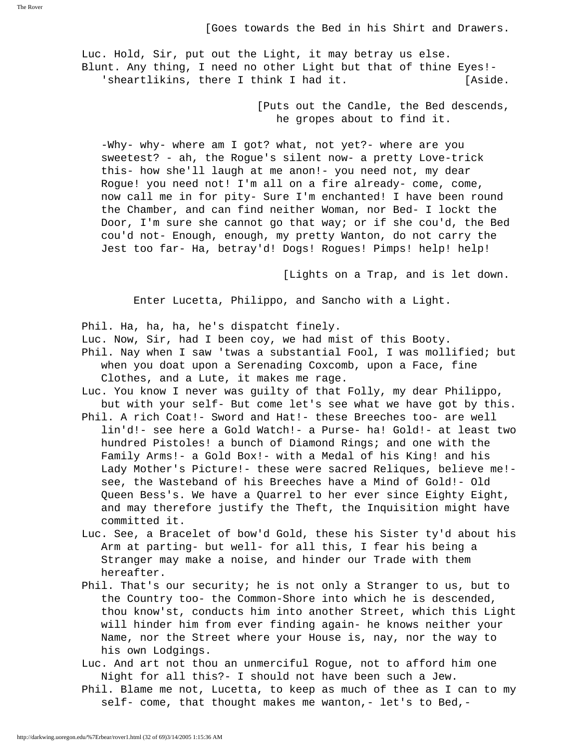[Goes towards the Bed in his Shirt and Drawers.

Luc. Hold, Sir, put out the Light, it may betray us else.
Blunt. Any thing, I need no other Light but that of thine Eyes!- 'sheartlikins, there I think I had it. [Aside.

[Puts out the Candle, the Bed descends, he gropes about to find it.

-Why- why- where am I got? what, not yet?- where are you sweetest? - ah, the Rogue's silent now- a pretty Love-trick this- how she'll laugh at me anon!- you need not, my dear Rogue! you need not! I'm all on a fire already- come, come, now call me in for pity- Sure I'm enchanted! I have been round the Chamber, and can find neither Woman, nor Bed- I lockt the Door, I'm sure she cannot go that way; or if she cou'd, the Bed cou'd not- Enough, enough, my pretty Wanton, do not carry the Jest too far- Ha, betray'd! Dogs! Rogues! Pimps! help! help!

[Lights on a Trap, and is let down.

Enter Lucetta, Philippo, and Sancho with a Light.

Phil. Ha, ha, ha, he's dispatcht finely.
Luc. Now, Sir, had I been coy, we had mist of this Booty.
Phil. Nay when I saw 'twas a substantial Fool, I was mollified; but when you doat upon a Serenading Coxcomb, upon a Face, fine Clothes, and a Lute, it makes me rage.
Luc. You know I never was guilty of that Folly, my dear Philippo, but with your self- But come let's see what we have got by this.
Phil. A rich Coat!- Sword and Hat!- these Breeches too- are well lin'd!- see here a Gold Watch!- a Purse- ha! Gold!- at least two hundred Pistoles! a bunch of Diamond Rings; and one with the Family Arms!- a Gold Box!- with a Medal of his King! and his Lady Mother's Picture!- these were sacred Reliques, believe me!- see, the Wasteband of his Breeches have a Mind of Gold!- Old Queen Bess's. We have a Quarrel to her ever since Eighty Eight, and may therefore justify the Theft, the Inquisition might have committed it.
Luc. See, a Bracelet of bow'd Gold, these his Sister ty'd about his Arm at parting- but well- for all this, I fear his being a Stranger may make a noise, and hinder our Trade with them hereafter.
Phil. That's our security; he is not only a Stranger to us, but to the Country too- the Common-Shore into which he is descended, thou know'st, conducts him into another Street, which this Light will hinder him from ever finding again- he knows neither your Name, nor the Street where your House is, nay, nor the way to his own Lodgings.
Luc. And art not thou an unmerciful Rogue, not to afford him one Night for all this?- I should not have been such a Jew.
Phil. Blame me not, Lucetta, to keep as much of thee as I can to my self- come, that thought makes me wanton,- let's to Bed,-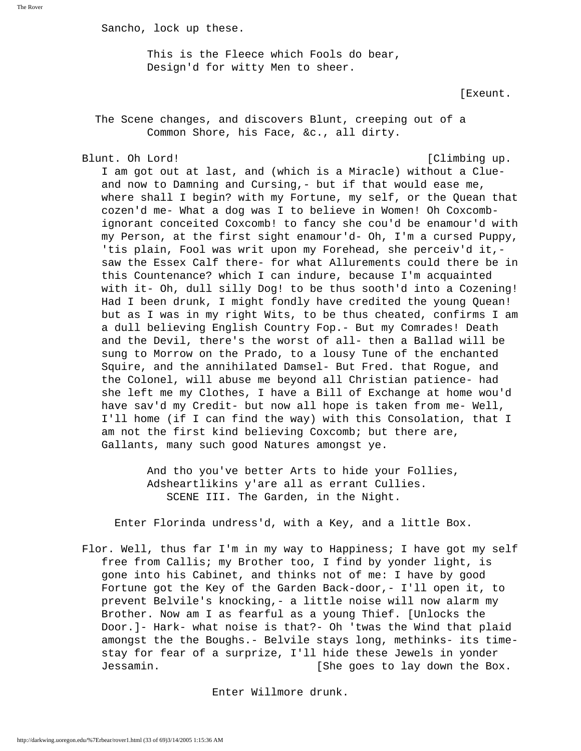Sancho, lock up these.

> This is the Fleece which Fools do bear,
> Design'd for witty Men to sheer.

[Exeunt.

The Scene changes, and discovers Blunt, creeping out of a Common Shore, his Face, &c., all dirty.

Blunt. Oh Lord! [Climbing up.
I am got out at last, and (which is a Miracle) without a Clue- and now to Damning and Cursing,- but if that would ease me, where shall I begin? with my Fortune, my self, or the Quean that cozen'd me- What a dog was I to believe in Women! Oh Coxcomb- ignorant conceited Coxcomb! to fancy she cou'd be enamour'd with my Person, at the first sight enamour'd- Oh, I'm a cursed Puppy, 'tis plain, Fool was writ upon my Forehead, she perceiv'd it,- saw the Essex Calf there- for what Allurements could there be in this Countenance? which I can indure, because I'm acquainted with it- Oh, dull silly Dog! to be thus sooth'd into a Cozening! Had I been drunk, I might fondly have credited the young Quean! but as I was in my right Wits, to be thus cheated, confirms I am a dull believing English Country Fop.- But my Comrades! Death and the Devil, there's the worst of all- then a Ballad will be sung to Morrow on the Prado, to a lousy Tune of the enchanted Squire, and the annihilated Damsel- But Fred. that Rogue, and the Colonel, will abuse me beyond all Christian patience- had she left me my Clothes, I have a Bill of Exchange at home wou'd have sav'd my Credit- but now all hope is taken from me- Well, I'll home (if I can find the way) with this Consolation, that I am not the first kind believing Coxcomb; but there are, Gallants, many such good Natures amongst ye.

> And tho you've better Arts to hide your Follies,
> Adsheartlikins y'are all as errant Cullies.

## SCENE III. The Garden, in the Night.

Enter Florinda undress'd, with a Key, and a little Box.

Flor. Well, thus far I'm in my way to Happiness; I have got my self free from Callis; my Brother too, I find by yonder light, is gone into his Cabinet, and thinks not of me: I have by good Fortune got the Key of the Garden Back-door,- I'll open it, to prevent Belvile's knocking,- a little noise will now alarm my Brother. Now am I as fearful as a young Thief. [Unlocks the Door.]- Hark- what noise is that?- Oh 'twas the Wind that plaid amongst the the Boughs.- Belvile stays long, methinks- its time- stay for fear of a surprize, I'll hide these Jewels in yonder Jessamin. [She goes to lay down the Box.

Enter Willmore drunk.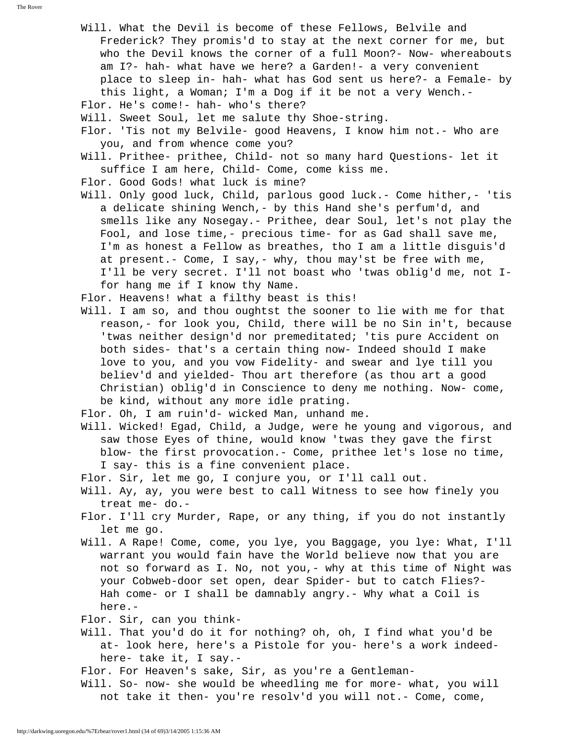Will. What the Devil is become of these Fellows, Belvile and Frederick? They promis'd to stay at the next corner for me, but who the Devil knows the corner of a full Moon?- Now- whereabouts am I?- hah- what have we here? a Garden!- a very convenient place to sleep in- hah- what has God sent us here?- a Female- by this light, a Woman; I'm a Dog if it be not a very Wench.-

Flor. He's come!- hah- who's there?

Will. Sweet Soul, let me salute thy Shoe-string.

Flor. 'Tis not my Belvile- good Heavens, I know him not.- Who are you, and from whence come you?

Will. Prithee- prithee, Child- not so many hard Questions- let it suffice I am here, Child- Come, come kiss me.

Flor. Good Gods! what luck is mine?

Will. Only good luck, Child, parlous good luck.- Come hither,- 'tis a delicate shining Wench,- by this Hand she's perfum'd, and smells like any Nosegay.- Prithee, dear Soul, let's not play the Fool, and lose time,- precious time- for as Gad shall save me, I'm as honest a Fellow as breathes, tho I am a little disguis'd at present.- Come, I say,- why, thou may'st be free with me, I'll be very secret. I'll not boast who 'twas oblig'd me, not I- for hang me if I know thy Name.

Flor. Heavens! what a filthy beast is this!

Will. I am so, and thou oughtst the sooner to lie with me for that reason,- for look you, Child, there will be no Sin in't, because 'twas neither design'd nor premeditated; 'tis pure Accident on both sides- that's a certain thing now- Indeed should I make love to you, and you vow Fidelity- and swear and lye till you believ'd and yielded- Thou art therefore (as thou art a good Christian) oblig'd in Conscience to deny me nothing. Now- come, be kind, without any more idle prating.

Flor. Oh, I am ruin'd- wicked Man, unhand me.

Will. Wicked! Egad, Child, a Judge, were he young and vigorous, and saw those Eyes of thine, would know 'twas they gave the first blow- the first provocation.- Come, prithee let's lose no time, I say- this is a fine convenient place.

Flor. Sir, let me go, I conjure you, or I'll call out.

Will. Ay, ay, you were best to call Witness to see how finely you treat me- do.-

Flor. I'll cry Murder, Rape, or any thing, if you do not instantly let me go.

Will. A Rape! Come, come, you lye, you Baggage, you lye: What, I'll warrant you would fain have the World believe now that you are not so forward as I. No, not you,- why at this time of Night was your Cobweb-door set open, dear Spider- but to catch Flies?- Hah come- or I shall be damnably angry.- Why what a Coil is here.-

Flor. Sir, can you think-

Will. That you'd do it for nothing? oh, oh, I find what you'd be at- look here, here's a Pistole for you- here's a work indeed- here- take it, I say.-

Flor. For Heaven's sake, Sir, as you're a Gentleman-

Will. So- now- she would be wheedling me for more- what, you will not take it then- you're resolv'd you will not.- Come, come,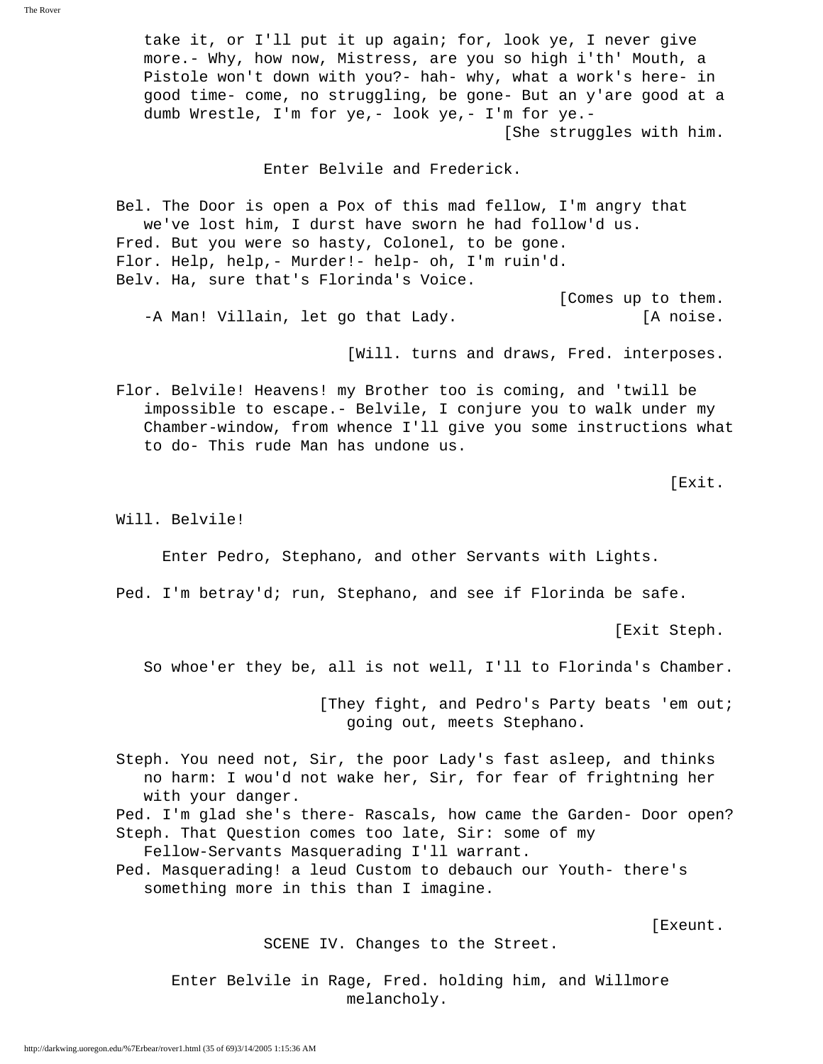take it, or I'll put it up again; for, look ye, I never give more.- Why, how now, Mistress, are you so high i'th' Mouth, a Pistole won't down with you?- hah- why, what a work's here- in good time- come, no struggling, be gone- But an y'are good at a dumb Wrestle, I'm for ye,- look ye,- I'm for ye.-

[She struggles with him.

Enter Belvile and Frederick.

Bel. The Door is open a Pox of this mad fellow, I'm angry that we've lost him, I durst have sworn he had follow'd us.
Fred. But you were so hasty, Colonel, to be gone.
Flor. Help, help,- Murder!- help- oh, I'm ruin'd.
Belv. Ha, sure that's Florinda's Voice.

[Comes up to them.

-A Man! Villain, let go that Lady. [A noise.

[Will. turns and draws, Fred. interposes.

Flor. Belvile! Heavens! my Brother too is coming, and 'twill be impossible to escape.- Belvile, I conjure you to walk under my Chamber-window, from whence I'll give you some instructions what to do- This rude Man has undone us.

[Exit.

Will. Belvile!

Enter Pedro, Stephano, and other Servants with Lights.

Ped. I'm betray'd; run, Stephano, and see if Florinda be safe.

[Exit Steph.

So whoe'er they be, all is not well, I'll to Florinda's Chamber.

[They fight, and Pedro's Party beats 'em out; going out, meets Stephano.

Steph. You need not, Sir, the poor Lady's fast asleep, and thinks no harm: I wou'd not wake her, Sir, for fear of frightning her with your danger.
Ped. I'm glad she's there- Rascals, how came the Garden- Door open?
Steph. That Question comes too late, Sir: some of my Fellow-Servants Masquerading I'll warrant.
Ped. Masquerading! a leud Custom to debauch our Youth- there's something more in this than I imagine.

[Exeunt.

SCENE IV. Changes to the Street.

Enter Belvile in Rage, Fred. holding him, and Willmore melancholy.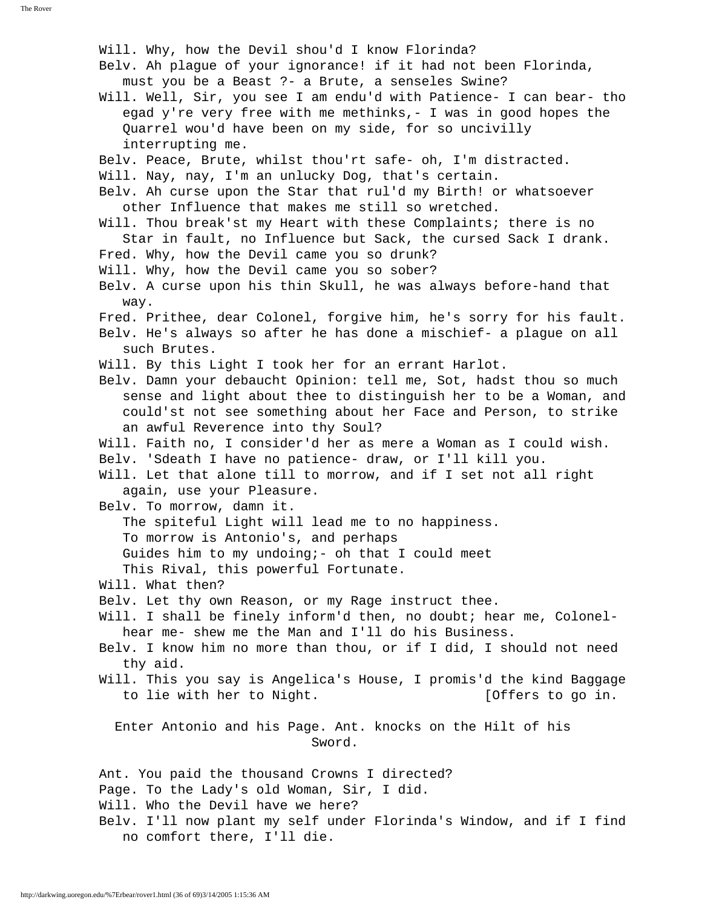Will. Why, how the Devil shou'd I know Florinda?

Belv. Ah plague of your ignorance! if it had not been Florinda, must you be a Beast ?- a Brute, a senseles Swine?

Will. Well, Sir, you see I am endu'd with Patience- I can bear- tho egad y're very free with me methinks,- I was in good hopes the Quarrel wou'd have been on my side, for so uncivilly interrupting me.

Belv. Peace, Brute, whilst thou'rt safe- oh, I'm distracted.

Will. Nay, nay, I'm an unlucky Dog, that's certain.

Belv. Ah curse upon the Star that rul'd my Birth! or whatsoever other Influence that makes me still so wretched.

Will. Thou break'st my Heart with these Complaints; there is no Star in fault, no Influence but Sack, the cursed Sack I drank.

Fred. Why, how the Devil came you so drunk?

Will. Why, how the Devil came you so sober?

Belv. A curse upon his thin Skull, he was always before-hand that way.

Fred. Prithee, dear Colonel, forgive him, he's sorry for his fault.

Belv. He's always so after he has done a mischief- a plague on all such Brutes.

Will. By this Light I took her for an errant Harlot.

Belv. Damn your debaucht Opinion: tell me, Sot, hadst thou so much sense and light about thee to distinguish her to be a Woman, and could'st not see something about her Face and Person, to strike an awful Reverence into thy Soul?

Will. Faith no, I consider'd her as mere a Woman as I could wish.

Belv. 'Sdeath I have no patience- draw, or I'll kill you.

Will. Let that alone till to morrow, and if I set not all right again, use your Pleasure.

Belv. To morrow, damn it.
The spiteful Light will lead me to no happiness.
To morrow is Antonio's, and perhaps
Guides him to my undoing;- oh that I could meet
This Rival, this powerful Fortunate.

Will. What then?

Belv. Let thy own Reason, or my Rage instruct thee.

Will. I shall be finely inform'd then, no doubt; hear me, Colonel- hear me- shew me the Man and I'll do his Business.

Belv. I know him no more than thou, or if I did, I should not need thy aid.

Will. This you say is Angelica's House, I promis'd the kind Baggage to lie with her to Night. [Offers to go in.

Enter Antonio and his Page. Ant. knocks on the Hilt of his Sword.

Ant. You paid the thousand Crowns I directed?

Page. To the Lady's old Woman, Sir, I did.

Will. Who the Devil have we here?

Belv. I'll now plant my self under Florinda's Window, and if I find no comfort there, I'll die.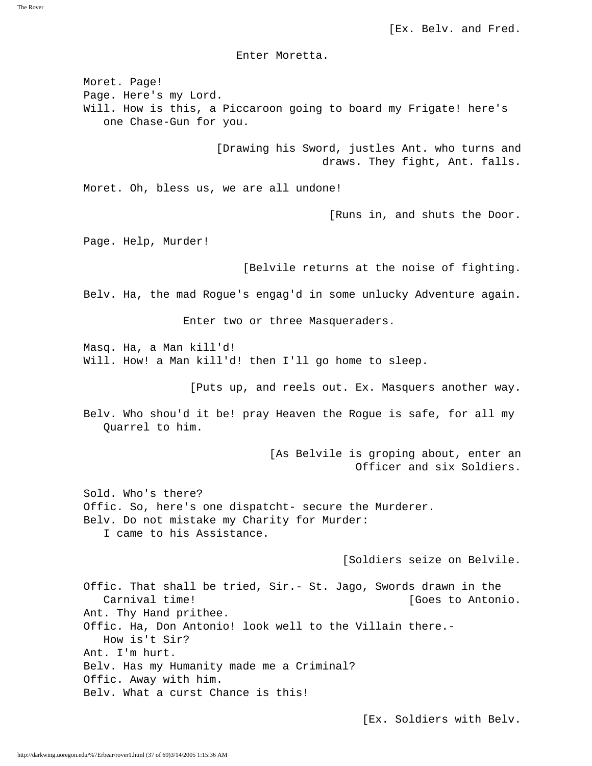[Ex. Belv. and Fred.

Enter Moretta.

Moret. Page!
Page. Here's my Lord.
Will. How is this, a Piccaroon going to board my Frigate! here's one Chase-Gun for you.

[Drawing his Sword, justles Ant. who turns and draws. They fight, Ant. falls.

Moret. Oh, bless us, we are all undone!

[Runs in, and shuts the Door.

Page. Help, Murder!

[Belvile returns at the noise of fighting.

Belv. Ha, the mad Rogue's engag'd in some unlucky Adventure again.

Enter two or three Masqueraders.

Masq. Ha, a Man kill'd!
Will. How! a Man kill'd! then I'll go home to sleep.

[Puts up, and reels out. Ex. Masquers another way.

Belv. Who shou'd it be! pray Heaven the Rogue is safe, for all my Quarrel to him.

[As Belvile is groping about, enter an Officer and six Soldiers.

Sold. Who's there?
Offic. So, here's one dispatcht- secure the Murderer.
Belv. Do not mistake my Charity for Murder:
I came to his Assistance.

[Soldiers seize on Belvile.

Offic. That shall be tried, Sir.- St. Jago, Swords drawn in the Carnival time! [Goes to Antonio.
Ant. Thy Hand prithee.
Offic. Ha, Don Antonio! look well to the Villain there.-
How is't Sir?
Ant. I'm hurt.
Belv. Has my Humanity made me a Criminal?
Offic. Away with him.
Belv. What a curst Chance is this!

[Ex. Soldiers with Belv.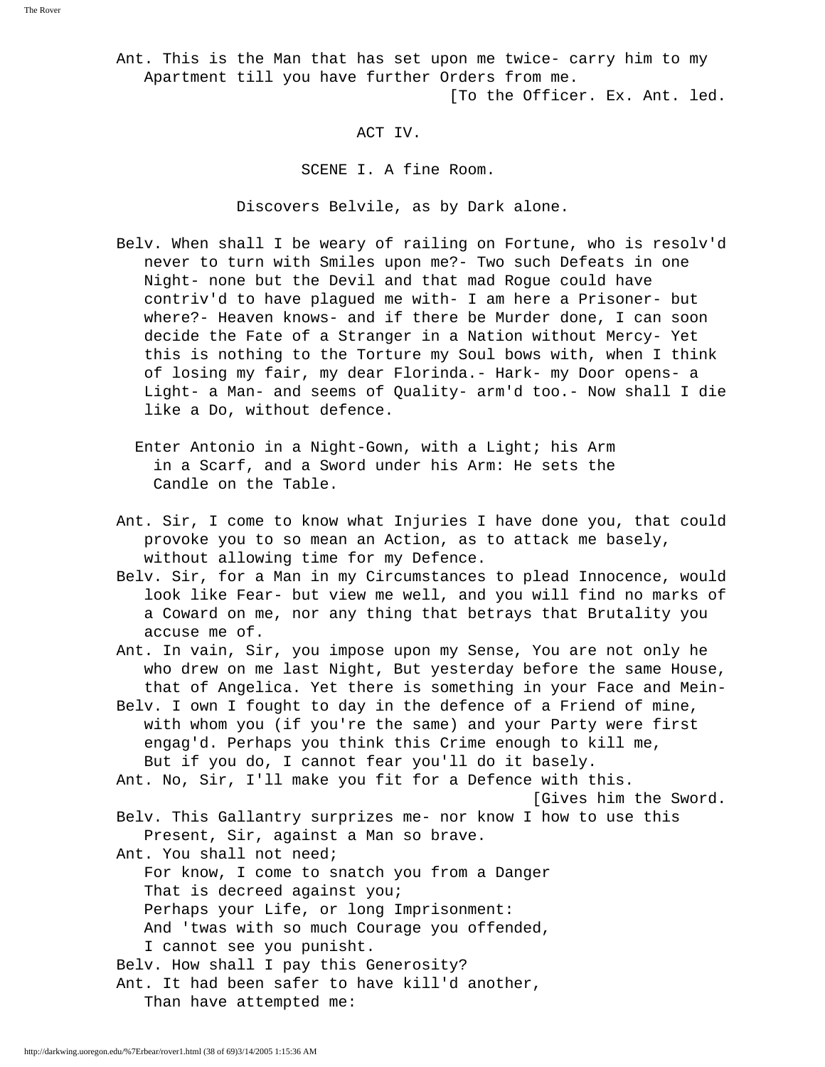Ant. This is the Man that has set upon me twice- carry him to my Apartment till you have further Orders from me.
[To the Officer. Ex. Ant. led.

## ACT IV.

### SCENE I. A fine Room.

Discovers Belvile, as by Dark alone.

Belv. When shall I be weary of railing on Fortune, who is resolv'd never to turn with Smiles upon me?- Two such Defeats in one Night- none but the Devil and that mad Rogue could have contriv'd to have plagued me with- I am here a Prisoner- but where?- Heaven knows- and if there be Murder done, I can soon decide the Fate of a Stranger in a Nation without Mercy- Yet this is nothing to the Torture my Soul bows with, when I think of losing my fair, my dear Florinda.- Hark- my Door opens- a Light- a Man- and seems of Quality- arm'd too.- Now shall I die like a Do, without defence.

Enter Antonio in a Night-Gown, with a Light; his Arm in a Scarf, and a Sword under his Arm: He sets the Candle on the Table.

Ant. Sir, I come to know what Injuries I have done you, that could provoke you to so mean an Action, as to attack me basely, without allowing time for my Defence.

Belv. Sir, for a Man in my Circumstances to plead Innocence, would look like Fear- but view me well, and you will find no marks of a Coward on me, nor any thing that betrays that Brutality you accuse me of.

Ant. In vain, Sir, you impose upon my Sense, You are not only he who drew on me last Night, But yesterday before the same House, that of Angelica. Yet there is something in your Face and Mein-

Belv. I own I fought to day in the defence of a Friend of mine, with whom you (if you're the same) and your Party were first engag'd. Perhaps you think this Crime enough to kill me, But if you do, I cannot fear you'll do it basely.

Ant. No, Sir, I'll make you fit for a Defence with this.
[Gives him the Sword.

Belv. This Gallantry surprizes me- nor know I how to use this Present, Sir, against a Man so brave.

Ant. You shall not need;
For know, I come to snatch you from a Danger
That is decreed against you;
Perhaps your Life, or long Imprisonment:
And 'twas with so much Courage you offended,
I cannot see you punisht.

Belv. How shall I pay this Generosity?

Ant. It had been safer to have kill'd another,
Than have attempted me: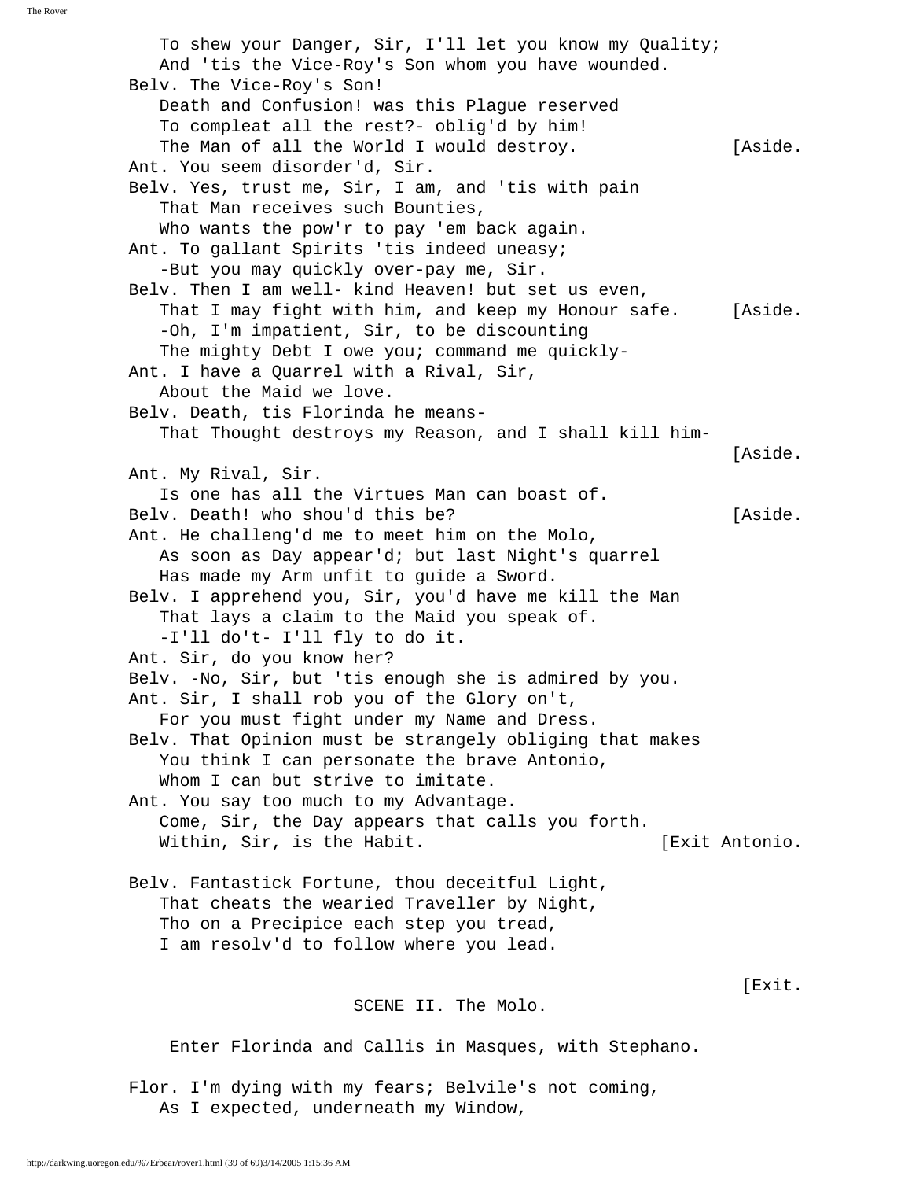To shew your Danger, Sir, I'll let you know my Quality;
And 'tis the Vice-Roy's Son whom you have wounded.

Belv. The Vice-Roy's Son!
Death and Confusion! was this Plague reserved
To compleat all the rest?- oblig'd by him!
The Man of all the World I would destroy. [Aside.

Ant. You seem disorder'd, Sir.

Belv. Yes, trust me, Sir, I am, and 'tis with pain
That Man receives such Bounties,
Who wants the pow'r to pay 'em back again.

Ant. To gallant Spirits 'tis indeed uneasy;
-But you may quickly over-pay me, Sir.

Belv. Then I am well- kind Heaven! but set us even,
That I may fight with him, and keep my Honour safe. [Aside.
-Oh, I'm impatient, Sir, to be discounting
The mighty Debt I owe you; command me quickly-

Ant. I have a Quarrel with a Rival, Sir,
About the Maid we love.

Belv. Death, tis Florinda he means-
That Thought destroys my Reason, and I shall kill him- [Aside.

Ant. My Rival, Sir.
Is one has all the Virtues Man can boast of.

Belv. Death! who shou'd this be? [Aside.

Ant. He challeng'd me to meet him on the Molo,
As soon as Day appear'd; but last Night's quarrel
Has made my Arm unfit to guide a Sword.

Belv. I apprehend you, Sir, you'd have me kill the Man
That lays a claim to the Maid you speak of.
-I'll do't- I'll fly to do it.

Ant. Sir, do you know her?

Belv. -No, Sir, but 'tis enough she is admired by you.

Ant. Sir, I shall rob you of the Glory on't,
For you must fight under my Name and Dress.

Belv. That Opinion must be strangely obliging that makes
You think I can personate the brave Antonio,
Whom I can but strive to imitate.

Ant. You say too much to my Advantage.
Come, Sir, the Day appears that calls you forth.
Within, Sir, is the Habit. [Exit Antonio.

Belv. Fantastick Fortune, thou deceitful Light,
That cheats the wearied Traveller by Night,
Tho on a Precipice each step you tread,
I am resolv'd to follow where you lead.

[Exit.

## SCENE II. The Molo.

Enter Florinda and Callis in Masques, with Stephano.

Flor. I'm dying with my fears; Belvile's not coming,
As I expected, underneath my Window,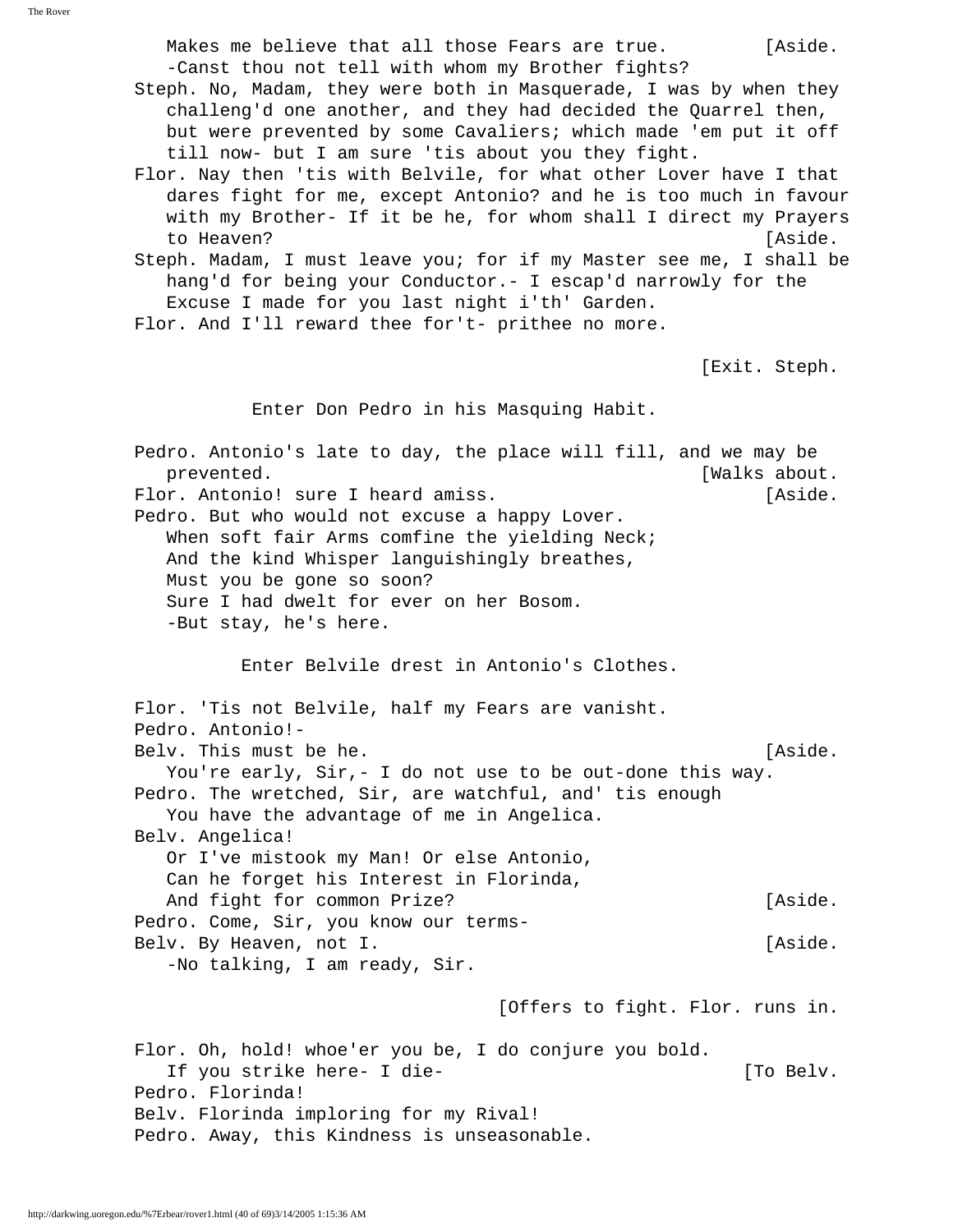Makes me believe that all those Fears are true. [Aside.
-Canst thou not tell with whom my Brother fights?

Steph. No, Madam, they were both in Masquerade, I was by when they challeng'd one another, and they had decided the Quarrel then, but were prevented by some Cavaliers; which made 'em put it off till now- but I am sure 'tis about you they fight.

Flor. Nay then 'tis with Belvile, for what other Lover have I that dares fight for me, except Antonio? and he is too much in favour with my Brother- If it be he, for whom shall I direct my Prayers to Heaven? [Aside.

Steph. Madam, I must leave you; for if my Master see me, I shall be hang'd for being your Conductor.- I escap'd narrowly for the Excuse I made for you last night i'th' Garden.

Flor. And I'll reward thee for't- prithee no more.

[Exit. Steph.

Enter Don Pedro in his Masquing Habit.

Pedro. Antonio's late to day, the place will fill, and we may be prevented. [Walks about.

Flor. Antonio! sure I heard amiss. [Aside.

Pedro. But who would not excuse a happy Lover.
When soft fair Arms comfine the yielding Neck;
And the kind Whisper languishingly breathes,
Must you be gone so soon?
Sure I had dwelt for ever on her Bosom.
-But stay, he's here.

Enter Belvile drest in Antonio's Clothes.

Flor. 'Tis not Belvile, half my Fears are vanisht.

Pedro. Antonio!-

Belv. This must be he. [Aside.
You're early, Sir,- I do not use to be out-done this way.

Pedro. The wretched, Sir, are watchful, and' tis enough
You have the advantage of me in Angelica.

Belv. Angelica!
Or I've mistook my Man! Or else Antonio,
Can he forget his Interest in Florinda,
And fight for common Prize? [Aside.

Pedro. Come, Sir, you know our terms-

Belv. By Heaven, not I. [Aside.
-No talking, I am ready, Sir.

[Offers to fight. Flor. runs in.

Flor. Oh, hold! whoe'er you be, I do conjure you bold.
If you strike here- I die- [To Belv.

Pedro. Florinda!

Belv. Florinda imploring for my Rival!

Pedro. Away, this Kindness is unseasonable.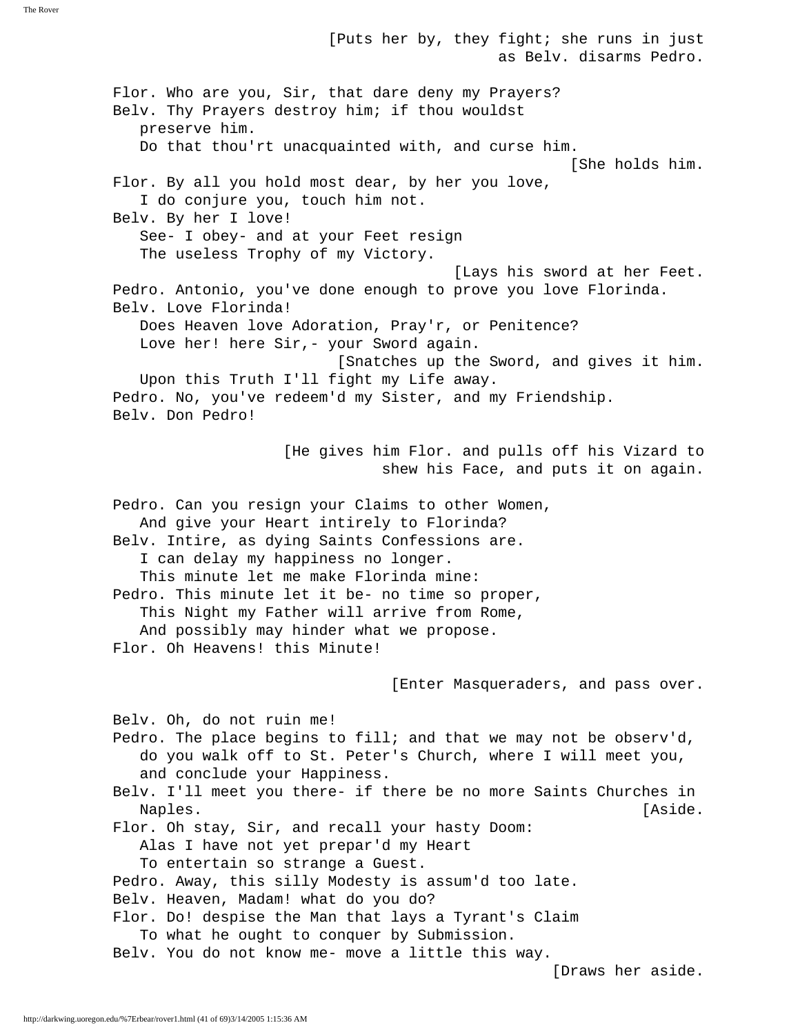[Puts her by, they fight; she runs in just as Belv. disarms Pedro.

Flor. Who are you, Sir, that dare deny my Prayers?
Belv. Thy Prayers destroy him; if thou wouldst preserve him.
   Do that thou'rt unacquainted with, and curse him.

[She holds him.

Flor. By all you hold most dear, by her you love,
   I do conjure you, touch him not.
Belv. By her I love!
   See- I obey- and at your Feet resign
   The useless Trophy of my Victory.

[Lays his sword at her Feet.

Pedro. Antonio, you've done enough to prove you love Florinda.
Belv. Love Florinda!
   Does Heaven love Adoration, Pray'r, or Penitence?
   Love her! here Sir,- your Sword again.

[Snatches up the Sword, and gives it him.

   Upon this Truth I'll fight my Life away.
Pedro. No, you've redeem'd my Sister, and my Friendship.
Belv. Don Pedro!

[He gives him Flor. and pulls off his Vizard to shew his Face, and puts it on again.

Pedro. Can you resign your Claims to other Women,
   And give your Heart intirely to Florinda?
Belv. Intire, as dying Saints Confessions are.
   I can delay my happiness no longer.
   This minute let me make Florinda mine:
Pedro. This minute let it be- no time so proper,
   This Night my Father will arrive from Rome,
   And possibly may hinder what we propose.
Flor. Oh Heavens! this Minute!

[Enter Masqueraders, and pass over.

Belv. Oh, do not ruin me!
Pedro. The place begins to fill; and that we may not be observ'd, do you walk off to St. Peter's Church, where I will meet you, and conclude your Happiness.
Belv. I'll meet you there- if there be no more Saints Churches in Naples. [Aside.
Flor. Oh stay, Sir, and recall your hasty Doom:
   Alas I have not yet prepar'd my Heart
   To entertain so strange a Guest.
Pedro. Away, this silly Modesty is assum'd too late.
Belv. Heaven, Madam! what do you do?
Flor. Do! despise the Man that lays a Tyrant's Claim
   To what he ought to conquer by Submission.
Belv. You do not know me- move a little this way.

[Draws her aside.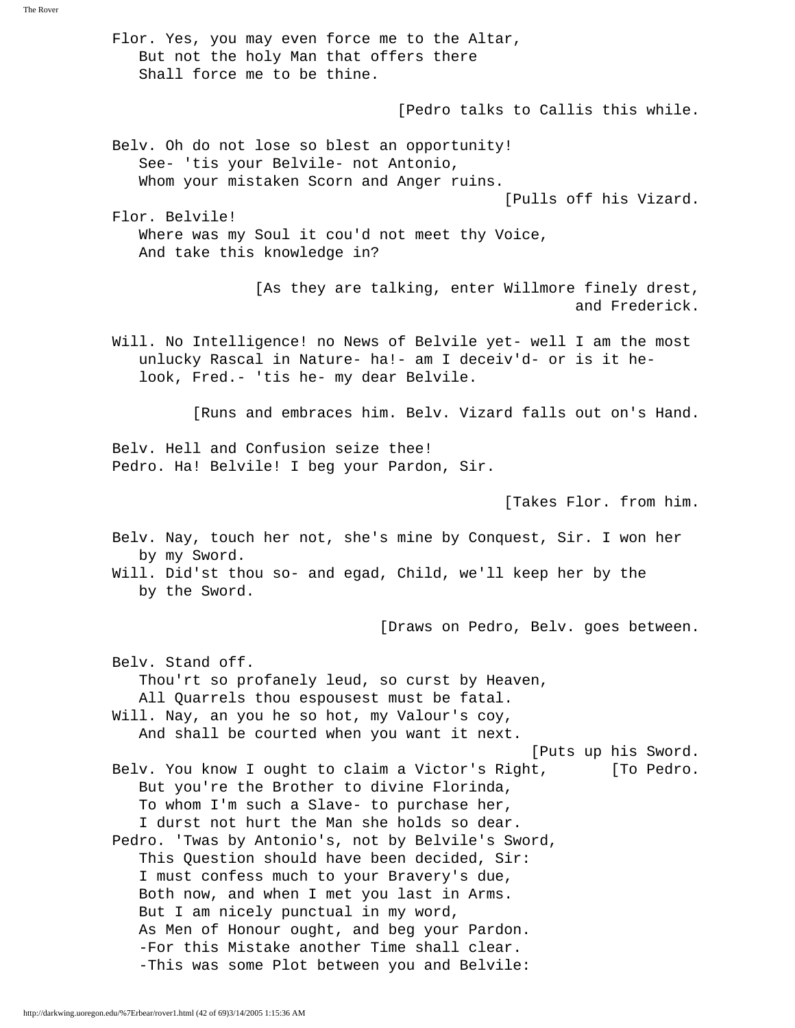Flor. Yes, you may even force me to the Altar,
   But not the holy Man that offers there
   Shall force me to be thine.

[Pedro talks to Callis this while.

Belv. Oh do not lose so blest an opportunity!
   See- 'tis your Belvile- not Antonio,
   Whom your mistaken Scorn and Anger ruins.
[Pulls off his Vizard.

Flor. Belvile!
   Where was my Soul it cou'd not meet thy Voice,
   And take this knowledge in?

[As they are talking, enter Willmore finely drest, and Frederick.

Will. No Intelligence! no News of Belvile yet- well I am the most
   unlucky Rascal in Nature- ha!- am I deceiv'd- or is it he-
   look, Fred.- 'tis he- my dear Belvile.

[Runs and embraces him. Belv. Vizard falls out on's Hand.

Belv. Hell and Confusion seize thee!

Pedro. Ha! Belvile! I beg your Pardon, Sir.

[Takes Flor. from him.

Belv. Nay, touch her not, she's mine by Conquest, Sir. I won her
   by my Sword.

Will. Did'st thou so- and egad, Child, we'll keep her by the
   by the Sword.

[Draws on Pedro, Belv. goes between.

Belv. Stand off.
   Thou'rt so profanely leud, so curst by Heaven,
   All Quarrels thou espousest must be fatal.

Will. Nay, an you he so hot, my Valour's coy,
   And shall be courted when you want it next.
[Puts up his Sword.

Belv. You know I ought to claim a Victor's Right, [To Pedro.
   But you're the Brother to divine Florinda,
   To whom I'm such a Slave- to purchase her,
   I durst not hurt the Man she holds so dear.

Pedro. 'Twas by Antonio's, not by Belvile's Sword,
   This Question should have been decided, Sir:
   I must confess much to your Bravery's due,
   Both now, and when I met you last in Arms.
   But I am nicely punctual in my word,
   As Men of Honour ought, and beg your Pardon.
   -For this Mistake another Time shall clear.
   -This was some Plot between you and Belvile: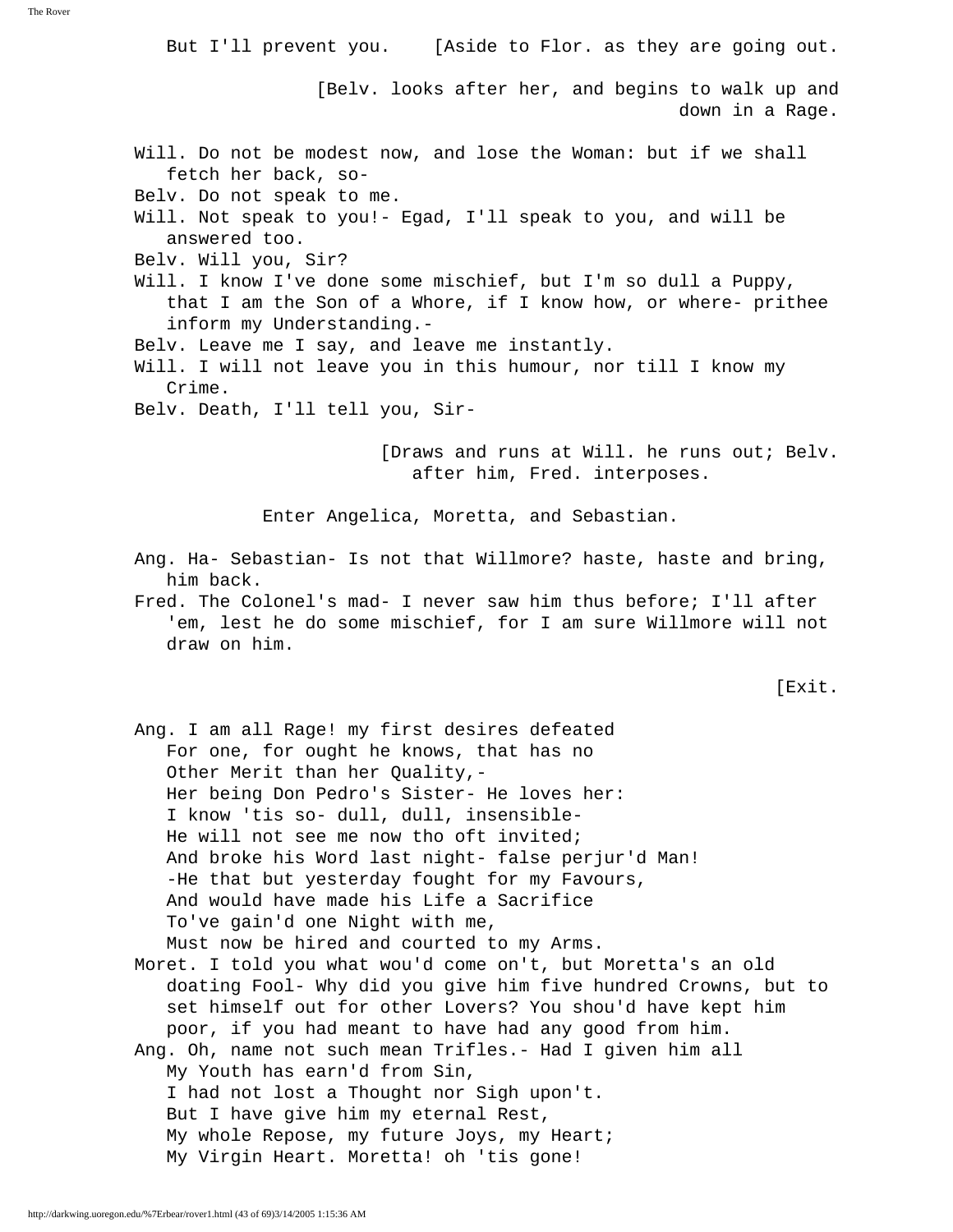But I'll prevent you. [Aside to Flor. as they are going out.

[Belv. looks after her, and begins to walk up and down in a Rage.

Will. Do not be modest now, and lose the Woman: but if we shall fetch her back, so-

Belv. Do not speak to me.

Will. Not speak to you!- Egad, I'll speak to you, and will be answered too.

Belv. Will you, Sir?

Will. I know I've done some mischief, but I'm so dull a Puppy, that I am the Son of a Whore, if I know how, or where- prithee inform my Understanding.-

Belv. Leave me I say, and leave me instantly.

Will. I will not leave you in this humour, nor till I know my Crime.

Belv. Death, I'll tell you, Sir-

[Draws and runs at Will. he runs out; Belv. after him, Fred. interposes.

Enter Angelica, Moretta, and Sebastian.

Ang. Ha- Sebastian- Is not that Willmore? haste, haste and bring, him back.

Fred. The Colonel's mad- I never saw him thus before; I'll after 'em, lest he do some mischief, for I am sure Willmore will not draw on him.

[Exit.

Ang. I am all Rage! my first desires defeated
For one, for ought he knows, that has no
Other Merit than her Quality,-
Her being Don Pedro's Sister- He loves her:
I know 'tis so- dull, dull, insensible-
He will not see me now tho oft invited;
And broke his Word last night- false perjur'd Man!
-He that but yesterday fought for my Favours,
And would have made his Life a Sacrifice
To've gain'd one Night with me,
Must now be hired and courted to my Arms.

Moret. I told you what wou'd come on't, but Moretta's an old doating Fool- Why did you give him five hundred Crowns, but to set himself out for other Lovers? You shou'd have kept him poor, if you had meant to have had any good from him.

Ang. Oh, name not such mean Trifles.- Had I given him all
My Youth has earn'd from Sin,
I had not lost a Thought nor Sigh upon't.
But I have give him my eternal Rest,
My whole Repose, my future Joys, my Heart;
My Virgin Heart. Moretta! oh 'tis gone!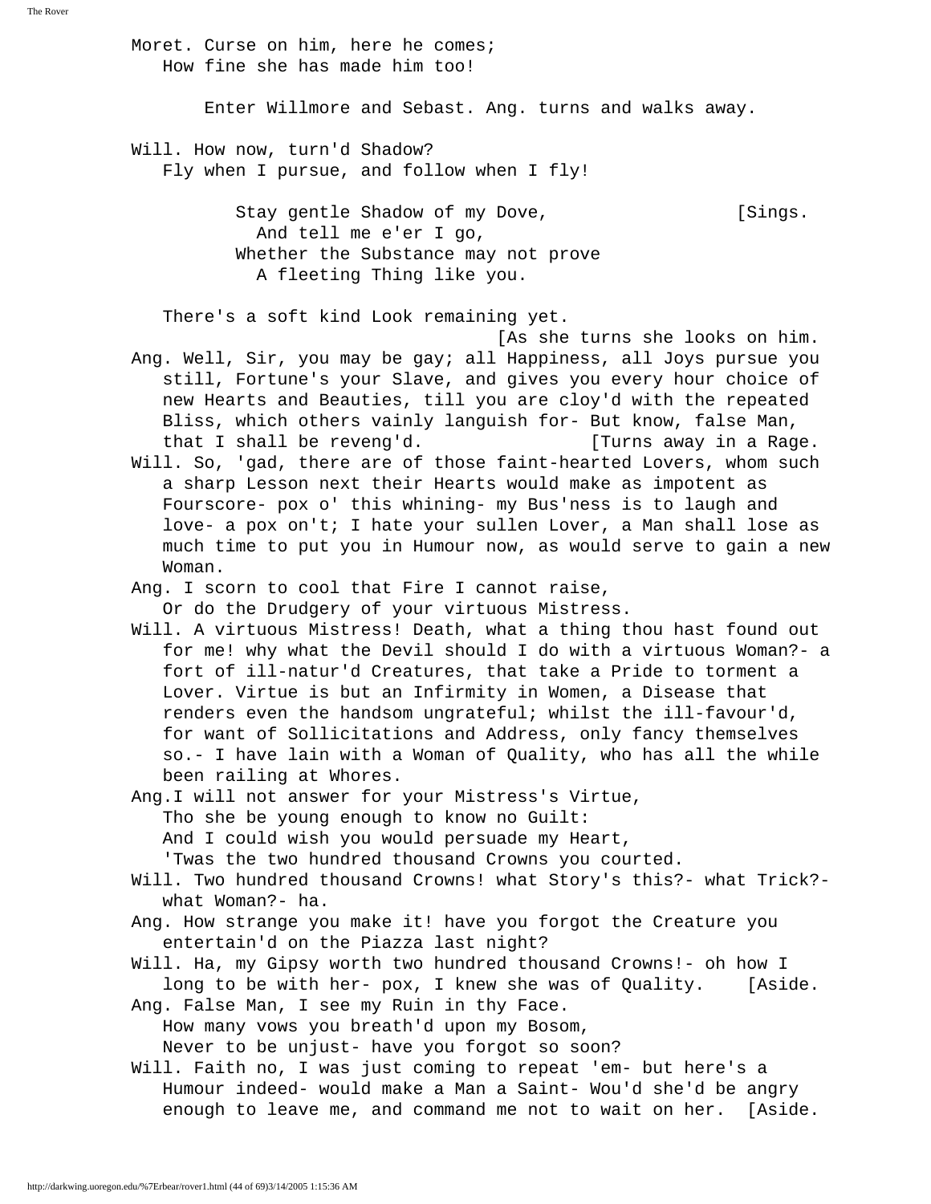Moret. Curse on him, here he comes;
How fine she has made him too!

Enter Willmore and Sebast. Ang. turns and walks away.

Will. How now, turn'd Shadow?
Fly when I pursue, and follow when I fly!

Stay gentle Shadow of my Dove, [Sings.
And tell me e'er I go,
Whether the Substance may not prove
A fleeting Thing like you.

There's a soft kind Look remaining yet.
[As she turns she looks on him.

Ang. Well, Sir, you may be gay; all Happiness, all Joys pursue you still, Fortune's your Slave, and gives you every hour choice of new Hearts and Beauties, till you are cloy'd with the repeated Bliss, which others vainly languish for- But know, false Man, that I shall be reveng'd. [Turns away in a Rage.

Will. So, 'gad, there are of those faint-hearted Lovers, whom such a sharp Lesson next their Hearts would make as impotent as Fourscore- pox o' this whining- my Bus'ness is to laugh and love- a pox on't; I hate your sullen Lover, a Man shall lose as much time to put you in Humour now, as would serve to gain a new Woman.

Ang. I scorn to cool that Fire I cannot raise,
Or do the Drudgery of your virtuous Mistress.

Will. A virtuous Mistress! Death, what a thing thou hast found out for me! why what the Devil should I do with a virtuous Woman?- a fort of ill-natur'd Creatures, that take a Pride to torment a Lover. Virtue is but an Infirmity in Women, a Disease that renders even the handsom ungrateful; whilst the ill-favour'd, for want of Sollicitations and Address, only fancy themselves so.- I have lain with a Woman of Quality, who has all the while been railing at Whores.

Ang.I will not answer for your Mistress's Virtue,
Tho she be young enough to know no Guilt:
And I could wish you would persuade my Heart,
'Twas the two hundred thousand Crowns you courted.

Will. Two hundred thousand Crowns! what Story's this?- what Trick?- what Woman?- ha.

Ang. How strange you make it! have you forgot the Creature you entertain'd on the Piazza last night?

Will. Ha, my Gipsy worth two hundred thousand Crowns!- oh how I long to be with her- pox, I knew she was of Quality. [Aside.

Ang. False Man, I see my Ruin in thy Face.
How many vows you breath'd upon my Bosom,
Never to be unjust- have you forgot so soon?

Will. Faith no, I was just coming to repeat 'em- but here's a Humour indeed- would make a Man a Saint- Wou'd she'd be angry enough to leave me, and command me not to wait on her. [Aside.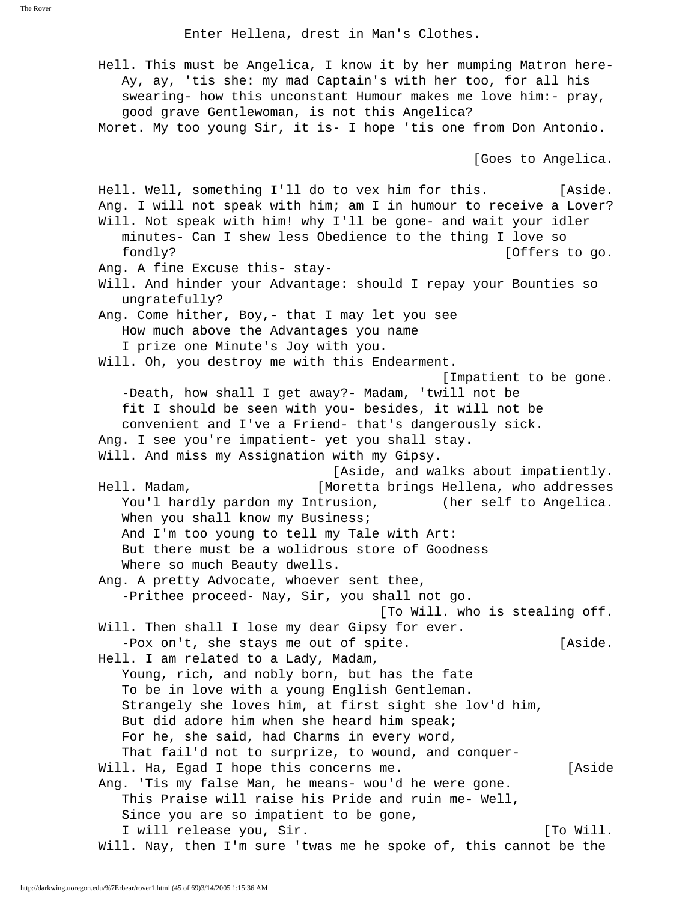Enter Hellena, drest in Man's Clothes.

Hell. This must be Angelica, I know it by her mumping Matron here- Ay, ay, 'tis she: my mad Captain's with her too, for all his swearing- how this unconstant Humour makes me love him:- pray, good grave Gentlewoman, is not this Angelica?

Moret. My too young Sir, it is- I hope 'tis one from Don Antonio.

[Goes to Angelica.

Hell. Well, something I'll do to vex him for this. [Aside.

Ang. I will not speak with him; am I in humour to receive a Lover?

Will. Not speak with him! why I'll be gone- and wait your idler minutes- Can I shew less Obedience to the thing I love so fondly? [Offers to go.

Ang. A fine Excuse this- stay-

Will. And hinder your Advantage: should I repay your Bounties so ungratefully?

Ang. Come hither, Boy,- that I may let you see
How much above the Advantages you name
I prize one Minute's Joy with you.

Will. Oh, you destroy me with this Endearment.
[Impatient to be gone.
-Death, how shall I get away?- Madam, 'twill not be
fit I should be seen with you- besides, it will not be
convenient and I've a Friend- that's dangerously sick.

Ang. I see you're impatient- yet you shall stay.

Will. And miss my Assignation with my Gipsy.
[Aside, and walks about impatiently.

Hell. Madam, [Moretta brings Hellena, who addresses
You'll hardly pardon my Intrusion, (her self to Angelica.
When you shall know my Business;
And I'm too young to tell my Tale with Art:
But there must be a wolidrous store of Goodness
Where so much Beauty dwells.

Ang. A pretty Advocate, whoever sent thee,
-Prithee proceed- Nay, Sir, you shall not go.
[To Will. who is stealing off.

Will. Then shall I lose my dear Gipsy for ever.
-Pox on't, she stays me out of spite. [Aside.

Hell. I am related to a Lady, Madam,
Young, rich, and nobly born, but has the fate
To be in love with a young English Gentleman.
Strangely she loves him, at first sight she lov'd him,
But did adore him when she heard him speak;
For he, she said, had Charms in every word,
That fail'd not to surprize, to wound, and conquer-

Will. Ha, Egad I hope this concerns me. [Aside

Ang. 'Tis my false Man, he means- wou'd he were gone.
This Praise will raise his Pride and ruin me- Well,
Since you are so impatient to be gone,
I will release you, Sir. [To Will.

Will. Nay, then I'm sure 'twas me he spoke of, this cannot be the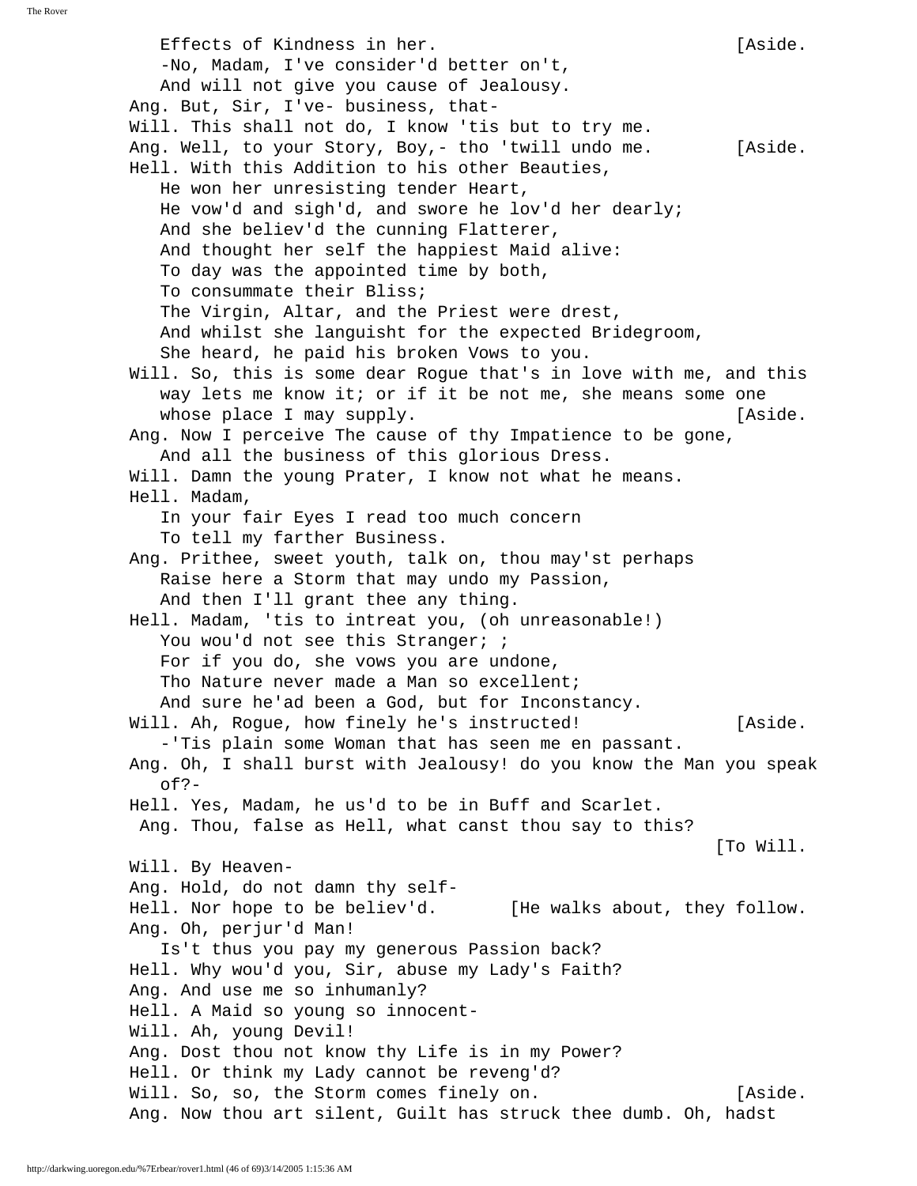Effects of Kindness in her. [Aside.
-No, Madam, I've consider'd better on't,
And will not give you cause of Jealousy.

Ang. But, Sir, I've- business, that-

Will. This shall not do, I know 'tis but to try me.

Ang. Well, to your Story, Boy,- tho 'twill undo me. [Aside.

Hell. With this Addition to his other Beauties,
He won her unresisting tender Heart,
He vow'd and sigh'd, and swore he lov'd her dearly;
And she believ'd the cunning Flatterer,
And thought her self the happiest Maid alive:
To day was the appointed time by both,
To consummate their Bliss;
The Virgin, Altar, and the Priest were drest,
And whilst she languisht for the expected Bridegroom,
She heard, he paid his broken Vows to you.

Will. So, this is some dear Rogue that's in love with me, and this way lets me know it; or if it be not me, she means some one whose place I may supply. [Aside.

Ang. Now I perceive The cause of thy Impatience to be gone,
And all the business of this glorious Dress.

Will. Damn the young Prater, I know not what he means.

Hell. Madam,
In your fair Eyes I read too much concern
To tell my farther Business.

Ang. Prithee, sweet youth, talk on, thou may'st perhaps
Raise here a Storm that may undo my Passion,
And then I'll grant thee any thing.

Hell. Madam, 'tis to intreat you, (oh unreasonable!)
You wou'd not see this Stranger; ;
For if you do, she vows you are undone,
Tho Nature never made a Man so excellent;
And sure he'ad been a God, but for Inconstancy.

Will. Ah, Rogue, how finely he's instructed! [Aside.
-'Tis plain some Woman that has seen me en passant.

Ang. Oh, I shall burst with Jealousy! do you know the Man you speak of?-

Hell. Yes, Madam, he us'd to be in Buff and Scarlet.

Ang. Thou, false as Hell, what canst thou say to this? [To Will.

Will. By Heaven-

Ang. Hold, do not damn thy self-

Hell. Nor hope to be believ'd. [He walks about, they follow.

Ang. Oh, perjur'd Man!
Is't thus you pay my generous Passion back?

Hell. Why wou'd you, Sir, abuse my Lady's Faith?

Ang. And use me so inhumanly?

Hell. A Maid so young so innocent-

Will. Ah, young Devil!

Ang. Dost thou not know thy Life is in my Power?

Hell. Or think my Lady cannot be reveng'd?

Will. So, so, the Storm comes finely on. [Aside.

Ang. Now thou art silent, Guilt has struck thee dumb. Oh, hadst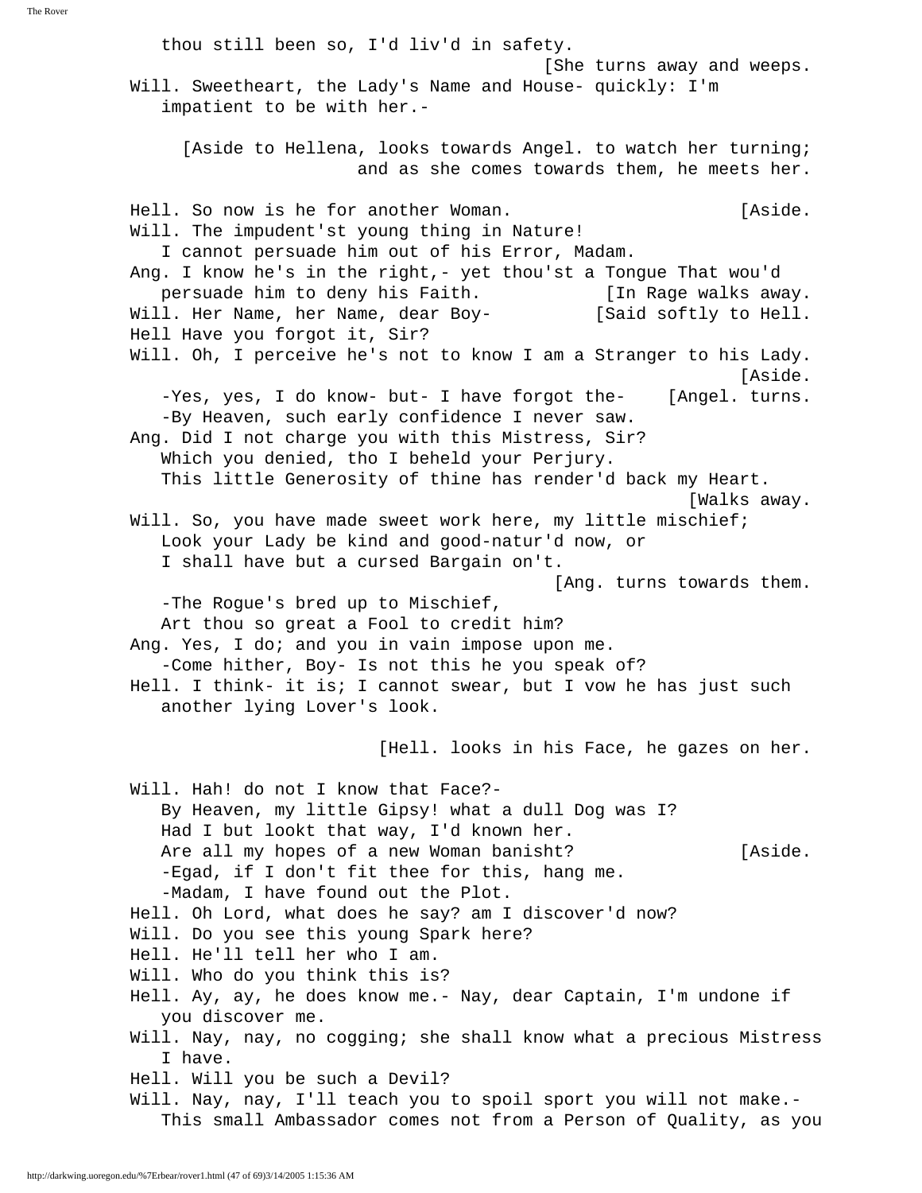thou still been so, I'd liv'd in safety.
[She turns away and weeps.

Will. Sweetheart, the Lady's Name and House- quickly: I'm impatient to be with her.-

[Aside to Hellena, looks towards Angel. to watch her turning; and as she comes towards them, he meets her.

Hell. So now is he for another Woman. [Aside.

Will. The impudent'st young thing in Nature!
I cannot persuade him out of his Error, Madam.

Ang. I know he's in the right,- yet thou'st a Tongue That wou'd persuade him to deny his Faith. [In Rage walks away.

Will. Her Name, her Name, dear Boy- [Said softly to Hell.

Hell Have you forgot it, Sir?

Will. Oh, I perceive he's not to know I am a Stranger to his Lady. [Aside.
-Yes, yes, I do know- but- I have forgot the- [Angel. turns.
-By Heaven, such early confidence I never saw.

Ang. Did I not charge you with this Mistress, Sir?
Which you denied, tho I beheld your Perjury.
This little Generosity of thine has render'd back my Heart. [Walks away.

Will. So, you have made sweet work here, my little mischief;
Look your Lady be kind and good-natur'd now, or
I shall have but a cursed Bargain on't.
[Ang. turns towards them.
-The Rogue's bred up to Mischief,
Art thou so great a Fool to credit him?

Ang. Yes, I do; and you in vain impose upon me.
-Come hither, Boy- Is not this he you speak of?

Hell. I think- it is; I cannot swear, but I vow he has just such another lying Lover's look.

[Hell. looks in his Face, he gazes on her.

Will. Hah! do not I know that Face?-
By Heaven, my little Gipsy! what a dull Dog was I?
Had I but lookt that way, I'd known her.
Are all my hopes of a new Woman banisht? [Aside.
-Egad, if I don't fit thee for this, hang me.
-Madam, I have found out the Plot.

Hell. Oh Lord, what does he say? am I discover'd now?

Will. Do you see this young Spark here?

Hell. He'll tell her who I am.

Will. Who do you think this is?

Hell. Ay, ay, he does know me.- Nay, dear Captain, I'm undone if you discover me.

Will. Nay, nay, no cogging; she shall know what a precious Mistress I have.

Hell. Will you be such a Devil?

Will. Nay, nay, I'll teach you to spoil sport you will not make.-
This small Ambassador comes not from a Person of Quality, as you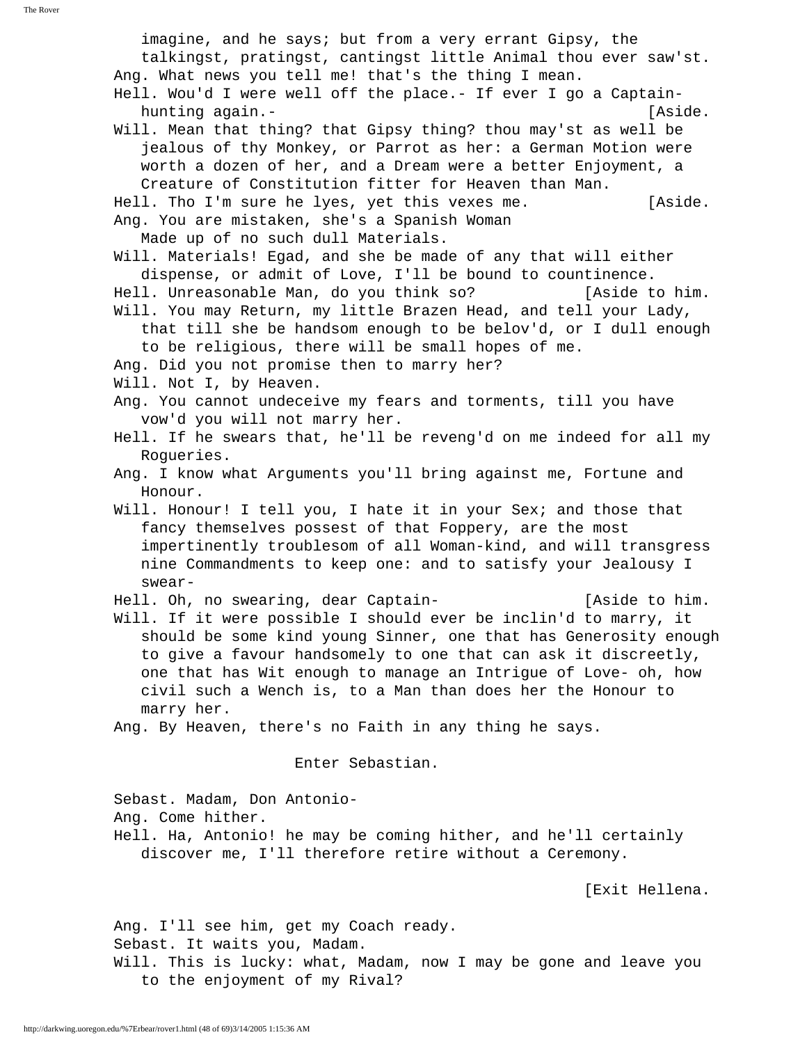imagine, and he says; but from a very errant Gipsy, the talkingst, pratingst, cantingst little Animal thou ever saw'st.

Ang. What news you tell me! that's the thing I mean.

Hell. Wou'd I were well off the place.- If ever I go a Captain-hunting again.- [Aside.

Will. Mean that thing? that Gipsy thing? thou may'st as well be jealous of thy Monkey, or Parrot as her: a German Motion were worth a dozen of her, and a Dream were a better Enjoyment, a Creature of Constitution fitter for Heaven than Man.

Hell. Tho I'm sure he lyes, yet this vexes me. [Aside.

Ang. You are mistaken, she's a Spanish Woman
Made up of no such dull Materials.

Will. Materials! Egad, and she be made of any that will either dispense, or admit of Love, I'll be bound to countinence.

Hell. Unreasonable Man, do you think so? [Aside to him.

Will. You may Return, my little Brazen Head, and tell your Lady, that till she be handsom enough to be belov'd, or I dull enough to be religious, there will be small hopes of me.

Ang. Did you not promise then to marry her?

Will. Not I, by Heaven.

Ang. You cannot undeceive my fears and torments, till you have vow'd you will not marry her.

Hell. If he swears that, he'll be reveng'd on me indeed for all my Rogueries.

Ang. I know what Arguments you'll bring against me, Fortune and Honour.

Will. Honour! I tell you, I hate it in your Sex; and those that fancy themselves possest of that Foppery, are the most impertinently troublesom of all Woman-kind, and will transgress nine Commandments to keep one: and to satisfy your Jealousy I swear-

Hell. Oh, no swearing, dear Captain- [Aside to him.

Will. If it were possible I should ever be inclin'd to marry, it should be some kind young Sinner, one that has Generosity enough to give a favour handsomely to one that can ask it discreetly, one that has Wit enough to manage an Intrigue of Love- oh, how civil such a Wench is, to a Man than does her the Honour to marry her.

Ang. By Heaven, there's no Faith in any thing he says.

Enter Sebastian.

Sebast. Madam, Don Antonio-

Ang. Come hither.

Hell. Ha, Antonio! he may be coming hither, and he'll certainly discover me, I'll therefore retire without a Ceremony.

[Exit Hellena.

Ang. I'll see him, get my Coach ready.

Sebast. It waits you, Madam.

Will. This is lucky: what, Madam, now I may be gone and leave you to the enjoyment of my Rival?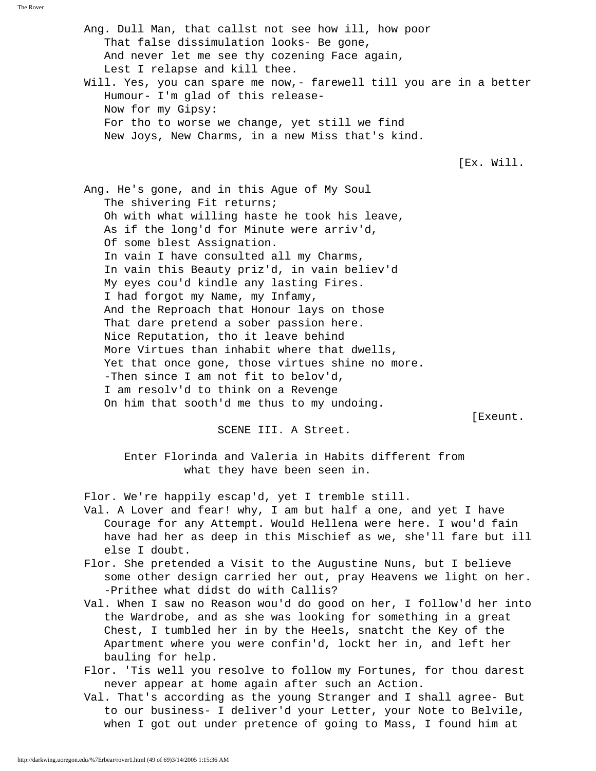Ang. Dull Man, that callst not see how ill, how poor
   That false dissimulation looks- Be gone,
   And never let me see thy cozening Face again,
   Lest I relapse and kill thee.

Will. Yes, you can spare me now,- farewell till you are in a better
   Humour- I'm glad of this release-
   Now for my Gipsy:
   For tho to worse we change, yet still we find
   New Joys, New Charms, in a new Miss that's kind.

[Ex. Will.

Ang. He's gone, and in this Ague of My Soul
   The shivering Fit returns;
   Oh with what willing haste he took his leave,
   As if the long'd for Minute were arriv'd,
   Of some blest Assignation.
   In vain I have consulted all my Charms,
   In vain this Beauty priz'd, in vain believ'd
   My eyes cou'd kindle any lasting Fires.
   I had forgot my Name, my Infamy,
   And the Reproach that Honour lays on those
   That dare pretend a sober passion here.
   Nice Reputation, tho it leave behind
   More Virtues than inhabit where that dwells,
   Yet that once gone, those virtues shine no more.
   -Then since I am not fit to belov'd,
   I am resolv'd to think on a Revenge
   On him that sooth'd me thus to my undoing.

[Exeunt.

SCENE III. A Street.

Enter Florinda and Valeria in Habits different from what they have been seen in.

Flor. We're happily escap'd, yet I tremble still.

Val. A Lover and fear! why, I am but half a one, and yet I have
   Courage for any Attempt. Would Hellena were here. I wou'd fain
   have had her as deep in this Mischief as we, she'll fare but ill
   else I doubt.

Flor. She pretended a Visit to the Augustine Nuns, but I believe
   some other design carried her out, pray Heavens we light on her.
   -Prithee what didst do with Callis?

Val. When I saw no Reason wou'd do good on her, I follow'd her into
   the Wardrobe, and as she was looking for something in a great
   Chest, I tumbled her in by the Heels, snatcht the Key of the
   Apartment where you were confin'd, lockt her in, and left her
   bauling for help.

Flor. 'Tis well you resolve to follow my Fortunes, for thou darest
   never appear at home again after such an Action.

Val. That's according as the young Stranger and I shall agree- But
   to our business- I deliver'd your Letter, your Note to Belvile,
   when I got out under pretence of going to Mass, I found him at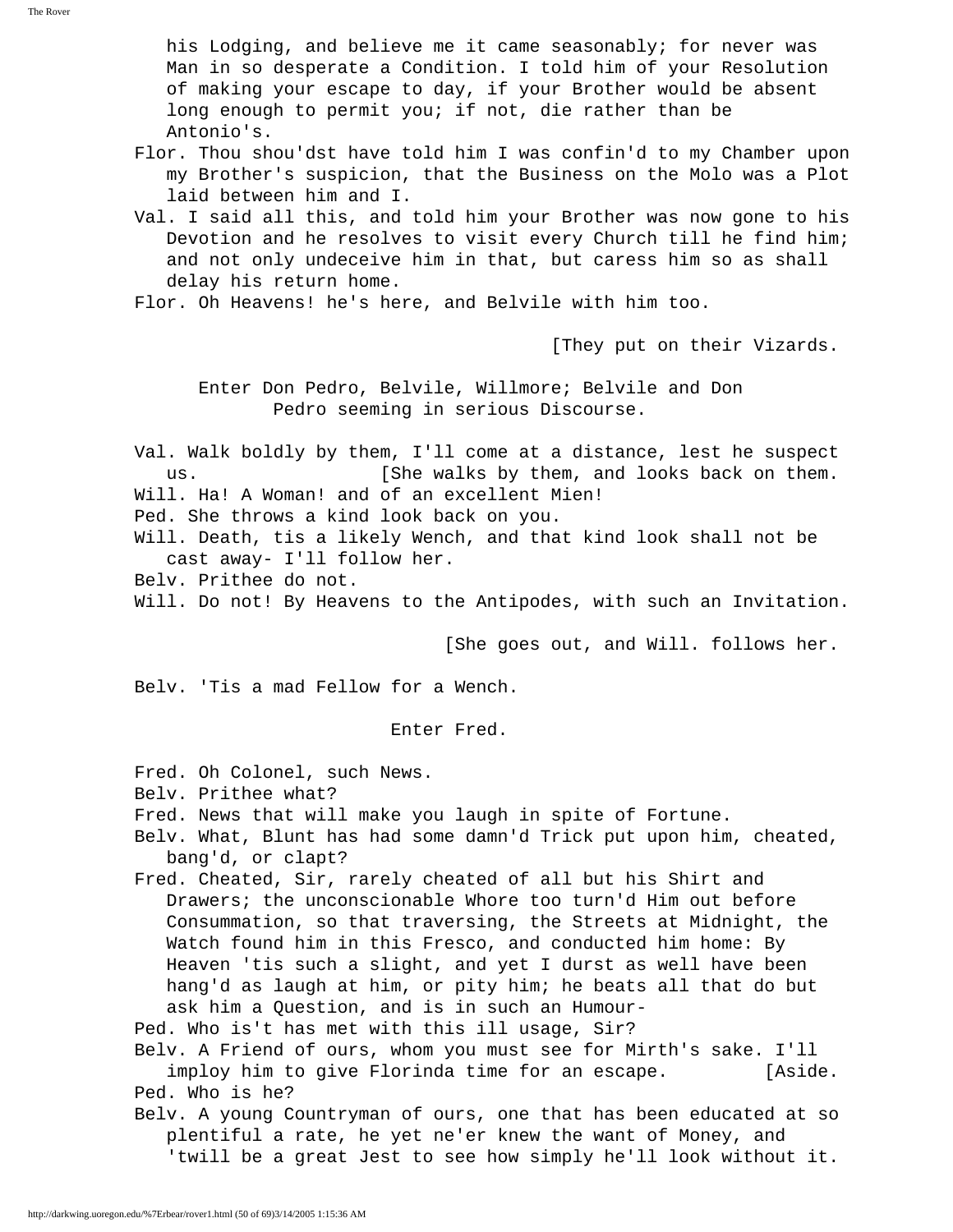his Lodging, and believe me it came seasonably; for never was Man in so desperate a Condition. I told him of your Resolution of making your escape to day, if your Brother would be absent long enough to permit you; if not, die rather than be Antonio's.

Flor. Thou shou'dst have told him I was confin'd to my Chamber upon my Brother's suspicion, that the Business on the Molo was a Plot laid between him and I.

Val. I said all this, and told him your Brother was now gone to his Devotion and he resolves to visit every Church till he find him; and not only undeceive him in that, but caress him so as shall delay his return home.

Flor. Oh Heavens! he's here, and Belvile with him too.

[They put on their Vizards.

Enter Don Pedro, Belvile, Willmore; Belvile and Don Pedro seeming in serious Discourse.

Val. Walk boldly by them, I'll come at a distance, lest he suspect us. [She walks by them, and looks back on them.

Will. Ha! A Woman! and of an excellent Mien!

Ped. She throws a kind look back on you.

Will. Death, tis a likely Wench, and that kind look shall not be cast away- I'll follow her.

Belv. Prithee do not.

Will. Do not! By Heavens to the Antipodes, with such an Invitation.

[She goes out, and Will. follows her.

Belv. 'Tis a mad Fellow for a Wench.

Enter Fred.

Fred. Oh Colonel, such News.

Belv. Prithee what?

Fred. News that will make you laugh in spite of Fortune.

Belv. What, Blunt has had some damn'd Trick put upon him, cheated, bang'd, or clapt?

Fred. Cheated, Sir, rarely cheated of all but his Shirt and Drawers; the unconscionable Whore too turn'd Him out before Consummation, so that traversing, the Streets at Midnight, the Watch found him in this Fresco, and conducted him home: By Heaven 'tis such a slight, and yet I durst as well have been hang'd as laugh at him, or pity him; he beats all that do but ask him a Question, and is in such an Humour-

Ped. Who is't has met with this ill usage, Sir?

Belv. A Friend of ours, whom you must see for Mirth's sake. I'll imploy him to give Florinda time for an escape. [Aside.

Ped. Who is he?

Belv. A young Countryman of ours, one that has been educated at so plentiful a rate, he yet ne'er knew the want of Money, and 'twill be a great Jest to see how simply he'll look without it.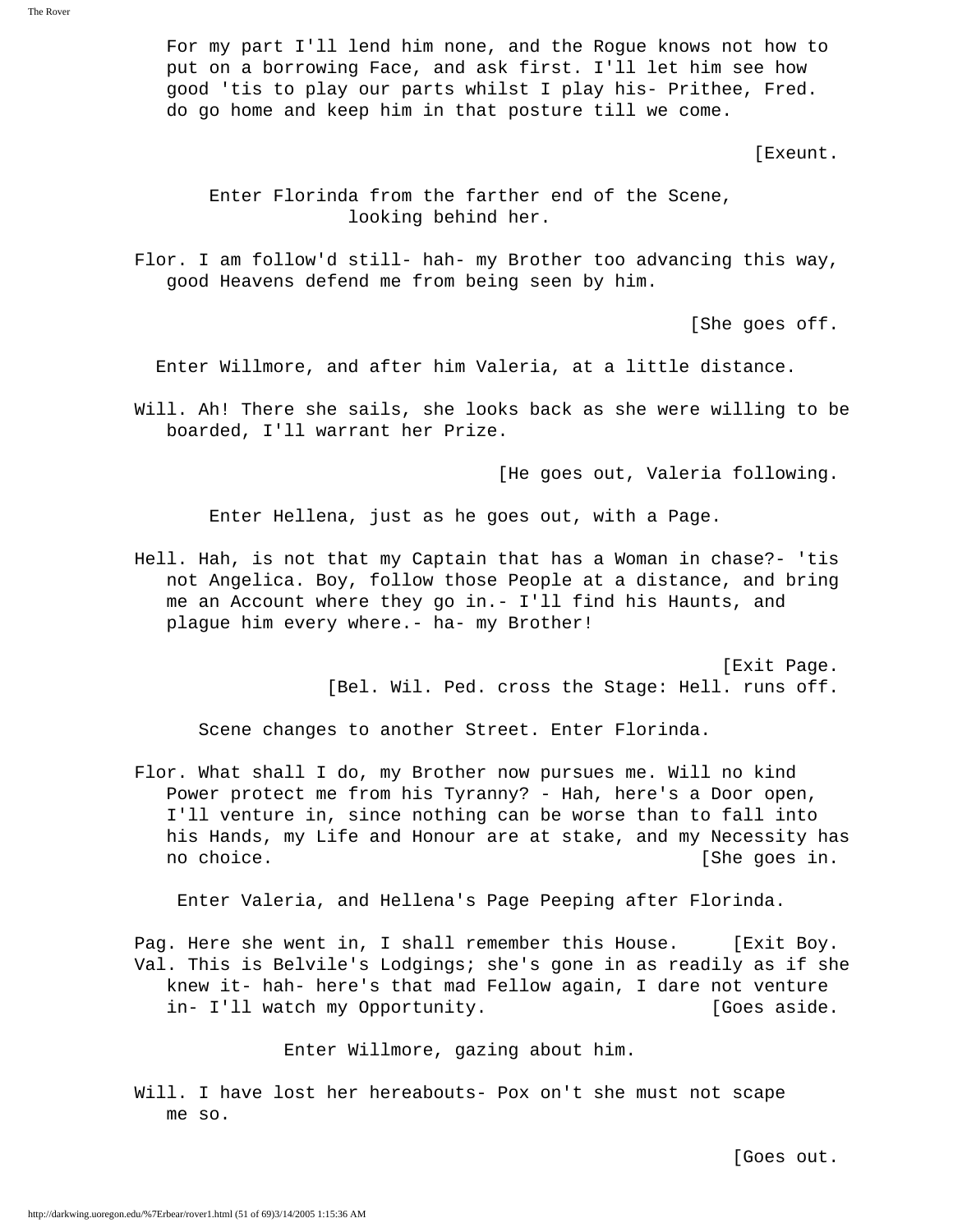For my part I'll lend him none, and the Rogue knows not how to put on a borrowing Face, and ask first. I'll let him see how good 'tis to play our parts whilst I play his- Prithee, Fred. do go home and keep him in that posture till we come.

[Exeunt.

Enter Florinda from the farther end of the Scene, looking behind her.

Flor. I am follow'd still- hah- my Brother too advancing this way, good Heavens defend me from being seen by him.

[She goes off.

Enter Willmore, and after him Valeria, at a little distance.

Will. Ah! There she sails, she looks back as she were willing to be boarded, I'll warrant her Prize.

[He goes out, Valeria following.

Enter Hellena, just as he goes out, with a Page.

Hell. Hah, is not that my Captain that has a Woman in chase?- 'tis not Angelica. Boy, follow those People at a distance, and bring me an Account where they go in.- I'll find his Haunts, and plague him every where.- ha- my Brother!

[Exit Page.
[Bel. Wil. Ped. cross the Stage: Hell. runs off.

Scene changes to another Street. Enter Florinda.

Flor. What shall I do, my Brother now pursues me. Will no kind Power protect me from his Tyranny? - Hah, here's a Door open, I'll venture in, since nothing can be worse than to fall into his Hands, my Life and Honour are at stake, and my Necessity has no choice. [She goes in.

Enter Valeria, and Hellena's Page Peeping after Florinda.

Pag. Here she went in, I shall remember this House. [Exit Boy.
Val. This is Belvile's Lodgings; she's gone in as readily as if she knew it- hah- here's that mad Fellow again, I dare not venture in- I'll watch my Opportunity. [Goes aside.

Enter Willmore, gazing about him.

Will. I have lost her hereabouts- Pox on't she must not scape me so.

[Goes out.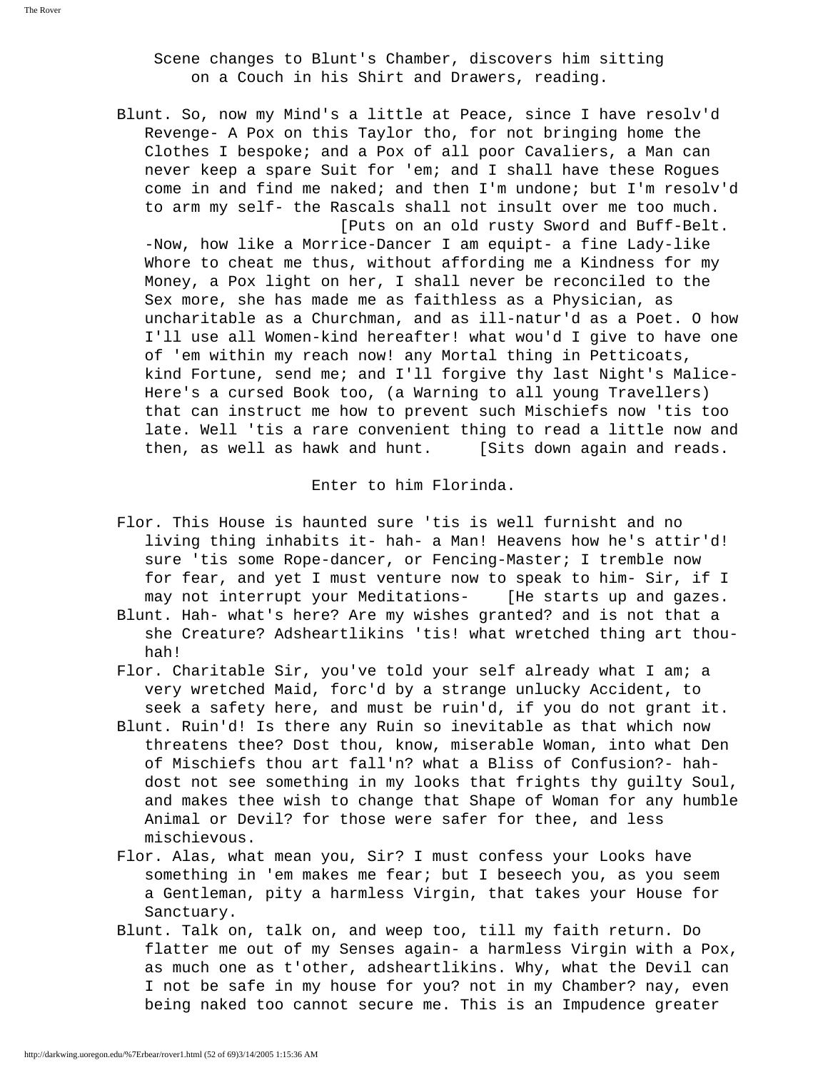Scene changes to Blunt's Chamber, discovers him sitting on a Couch in his Shirt and Drawers, reading.

Blunt. So, now my Mind's a little at Peace, since I have resolv'd Revenge- A Pox on this Taylor tho, for not bringing home the Clothes I bespoke; and a Pox of all poor Cavaliers, a Man can never keep a spare Suit for 'em; and I shall have these Rogues come in and find me naked; and then I'm undone; but I'm resolv'd to arm my self- the Rascals shall not insult over me too much. [Puts on an old rusty Sword and Buff-Belt. -Now, how like a Morrice-Dancer I am equipt- a fine Lady-like Whore to cheat me thus, without affording me a Kindness for my Money, a Pox light on her, I shall never be reconciled to the Sex more, she has made me as faithless as a Physician, as uncharitable as a Churchman, and as ill-natur'd as a Poet. O how I'll use all Women-kind hereafter! what wou'd I give to have one of 'em within my reach now! any Mortal thing in Petticoats, kind Fortune, send me; and I'll forgive thy last Night's Malice- Here's a cursed Book too, (a Warning to all young Travellers) that can instruct me how to prevent such Mischiefs now 'tis too late. Well 'tis a rare convenient thing to read a little now and then, as well as hawk and hunt. [Sits down again and reads.

Enter to him Florinda.

Flor. This House is haunted sure 'tis is well furnisht and no living thing inhabits it- hah- a Man! Heavens how he's attir'd! sure 'tis some Rope-dancer, or Fencing-Master; I tremble now for fear, and yet I must venture now to speak to him- Sir, if I may not interrupt your Meditations- [He starts up and gazes.

Blunt. Hah- what's here? Are my wishes granted? and is not that a she Creature? Adsheartlikins 'tis! what wretched thing art thou- hah!

Flor. Charitable Sir, you've told your self already what I am; a very wretched Maid, forc'd by a strange unlucky Accident, to seek a safety here, and must be ruin'd, if you do not grant it.

Blunt. Ruin'd! Is there any Ruin so inevitable as that which now threatens thee? Dost thou, know, miserable Woman, into what Den of Mischiefs thou art fall'n? what a Bliss of Confusion?- hah- dost not see something in my looks that frights thy guilty Soul, and makes thee wish to change that Shape of Woman for any humble Animal or Devil? for those were safer for thee, and less mischievous.

Flor. Alas, what mean you, Sir? I must confess your Looks have something in 'em makes me fear; but I beseech you, as you seem a Gentleman, pity a harmless Virgin, that takes your House for Sanctuary.

Blunt. Talk on, talk on, and weep too, till my faith return. Do flatter me out of my Senses again- a harmless Virgin with a Pox, as much one as t'other, adsheartlikins. Why, what the Devil can I not be safe in my house for you? not in my Chamber? nay, even being naked too cannot secure me. This is an Impudence greater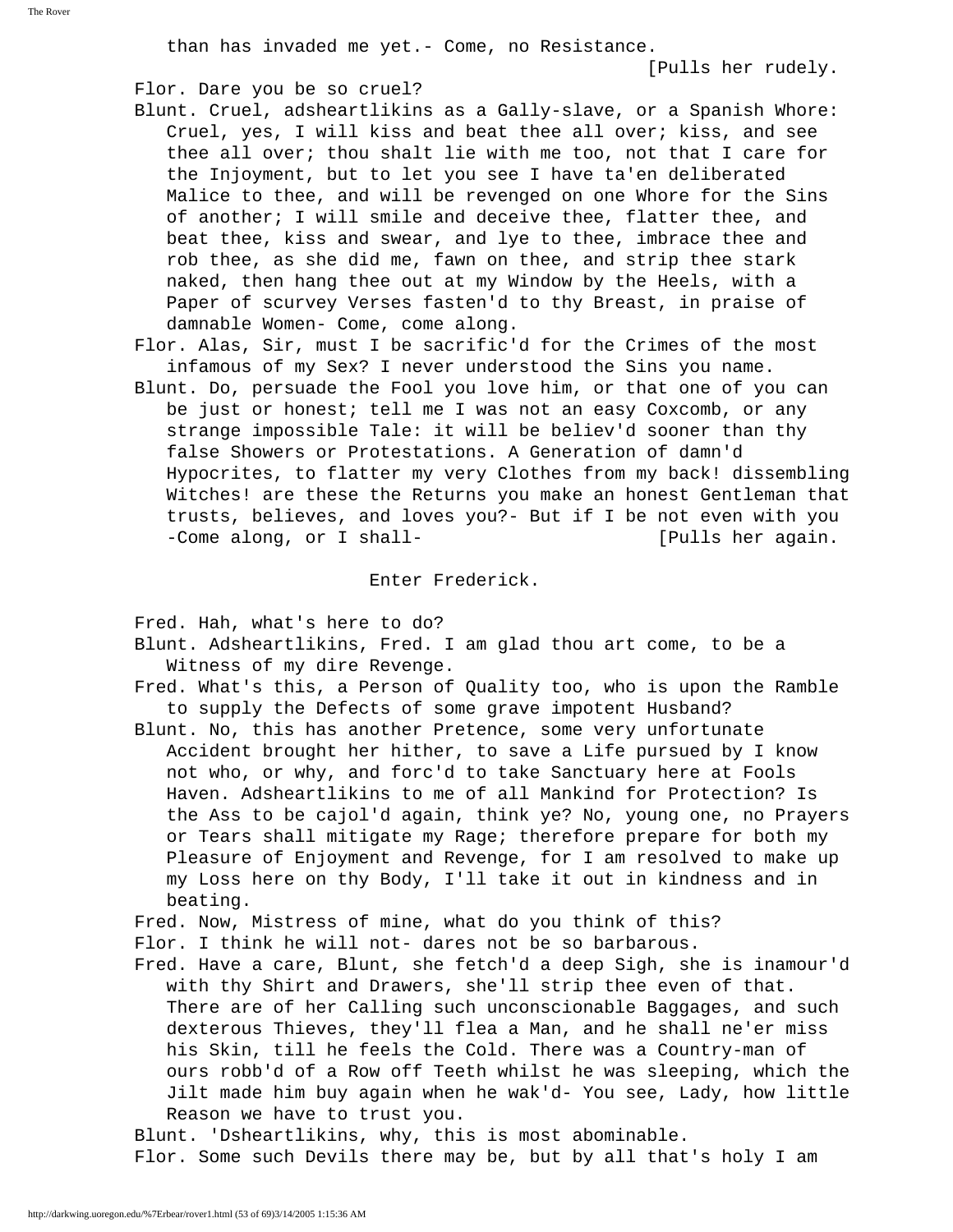than has invaded me yet.- Come, no Resistance.

[Pulls her rudely.

Flor. Dare you be so cruel?

Blunt. Cruel, adsheartlikins as a Gally-slave, or a Spanish Whore: Cruel, yes, I will kiss and beat thee all over; kiss, and see thee all over; thou shalt lie with me too, not that I care for the Injoyment, but to let you see I have ta'en deliberated Malice to thee, and will be revenged on one Whore for the Sins of another; I will smile and deceive thee, flatter thee, and beat thee, kiss and swear, and lye to thee, imbrace thee and rob thee, as she did me, fawn on thee, and strip thee stark naked, then hang thee out at my Window by the Heels, with a Paper of scurvey Verses fasten'd to thy Breast, in praise of damnable Women- Come, come along.

Flor. Alas, Sir, must I be sacrific'd for the Crimes of the most infamous of my Sex? I never understood the Sins you name.

Blunt. Do, persuade the Fool you love him, or that one of you can be just or honest; tell me I was not an easy Coxcomb, or any strange impossible Tale: it will be believ'd sooner than thy false Showers or Protestations. A Generation of damn'd Hypocrites, to flatter my very Clothes from my back! dissembling Witches! are these the Returns you make an honest Gentleman that trusts, believes, and loves you?- But if I be not even with you -Come along, or I shall- [Pulls her again.

Enter Frederick.

Fred. Hah, what's here to do?

Blunt. Adsheartlikins, Fred. I am glad thou art come, to be a Witness of my dire Revenge.

Fred. What's this, a Person of Quality too, who is upon the Ramble to supply the Defects of some grave impotent Husband?

Blunt. No, this has another Pretence, some very unfortunate Accident brought her hither, to save a Life pursued by I know not who, or why, and forc'd to take Sanctuary here at Fools Haven. Adsheartlikins to me of all Mankind for Protection? Is the Ass to be cajol'd again, think ye? No, young one, no Prayers or Tears shall mitigate my Rage; therefore prepare for both my Pleasure of Enjoyment and Revenge, for I am resolved to make up my Loss here on thy Body, I'll take it out in kindness and in beating.

Fred. Now, Mistress of mine, what do you think of this?

Flor. I think he will not- dares not be so barbarous.

Fred. Have a care, Blunt, she fetch'd a deep Sigh, she is inamour'd with thy Shirt and Drawers, she'll strip thee even of that. There are of her Calling such unconscionable Baggages, and such dexterous Thieves, they'll flea a Man, and he shall ne'er miss his Skin, till he feels the Cold. There was a Country-man of ours robb'd of a Row off Teeth whilst he was sleeping, which the Jilt made him buy again when he wak'd- You see, Lady, how little Reason we have to trust you.

Blunt. 'Dsheartlikins, why, this is most abominable.

Flor. Some such Devils there may be, but by all that's holy I am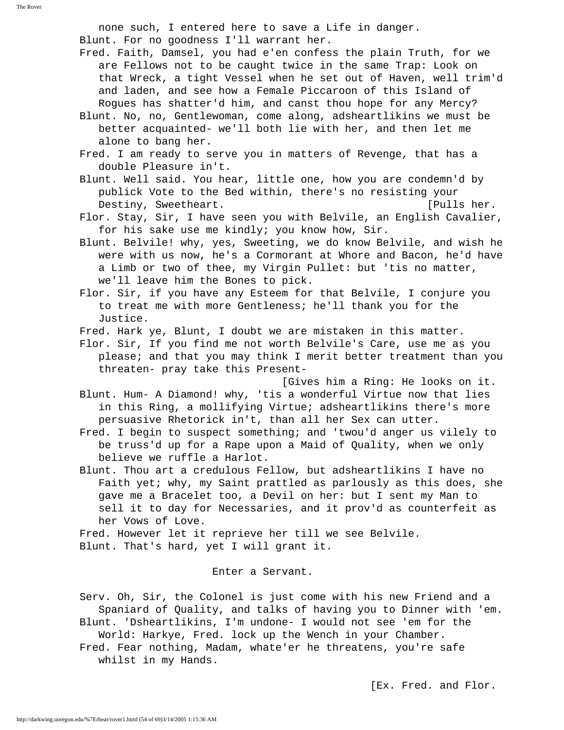none such, I entered here to save a Life in danger.

Blunt. For no goodness I'll warrant her.

Fred. Faith, Damsel, you had e'en confess the plain Truth, for we are Fellows not to be caught twice in the same Trap: Look on that Wreck, a tight Vessel when he set out of Haven, well trim'd and laden, and see how a Female Piccaroon of this Island of Rogues has shatter'd him, and canst thou hope for any Mercy?

Blunt. No, no, Gentlewoman, come along, adsheartlikins we must be better acquainted- we'll both lie with her, and then let me alone to bang her.

Fred. I am ready to serve you in matters of Revenge, that has a double Pleasure in't.

Blunt. Well said. You hear, little one, how you are condemn'd by publick Vote to the Bed within, there's no resisting your Destiny, Sweetheart. [Pulls her.

Flor. Stay, Sir, I have seen you with Belvile, an English Cavalier, for his sake use me kindly; you know how, Sir.

Blunt. Belvile! why, yes, Sweeting, we do know Belvile, and wish he were with us now, he's a Cormorant at Whore and Bacon, he'd have a Limb or two of thee, my Virgin Pullet: but 'tis no matter, we'll leave him the Bones to pick.

Flor. Sir, if you have any Esteem for that Belvile, I conjure you to treat me with more Gentleness; he'll thank you for the Justice.

Fred. Hark ye, Blunt, I doubt we are mistaken in this matter.

Flor. Sir, If you find me not worth Belvile's Care, use me as you please; and that you may think I merit better treatment than you threaten- pray take this Present-

[Gives him a Ring: He looks on it.

Blunt. Hum- A Diamond! why, 'tis a wonderful Virtue now that lies in this Ring, a mollifying Virtue; adsheartlikins there's more persuasive Rhetorick in't, than all her Sex can utter.

Fred. I begin to suspect something; and 'twou'd anger us vilely to be truss'd up for a Rape upon a Maid of Quality, when we only believe we ruffle a Harlot.

Blunt. Thou art a credulous Fellow, but adsheartlikins I have no Faith yet; why, my Saint prattled as parlously as this does, she gave me a Bracelet too, a Devil on her: but I sent my Man to sell it to day for Necessaries, and it prov'd as counterfeit as her Vows of Love.

Fred. However let it reprieve her till we see Belvile.

Blunt. That's hard, yet I will grant it.

Enter a Servant.

Serv. Oh, Sir, the Colonel is just come with his new Friend and a Spaniard of Quality, and talks of having you to Dinner with 'em.

Blunt. 'Dsheartlikins, I'm undone- I would not see 'em for the World: Harkye, Fred. lock up the Wench in your Chamber.

Fred. Fear nothing, Madam, whate'er he threatens, you're safe whilst in my Hands.

[Ex. Fred. and Flor.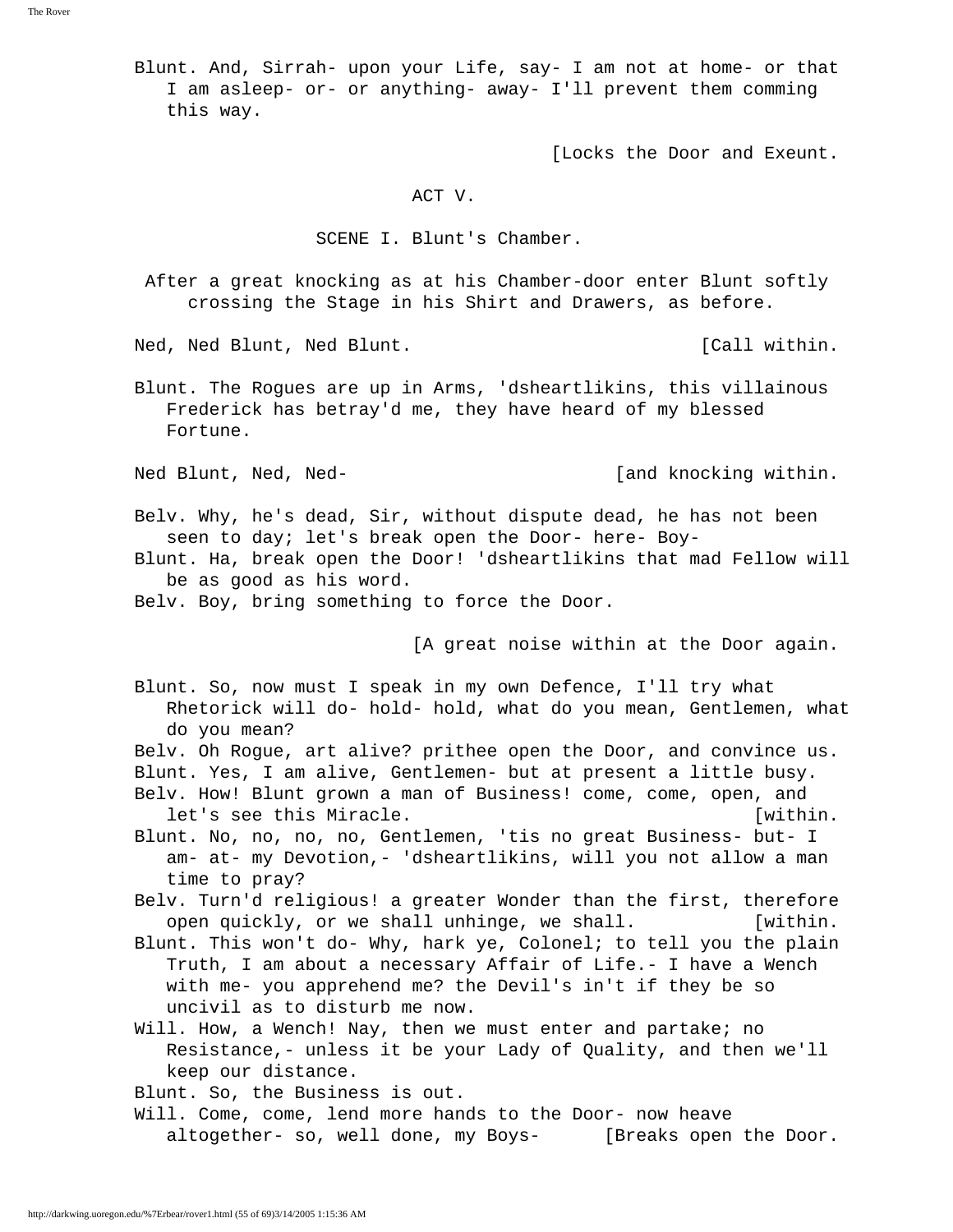Blunt. And, Sirrah- upon your Life, say- I am not at home- or that I am asleep- or- or anything- away- I'll prevent them comming this way.

[Locks the Door and Exeunt.

## ACT V.

### SCENE I. Blunt's Chamber.

After a great knocking as at his Chamber-door enter Blunt softly crossing the Stage in his Shirt and Drawers, as before.

Ned, Ned Blunt, Ned Blunt. [Call within.

Blunt. The Rogues are up in Arms, 'dsheartlikins, this villainous Frederick has betray'd me, they have heard of my blessed Fortune.

Ned Blunt, Ned, Ned- [and knocking within.

Belv. Why, he's dead, Sir, without dispute dead, he has not been seen to day; let's break open the Door- here- Boy-

Blunt. Ha, break open the Door! 'dsheartlikins that mad Fellow will be as good as his word.

Belv. Boy, bring something to force the Door.

[A great noise within at the Door again.

Blunt. So, now must I speak in my own Defence, I'll try what Rhetorick will do- hold- hold, what do you mean, Gentlemen, what do you mean?

Belv. Oh Rogue, art alive? prithee open the Door, and convince us.

Blunt. Yes, I am alive, Gentlemen- but at present a little busy.

Belv. How! Blunt grown a man of Business! come, come, open, and let's see this Miracle. [within.

Blunt. No, no, no, no, Gentlemen, 'tis no great Business- but- I am- at- my Devotion,- 'dsheartlikins, will you not allow a man time to pray?

Belv. Turn'd religious! a greater Wonder than the first, therefore open quickly, or we shall unhinge, we shall. [within.

Blunt. This won't do- Why, hark ye, Colonel; to tell you the plain Truth, I am about a necessary Affair of Life.- I have a Wench with me- you apprehend me? the Devil's in't if they be so uncivil as to disturb me now.

Will. How, a Wench! Nay, then we must enter and partake; no Resistance,- unless it be your Lady of Quality, and then we'll keep our distance.

Blunt. So, the Business is out.

Will. Come, come, lend more hands to the Door- now heave altogether- so, well done, my Boys- [Breaks open the Door.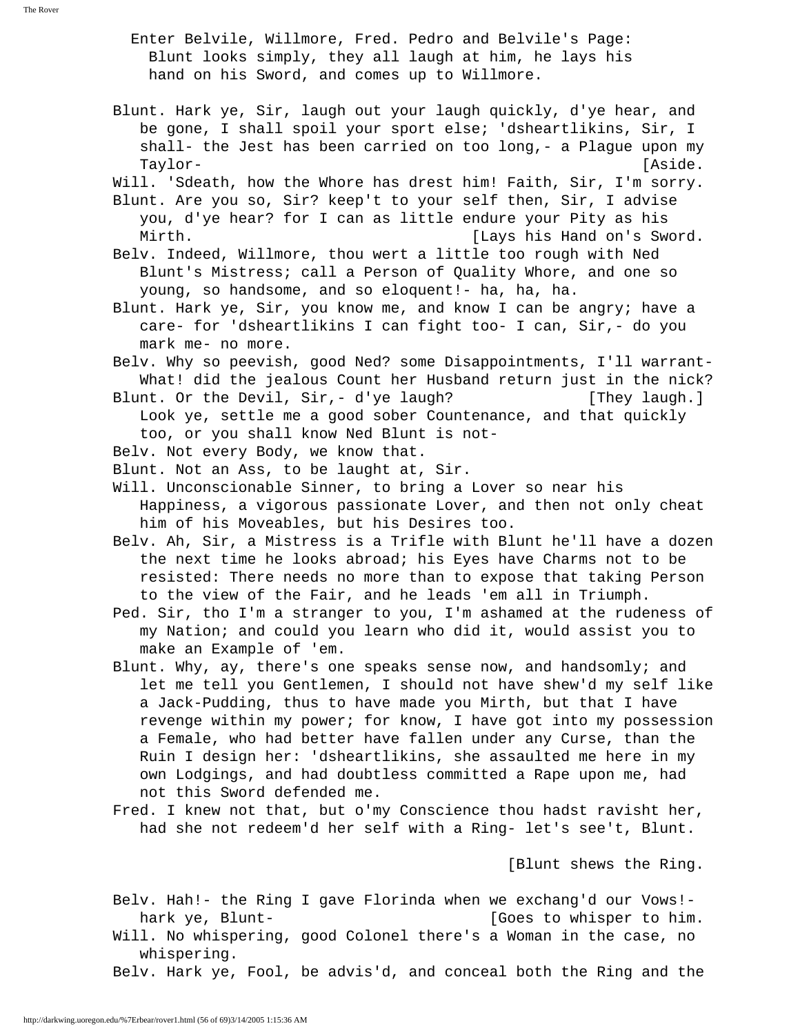Enter Belvile, Willmore, Fred. Pedro and Belvile's Page: Blunt looks simply, they all laugh at him, he lays his hand on his Sword, and comes up to Willmore.

Blunt. Hark ye, Sir, laugh out your laugh quickly, d'ye hear, and be gone, I shall spoil your sport else; 'dsheartlikins, Sir, I shall- the Jest has been carried on too long,- a Plague upon my Taylor- [Aside.

Will. 'Sdeath, how the Whore has drest him! Faith, Sir, I'm sorry.

Blunt. Are you so, Sir? keep't to your self then, Sir, I advise you, d'ye hear? for I can as little endure your Pity as his Mirth. [Lays his Hand on's Sword.

Belv. Indeed, Willmore, thou wert a little too rough with Ned Blunt's Mistress; call a Person of Quality Whore, and one so young, so handsome, and so eloquent!- ha, ha, ha.

Blunt. Hark ye, Sir, you know me, and know I can be angry; have a care- for 'dsheartlikins I can fight too- I can, Sir,- do you mark me- no more.

Belv. Why so peevish, good Ned? some Disappointments, I'll warrant- What! did the jealous Count her Husband return just in the nick?

Blunt. Or the Devil, Sir,- d'ye laugh? [They laugh.] Look ye, settle me a good sober Countenance, and that quickly too, or you shall know Ned Blunt is not-

Belv. Not every Body, we know that.

Blunt. Not an Ass, to be laught at, Sir.

Will. Unconscionable Sinner, to bring a Lover so near his Happiness, a vigorous passionate Lover, and then not only cheat him of his Moveables, but his Desires too.

Belv. Ah, Sir, a Mistress is a Trifle with Blunt he'll have a dozen the next time he looks abroad; his Eyes have Charms not to be resisted: There needs no more than to expose that taking Person to the view of the Fair, and he leads 'em all in Triumph.

Ped. Sir, tho I'm a stranger to you, I'm ashamed at the rudeness of my Nation; and could you learn who did it, would assist you to make an Example of 'em.

Blunt. Why, ay, there's one speaks sense now, and handsomly; and let me tell you Gentlemen, I should not have shew'd my self like a Jack-Pudding, thus to have made you Mirth, but that I have revenge within my power; for know, I have got into my possession a Female, who had better have fallen under any Curse, than the Ruin I design her: 'dsheartlikins, she assaulted me here in my own Lodgings, and had doubtless committed a Rape upon me, had not this Sword defended me.

Fred. I knew not that, but o'my Conscience thou hadst ravisht her, had she not redeem'd her self with a Ring- let's see't, Blunt.

[Blunt shews the Ring.

Belv. Hah!- the Ring I gave Florinda when we exchang'd our Vows!- hark ye, Blunt- [Goes to whisper to him.

Will. No whispering, good Colonel there's a Woman in the case, no whispering.

Belv. Hark ye, Fool, be advis'd, and conceal both the Ring and the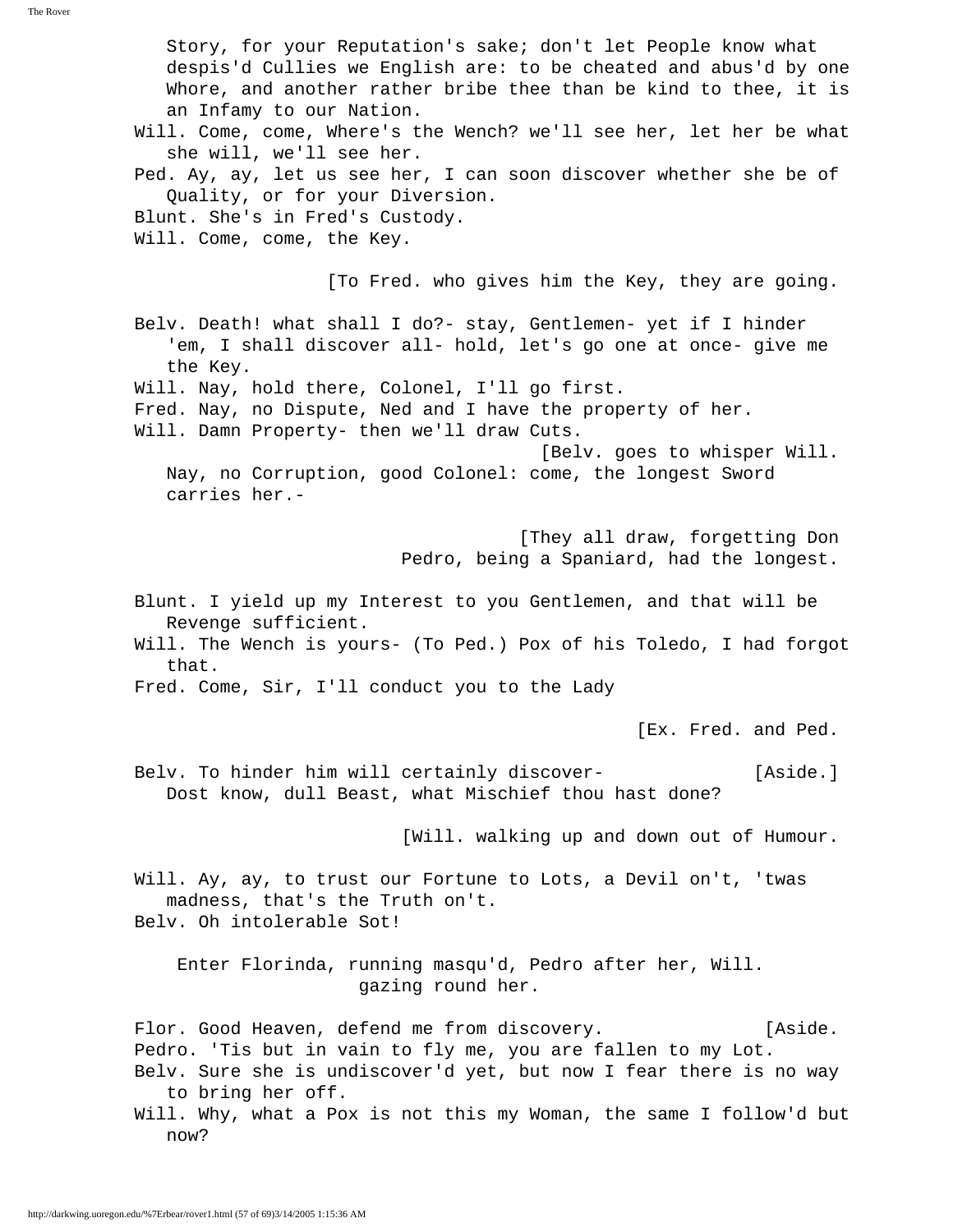Story, for your Reputation's sake; don't let People know what despis'd Cullies we English are: to be cheated and abus'd by one Whore, and another rather bribe thee than be kind to thee, it is an Infamy to our Nation.

Will. Come, come, Where's the Wench? we'll see her, let her be what she will, we'll see her.

Ped. Ay, ay, let us see her, I can soon discover whether she be of Quality, or for your Diversion.

Blunt. She's in Fred's Custody.

Will. Come, come, the Key.

[To Fred. who gives him the Key, they are going.

Belv. Death! what shall I do?- stay, Gentlemen- yet if I hinder 'em, I shall discover all- hold, let's go one at once- give me the Key.

Will. Nay, hold there, Colonel, I'll go first.

Fred. Nay, no Dispute, Ned and I have the property of her.

Will. Damn Property- then we'll draw Cuts.

[Belv. goes to whisper Will.

Nay, no Corruption, good Colonel: come, the longest Sword carries her.-

[They all draw, forgetting Don Pedro, being a Spaniard, had the longest.

Blunt. I yield up my Interest to you Gentlemen, and that will be Revenge sufficient.

Will. The Wench is yours- (To Ped.) Pox of his Toledo, I had forgot that.

Fred. Come, Sir, I'll conduct you to the Lady

[Ex. Fred. and Ped.

Belv. To hinder him will certainly discover- [Aside.] Dost know, dull Beast, what Mischief thou hast done?

[Will. walking up and down out of Humour.

Will. Ay, ay, to trust our Fortune to Lots, a Devil on't, 'twas madness, that's the Truth on't.

Belv. Oh intolerable Sot!

Enter Florinda, running masqu'd, Pedro after her, Will. gazing round her.

Flor. Good Heaven, defend me from discovery. [Aside.

Pedro. 'Tis but in vain to fly me, you are fallen to my Lot.

Belv. Sure she is undiscover'd yet, but now I fear there is no way to bring her off.

Will. Why, what a Pox is not this my Woman, the same I follow'd but now?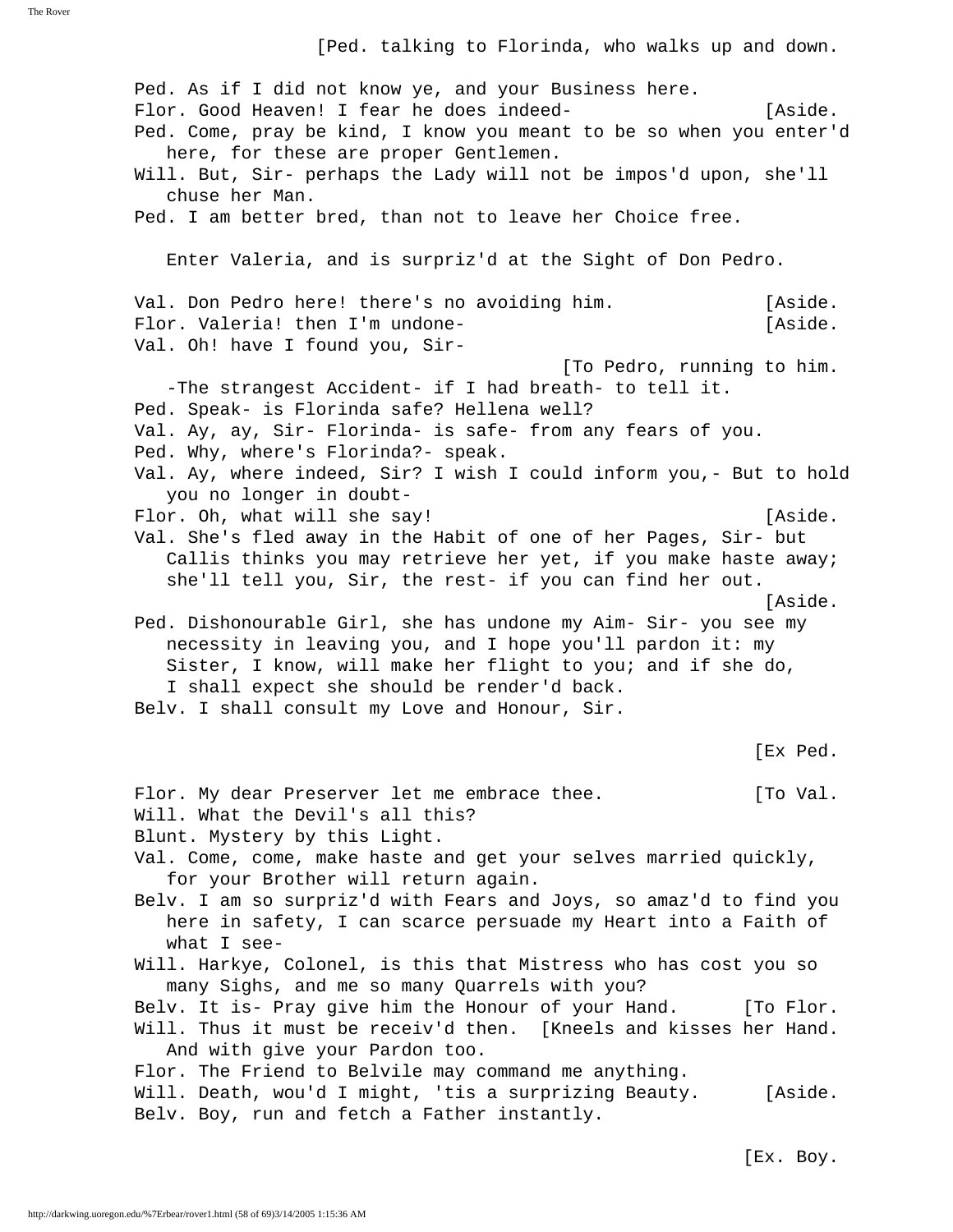[Ped. talking to Florinda, who walks up and down.

Ped. As if I did not know ye, and your Business here.
Flor. Good Heaven! I fear he does indeed- [Aside.
Ped. Come, pray be kind, I know you meant to be so when you enter'd here, for these are proper Gentlemen.
Will. But, Sir- perhaps the Lady will not be impos'd upon, she'll chuse her Man.
Ped. I am better bred, than not to leave her Choice free.

Enter Valeria, and is surpriz'd at the Sight of Don Pedro.

Val. Don Pedro here! there's no avoiding him. [Aside.
Flor. Valeria! then I'm undone- [Aside.
Val. Oh! have I found you, Sir- [To Pedro, running to him.
-The strangest Accident- if I had breath- to tell it.
Ped. Speak- is Florinda safe? Hellena well?
Val. Ay, ay, Sir- Florinda- is safe- from any fears of you.
Ped. Why, where's Florinda?- speak.
Val. Ay, where indeed, Sir? I wish I could inform you,- But to hold you no longer in doubt-
Flor. Oh, what will she say! [Aside.
Val. She's fled away in the Habit of one of her Pages, Sir- but Callis thinks you may retrieve her yet, if you make haste away; she'll tell you, Sir, the rest- if you can find her out. [Aside.
Ped. Dishonourable Girl, she has undone my Aim- Sir- you see my necessity in leaving you, and I hope you'll pardon it: my Sister, I know, will make her flight to you; and if she do, I shall expect she should be render'd back.
Belv. I shall consult my Love and Honour, Sir.

[Ex Ped.

Flor. My dear Preserver let me embrace thee. [To Val.
Will. What the Devil's all this?
Blunt. Mystery by this Light.
Val. Come, come, make haste and get your selves married quickly, for your Brother will return again.
Belv. I am so surpriz'd with Fears and Joys, so amaz'd to find you here in safety, I can scarce persuade my Heart into a Faith of what I see-
Will. Harkye, Colonel, is this that Mistress who has cost you so many Sighs, and me so many Quarrels with you?
Belv. It is- Pray give him the Honour of your Hand. [To Flor.
Will. Thus it must be receiv'd then. [Kneels and kisses her Hand.
And with give your Pardon too.
Flor. The Friend to Belvile may command me anything.
Will. Death, wou'd I might, 'tis a surprizing Beauty. [Aside.
Belv. Boy, run and fetch a Father instantly.

[Ex. Boy.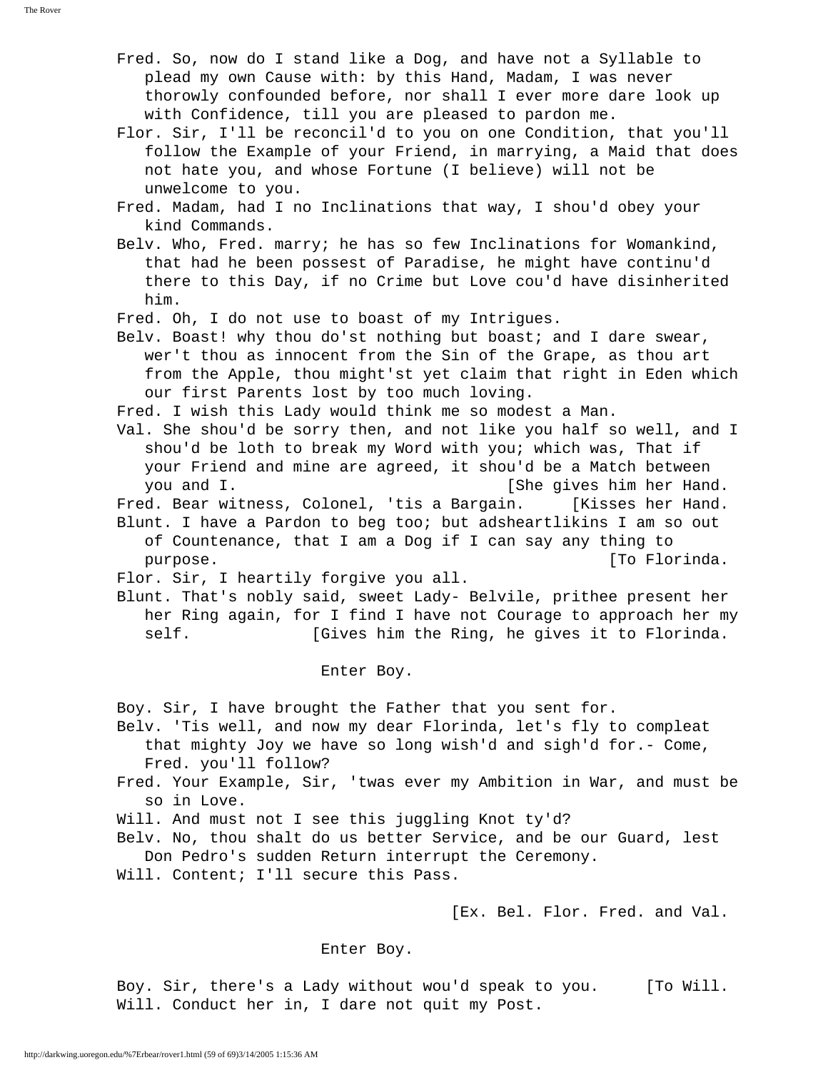Fred. So, now do I stand like a Dog, and have not a Syllable to plead my own Cause with: by this Hand, Madam, I was never thorowly confounded before, nor shall I ever more dare look up with Confidence, till you are pleased to pardon me.

Flor. Sir, I'll be reconcil'd to you on one Condition, that you'll follow the Example of your Friend, in marrying, a Maid that does not hate you, and whose Fortune (I believe) will not be unwelcome to you.

Fred. Madam, had I no Inclinations that way, I shou'd obey your kind Commands.

Belv. Who, Fred. marry; he has so few Inclinations for Womankind, that had he been possest of Paradise, he might have continu'd there to this Day, if no Crime but Love cou'd have disinherited him.

Fred. Oh, I do not use to boast of my Intrigues.

Belv. Boast! why thou do'st nothing but boast; and I dare swear, wer't thou as innocent from the Sin of the Grape, as thou art from the Apple, thou might'st yet claim that right in Eden which our first Parents lost by too much loving.

Fred. I wish this Lady would think me so modest a Man.

Val. She shou'd be sorry then, and not like you half so well, and I shou'd be loth to break my Word with you; which was, That if your Friend and mine are agreed, it shou'd be a Match between you and I. [She gives him her Hand.

Fred. Bear witness, Colonel, 'tis a Bargain. [Kisses her Hand.

Blunt. I have a Pardon to beg too; but adsheartlikins I am so out of Countenance, that I am a Dog if I can say any thing to purpose. [To Florinda.

Flor. Sir, I heartily forgive you all.

Blunt. That's nobly said, sweet Lady- Belvile, prithee present her her Ring again, for I find I have not Courage to approach her my self. [Gives him the Ring, he gives it to Florinda.

Enter Boy.

Boy. Sir, I have brought the Father that you sent for.

Belv. 'Tis well, and now my dear Florinda, let's fly to compleat that mighty Joy we have so long wish'd and sigh'd for.- Come, Fred. you'll follow?

Fred. Your Example, Sir, 'twas ever my Ambition in War, and must be so in Love.

Will. And must not I see this juggling Knot ty'd?

Belv. No, thou shalt do us better Service, and be our Guard, lest Don Pedro's sudden Return interrupt the Ceremony.

Will. Content; I'll secure this Pass.

[Ex. Bel. Flor. Fred. and Val.

Enter Boy.

Boy. Sir, there's a Lady without wou'd speak to you. [To Will.

Will. Conduct her in, I dare not quit my Post.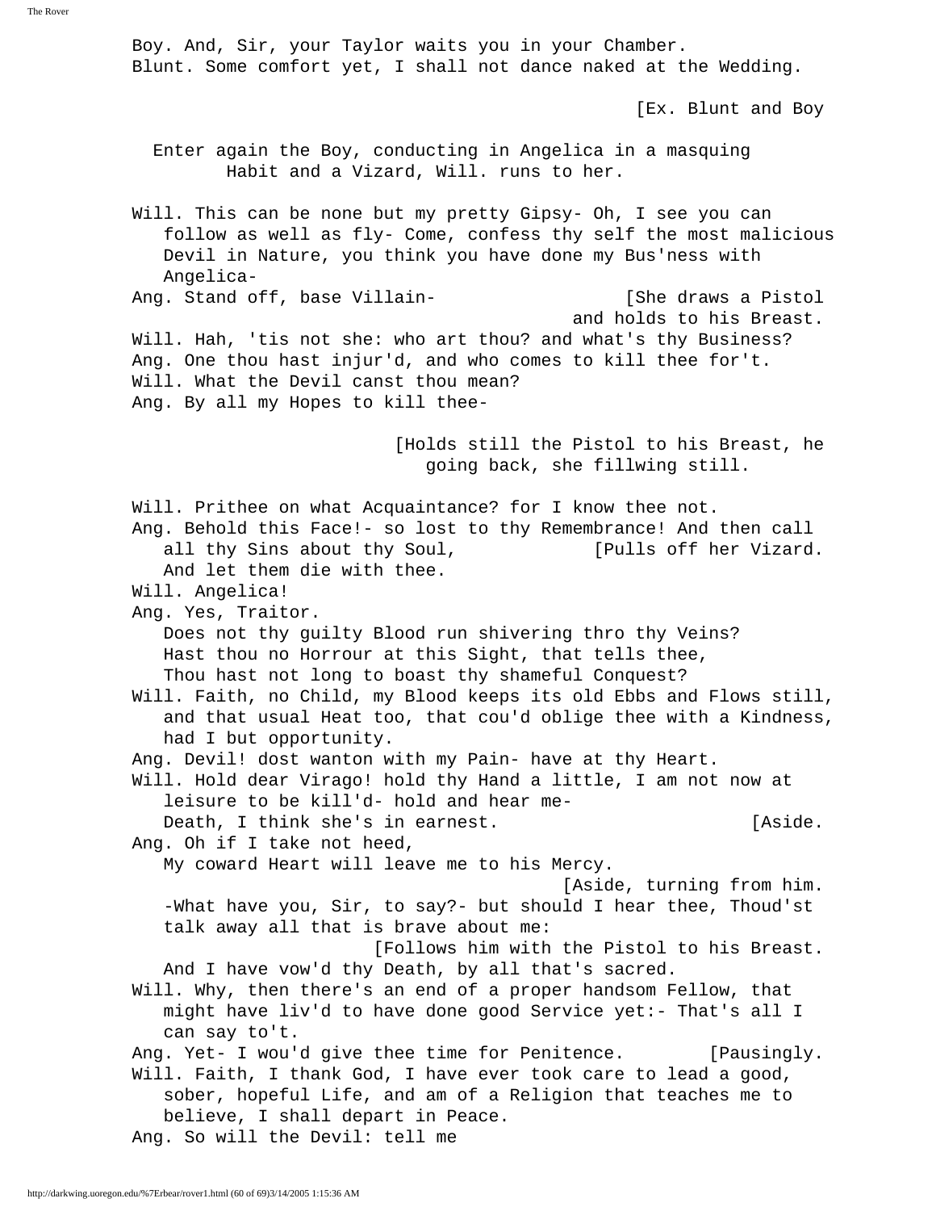Boy. And, Sir, your Taylor waits you in your Chamber.
Blunt. Some comfort yet, I shall not dance naked at the Wedding.

[Ex. Blunt and Boy

Enter again the Boy, conducting in Angelica in a masquing Habit and a Vizard, Will. runs to her.

Will. This can be none but my pretty Gipsy- Oh, I see you can follow as well as fly- Come, confess thy self the most malicious Devil in Nature, you think you have done my Bus'ness with Angelica-
Ang. Stand off, base Villain- [She draws a Pistol and holds to his Breast.
Will. Hah, 'tis not she: who art thou? and what's thy Business?
Ang. One thou hast injur'd, and who comes to kill thee for't.
Will. What the Devil canst thou mean?
Ang. By all my Hopes to kill thee-

[Holds still the Pistol to his Breast, he going back, she fillwing still.

Will. Prithee on what Acquaintance? for I know thee not.
Ang. Behold this Face!- so lost to thy Remembrance! And then call all thy Sins about thy Soul, [Pulls off her Vizard.
And let them die with thee.
Will. Angelica!
Ang. Yes, Traitor.
Does not thy guilty Blood run shivering thro thy Veins?
Hast thou no Horrour at this Sight, that tells thee,
Thou hast not long to boast thy shameful Conquest?
Will. Faith, no Child, my Blood keeps its old Ebbs and Flows still, and that usual Heat too, that cou'd oblige thee with a Kindness, had I but opportunity.
Ang. Devil! dost wanton with my Pain- have at thy Heart.
Will. Hold dear Virago! hold thy Hand a little, I am not now at leisure to be kill'd- hold and hear me-
Death, I think she's in earnest. [Aside.
Ang. Oh if I take not heed,
My coward Heart will leave me to his Mercy.
[Aside, turning from him.
-What have you, Sir, to say?- but should I hear thee, Thoud'st talk away all that is brave about me:
[Follows him with the Pistol to his Breast.
And I have vow'd thy Death, by all that's sacred.
Will. Why, then there's an end of a proper handsom Fellow, that might have liv'd to have done good Service yet:- That's all I can say to't.
Ang. Yet- I wou'd give thee time for Penitence. [Pausingly.
Will. Faith, I thank God, I have ever took care to lead a good, sober, hopeful Life, and am of a Religion that teaches me to believe, I shall depart in Peace.
Ang. So will the Devil: tell me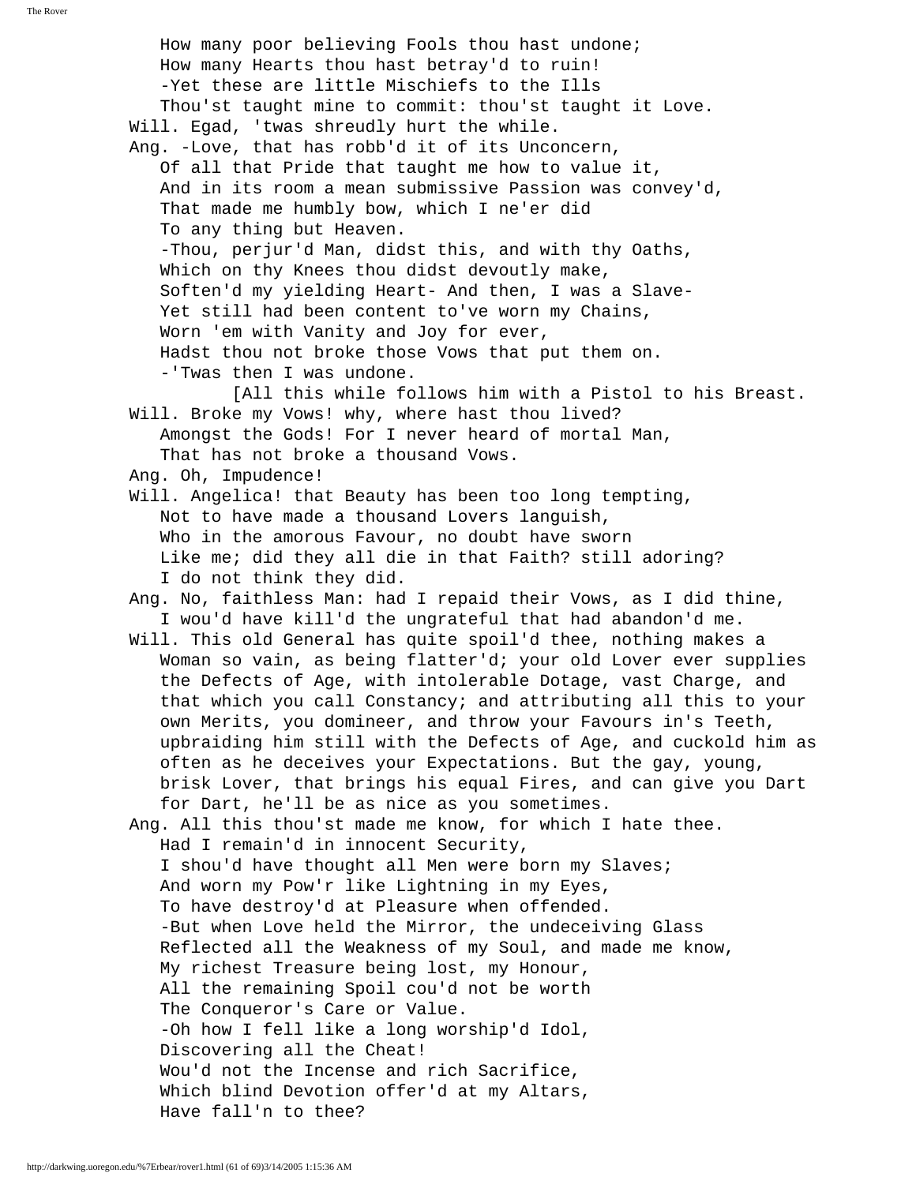How many poor believing Fools thou hast undone;
How many Hearts thou hast betray'd to ruin!
-Yet these are little Mischiefs to the Ills
Thou'st taught mine to commit: thou'st taught it Love.

Will. Egad, 'twas shreudly hurt the while.

Ang. -Love, that has robb'd it of its Unconcern,
Of all that Pride that taught me how to value it,
And in its room a mean submissive Passion was convey'd,
That made me humbly bow, which I ne'er did
To any thing but Heaven.
-Thou, perjur'd Man, didst this, and with thy Oaths,
Which on thy Knees thou didst devoutly make,
Soften'd my yielding Heart- And then, I was a Slave-
Yet still had been content to've worn my Chains,
Worn 'em with Vanity and Joy for ever,
Hadst thou not broke those Vows that put them on.
-'Twas then I was undone.

[All this while follows him with a Pistol to his Breast.

Will. Broke my Vows! why, where hast thou lived?
Amongst the Gods! For I never heard of mortal Man,
That has not broke a thousand Vows.

Ang. Oh, Impudence!

Will. Angelica! that Beauty has been too long tempting,
Not to have made a thousand Lovers languish,
Who in the amorous Favour, no doubt have sworn
Like me; did they all die in that Faith? still adoring?
I do not think they did.

Ang. No, faithless Man: had I repaid their Vows, as I did thine,
I wou'd have kill'd the ungrateful that had abandon'd me.

Will. This old General has quite spoil'd thee, nothing makes a Woman so vain, as being flatter'd; your old Lover ever supplies the Defects of Age, with intolerable Dotage, vast Charge, and that which you call Constancy; and attributing all this to your own Merits, you domineer, and throw your Favours in's Teeth, upbraiding him still with the Defects of Age, and cuckold him as often as he deceives your Expectations. But the gay, young, brisk Lover, that brings his equal Fires, and can give you Dart for Dart, he'll be as nice as you sometimes.

Ang. All this thou'st made me know, for which I hate thee.
Had I remain'd in innocent Security,
I shou'd have thought all Men were born my Slaves;
And worn my Pow'r like Lightning in my Eyes,
To have destroy'd at Pleasure when offended.
-But when Love held the Mirror, the undeceiving Glass
Reflected all the Weakness of my Soul, and made me know,
My richest Treasure being lost, my Honour,
All the remaining Spoil cou'd not be worth
The Conqueror's Care or Value.
-Oh how I fell like a long worship'd Idol,
Discovering all the Cheat!
Wou'd not the Incense and rich Sacrifice,
Which blind Devotion offer'd at my Altars,
Have fall'n to thee?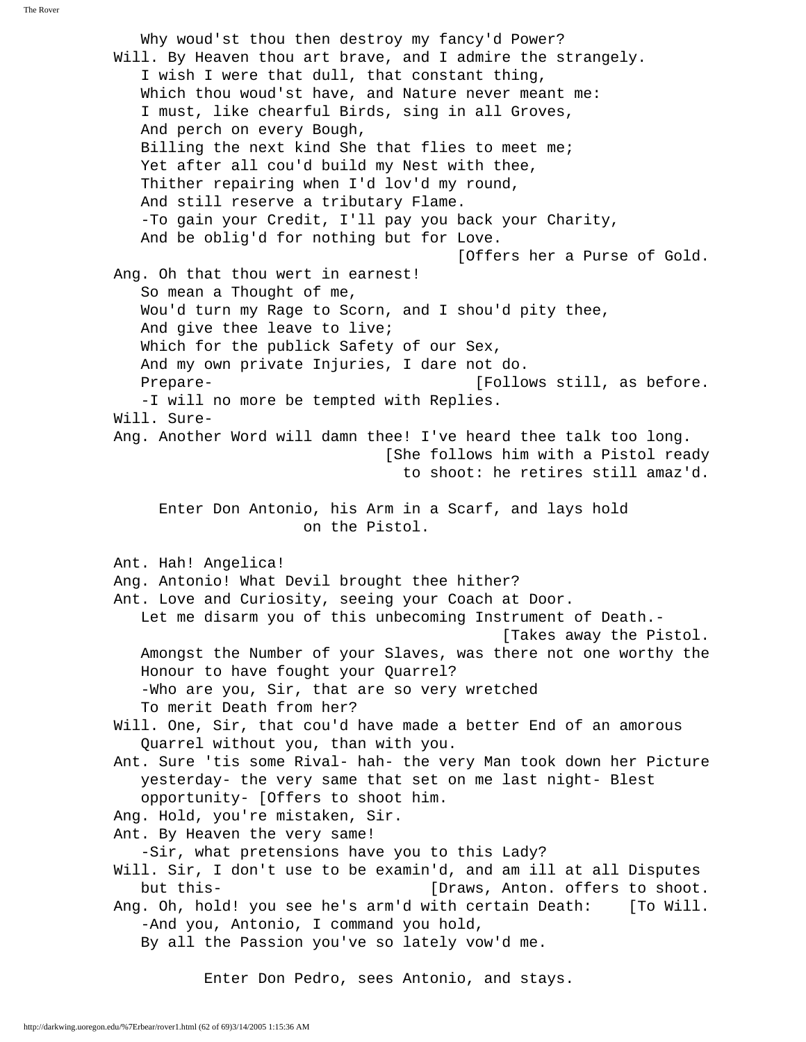Why woud'st thou then destroy my fancy'd Power?

Will. By Heaven thou art brave, and I admire the strangely.
   I wish I were that dull, that constant thing,
   Which thou woud'st have, and Nature never meant me:
   I must, like chearful Birds, sing in all Groves,
   And perch on every Bough,
   Billing the next kind She that flies to meet me;
   Yet after all cou'd build my Nest with thee,
   Thither repairing when I'd lov'd my round,
   And still reserve a tributary Flame.
   -To gain your Credit, I'll pay you back your Charity,
   And be oblig'd for nothing but for Love.
   [Offers her a Purse of Gold.

Ang. Oh that thou wert in earnest!
   So mean a Thought of me,
   Wou'd turn my Rage to Scorn, and I shou'd pity thee,
   And give thee leave to live;
   Which for the publick Safety of our Sex,
   And my own private Injuries, I dare not do.
   Prepare- [Follows still, as before.
   -I will no more be tempted with Replies.

Will. Sure-

Ang. Another Word will damn thee! I've heard thee talk too long.
   [She follows him with a Pistol ready to shoot: he retires still amaz'd.

Enter Don Antonio, his Arm in a Scarf, and lays hold on the Pistol.

Ant. Hah! Angelica!

Ang. Antonio! What Devil brought thee hither?

Ant. Love and Curiosity, seeing your Coach at Door.
   Let me disarm you of this unbecoming Instrument of Death.-
   [Takes away the Pistol.
   Amongst the Number of your Slaves, was there not one worthy the
   Honour to have fought your Quarrel?
   -Who are you, Sir, that are so very wretched
   To merit Death from her?

Will. One, Sir, that cou'd have made a better End of an amorous
   Quarrel without you, than with you.

Ant. Sure 'tis some Rival- hah- the very Man took down her Picture
   yesterday- the very same that set on me last night- Blest
   opportunity- [Offers to shoot him.

Ang. Hold, you're mistaken, Sir.

Ant. By Heaven the very same!
   -Sir, what pretensions have you to this Lady?

Will. Sir, I don't use to be examin'd, and am ill at all Disputes
   but this- [Draws, Anton. offers to shoot.

Ang. Oh, hold! you see he's arm'd with certain Death: [To Will.
   -And you, Antonio, I command you hold,
   By all the Passion you've so lately vow'd me.

Enter Don Pedro, sees Antonio, and stays.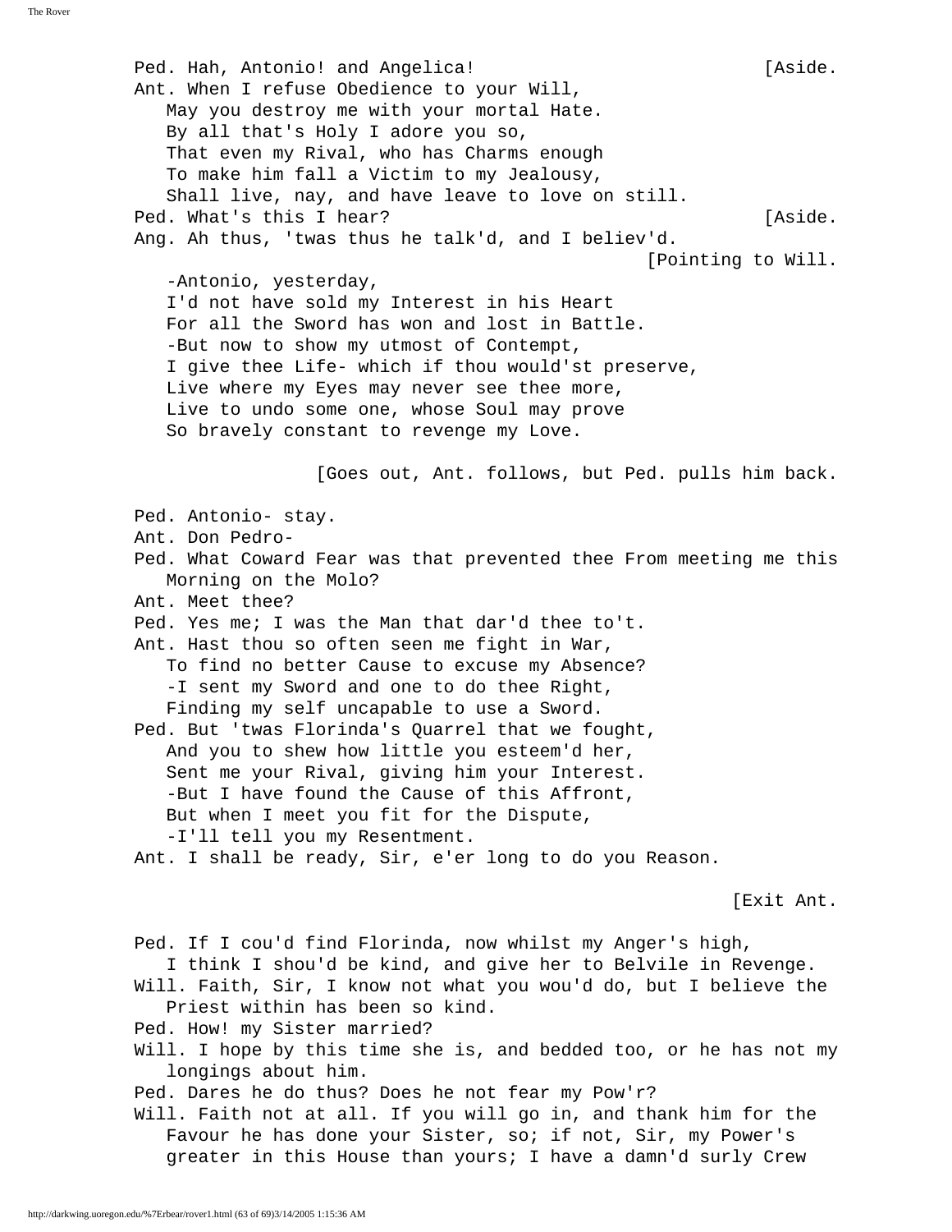Ped. Hah, Antonio! and Angelica! [Aside.

Ant. When I refuse Obedience to your Will,
May you destroy me with your mortal Hate.
By all that's Holy I adore you so,
That even my Rival, who has Charms enough
To make him fall a Victim to my Jealousy,
Shall live, nay, and have leave to love on still.

Ped. What's this I hear? [Aside.

Ang. Ah thus, 'twas thus he talk'd, and I believ'd. [Pointing to Will.
-Antonio, yesterday,
I'd not have sold my Interest in his Heart
For all the Sword has won and lost in Battle.
-But now to show my utmost of Contempt,
I give thee Life- which if thou would'st preserve,
Live where my Eyes may never see thee more,
Live to undo some one, whose Soul may prove
So bravely constant to revenge my Love.

[Goes out, Ant. follows, but Ped. pulls him back.

Ped. Antonio- stay.

Ant. Don Pedro-

Ped. What Coward Fear was that prevented thee From meeting me this Morning on the Molo?

Ant. Meet thee?

Ped. Yes me; I was the Man that dar'd thee to't.

Ant. Hast thou so often seen me fight in War,
To find no better Cause to excuse my Absence?
-I sent my Sword and one to do thee Right,
Finding my self uncapable to use a Sword.

Ped. But 'twas Florinda's Quarrel that we fought,
And you to shew how little you esteem'd her,
Sent me your Rival, giving him your Interest.
-But I have found the Cause of this Affront,
But when I meet you fit for the Dispute,
-I'll tell you my Resentment.

Ant. I shall be ready, Sir, e'er long to do you Reason.

[Exit Ant.

Ped. If I cou'd find Florinda, now whilst my Anger's high,
I think I shou'd be kind, and give her to Belvile in Revenge.

Will. Faith, Sir, I know not what you wou'd do, but I believe the Priest within has been so kind.

Ped. How! my Sister married?

Will. I hope by this time she is, and bedded too, or he has not my longings about him.

Ped. Dares he do thus? Does he not fear my Pow'r?

Will. Faith not at all. If you will go in, and thank him for the Favour he has done your Sister, so; if not, Sir, my Power's greater in this House than yours; I have a damn'd surly Crew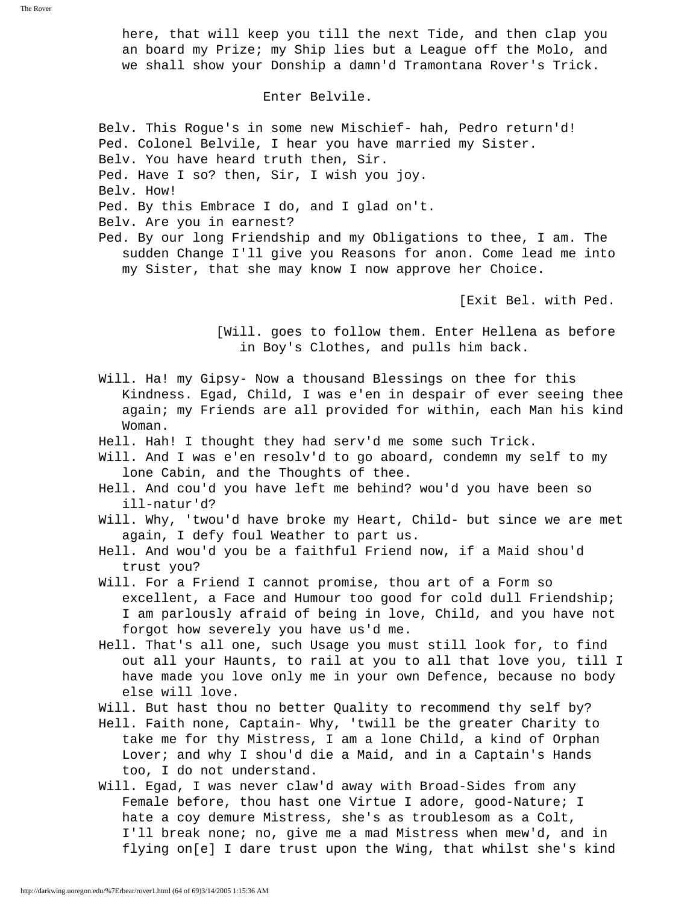here, that will keep you till the next Tide, and then clap you an board my Prize; my Ship lies but a League off the Molo, and we shall show your Donship a damn'd Tramontana Rover's Trick.

Enter Belvile.

Belv. This Rogue's in some new Mischief- hah, Pedro return'd!
Ped. Colonel Belvile, I hear you have married my Sister.
Belv. You have heard truth then, Sir.
Ped. Have I so? then, Sir, I wish you joy.
Belv. How!
Ped. By this Embrace I do, and I glad on't.
Belv. Are you in earnest?
Ped. By our long Friendship and my Obligations to thee, I am. The sudden Change I'll give you Reasons for anon. Come lead me into my Sister, that she may know I now approve her Choice.

[Exit Bel. with Ped.

[Will. goes to follow them. Enter Hellena as before in Boy's Clothes, and pulls him back.

Will. Ha! my Gipsy- Now a thousand Blessings on thee for this Kindness. Egad, Child, I was e'en in despair of ever seeing thee again; my Friends are all provided for within, each Man his kind Woman.
Hell. Hah! I thought they had serv'd me some such Trick.
Will. And I was e'en resolv'd to go aboard, condemn my self to my lone Cabin, and the Thoughts of thee.
Hell. And cou'd you have left me behind? wou'd you have been so ill-natur'd?
Will. Why, 'twou'd have broke my Heart, Child- but since we are met again, I defy foul Weather to part us.
Hell. And wou'd you be a faithful Friend now, if a Maid shou'd trust you?
Will. For a Friend I cannot promise, thou art of a Form so excellent, a Face and Humour too good for cold dull Friendship; I am parlously afraid of being in love, Child, and you have not forgot how severely you have us'd me.
Hell. That's all one, such Usage you must still look for, to find out all your Haunts, to rail at you to all that love you, till I have made you love only me in your own Defence, because no body else will love.
Will. But hast thou no better Quality to recommend thy self by?
Hell. Faith none, Captain- Why, 'twill be the greater Charity to take me for thy Mistress, I am a lone Child, a kind of Orphan Lover; and why I shou'd die a Maid, and in a Captain's Hands too, I do not understand.
Will. Egad, I was never claw'd away with Broad-Sides from any Female before, thou hast one Virtue I adore, good-Nature; I hate a coy demure Mistress, she's as troublesom as a Colt, I'll break none; no, give me a mad Mistress when mew'd, and in flying on[e] I dare trust upon the Wing, that whilst she's kind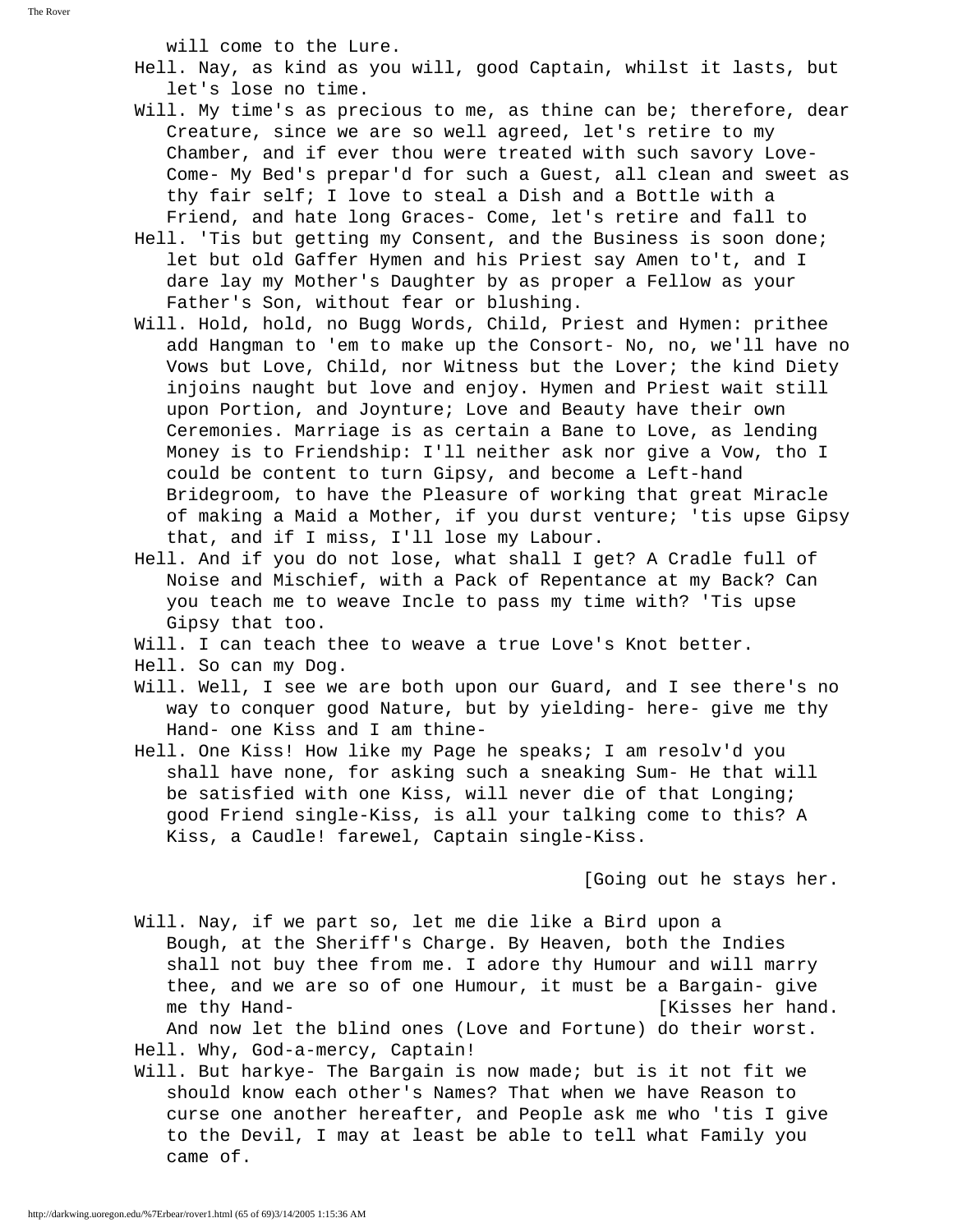will come to the Lure.

Hell. Nay, as kind as you will, good Captain, whilst it lasts, but let's lose no time.

Will. My time's as precious to me, as thine can be; therefore, dear Creature, since we are so well agreed, let's retire to my Chamber, and if ever thou were treated with such savory Love- Come- My Bed's prepar'd for such a Guest, all clean and sweet as thy fair self; I love to steal a Dish and a Bottle with a Friend, and hate long Graces- Come, let's retire and fall to

Hell. 'Tis but getting my Consent, and the Business is soon done; let but old Gaffer Hymen and his Priest say Amen to't, and I dare lay my Mother's Daughter by as proper a Fellow as your Father's Son, without fear or blushing.

Will. Hold, hold, no Bugg Words, Child, Priest and Hymen: prithee add Hangman to 'em to make up the Consort- No, no, we'll have no Vows but Love, Child, nor Witness but the Lover; the kind Diety injoins naught but love and enjoy. Hymen and Priest wait still upon Portion, and Joynture; Love and Beauty have their own Ceremonies. Marriage is as certain a Bane to Love, as lending Money is to Friendship: I'll neither ask nor give a Vow, tho I could be content to turn Gipsy, and become a Left-hand Bridegroom, to have the Pleasure of working that great Miracle of making a Maid a Mother, if you durst venture; 'tis upse Gipsy that, and if I miss, I'll lose my Labour.

Hell. And if you do not lose, what shall I get? A Cradle full of Noise and Mischief, with a Pack of Repentance at my Back? Can you teach me to weave Incle to pass my time with? 'Tis upse Gipsy that too.

Will. I can teach thee to weave a true Love's Knot better.

Hell. So can my Dog.

Will. Well, I see we are both upon our Guard, and I see there's no way to conquer good Nature, but by yielding- here- give me thy Hand- one Kiss and I am thine-

Hell. One Kiss! How like my Page he speaks; I am resolv'd you shall have none, for asking such a sneaking Sum- He that will be satisfied with one Kiss, will never die of that Longing; good Friend single-Kiss, is all your talking come to this? A Kiss, a Caudle! farewel, Captain single-Kiss.

[Going out he stays her.

Will. Nay, if we part so, let me die like a Bird upon a Bough, at the Sheriff's Charge. By Heaven, both the Indies shall not buy thee from me. I adore thy Humour and will marry thee, and we are so of one Humour, it must be a Bargain- give me thy Hand- [Kisses her hand.
And now let the blind ones (Love and Fortune) do their worst.

Hell. Why, God-a-mercy, Captain!

Will. But harkye- The Bargain is now made; but is it not fit we should know each other's Names? That when we have Reason to curse one another hereafter, and People ask me who 'tis I give to the Devil, I may at least be able to tell what Family you came of.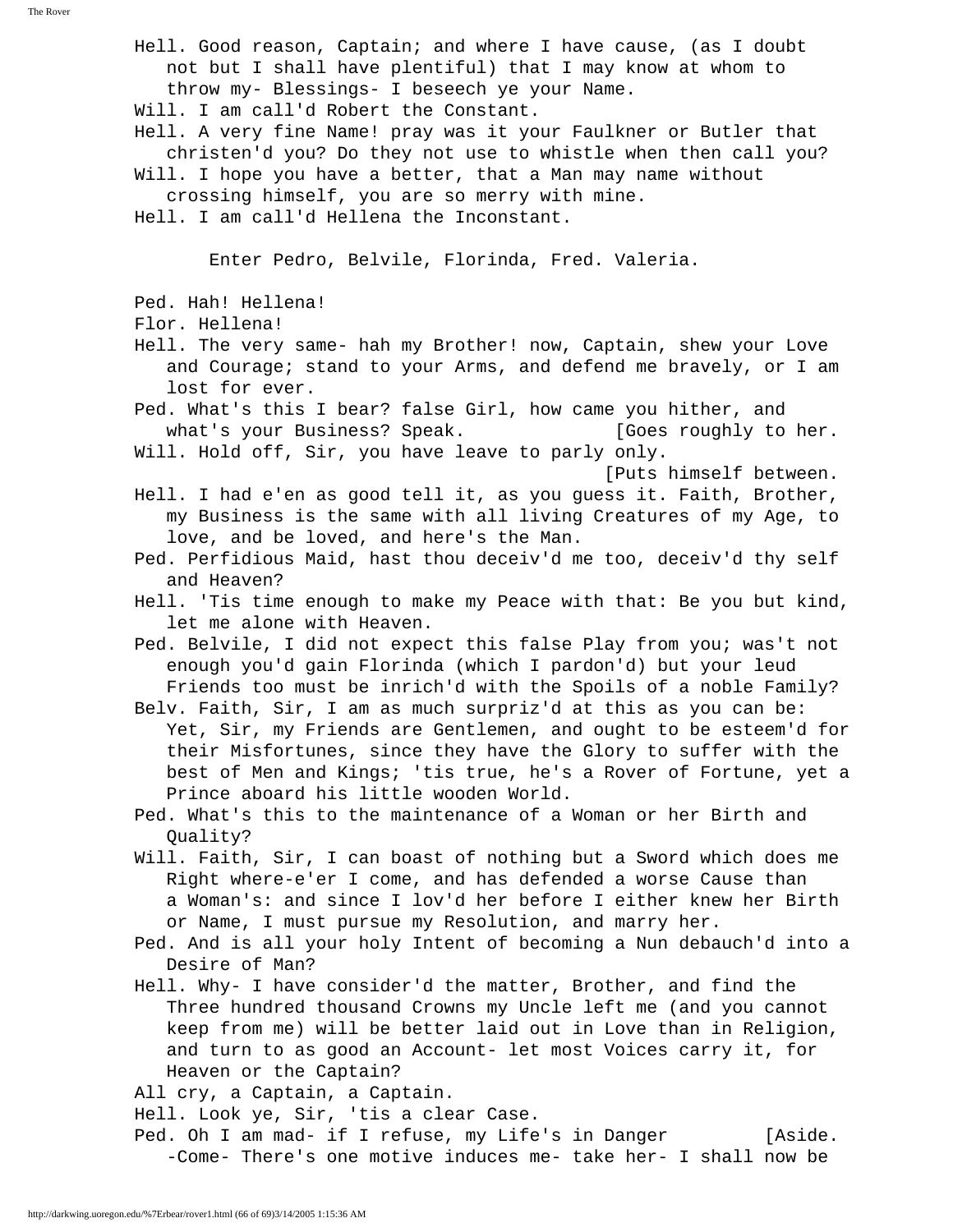Hell. Good reason, Captain; and where I have cause, (as I doubt not but I shall have plentiful) that I may know at whom to throw my- Blessings- I beseech ye your Name.

Will. I am call'd Robert the Constant.

Hell. A very fine Name! pray was it your Faulkner or Butler that christen'd you? Do they not use to whistle when then call you?

Will. I hope you have a better, that a Man may name without crossing himself, you are so merry with mine.

Hell. I am call'd Hellena the Inconstant.

Enter Pedro, Belvile, Florinda, Fred. Valeria.

Ped. Hah! Hellena!

Flor. Hellena!

Hell. The very same- hah my Brother! now, Captain, shew your Love and Courage; stand to your Arms, and defend me bravely, or I am lost for ever.

Ped. What's this I bear? false Girl, how came you hither, and what's your Business? Speak. [Goes roughly to her.

Will. Hold off, Sir, you have leave to parly only. [Puts himself between.

Hell. I had e'en as good tell it, as you guess it. Faith, Brother, my Business is the same with all living Creatures of my Age, to love, and be loved, and here's the Man.

Ped. Perfidious Maid, hast thou deceiv'd me too, deceiv'd thy self and Heaven?

Hell. 'Tis time enough to make my Peace with that: Be you but kind, let me alone with Heaven.

Ped. Belvile, I did not expect this false Play from you; was't not enough you'd gain Florinda (which I pardon'd) but your leud Friends too must be inrich'd with the Spoils of a noble Family?

Belv. Faith, Sir, I am as much surpriz'd at this as you can be: Yet, Sir, my Friends are Gentlemen, and ought to be esteem'd for their Misfortunes, since they have the Glory to suffer with the best of Men and Kings; 'tis true, he's a Rover of Fortune, yet a Prince aboard his little wooden World.

Ped. What's this to the maintenance of a Woman or her Birth and Quality?

Will. Faith, Sir, I can boast of nothing but a Sword which does me Right where-e'er I come, and has defended a worse Cause than a Woman's: and since I lov'd her before I either knew her Birth or Name, I must pursue my Resolution, and marry her.

Ped. And is all your holy Intent of becoming a Nun debauch'd into a Desire of Man?

Hell. Why- I have consider'd the matter, Brother, and find the Three hundred thousand Crowns my Uncle left me (and you cannot keep from me) will be better laid out in Love than in Religion, and turn to as good an Account- let most Voices carry it, for Heaven or the Captain?

All cry, a Captain, a Captain.

Hell. Look ye, Sir, 'tis a clear Case.

Ped. Oh I am mad- if I refuse, my Life's in Danger [Aside. -Come- There's one motive induces me- take her- I shall now be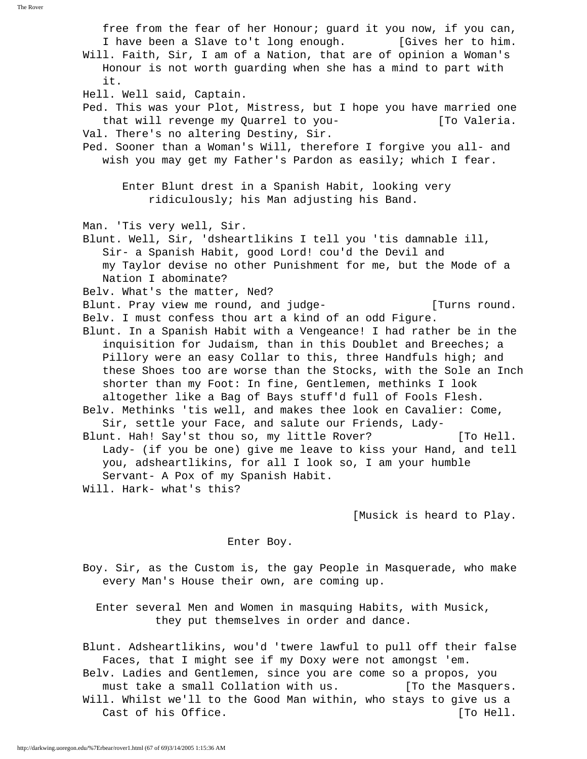free from the fear of her Honour; guard it you now, if you can, I have been a Slave to't long enough. [Gives her to him.

Will. Faith, Sir, I am of a Nation, that are of opinion a Woman's Honour is not worth guarding when she has a mind to part with it.

Hell. Well said, Captain.

Ped. This was your Plot, Mistress, but I hope you have married one that will revenge my Quarrel to you- [To Valeria.

Val. There's no altering Destiny, Sir.

Ped. Sooner than a Woman's Will, therefore I forgive you all- and wish you may get my Father's Pardon as easily; which I fear.

*Enter Blunt drest in a Spanish Habit, looking very ridiculously; his Man adjusting his Band.*

Man. 'Tis very well, Sir.

Blunt. Well, Sir, 'dsheartlikins I tell you 'tis damnable ill, Sir- a Spanish Habit, good Lord! cou'd the Devil and my Taylor devise no other Punishment for me, but the Mode of a Nation I abominate?

Belv. What's the matter, Ned?

Blunt. Pray view me round, and judge- [Turns round.

Belv. I must confess thou art a kind of an odd Figure.

Blunt. In a Spanish Habit with a Vengeance! I had rather be in the inquisition for Judaism, than in this Doublet and Breeches; a Pillory were an easy Collar to this, three Handfuls high; and these Shoes too are worse than the Stocks, with the Sole an Inch shorter than my Foot: In fine, Gentlemen, methinks I look altogether like a Bag of Bays stuff'd full of Fools Flesh.

Belv. Methinks 'tis well, and makes thee look en Cavalier: Come, Sir, settle your Face, and salute our Friends, Lady-

Blunt. Hah! Say'st thou so, my little Rover? [To Hell. Lady- (if you be one) give me leave to kiss your Hand, and tell you, adsheartlikins, for all I look so, I am your humble Servant- A Pox of my Spanish Habit.

Will. Hark- what's this?

[Musick is heard to Play.

*Enter Boy.*

Boy. Sir, as the Custom is, the gay People in Masquerade, who make every Man's House their own, are coming up.

*Enter several Men and Women in masquing Habits, with Musick, they put themselves in order and dance.*

Blunt. Adsheartlikins, wou'd 'twere lawful to pull off their false Faces, that I might see if my Doxy were not amongst 'em.

Belv. Ladies and Gentlemen, since you are come so a propos, you must take a small Collation with us. [To the Masquers.

Will. Whilst we'll to the Good Man within, who stays to give us a Cast of his Office. [To Hell.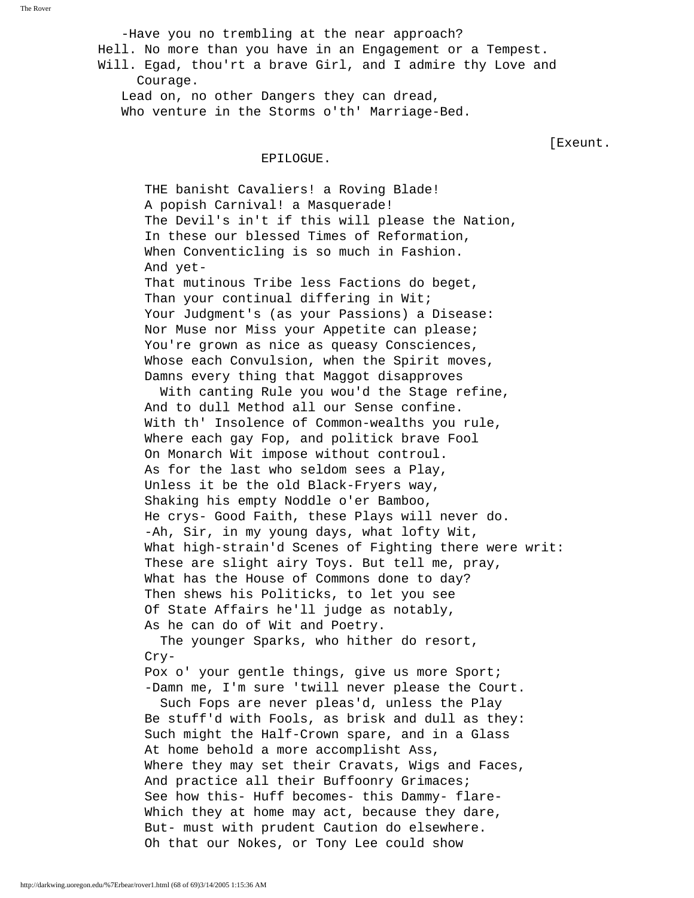-Have you no trembling at the near approach?

Hell. No more than you have in an Engagement or a Tempest.

Will. Egad, thou'rt a brave Girl, and I admire thy Love and Courage.

Lead on, no other Dangers they can dread,
Who venture in the Storms o'th' Marriage-Bed.

[Exeunt.

## EPILOGUE.

THE banisht Cavaliers! a Roving Blade!
A popish Carnival! a Masquerade!
The Devil's in't if this will please the Nation,
In these our blessed Times of Reformation,
When Conventicling is so much in Fashion.
And yet-
That mutinous Tribe less Factions do beget,
Than your continual differing in Wit;
Your Judgment's (as your Passions) a Disease:
Nor Muse nor Miss your Appetite can please;
You're grown as nice as queasy Consciences,
Whose each Convulsion, when the Spirit moves,
Damns every thing that Maggot disapproves
  With canting Rule you wou'd the Stage refine,
And to dull Method all our Sense confine.
With th' Insolence of Common-wealths you rule,
Where each gay Fop, and politick brave Fool
On Monarch Wit impose without controul.
As for the last who seldom sees a Play,
Unless it be the old Black-Fryers way,
Shaking his empty Noddle o'er Bamboo,
He crys- Good Faith, these Plays will never do.
-Ah, Sir, in my young days, what lofty Wit,
What high-strain'd Scenes of Fighting there were writ:
These are slight airy Toys. But tell me, pray,
What has the House of Commons done to day?
Then shews his Politicks, to let you see
Of State Affairs he'll judge as notably,
As he can do of Wit and Poetry.
  The younger Sparks, who hither do resort,
Cry-
Pox o' your gentle things, give us more Sport;
-Damn me, I'm sure 'twill never please the Court.
  Such Fops are never pleas'd, unless the Play
Be stuff'd with Fools, as brisk and dull as they:
Such might the Half-Crown spare, and in a Glass
At home behold a more accomplisht Ass,
Where they may set their Cravats, Wigs and Faces,
And practice all their Buffoonry Grimaces;
See how this- Huff becomes- this Dammy- flare-
Which they at home may act, because they dare,
But- must with prudent Caution do elsewhere.
Oh that our Nokes, or Tony Lee could show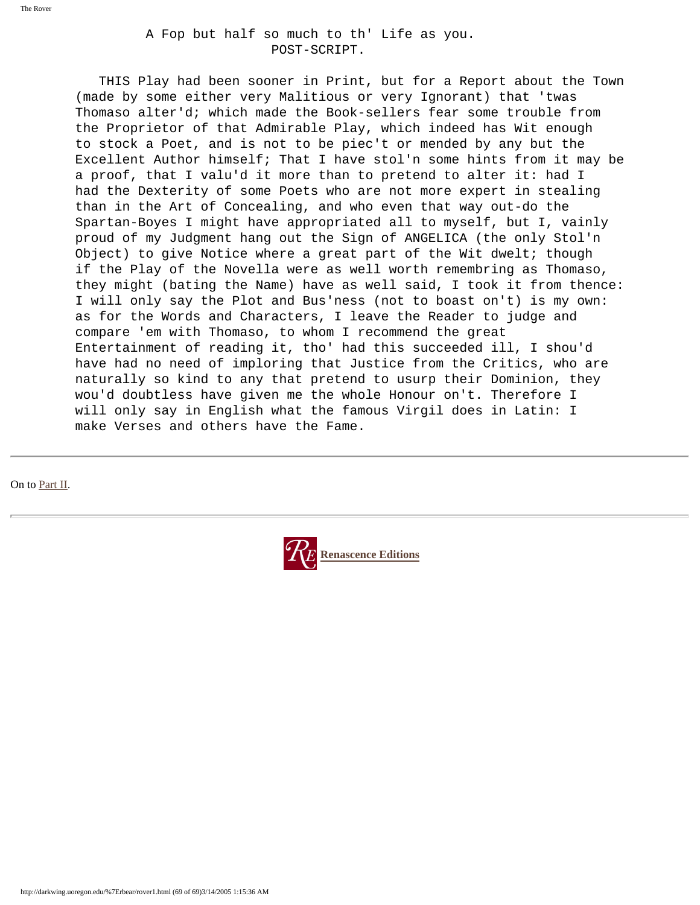A Fop but half so much to th' Life as you.

## POST-SCRIPT.

THIS Play had been sooner in Print, but for a Report about the Town (made by some either very Malitious or very Ignorant) that 'twas Thomaso alter'd; which made the Book-sellers fear some trouble from the Proprietor of that Admirable Play, which indeed has Wit enough to stock a Poet, and is not to be piec't or mended by any but the Excellent Author himself; That I have stol'n some hints from it may be a proof, that I valu'd it more than to pretend to alter it: had I had the Dexterity of some Poets who are not more expert in stealing than in the Art of Concealing, and who even that way out-do the Spartan-Boyes I might have appropriated all to myself, but I, vainly proud of my Judgment hang out the Sign of ANGELICA (the only Stol'n Object) to give Notice where a great part of the Wit dwelt; though if the Play of the Novella were as well worth remembring as Thomaso, they might (bating the Name) have as well said, I took it from thence: I will only say the Plot and Bus'ness (not to boast on't) is my own: as for the Words and Characters, I leave the Reader to judge and compare 'em with Thomaso, to whom I recommend the great Entertainment of reading it, tho' had this succeeded ill, I shou'd have had no need of imploring that Justice from the Critics, who are naturally so kind to any that pretend to usurp their Dominion, they wou'd doubtless have given me the whole Honour on't. Therefore I will only say in English what the famous Virgil does in Latin: I make Verses and others have the Fame.

---

On to Part II.

---

Renascence Editions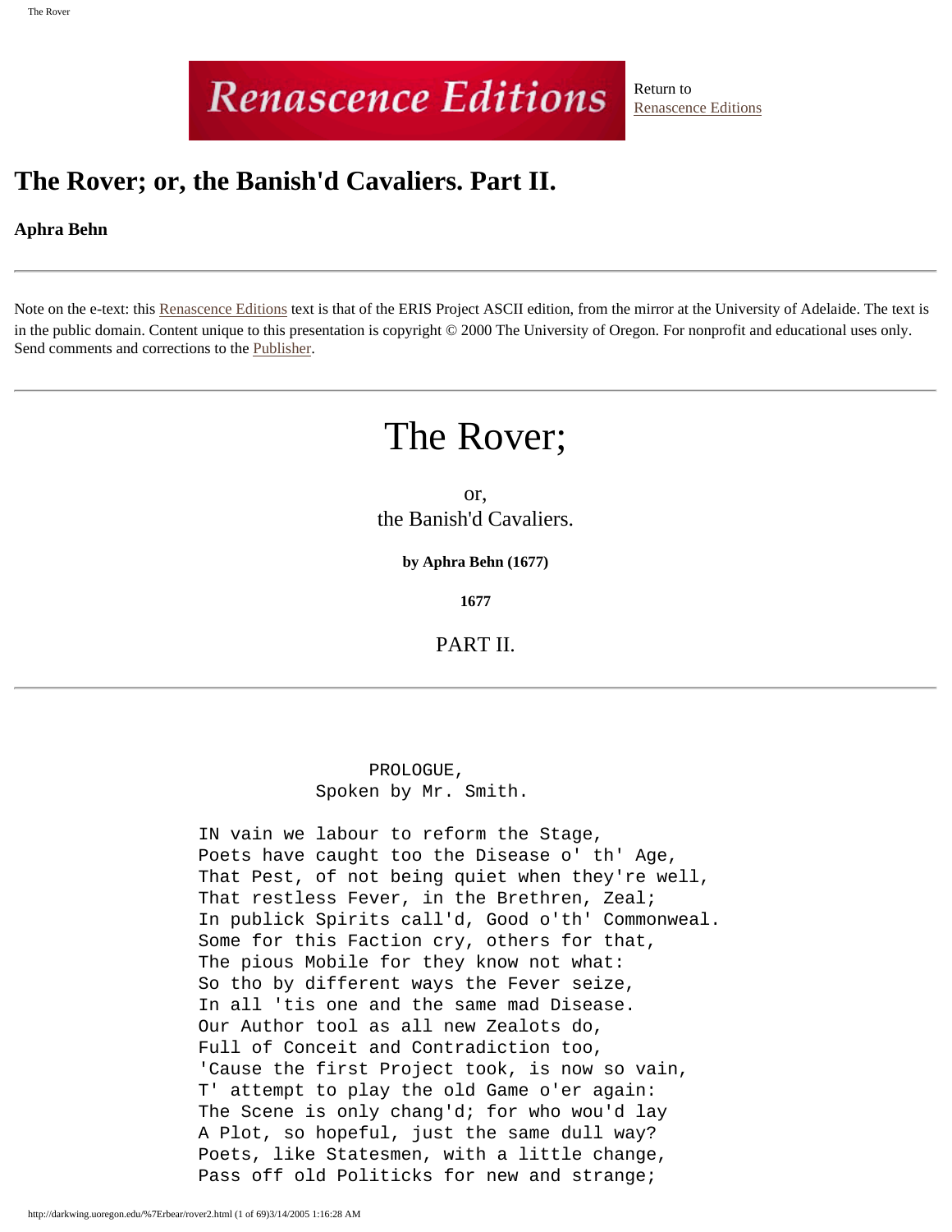Renascence Editions

Return to [Renascence Editions]

# The Rover; or, the Banish'd Cavaliers. Part II.

**Aphra Behn**

---

Note on the e-text: this Renascence Editions text is that of the ERIS Project ASCII edition, from the mirror at the University of Adelaide. The text is in the public domain. Content unique to this presentation is copyright © 2000 The University of Oregon. For nonprofit and educational uses only. Send comments and corrections to the Publisher.

---

# The Rover;

or,
the Banish'd Cavaliers.

**by Aphra Behn (1677)**

**1677**

## PART II.

---

```
                PROLOGUE,
           Spoken by Mr. Smith.

IN vain we labour to reform the Stage,
Poets have caught too the Disease o' th' Age,
That Pest, of not being quiet when they're well,
That restless Fever, in the Brethren, Zeal;
In publick Spirits call'd, Good o'th' Commonweal.
Some for this Faction cry, others for that,
The pious Mobile for they know not what:
So tho by different ways the Fever seize,
In all 'tis one and the same mad Disease.
Our Author tool as all new Zealots do,
Full of Conceit and Contradiction too,
'Cause the first Project took, is now so vain,
T' attempt to play the old Game o'er again:
The Scene is only chang'd; for who wou'd lay
A Plot, so hopeful, just the same dull way?
Poets, like Statesmen, with a little change,
Pass off old Politicks for new and strange;
```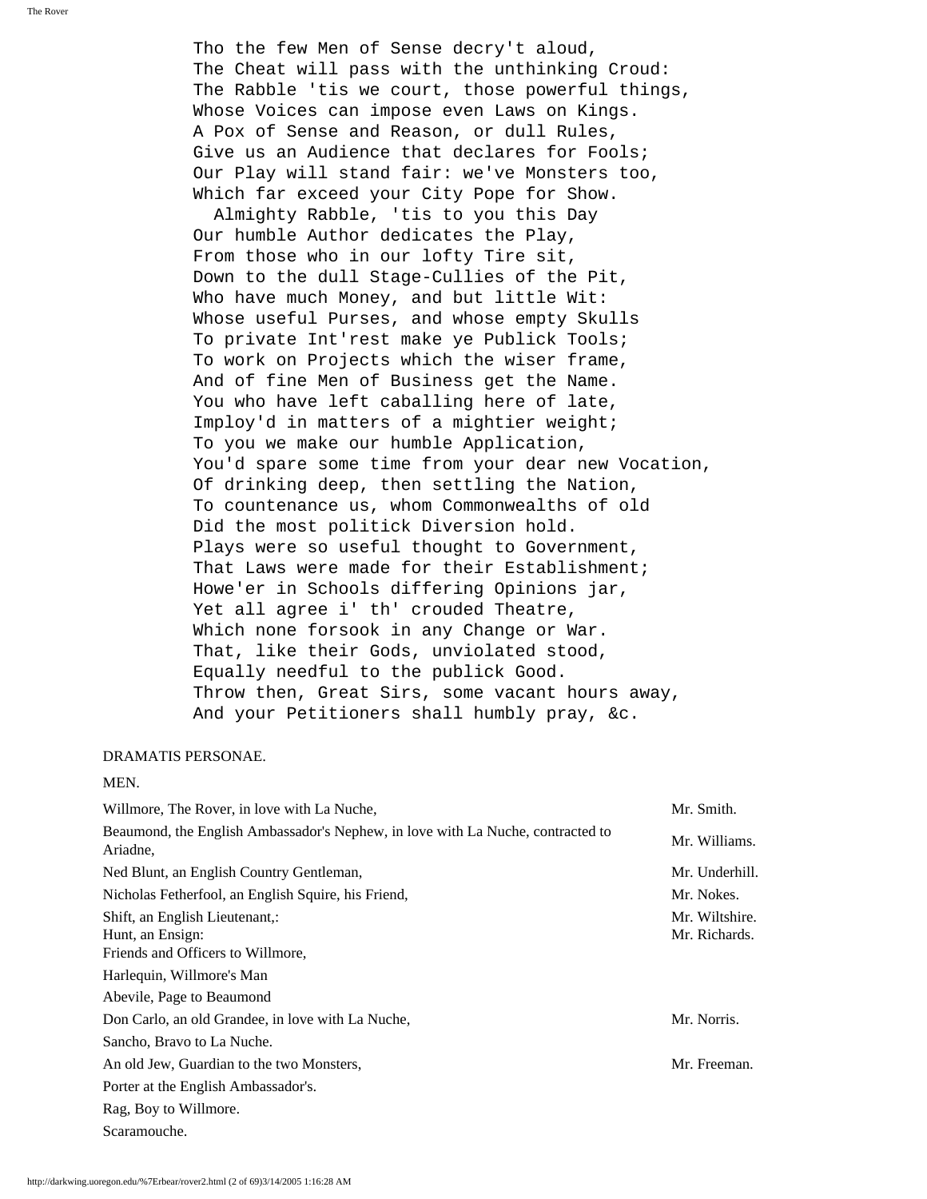Tho the few Men of Sense decry't aloud,
The Cheat will pass with the unthinking Croud:
The Rabble 'tis we court, those powerful things,
Whose Voices can impose even Laws on Kings.
A Pox of Sense and Reason, or dull Rules,
Give us an Audience that declares for Fools;
Our Play will stand fair: we've Monsters too,
Which far exceed your City Pope for Show.
  Almighty Rabble, 'tis to you this Day
Our humble Author dedicates the Play,
From those who in our lofty Tire sit,
Down to the dull Stage-Cullies of the Pit,
Who have much Money, and but little Wit:
Whose useful Purses, and whose empty Skulls
To private Int'rest make ye Publick Tools;
To work on Projects which the wiser frame,
And of fine Men of Business get the Name.
You who have left caballing here of late,
Imploy'd in matters of a mightier weight;
To you we make our humble Application,
You'd spare some time from your dear new Vocation,
Of drinking deep, then settling the Nation,
To countenance us, whom Commonwealths of old
Did the most politick Diversion hold.
Plays were so useful thought to Government,
That Laws were made for their Establishment;
Howe'er in Schools differing Opinions jar,
Yet all agree i' th' crouded Theatre,
Which none forsook in any Change or War.
That, like their Gods, unviolated stood,
Equally needful to the publick Good.
Throw then, Great Sirs, some vacant hours away,
And your Petitioners shall humbly pray, &c.

DRAMATIS PERSONAE.

MEN.

| | |
|---|---|
| Willmore, The Rover, in love with La Nuche, | Mr. Smith. |
| Beaumond, the English Ambassador's Nephew, in love with La Nuche, contracted to Ariadne, | Mr. Williams. |
| Ned Blunt, an English Country Gentleman, | Mr. Underhill. |
| Nicholas Fetherfool, an English Squire, his Friend, | Mr. Nokes. |
| Shift, an English Lieutenant,:<br>Hunt, an Ensign:<br>Friends and Officers to Willmore, | Mr. Wiltshire.<br>Mr. Richards. |
| Harlequin, Willmore's Man | |
| Abevile, Page to Beaumond | |
| Don Carlo, an old Grandee, in love with La Nuche, | Mr. Norris. |
| Sancho, Bravo to La Nuche. | |
| An old Jew, Guardian to the two Monsters, | Mr. Freeman. |
| Porter at the English Ambassador's. | |
| Rag, Boy to Willmore. | |
| Scaramouche. | |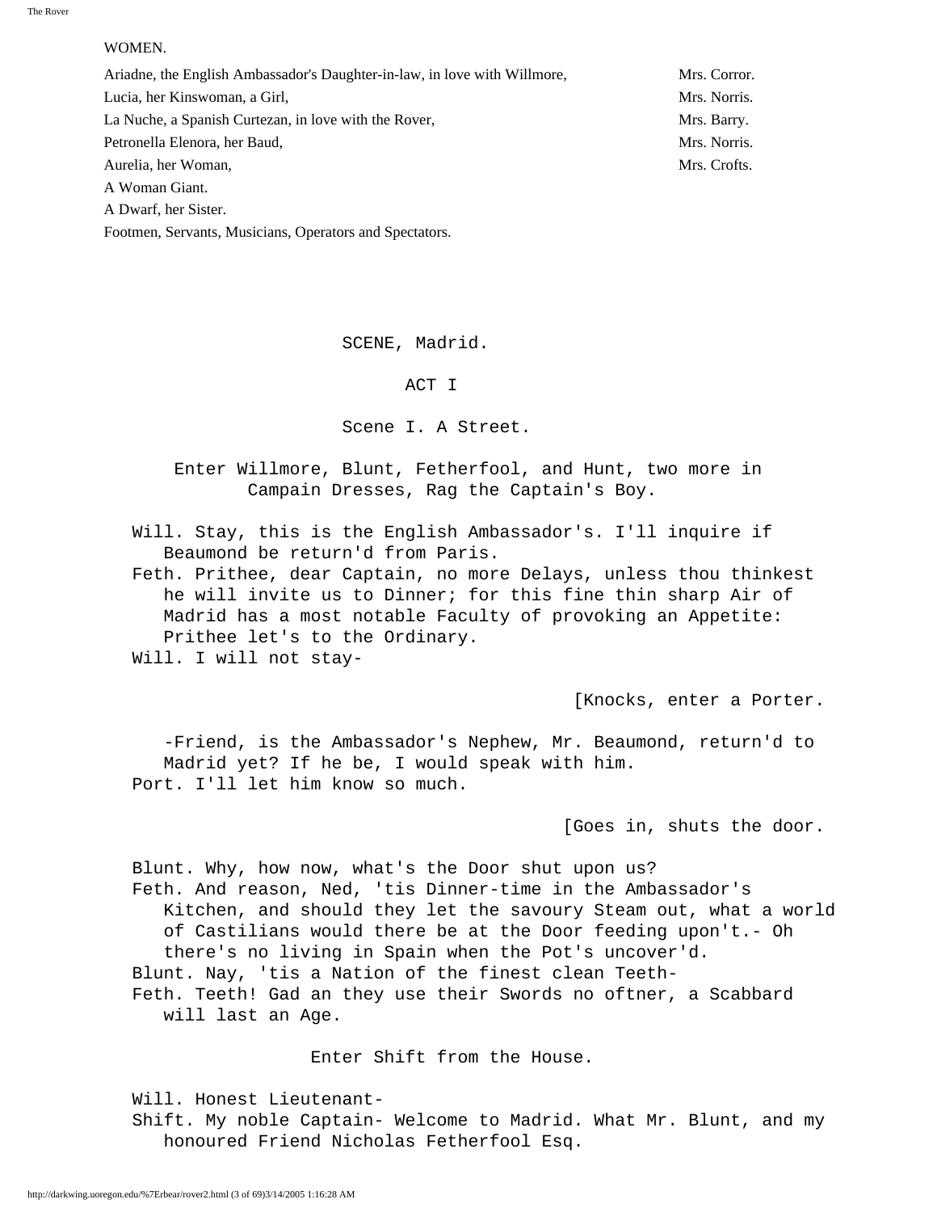WOMEN.

| | |
|---|---|
| Ariadne, the English Ambassador's Daughter-in-law, in love with Willmore, | Mrs. Corror. |
| Lucia, her Kinswoman, a Girl, | Mrs. Norris. |
| La Nuche, a Spanish Curtezan, in love with the Rover, | Mrs. Barry. |
| Petronella Elenora, her Baud, | Mrs. Norris. |
| Aurelia, her Woman, | Mrs. Crofts. |
| A Woman Giant. | |
| A Dwarf, her Sister. | |
| Footmen, Servants, Musicians, Operators and Spectators. | |

SCENE, Madrid.

## ACT I

### Scene I. A Street.

Enter Willmore, Blunt, Fetherfool, and Hunt, two more in Campain Dresses, Rag the Captain's Boy.

Will. Stay, this is the English Ambassador's. I'll inquire if Beaumond be return'd from Paris.

Feth. Prithee, dear Captain, no more Delays, unless thou thinkest he will invite us to Dinner; for this fine thin sharp Air of Madrid has a most notable Faculty of provoking an Appetite: Prithee let's to the Ordinary.

Will. I will not stay-

[Knocks, enter a Porter.

-Friend, is the Ambassador's Nephew, Mr. Beaumond, return'd to Madrid yet? If he be, I would speak with him.

Port. I'll let him know so much.

[Goes in, shuts the door.

Blunt. Why, how now, what's the Door shut upon us?

Feth. And reason, Ned, 'tis Dinner-time in the Ambassador's Kitchen, and should they let the savoury Steam out, what a world of Castilians would there be at the Door feeding upon't.- Oh there's no living in Spain when the Pot's uncover'd.

Blunt. Nay, 'tis a Nation of the finest clean Teeth-

Feth. Teeth! Gad an they use their Swords no oftner, a Scabbard will last an Age.

Enter Shift from the House.

Will. Honest Lieutenant-

Shift. My noble Captain- Welcome to Madrid. What Mr. Blunt, and my honoured Friend Nicholas Fetherfool Esq.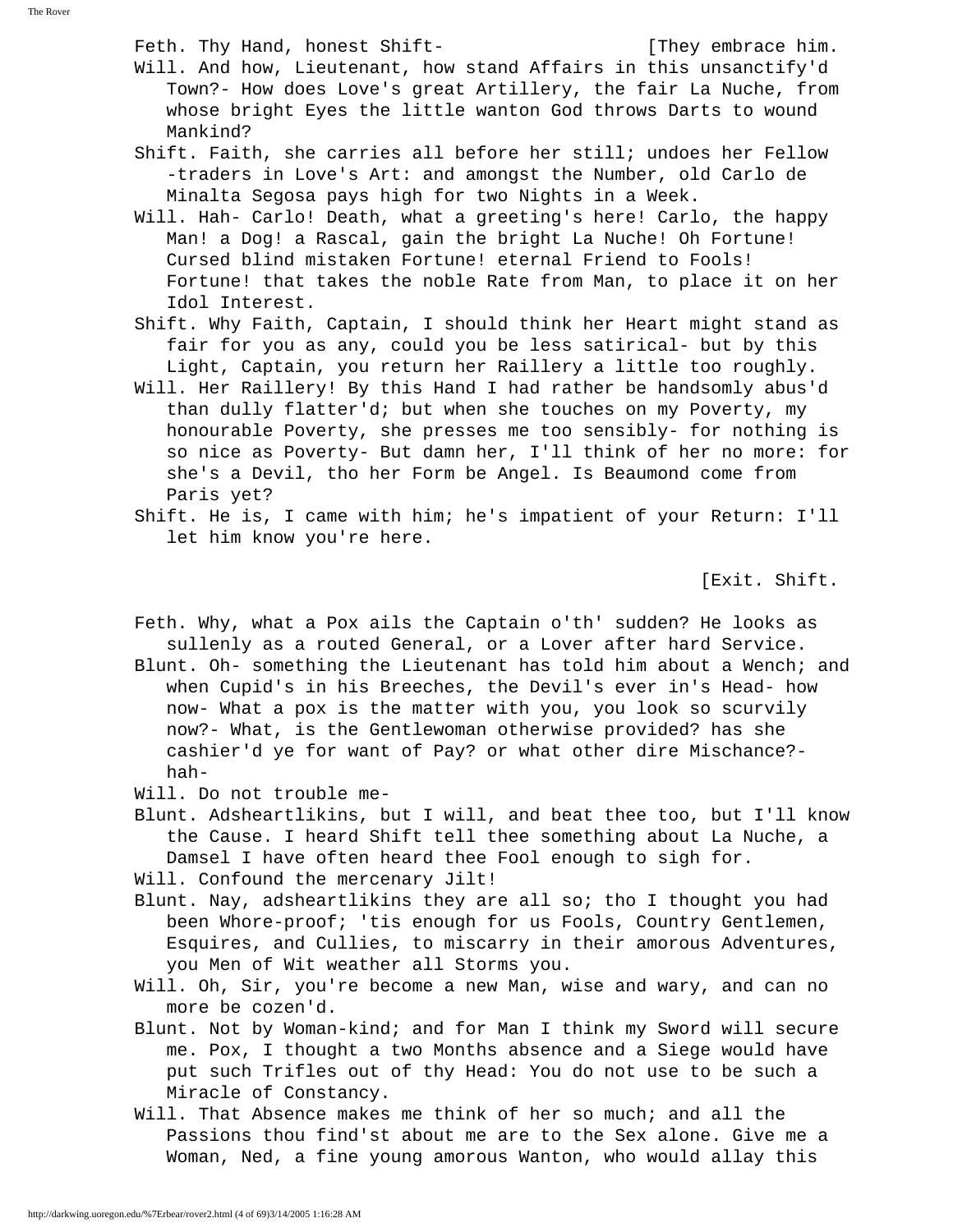Feth. Thy Hand, honest Shift- [They embrace him.

Will. And how, Lieutenant, how stand Affairs in this unsanctify'd Town?- How does Love's great Artillery, the fair La Nuche, from whose bright Eyes the little wanton God throws Darts to wound Mankind?

Shift. Faith, she carries all before her still; undoes her Fellow -traders in Love's Art: and amongst the Number, old Carlo de Minalta Segosa pays high for two Nights in a Week.

Will. Hah- Carlo! Death, what a greeting's here! Carlo, the happy Man! a Dog! a Rascal, gain the bright La Nuche! Oh Fortune! Cursed blind mistaken Fortune! eternal Friend to Fools! Fortune! that takes the noble Rate from Man, to place it on her Idol Interest.

Shift. Why Faith, Captain, I should think her Heart might stand as fair for you as any, could you be less satirical- but by this Light, Captain, you return her Raillery a little too roughly.

Will. Her Raillery! By this Hand I had rather be handsomly abus'd than dully flatter'd; but when she touches on my Poverty, my honourable Poverty, she presses me too sensibly- for nothing is so nice as Poverty- But damn her, I'll think of her no more: for she's a Devil, tho her Form be Angel. Is Beaumond come from Paris yet?

Shift. He is, I came with him; he's impatient of your Return: I'll let him know you're here.

[Exit. Shift.

Feth. Why, what a Pox ails the Captain o'th' sudden? He looks as sullenly as a routed General, or a Lover after hard Service.

Blunt. Oh- something the Lieutenant has told him about a Wench; and when Cupid's in his Breeches, the Devil's ever in's Head- how now- What a pox is the matter with you, you look so scurvily now?- What, is the Gentlewoman otherwise provided? has she cashier'd ye for want of Pay? or what other dire Mischance?- hah-

Will. Do not trouble me-

Blunt. Adsheartlikins, but I will, and beat thee too, but I'll know the Cause. I heard Shift tell thee something about La Nuche, a Damsel I have often heard thee Fool enough to sigh for.

Will. Confound the mercenary Jilt!

Blunt. Nay, adsheartlikins they are all so; tho I thought you had been Whore-proof; 'tis enough for us Fools, Country Gentlemen, Esquires, and Cullies, to miscarry in their amorous Adventures, you Men of Wit weather all Storms you.

Will. Oh, Sir, you're become a new Man, wise and wary, and can no more be cozen'd.

Blunt. Not by Woman-kind; and for Man I think my Sword will secure me. Pox, I thought a two Months absence and a Siege would have put such Trifles out of thy Head: You do not use to be such a Miracle of Constancy.

Will. That Absence makes me think of her so much; and all the Passions thou find'st about me are to the Sex alone. Give me a Woman, Ned, a fine young amorous Wanton, who would allay this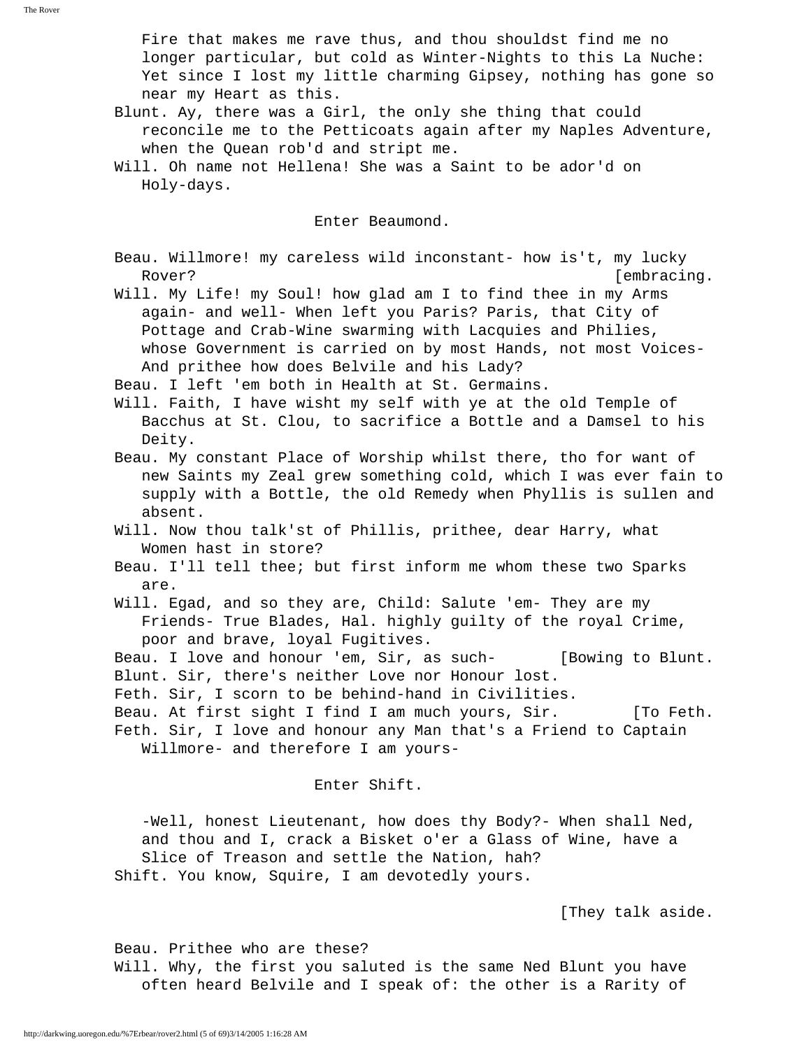Fire that makes me rave thus, and thou shouldst find me no longer particular, but cold as Winter-Nights to this La Nuche: Yet since I lost my little charming Gipsey, nothing has gone so near my Heart as this.

Blunt. Ay, there was a Girl, the only she thing that could reconcile me to the Petticoats again after my Naples Adventure, when the Quean rob'd and stript me.

Will. Oh name not Hellena! She was a Saint to be ador'd on Holy-days.

Enter Beaumond.

Beau. Willmore! my careless wild inconstant- how is't, my lucky Rover? [embracing.

Will. My Life! my Soul! how glad am I to find thee in my Arms again- and well- When left you Paris? Paris, that City of Pottage and Crab-Wine swarming with Lacquies and Philies, whose Government is carried on by most Hands, not most Voices- And prithee how does Belvile and his Lady?

Beau. I left 'em both in Health at St. Germains.

Will. Faith, I have wisht my self with ye at the old Temple of Bacchus at St. Clou, to sacrifice a Bottle and a Damsel to his Deity.

Beau. My constant Place of Worship whilst there, tho for want of new Saints my Zeal grew something cold, which I was ever fain to supply with a Bottle, the old Remedy when Phyllis is sullen and absent.

Will. Now thou talk'st of Phillis, prithee, dear Harry, what Women hast in store?

Beau. I'll tell thee; but first inform me whom these two Sparks are.

Will. Egad, and so they are, Child: Salute 'em- They are my Friends- True Blades, Hal. highly guilty of the royal Crime, poor and brave, loyal Fugitives.

Beau. I love and honour 'em, Sir, as such- [Bowing to Blunt.

Blunt. Sir, there's neither Love nor Honour lost.

Feth. Sir, I scorn to be behind-hand in Civilities.

Beau. At first sight I find I am much yours, Sir. [To Feth.

Feth. Sir, I love and honour any Man that's a Friend to Captain Willmore- and therefore I am yours-

Enter Shift.

-Well, honest Lieutenant, how does thy Body?- When shall Ned, and thou and I, crack a Bisket o'er a Glass of Wine, have a Slice of Treason and settle the Nation, hah?

Shift. You know, Squire, I am devotedly yours.

[They talk aside.

Beau. Prithee who are these?

Will. Why, the first you saluted is the same Ned Blunt you have often heard Belvile and I speak of: the other is a Rarity of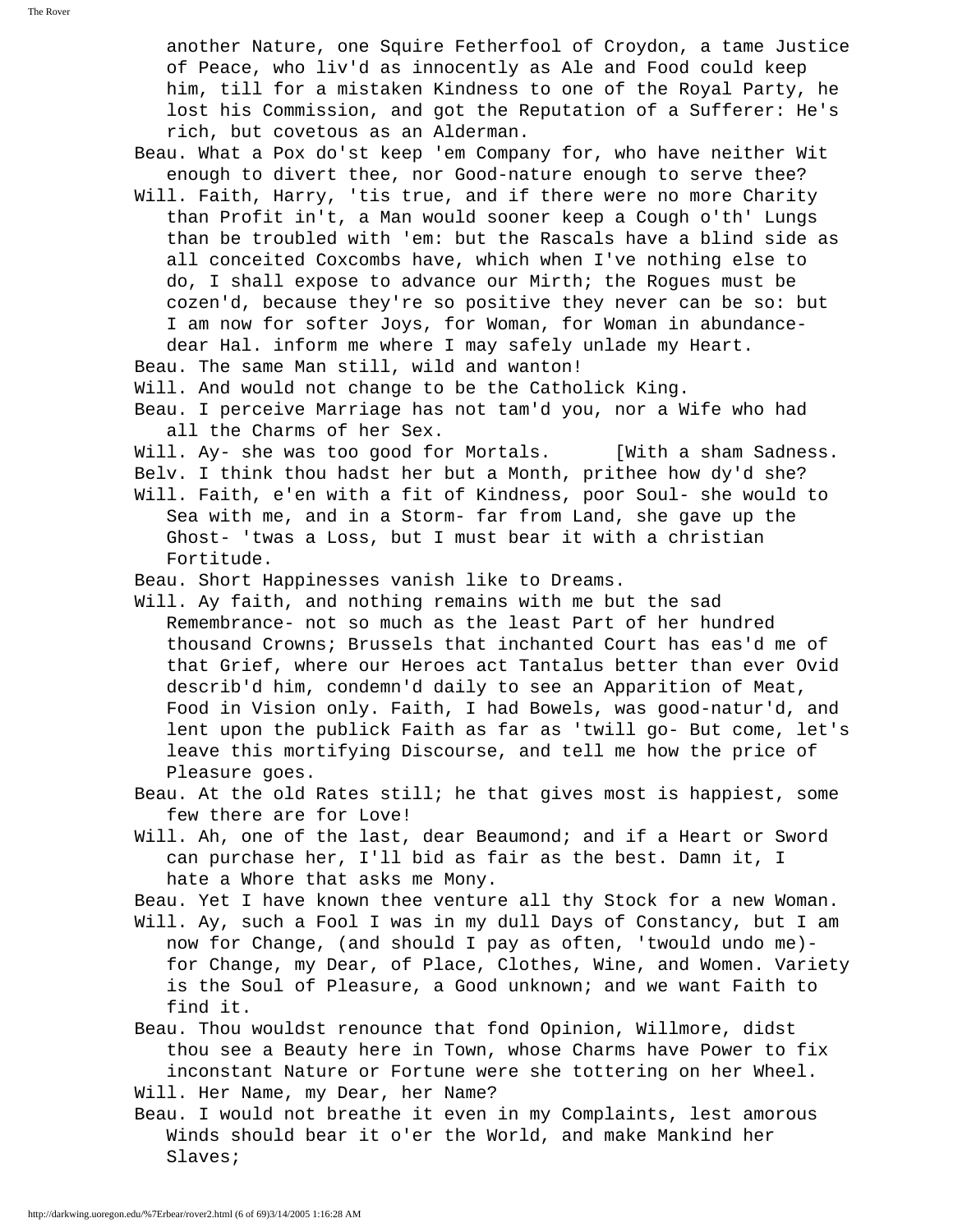another Nature, one Squire Fetherfool of Croydon, a tame Justice of Peace, who liv'd as innocently as Ale and Food could keep him, till for a mistaken Kindness to one of the Royal Party, he lost his Commission, and got the Reputation of a Sufferer: He's rich, but covetous as an Alderman.

Beau. What a Pox do'st keep 'em Company for, who have neither Wit enough to divert thee, nor Good-nature enough to serve thee?

Will. Faith, Harry, 'tis true, and if there were no more Charity than Profit in't, a Man would sooner keep a Cough o'th' Lungs than be troubled with 'em: but the Rascals have a blind side as all conceited Coxcombs have, which when I've nothing else to do, I shall expose to advance our Mirth; the Rogues must be cozen'd, because they're so positive they never can be so: but I am now for softer Joys, for Woman, for Woman in abundance- dear Hal. inform me where I may safely unlade my Heart.

Beau. The same Man still, wild and wanton!

Will. And would not change to be the Catholick King.

Beau. I perceive Marriage has not tam'd you, nor a Wife who had all the Charms of her Sex.

Will. Ay- she was too good for Mortals. [With a sham Sadness.

Belv. I think thou hadst her but a Month, prithee how dy'd she?

Will. Faith, e'en with a fit of Kindness, poor Soul- she would to Sea with me, and in a Storm- far from Land, she gave up the Ghost- 'twas a Loss, but I must bear it with a christian Fortitude.

Beau. Short Happinesses vanish like to Dreams.

Will. Ay faith, and nothing remains with me but the sad Remembrance- not so much as the least Part of her hundred thousand Crowns; Brussels that inchanted Court has eas'd me of that Grief, where our Heroes act Tantalus better than ever Ovid describ'd him, condemn'd daily to see an Apparition of Meat, Food in Vision only. Faith, I had Bowels, was good-natur'd, and lent upon the publick Faith as far as 'twill go- But come, let's leave this mortifying Discourse, and tell me how the price of Pleasure goes.

Beau. At the old Rates still; he that gives most is happiest, some few there are for Love!

Will. Ah, one of the last, dear Beaumond; and if a Heart or Sword can purchase her, I'll bid as fair as the best. Damn it, I hate a Whore that asks me Mony.

Beau. Yet I have known thee venture all thy Stock for a new Woman.

Will. Ay, such a Fool I was in my dull Days of Constancy, but I am now for Change, (and should I pay as often, 'twould undo me)- for Change, my Dear, of Place, Clothes, Wine, and Women. Variety is the Soul of Pleasure, a Good unknown; and we want Faith to find it.

Beau. Thou wouldst renounce that fond Opinion, Willmore, didst thou see a Beauty here in Town, whose Charms have Power to fix inconstant Nature or Fortune were she tottering on her Wheel.

Will. Her Name, my Dear, her Name?

Beau. I would not breathe it even in my Complaints, lest amorous Winds should bear it o'er the World, and make Mankind her Slaves;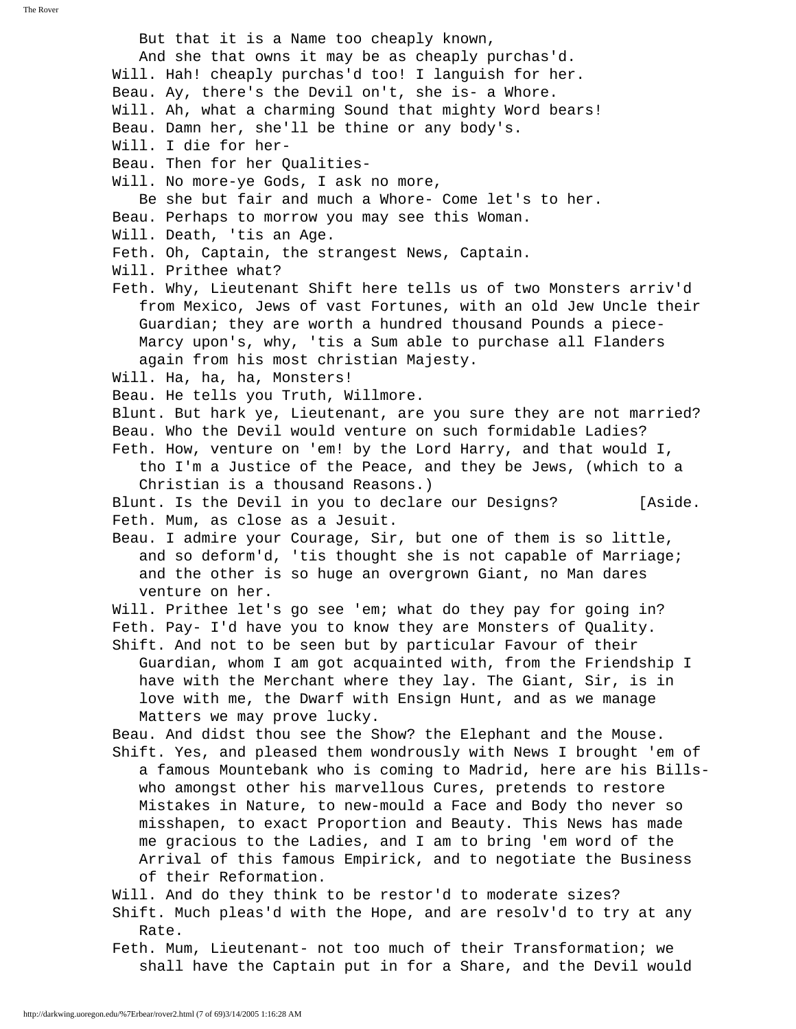But that it is a Name too cheaply known,
And she that owns it may be as cheaply purchas'd.

Will. Hah! cheaply purchas'd too! I languish for her.

Beau. Ay, there's the Devil on't, she is- a Whore.

Will. Ah, what a charming Sound that mighty Word bears!

Beau. Damn her, she'll be thine or any body's.

Will. I die for her-

Beau. Then for her Qualities-

Will. No more-ye Gods, I ask no more,
Be she but fair and much a Whore- Come let's to her.

Beau. Perhaps to morrow you may see this Woman.

Will. Death, 'tis an Age.

Feth. Oh, Captain, the strangest News, Captain.

Will. Prithee what?

Feth. Why, Lieutenant Shift here tells us of two Monsters arriv'd from Mexico, Jews of vast Fortunes, with an old Jew Uncle their Guardian; they are worth a hundred thousand Pounds a piece- Marcy upon's, why, 'tis a Sum able to purchase all Flanders again from his most christian Majesty.

Will. Ha, ha, ha, Monsters!

Beau. He tells you Truth, Willmore.

Blunt. But hark ye, Lieutenant, are you sure they are not married?

Beau. Who the Devil would venture on such formidable Ladies?

Feth. How, venture on 'em! by the Lord Harry, and that would I, tho I'm a Justice of the Peace, and they be Jews, (which to a Christian is a thousand Reasons.)

Blunt. Is the Devil in you to declare our Designs? [Aside.

Feth. Mum, as close as a Jesuit.

Beau. I admire your Courage, Sir, but one of them is so little, and so deform'd, 'tis thought she is not capable of Marriage; and the other is so huge an overgrown Giant, no Man dares venture on her.

Will. Prithee let's go see 'em; what do they pay for going in?

Feth. Pay- I'd have you to know they are Monsters of Quality.

Shift. And not to be seen but by particular Favour of their Guardian, whom I am got acquainted with, from the Friendship I have with the Merchant where they lay. The Giant, Sir, is in love with me, the Dwarf with Ensign Hunt, and as we manage Matters we may prove lucky.

Beau. And didst thou see the Show? the Elephant and the Mouse.

Shift. Yes, and pleased them wondrously with News I brought 'em of a famous Mountebank who is coming to Madrid, here are his Bills- who amongst other his marvellous Cures, pretends to restore Mistakes in Nature, to new-mould a Face and Body tho never so misshapen, to exact Proportion and Beauty. This News has made me gracious to the Ladies, and I am to bring 'em word of the Arrival of this famous Empirick, and to negotiate the Business of their Reformation.

Will. And do they think to be restor'd to moderate sizes?

Shift. Much pleas'd with the Hope, and are resolv'd to try at any Rate.

Feth. Mum, Lieutenant- not too much of their Transformation; we shall have the Captain put in for a Share, and the Devil would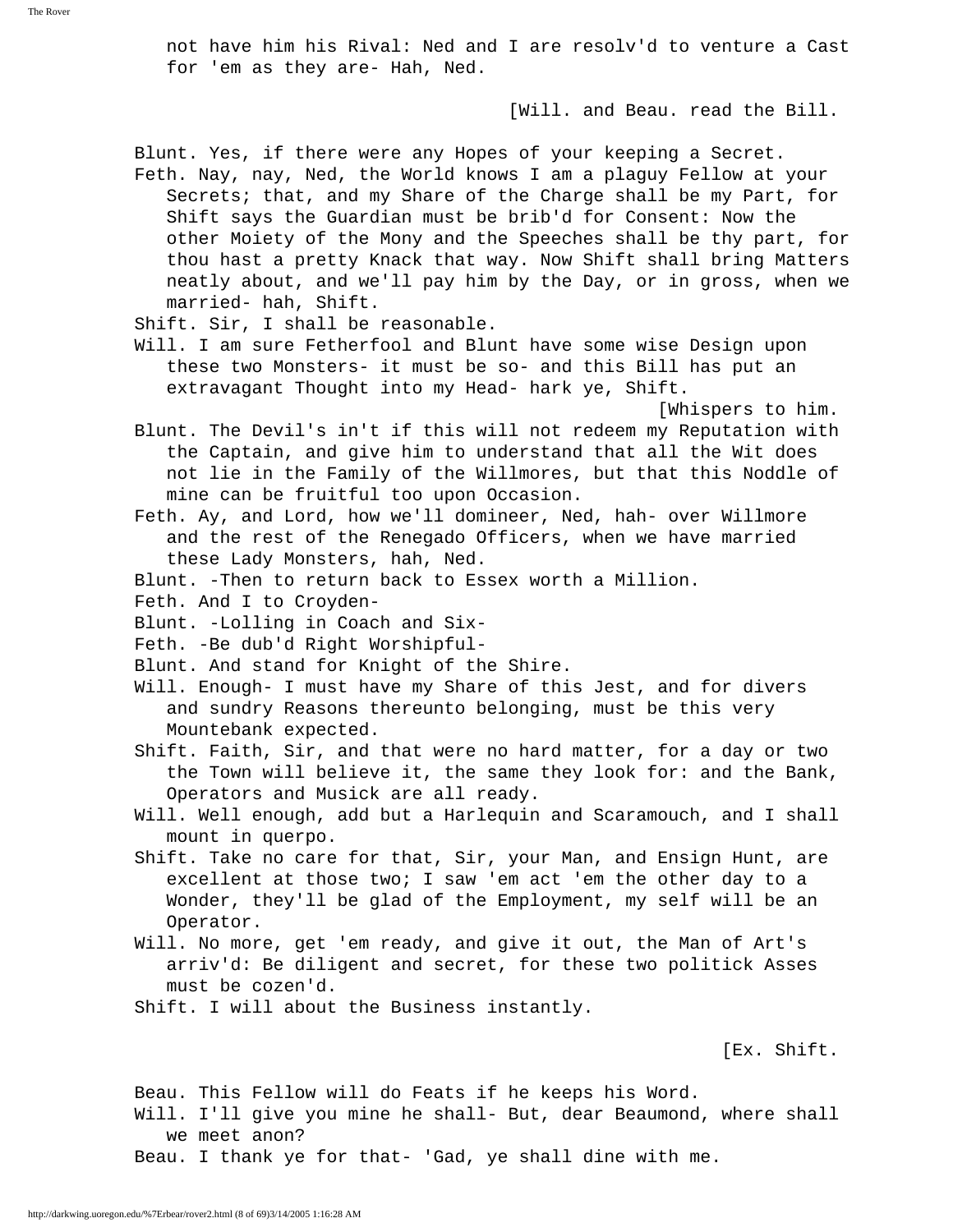not have him his Rival: Ned and I are resolv'd to venture a Cast for 'em as they are- Hah, Ned.

[Will. and Beau. read the Bill.

Blunt. Yes, if there were any Hopes of your keeping a Secret.

Feth. Nay, nay, Ned, the World knows I am a plaguy Fellow at your Secrets; that, and my Share of the Charge shall be my Part, for Shift says the Guardian must be brib'd for Consent: Now the other Moiety of the Mony and the Speeches shall be thy part, for thou hast a pretty Knack that way. Now Shift shall bring Matters neatly about, and we'll pay him by the Day, or in gross, when we married- hah, Shift.

Shift. Sir, I shall be reasonable.

Will. I am sure Fetherfool and Blunt have some wise Design upon these two Monsters- it must be so- and this Bill has put an extravagant Thought into my Head- hark ye, Shift.

[Whispers to him.

Blunt. The Devil's in't if this will not redeem my Reputation with the Captain, and give him to understand that all the Wit does not lie in the Family of the Willmores, but that this Noddle of mine can be fruitful too upon Occasion.

Feth. Ay, and Lord, how we'll domineer, Ned, hah- over Willmore and the rest of the Renegado Officers, when we have married these Lady Monsters, hah, Ned.

Blunt. -Then to return back to Essex worth a Million.

Feth. And I to Croyden-

Blunt. -Lolling in Coach and Six-

Feth. -Be dub'd Right Worshipful-

Blunt. And stand for Knight of the Shire.

Will. Enough- I must have my Share of this Jest, and for divers and sundry Reasons thereunto belonging, must be this very Mountebank expected.

Shift. Faith, Sir, and that were no hard matter, for a day or two the Town will believe it, the same they look for: and the Bank, Operators and Musick are all ready.

Will. Well enough, add but a Harlequin and Scaramouch, and I shall mount in querpo.

Shift. Take no care for that, Sir, your Man, and Ensign Hunt, are excellent at those two; I saw 'em act 'em the other day to a Wonder, they'll be glad of the Employment, my self will be an Operator.

Will. No more, get 'em ready, and give it out, the Man of Art's arriv'd: Be diligent and secret, for these two politick Asses must be cozen'd.

Shift. I will about the Business instantly.

[Ex. Shift.

Beau. This Fellow will do Feats if he keeps his Word.

Will. I'll give you mine he shall- But, dear Beaumond, where shall we meet anon?

Beau. I thank ye for that- 'Gad, ye shall dine with me.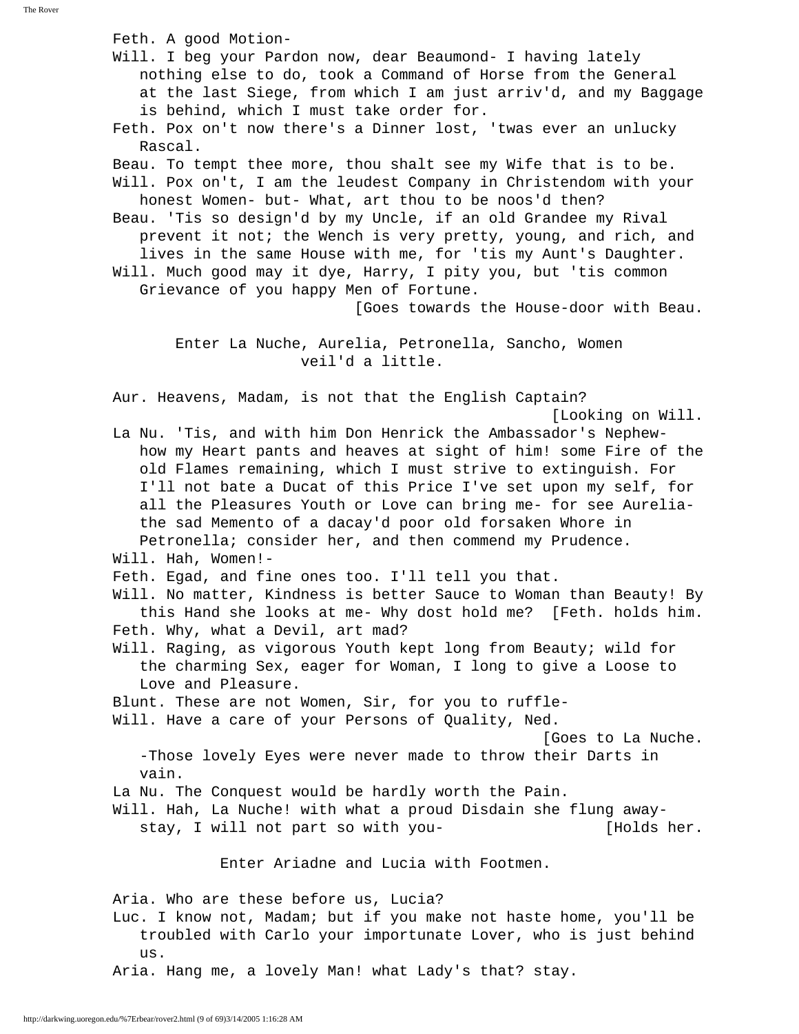Feth. A good Motion-

Will. I beg your Pardon now, dear Beaumond- I having lately nothing else to do, took a Command of Horse from the General at the last Siege, from which I am just arriv'd, and my Baggage is behind, which I must take order for.

Feth. Pox on't now there's a Dinner lost, 'twas ever an unlucky Rascal.

Beau. To tempt thee more, thou shalt see my Wife that is to be.

Will. Pox on't, I am the leudest Company in Christendom with your honest Women- but- What, art thou to be noos'd then?

Beau. 'Tis so design'd by my Uncle, if an old Grandee my Rival prevent it not; the Wench is very pretty, young, and rich, and lives in the same House with me, for 'tis my Aunt's Daughter.

Will. Much good may it dye, Harry, I pity you, but 'tis common Grievance of you happy Men of Fortune.

[Goes towards the House-door with Beau.

Enter La Nuche, Aurelia, Petronella, Sancho, Women veil'd a little.

Aur. Heavens, Madam, is not that the English Captain?

[Looking on Will.

La Nu. 'Tis, and with him Don Henrick the Ambassador's Nephew- how my Heart pants and heaves at sight of him! some Fire of the old Flames remaining, which I must strive to extinguish. For I'll not bate a Ducat of this Price I've set upon my self, for all the Pleasures Youth or Love can bring me- for see Aurelia- the sad Memento of a dacay'd poor old forsaken Whore in Petronella; consider her, and then commend my Prudence.

Will. Hah, Women!-

Feth. Egad, and fine ones too. I'll tell you that.

Will. No matter, Kindness is better Sauce to Woman than Beauty! By this Hand she looks at me- Why dost hold me? [Feth. holds him.

Feth. Why, what a Devil, art mad?

Will. Raging, as vigorous Youth kept long from Beauty; wild for the charming Sex, eager for Woman, I long to give a Loose to Love and Pleasure.

Blunt. These are not Women, Sir, for you to ruffle-

Will. Have a care of your Persons of Quality, Ned.

[Goes to La Nuche.

-Those lovely Eyes were never made to throw their Darts in vain.

La Nu. The Conquest would be hardly worth the Pain.

Will. Hah, La Nuche! with what a proud Disdain she flung away- stay, I will not part so with you- [Holds her.

Enter Ariadne and Lucia with Footmen.

Aria. Who are these before us, Lucia?

Luc. I know not, Madam; but if you make not haste home, you'll be troubled with Carlo your importunate Lover, who is just behind us.

Aria. Hang me, a lovely Man! what Lady's that? stay.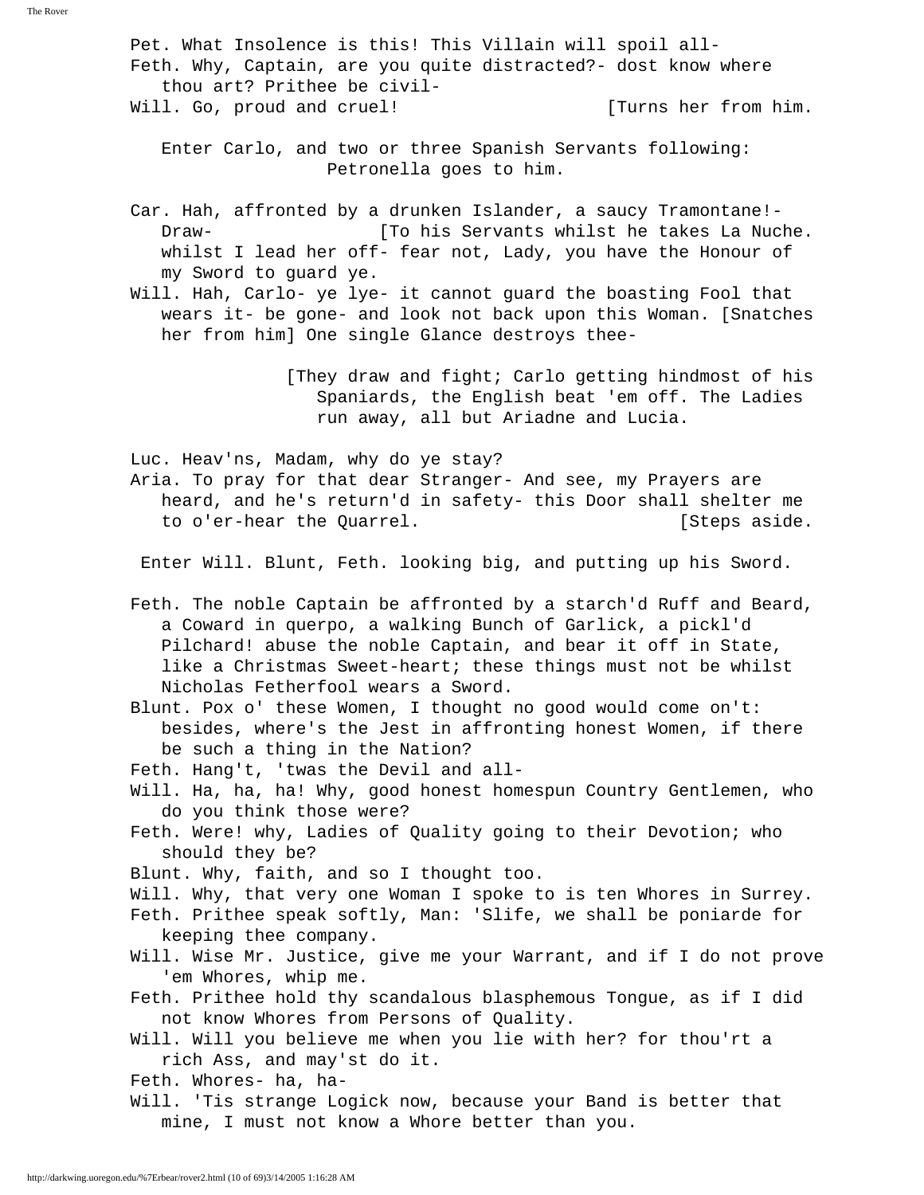Pet. What Insolence is this! This Villain will spoil all-
Feth. Why, Captain, are you quite distracted?- dost know where thou art? Prithee be civil-
Will. Go, proud and cruel! [Turns her from him.

Enter Carlo, and two or three Spanish Servants following: Petronella goes to him.

Car. Hah, affronted by a drunken Islander, a saucy Tramontane!- Draw- [To his Servants whilst he takes La Nuche. whilst I lead her off- fear not, Lady, you have the Honour of my Sword to guard ye.
Will. Hah, Carlo- ye lye- it cannot guard the boasting Fool that wears it- be gone- and look not back upon this Woman. [Snatches her from him] One single Glance destroys thee-

[They draw and fight; Carlo getting hindmost of his Spaniards, the English beat 'em off. The Ladies run away, all but Ariadne and Lucia.

Luc. Heav'ns, Madam, why do ye stay?
Aria. To pray for that dear Stranger- And see, my Prayers are heard, and he's return'd in safety- this Door shall shelter me to o'er-hear the Quarrel. [Steps aside.

Enter Will. Blunt, Feth. looking big, and putting up his Sword.

Feth. The noble Captain be affronted by a starch'd Ruff and Beard, a Coward in querpo, a walking Bunch of Garlick, a pickl'd Pilchard! abuse the noble Captain, and bear it off in State, like a Christmas Sweet-heart; these things must not be whilst Nicholas Fetherfool wears a Sword.
Blunt. Pox o' these Women, I thought no good would come on't: besides, where's the Jest in affronting honest Women, if there be such a thing in the Nation?
Feth. Hang't, 'twas the Devil and all-
Will. Ha, ha, ha! Why, good honest homespun Country Gentlemen, who do you think those were?
Feth. Were! why, Ladies of Quality going to their Devotion; who should they be?
Blunt. Why, faith, and so I thought too.
Will. Why, that very one Woman I spoke to is ten Whores in Surrey.
Feth. Prithee speak softly, Man: 'Slife, we shall be poniarde for keeping thee company.
Will. Wise Mr. Justice, give me your Warrant, and if I do not prove 'em Whores, whip me.
Feth. Prithee hold thy scandalous blasphemous Tongue, as if I did not know Whores from Persons of Quality.
Will. Will you believe me when you lie with her? for thou'rt a rich Ass, and may'st do it.
Feth. Whores- ha, ha-
Will. 'Tis strange Logick now, because your Band is better that mine, I must not know a Whore better than you.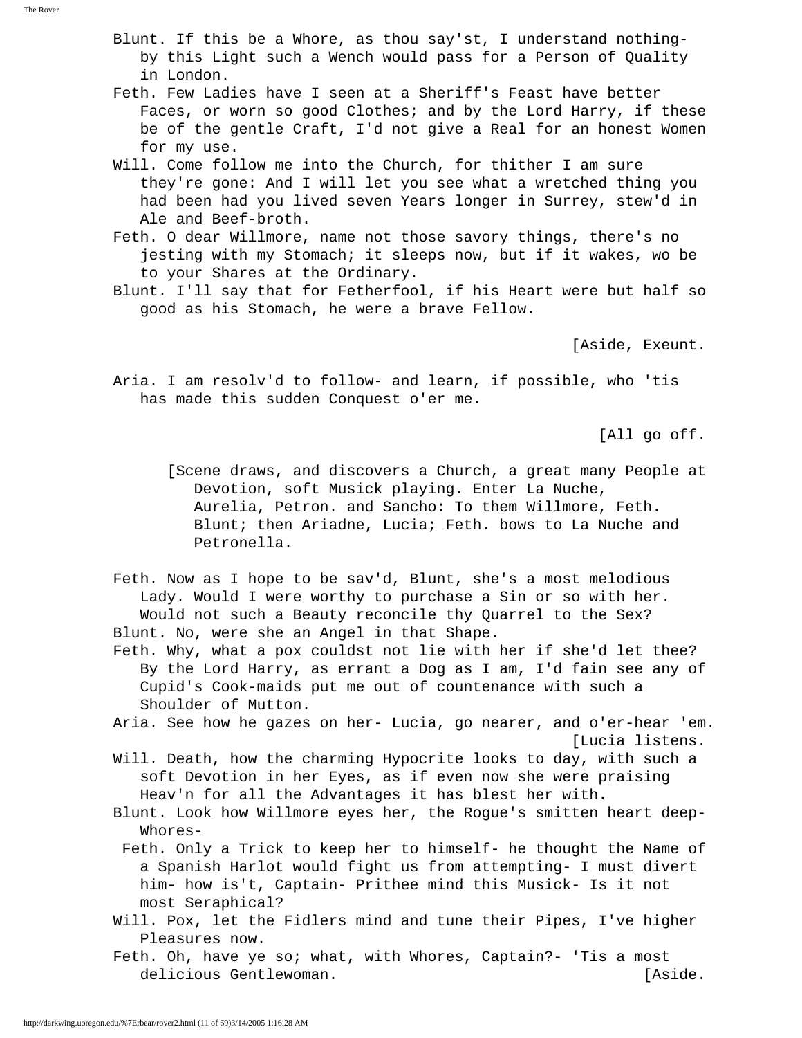Blunt. If this be a Whore, as thou say'st, I understand nothing- by this Light such a Wench would pass for a Person of Quality in London.

Feth. Few Ladies have I seen at a Sheriff's Feast have better Faces, or worn so good Clothes; and by the Lord Harry, if these be of the gentle Craft, I'd not give a Real for an honest Women for my use.

Will. Come follow me into the Church, for thither I am sure they're gone: And I will let you see what a wretched thing you had been had you lived seven Years longer in Surrey, stew'd in Ale and Beef-broth.

Feth. O dear Willmore, name not those savory things, there's no jesting with my Stomach; it sleeps now, but if it wakes, wo be to your Shares at the Ordinary.

Blunt. I'll say that for Fetherfool, if his Heart were but half so good as his Stomach, he were a brave Fellow.

[Aside, Exeunt.

Aria. I am resolv'd to follow- and learn, if possible, who 'tis has made this sudden Conquest o'er me.

[All go off.

[Scene draws, and discovers a Church, a great many People at Devotion, soft Musick playing. Enter La Nuche, Aurelia, Petron. and Sancho: To them Willmore, Feth. Blunt; then Ariadne, Lucia; Feth. bows to La Nuche and Petronella.

Feth. Now as I hope to be sav'd, Blunt, she's a most melodious Lady. Would I were worthy to purchase a Sin or so with her. Would not such a Beauty reconcile thy Quarrel to the Sex?

Blunt. No, were she an Angel in that Shape.

Feth. Why, what a pox couldst not lie with her if she'd let thee? By the Lord Harry, as errant a Dog as I am, I'd fain see any of Cupid's Cook-maids put me out of countenance with such a Shoulder of Mutton.

Aria. See how he gazes on her- Lucia, go nearer, and o'er-hear 'em. [Lucia listens.

Will. Death, how the charming Hypocrite looks to day, with such a soft Devotion in her Eyes, as if even now she were praising Heav'n for all the Advantages it has blest her with.

Blunt. Look how Willmore eyes her, the Rogue's smitten heart deep- Whores-

Feth. Only a Trick to keep her to himself- he thought the Name of a Spanish Harlot would fight us from attempting- I must divert him- how is't, Captain- Prithee mind this Musick- Is it not most Seraphical?

Will. Pox, let the Fidlers mind and tune their Pipes, I've higher Pleasures now.

Feth. Oh, have ye so; what, with Whores, Captain?- 'Tis a most delicious Gentlewoman. [Aside.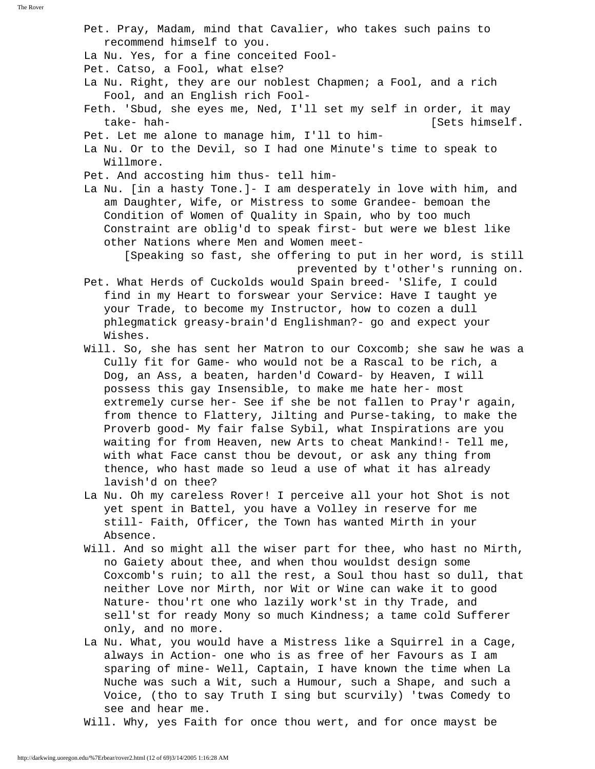Pet. Pray, Madam, mind that Cavalier, who takes such pains to recommend himself to you.

La Nu. Yes, for a fine conceited Fool-

Pet. Catso, a Fool, what else?

La Nu. Right, they are our noblest Chapmen; a Fool, and a rich Fool, and an English rich Fool-

Feth. 'Sbud, she eyes me, Ned, I'll set my self in order, it may take- hah- [Sets himself.

Pet. Let me alone to manage him, I'll to him-

La Nu. Or to the Devil, so I had one Minute's time to speak to Willmore.

Pet. And accosting him thus- tell him-

La Nu. [in a hasty Tone.]- I am desperately in love with him, and am Daughter, Wife, or Mistress to some Grandee- bemoan the Condition of Women of Quality in Spain, who by too much Constraint are oblig'd to speak first- but were we blest like other Nations where Men and Women meet-

[Speaking so fast, she offering to put in her word, is still prevented by t'other's running on.

Pet. What Herds of Cuckolds would Spain breed- 'Slife, I could find in my Heart to forswear your Service: Have I taught ye your Trade, to become my Instructor, how to cozen a dull phlegmatick greasy-brain'd Englishman?- go and expect your Wishes.

Will. So, she has sent her Matron to our Coxcomb; she saw he was a Cully fit for Game- who would not be a Rascal to be rich, a Dog, an Ass, a beaten, harden'd Coward- by Heaven, I will possess this gay Insensible, to make me hate her- most extremely curse her- See if she be not fallen to Pray'r again, from thence to Flattery, Jilting and Purse-taking, to make the Proverb good- My fair false Sybil, what Inspirations are you waiting for from Heaven, new Arts to cheat Mankind!- Tell me, with what Face canst thou be devout, or ask any thing from thence, who hast made so leud a use of what it has already lavish'd on thee?

La Nu. Oh my careless Rover! I perceive all your hot Shot is not yet spent in Battel, you have a Volley in reserve for me still- Faith, Officer, the Town has wanted Mirth in your Absence.

Will. And so might all the wiser part for thee, who hast no Mirth, no Gaiety about thee, and when thou wouldst design some Coxcomb's ruin; to all the rest, a Soul thou hast so dull, that neither Love nor Mirth, nor Wit or Wine can wake it to good Nature- thou'rt one who lazily work'st in thy Trade, and sell'st for ready Mony so much Kindness; a tame cold Sufferer only, and no more.

La Nu. What, you would have a Mistress like a Squirrel in a Cage, always in Action- one who is as free of her Favours as I am sparing of mine- Well, Captain, I have known the time when La Nuche was such a Wit, such a Humour, such a Shape, and such a Voice, (tho to say Truth I sing but scurvily) 'twas Comedy to see and hear me.

Will. Why, yes Faith for once thou wert, and for once mayst be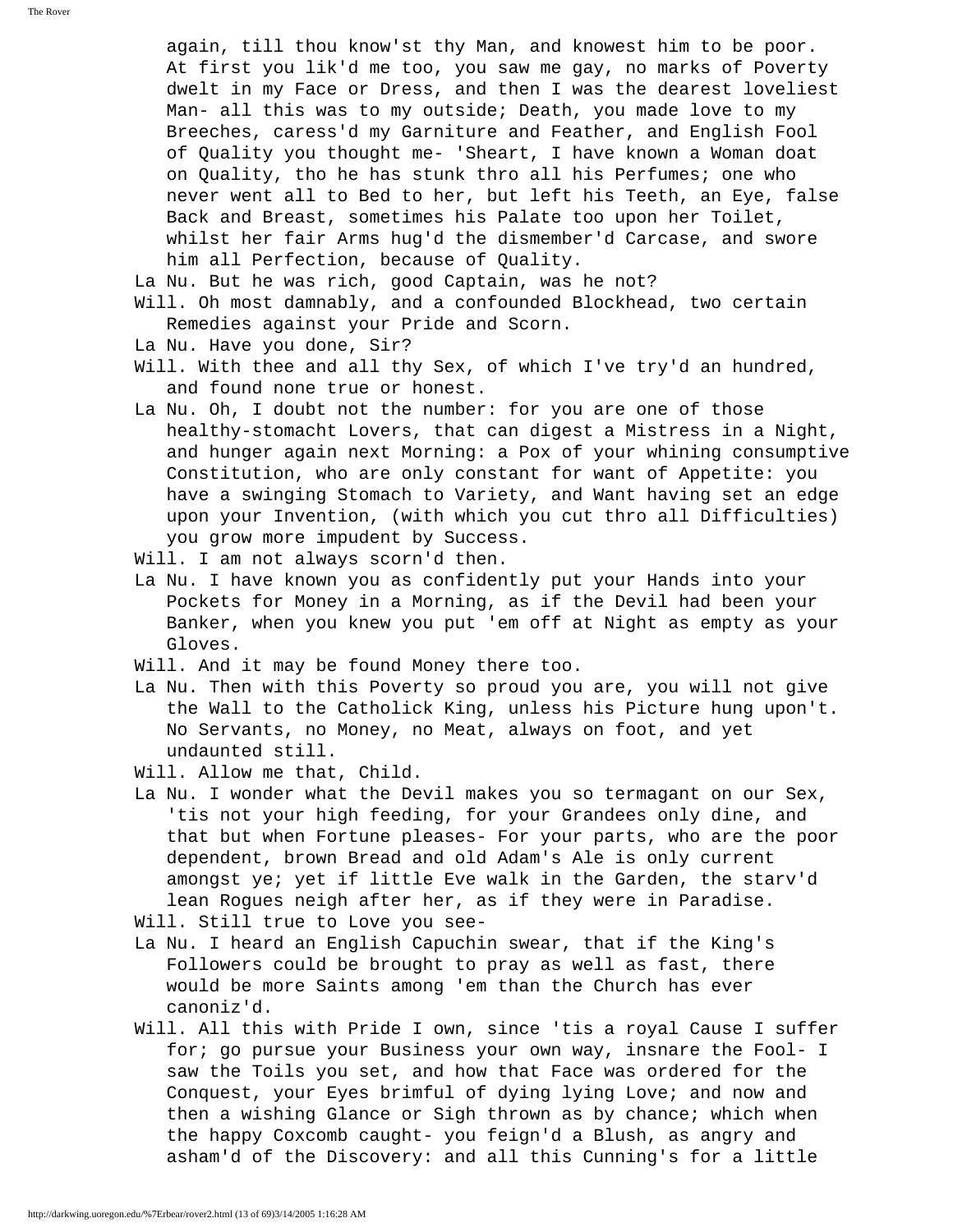again, till thou know'st thy Man, and knowest him to be poor. At first you lik'd me too, you saw me gay, no marks of Poverty dwelt in my Face or Dress, and then I was the dearest loveliest Man- all this was to my outside; Death, you made love to my Breeches, caress'd my Garniture and Feather, and English Fool of Quality you thought me- 'Sheart, I have known a Woman doat on Quality, tho he has stunk thro all his Perfumes; one who never went all to Bed to her, but left his Teeth, an Eye, false Back and Breast, sometimes his Palate too upon her Toilet, whilst her fair Arms hug'd the dismember'd Carcase, and swore him all Perfection, because of Quality.

La Nu. But he was rich, good Captain, was he not?

Will. Oh most damnably, and a confounded Blockhead, two certain Remedies against your Pride and Scorn.

La Nu. Have you done, Sir?

Will. With thee and all thy Sex, of which I've try'd an hundred, and found none true or honest.

La Nu. Oh, I doubt not the number: for you are one of those healthy-stomacht Lovers, that can digest a Mistress in a Night, and hunger again next Morning: a Pox of your whining consumptive Constitution, who are only constant for want of Appetite: you have a swinging Stomach to Variety, and Want having set an edge upon your Invention, (with which you cut thro all Difficulties) you grow more impudent by Success.

Will. I am not always scorn'd then.

La Nu. I have known you as confidently put your Hands into your Pockets for Money in a Morning, as if the Devil had been your Banker, when you knew you put 'em off at Night as empty as your Gloves.

Will. And it may be found Money there too.

La Nu. Then with this Poverty so proud you are, you will not give the Wall to the Catholick King, unless his Picture hung upon't. No Servants, no Money, no Meat, always on foot, and yet undaunted still.

Will. Allow me that, Child.

La Nu. I wonder what the Devil makes you so termagant on our Sex, 'tis not your high feeding, for your Grandees only dine, and that but when Fortune pleases- For your parts, who are the poor dependent, brown Bread and old Adam's Ale is only current amongst ye; yet if little Eve walk in the Garden, the starv'd lean Rogues neigh after her, as if they were in Paradise.

Will. Still true to Love you see-

La Nu. I heard an English Capuchin swear, that if the King's Followers could be brought to pray as well as fast, there would be more Saints among 'em than the Church has ever canoniz'd.

Will. All this with Pride I own, since 'tis a royal Cause I suffer for; go pursue your Business your own way, insnare the Fool- I saw the Toils you set, and how that Face was ordered for the Conquest, your Eyes brimful of dying lying Love; and now and then a wishing Glance or Sigh thrown as by chance; which when the happy Coxcomb caught- you feign'd a Blush, as angry and asham'd of the Discovery: and all this Cunning's for a little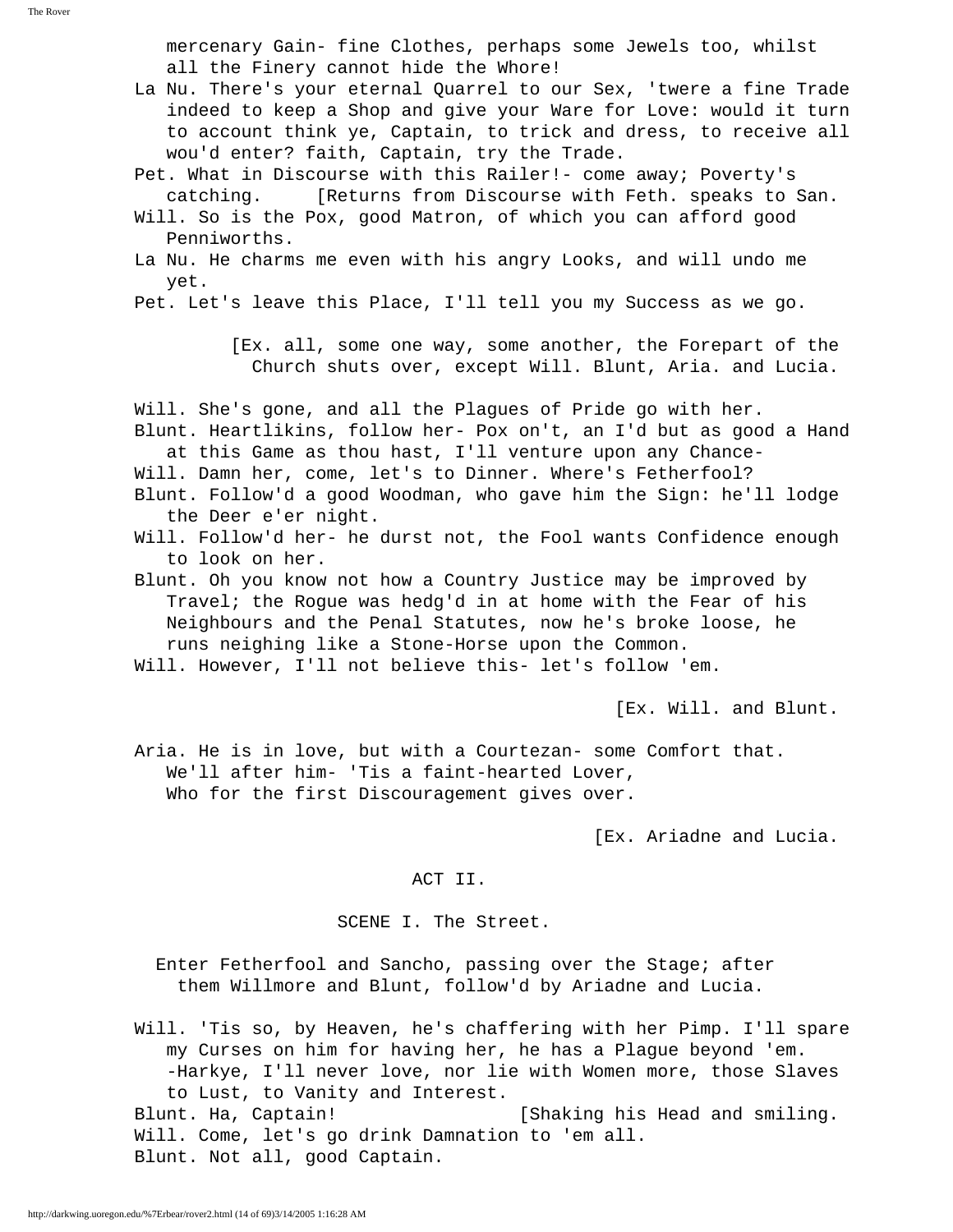mercenary Gain- fine Clothes, perhaps some Jewels too, whilst all the Finery cannot hide the Whore!

La Nu. There's your eternal Quarrel to our Sex, 'twere a fine Trade indeed to keep a Shop and give your Ware for Love: would it turn to account think ye, Captain, to trick and dress, to receive all wou'd enter? faith, Captain, try the Trade.

Pet. What in Discourse with this Railer!- come away; Poverty's catching. [Returns from Discourse with Feth. speaks to San.

Will. So is the Pox, good Matron, of which you can afford good Penniworths.

La Nu. He charms me even with his angry Looks, and will undo me yet.

Pet. Let's leave this Place, I'll tell you my Success as we go.

[Ex. all, some one way, some another, the Forepart of the Church shuts over, except Will. Blunt, Aria. and Lucia.

Will. She's gone, and all the Plagues of Pride go with her.

Blunt. Heartlikins, follow her- Pox on't, an I'd but as good a Hand at this Game as thou hast, I'll venture upon any Chance-

Will. Damn her, come, let's to Dinner. Where's Fetherfool?

Blunt. Follow'd a good Woodman, who gave him the Sign: he'll lodge the Deer e'er night.

Will. Follow'd her- he durst not, the Fool wants Confidence enough to look on her.

Blunt. Oh you know not how a Country Justice may be improved by Travel; the Rogue was hedg'd in at home with the Fear of his Neighbours and the Penal Statutes, now he's broke loose, he runs neighing like a Stone-Horse upon the Common.

Will. However, I'll not believe this- let's follow 'em.

[Ex. Will. and Blunt.

Aria. He is in love, but with a Courtezan- some Comfort that.
We'll after him- 'Tis a faint-hearted Lover,
Who for the first Discouragement gives over.

[Ex. Ariadne and Lucia.

## ACT II.

### SCENE I. The Street.

Enter Fetherfool and Sancho, passing over the Stage; after them Willmore and Blunt, follow'd by Ariadne and Lucia.

Will. 'Tis so, by Heaven, he's chaffering with her Pimp. I'll spare my Curses on him for having her, he has a Plague beyond 'em. -Harkye, I'll never love, nor lie with Women more, those Slaves to Lust, to Vanity and Interest.

Blunt. Ha, Captain! [Shaking his Head and smiling.

Will. Come, let's go drink Damnation to 'em all.

Blunt. Not all, good Captain.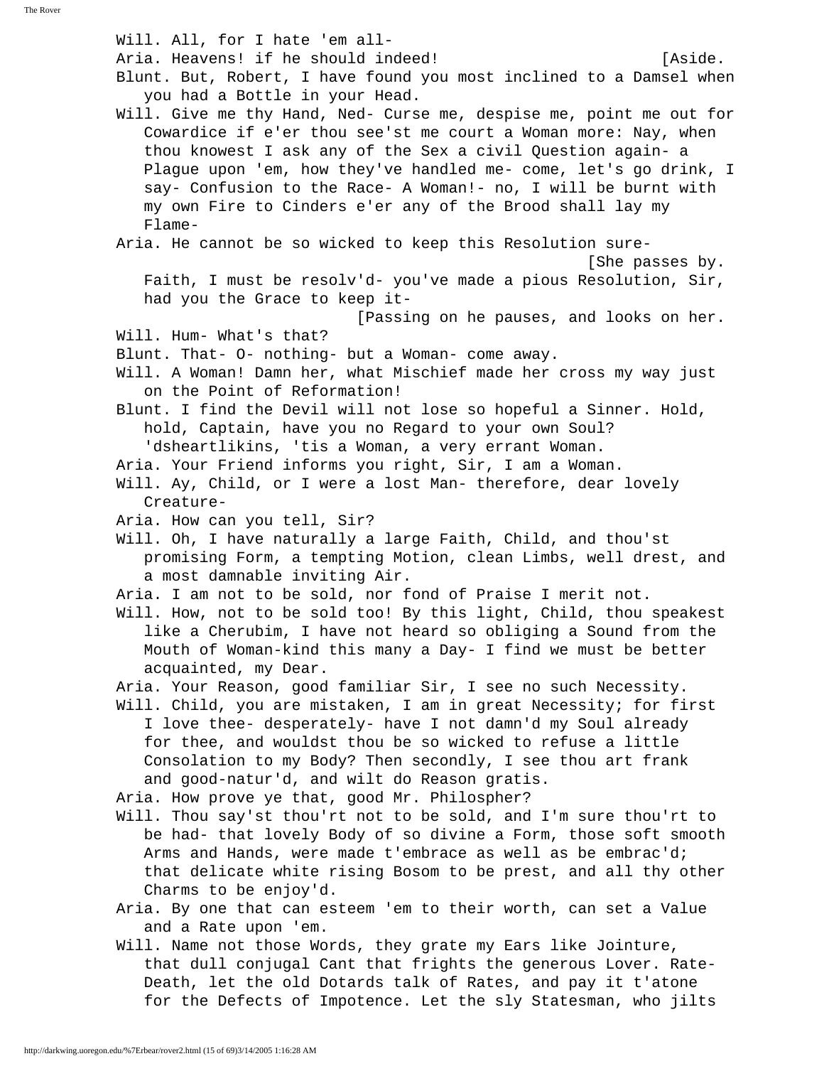Will. All, for I hate 'em all-

Aria. Heavens! if he should indeed! [Aside.

Blunt. But, Robert, I have found you most inclined to a Damsel when you had a Bottle in your Head.

Will. Give me thy Hand, Ned- Curse me, despise me, point me out for Cowardice if e'er thou see'st me court a Woman more: Nay, when thou knowest I ask any of the Sex a civil Question again- a Plague upon 'em, how they've handled me- come, let's go drink, I say- Confusion to the Race- A Woman!- no, I will be burnt with my own Fire to Cinders e'er any of the Brood shall lay my Flame-

Aria. He cannot be so wicked to keep this Resolution sure-

[She passes by.

Faith, I must be resolv'd- you've made a pious Resolution, Sir, had you the Grace to keep it-

[Passing on he pauses, and looks on her.

Will. Hum- What's that?

Blunt. That- O- nothing- but a Woman- come away.

Will. A Woman! Damn her, what Mischief made her cross my way just on the Point of Reformation!

Blunt. I find the Devil will not lose so hopeful a Sinner. Hold, hold, Captain, have you no Regard to your own Soul? 'dsheartlikins, 'tis a Woman, a very errant Woman.

Aria. Your Friend informs you right, Sir, I am a Woman.

Will. Ay, Child, or I were a lost Man- therefore, dear lovely Creature-

Aria. How can you tell, Sir?

Will. Oh, I have naturally a large Faith, Child, and thou'st promising Form, a tempting Motion, clean Limbs, well drest, and a most damnable inviting Air.

Aria. I am not to be sold, nor fond of Praise I merit not.

Will. How, not to be sold too! By this light, Child, thou speakest like a Cherubim, I have not heard so obliging a Sound from the Mouth of Woman-kind this many a Day- I find we must be better acquainted, my Dear.

Aria. Your Reason, good familiar Sir, I see no such Necessity.

Will. Child, you are mistaken, I am in great Necessity; for first I love thee- desperately- have I not damn'd my Soul already for thee, and wouldst thou be so wicked to refuse a little Consolation to my Body? Then secondly, I see thou art frank and good-natur'd, and wilt do Reason gratis.

Aria. How prove ye that, good Mr. Philospher?

Will. Thou say'st thou'rt not to be sold, and I'm sure thou'rt to be had- that lovely Body of so divine a Form, those soft smooth Arms and Hands, were made t'embrace as well as be embrac'd; that delicate white rising Bosom to be prest, and all thy other Charms to be enjoy'd.

Aria. By one that can esteem 'em to their worth, can set a Value and a Rate upon 'em.

Will. Name not those Words, they grate my Ears like Jointure, that dull conjugal Cant that frights the generous Lover. Rate- Death, let the old Dotards talk of Rates, and pay it t'atone for the Defects of Impotence. Let the sly Statesman, who jilts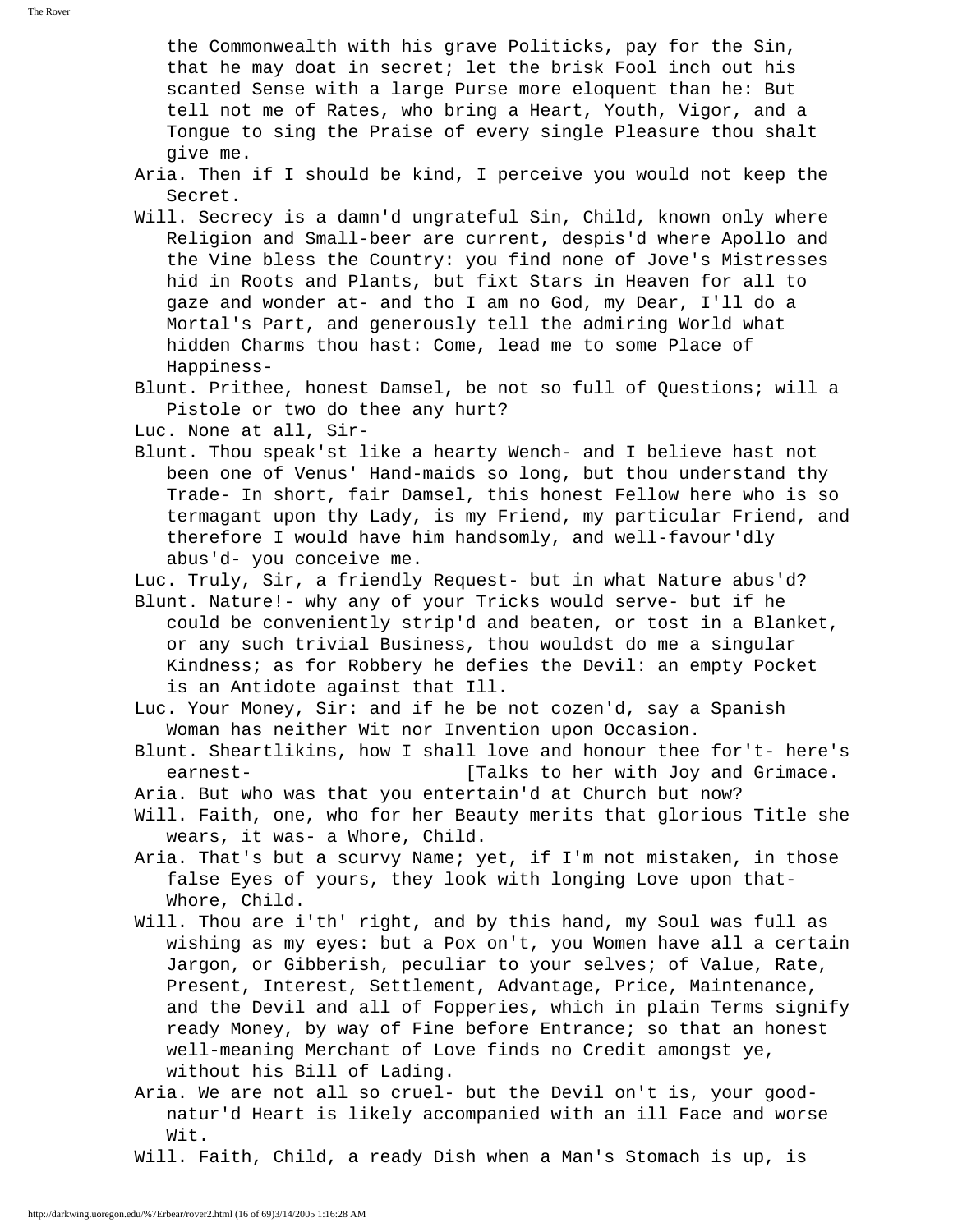the Commonwealth with his grave Politicks, pay for the Sin, that he may doat in secret; let the brisk Fool inch out his scanted Sense with a large Purse more eloquent than he: But tell not me of Rates, who bring a Heart, Youth, Vigor, and a Tongue to sing the Praise of every single Pleasure thou shalt give me.

Aria. Then if I should be kind, I perceive you would not keep the Secret.

Will. Secrecy is a damn'd ungrateful Sin, Child, known only where Religion and Small-beer are current, despis'd where Apollo and the Vine bless the Country: you find none of Jove's Mistresses hid in Roots and Plants, but fixt Stars in Heaven for all to gaze and wonder at- and tho I am no God, my Dear, I'll do a Mortal's Part, and generously tell the admiring World what hidden Charms thou hast: Come, lead me to some Place of Happiness-

Blunt. Prithee, honest Damsel, be not so full of Questions; will a Pistole or two do thee any hurt?

Luc. None at all, Sir-

Blunt. Thou speak'st like a hearty Wench- and I believe hast not been one of Venus' Hand-maids so long, but thou understand thy Trade- In short, fair Damsel, this honest Fellow here who is so termagant upon thy Lady, is my Friend, my particular Friend, and therefore I would have him handsomly, and well-favour'dly abus'd- you conceive me.

Luc. Truly, Sir, a friendly Request- but in what Nature abus'd?

Blunt. Nature!- why any of your Tricks would serve- but if he could be conveniently strip'd and beaten, or tost in a Blanket, or any such trivial Business, thou wouldst do me a singular Kindness; as for Robbery he defies the Devil: an empty Pocket is an Antidote against that Ill.

Luc. Your Money, Sir: and if he be not cozen'd, say a Spanish Woman has neither Wit nor Invention upon Occasion.

Blunt. Sheartlikins, how I shall love and honour thee for't- here's earnest- [Talks to her with Joy and Grimace.

Aria. But who was that you entertain'd at Church but now?

Will. Faith, one, who for her Beauty merits that glorious Title she wears, it was- a Whore, Child.

Aria. That's but a scurvy Name; yet, if I'm not mistaken, in those false Eyes of yours, they look with longing Love upon that- Whore, Child.

Will. Thou are i'th' right, and by this hand, my Soul was full as wishing as my eyes: but a Pox on't, you Women have all a certain Jargon, or Gibberish, peculiar to your selves; of Value, Rate, Present, Interest, Settlement, Advantage, Price, Maintenance, and the Devil and all of Fopperies, which in plain Terms signify ready Money, by way of Fine before Entrance; so that an honest well-meaning Merchant of Love finds no Credit amongst ye, without his Bill of Lading.

Aria. We are not all so cruel- but the Devil on't is, your good-natur'd Heart is likely accompanied with an ill Face and worse Wit.

Will. Faith, Child, a ready Dish when a Man's Stomach is up, is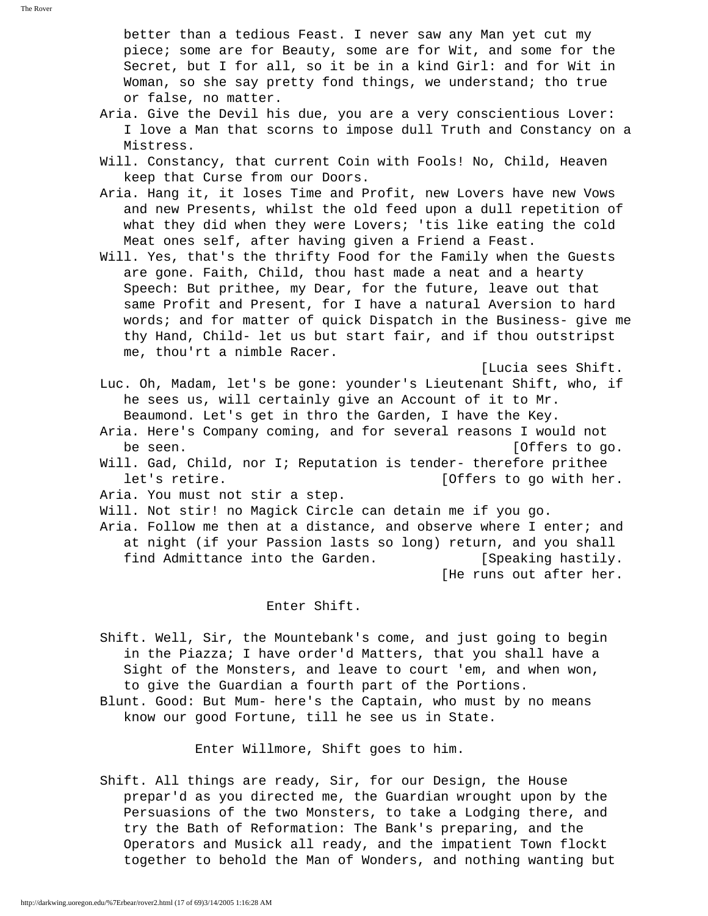better than a tedious Feast. I never saw any Man yet cut my piece; some are for Beauty, some are for Wit, and some for the Secret, but I for all, so it be in a kind Girl: and for Wit in Woman, so she say pretty fond things, we understand; tho true or false, no matter.

Aria. Give the Devil his due, you are a very conscientious Lover: I love a Man that scorns to impose dull Truth and Constancy on a Mistress.

Will. Constancy, that current Coin with Fools! No, Child, Heaven keep that Curse from our Doors.

Aria. Hang it, it loses Time and Profit, new Lovers have new Vows and new Presents, whilst the old feed upon a dull repetition of what they did when they were Lovers; 'tis like eating the cold Meat ones self, after having given a Friend a Feast.

Will. Yes, that's the thrifty Food for the Family when the Guests are gone. Faith, Child, thou hast made a neat and a hearty Speech: But prithee, my Dear, for the future, leave out that same Profit and Present, for I have a natural Aversion to hard words; and for matter of quick Dispatch in the Business- give me thy Hand, Child- let us but start fair, and if thou outstripst me, thou'rt a nimble Racer.

[Lucia sees Shift.

Luc. Oh, Madam, let's be gone: younder's Lieutenant Shift, who, if he sees us, will certainly give an Account of it to Mr. Beaumond. Let's get in thro the Garden, I have the Key.

Aria. Here's Company coming, and for several reasons I would not be seen. [Offers to go.

Will. Gad, Child, nor I; Reputation is tender- therefore prithee let's retire. [Offers to go with her.

Aria. You must not stir a step.

Will. Not stir! no Magick Circle can detain me if you go.

Aria. Follow me then at a distance, and observe where I enter; and at night (if your Passion lasts so long) return, and you shall find Admittance into the Garden. [Speaking hastily.

[He runs out after her.

Enter Shift.

Shift. Well, Sir, the Mountebank's come, and just going to begin in the Piazza; I have order'd Matters, that you shall have a Sight of the Monsters, and leave to court 'em, and when won, to give the Guardian a fourth part of the Portions.

Blunt. Good: But Mum- here's the Captain, who must by no means know our good Fortune, till he see us in State.

Enter Willmore, Shift goes to him.

Shift. All things are ready, Sir, for our Design, the House prepar'd as you directed me, the Guardian wrought upon by the Persuasions of the two Monsters, to take a Lodging there, and try the Bath of Reformation: The Bank's preparing, and the Operators and Musick all ready, and the impatient Town flockt together to behold the Man of Wonders, and nothing wanting but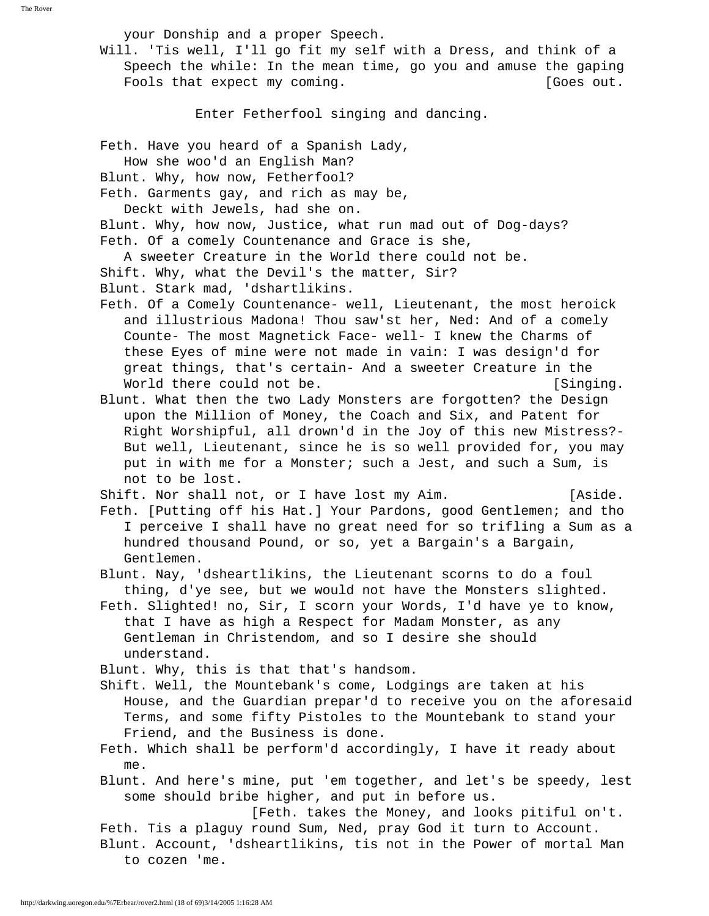your Donship and a proper Speech.

Will. 'Tis well, I'll go fit my self with a Dress, and think of a Speech the while: In the mean time, go you and amuse the gaping Fools that expect my coming. [Goes out.

Enter Fetherfool singing and dancing.

Feth. Have you heard of a Spanish Lady,
How she woo'd an English Man?

Blunt. Why, how now, Fetherfool?

Feth. Garments gay, and rich as may be,
Deckt with Jewels, had she on.

Blunt. Why, how now, Justice, what run mad out of Dog-days?

Feth. Of a comely Countenance and Grace is she,
A sweeter Creature in the World there could not be.

Shift. Why, what the Devil's the matter, Sir?

Blunt. Stark mad, 'dshartlikins.

Feth. Of a Comely Countenance- well, Lieutenant, the most heroick and illustrious Madona! Thou saw'st her, Ned: And of a comely Counte- The most Magnetick Face- well- I knew the Charms of these Eyes of mine were not made in vain: I was design'd for great things, that's certain- And a sweeter Creature in the World there could not be. [Singing.

Blunt. What then the two Lady Monsters are forgotten? the Design upon the Million of Money, the Coach and Six, and Patent for Right Worshipful, all drown'd in the Joy of this new Mistress?- But well, Lieutenant, since he is so well provided for, you may put in with me for a Monster; such a Jest, and such a Sum, is not to be lost.

Shift. Nor shall not, or I have lost my Aim. [Aside.

Feth. [Putting off his Hat.] Your Pardons, good Gentlemen; and tho I perceive I shall have no great need for so trifling a Sum as a hundred thousand Pound, or so, yet a Bargain's a Bargain, Gentlemen.

Blunt. Nay, 'dsheartlikins, the Lieutenant scorns to do a foul thing, d'ye see, but we would not have the Monsters slighted.

Feth. Slighted! no, Sir, I scorn your Words, I'd have ye to know, that I have as high a Respect for Madam Monster, as any Gentleman in Christendom, and so I desire she should understand.

Blunt. Why, this is that that's handsom.

Shift. Well, the Mountebank's come, Lodgings are taken at his House, and the Guardian prepar'd to receive you on the aforesaid Terms, and some fifty Pistoles to the Mountebank to stand your Friend, and the Business is done.

Feth. Which shall be perform'd accordingly, I have it ready about me.

Blunt. And here's mine, put 'em together, and let's be speedy, lest some should bribe higher, and put in before us.

[Feth. takes the Money, and looks pitiful on't.

Feth. Tis a plaguy round Sum, Ned, pray God it turn to Account.

Blunt. Account, 'dsheartlikins, tis not in the Power of mortal Man to cozen 'me.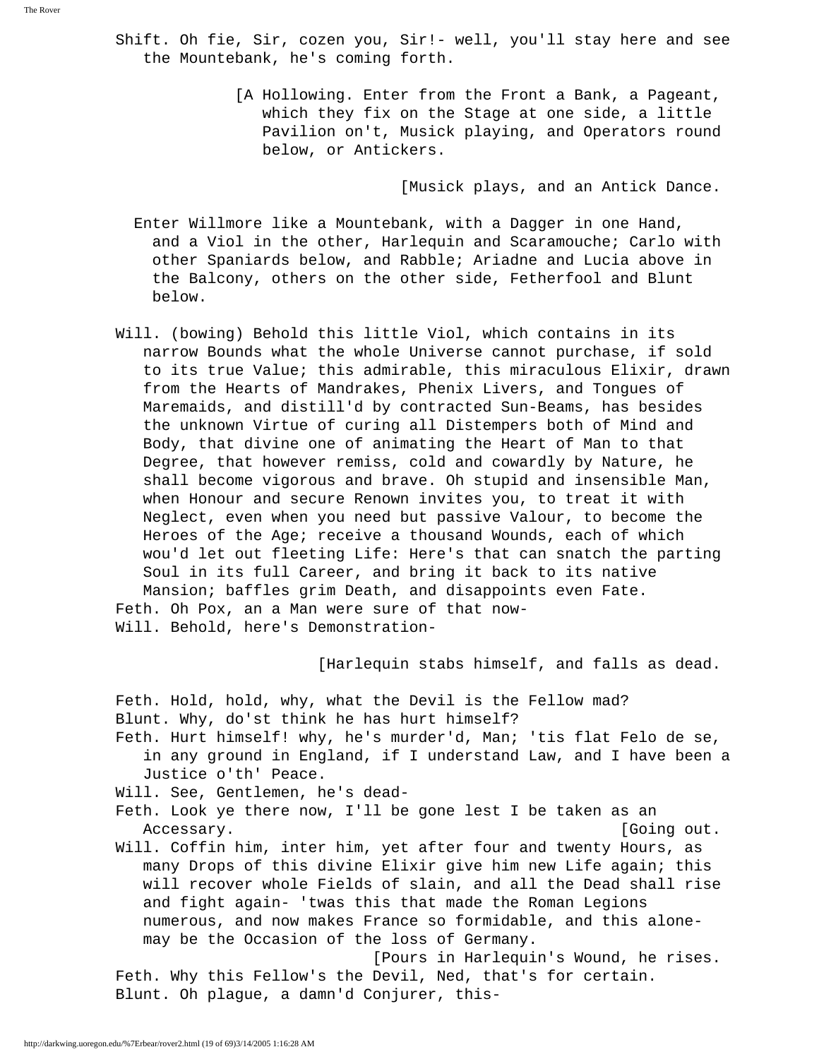Shift. Oh fie, Sir, cozen you, Sir!- well, you'll stay here and see the Mountebank, he's coming forth.

[A Hollowing. Enter from the Front a Bank, a Pageant, which they fix on the Stage at one side, a little Pavilion on't, Musick playing, and Operators round below, or Antickers.

[Musick plays, and an Antick Dance.

Enter Willmore like a Mountebank, with a Dagger in one Hand, and a Viol in the other, Harlequin and Scaramouche; Carlo with other Spaniards below, and Rabble; Ariadne and Lucia above in the Balcony, others on the other side, Fetherfool and Blunt below.

Will. (bowing) Behold this little Viol, which contains in its narrow Bounds what the whole Universe cannot purchase, if sold to its true Value; this admirable, this miraculous Elixir, drawn from the Hearts of Mandrakes, Phenix Livers, and Tongues of Maremaids, and distill'd by contracted Sun-Beams, has besides the unknown Virtue of curing all Distempers both of Mind and Body, that divine one of animating the Heart of Man to that Degree, that however remiss, cold and cowardly by Nature, he shall become vigorous and brave. Oh stupid and insensible Man, when Honour and secure Renown invites you, to treat it with Neglect, even when you need but passive Valour, to become the Heroes of the Age; receive a thousand Wounds, each of which wou'd let out fleeting Life: Here's that can snatch the parting Soul in its full Career, and bring it back to its native Mansion; baffles grim Death, and disappoints even Fate.

Feth. Oh Pox, an a Man were sure of that now-

Will. Behold, here's Demonstration-

[Harlequin stabs himself, and falls as dead.

Feth. Hold, hold, why, what the Devil is the Fellow mad?

Blunt. Why, do'st think he has hurt himself?

Feth. Hurt himself! why, he's murder'd, Man; 'tis flat Felo de se, in any ground in England, if I understand Law, and I have been a Justice o'th' Peace.

Will. See, Gentlemen, he's dead-

Feth. Look ye there now, I'll be gone lest I be taken as an Accessary. [Going out.

Will. Coffin him, inter him, yet after four and twenty Hours, as many Drops of this divine Elixir give him new Life again; this will recover whole Fields of slain, and all the Dead shall rise and fight again- 'twas this that made the Roman Legions numerous, and now makes France so formidable, and this alone- may be the Occasion of the loss of Germany.

[Pours in Harlequin's Wound, he rises.

Feth. Why this Fellow's the Devil, Ned, that's for certain.

Blunt. Oh plague, a damn'd Conjurer, this-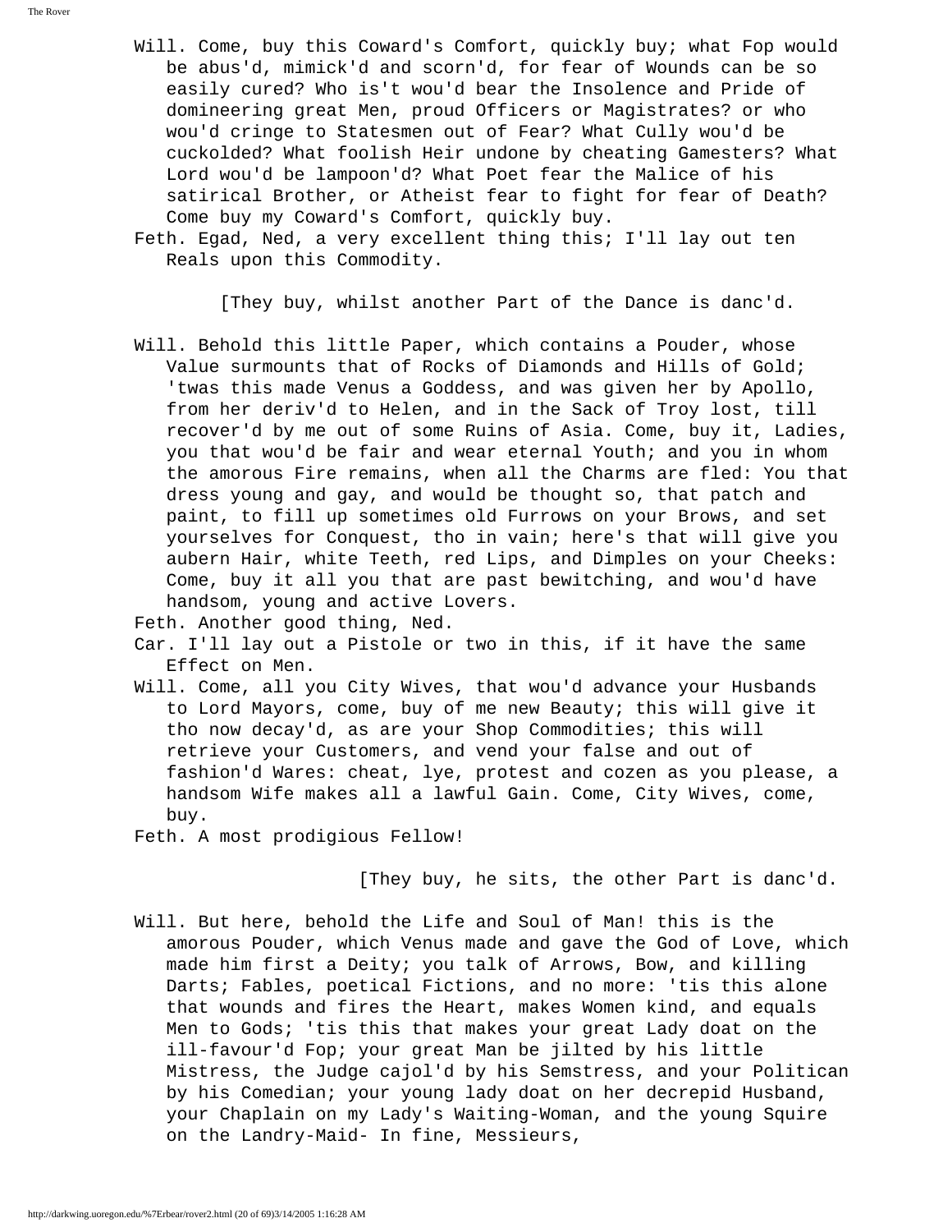Will. Come, buy this Coward's Comfort, quickly buy; what Fop would be abus'd, mimick'd and scorn'd, for fear of Wounds can be so easily cured? Who is't wou'd bear the Insolence and Pride of domineering great Men, proud Officers or Magistrates? or who wou'd cringe to Statesmen out of Fear? What Cully wou'd be cuckolded? What foolish Heir undone by cheating Gamesters? What Lord wou'd be lampoon'd? What Poet fear the Malice of his satirical Brother, or Atheist fear to fight for fear of Death? Come buy my Coward's Comfort, quickly buy.

Feth. Egad, Ned, a very excellent thing this; I'll lay out ten Reals upon this Commodity.

[They buy, whilst another Part of the Dance is danc'd.

Will. Behold this little Paper, which contains a Pouder, whose Value surmounts that of Rocks of Diamonds and Hills of Gold; 'twas this made Venus a Goddess, and was given her by Apollo, from her deriv'd to Helen, and in the Sack of Troy lost, till recover'd by me out of some Ruins of Asia. Come, buy it, Ladies, you that wou'd be fair and wear eternal Youth; and you in whom the amorous Fire remains, when all the Charms are fled: You that dress young and gay, and would be thought so, that patch and paint, to fill up sometimes old Furrows on your Brows, and set yourselves for Conquest, tho in vain; here's that will give you aubern Hair, white Teeth, red Lips, and Dimples on your Cheeks: Come, buy it all you that are past bewitching, and wou'd have handsom, young and active Lovers.

Feth. Another good thing, Ned.

Car. I'll lay out a Pistole or two in this, if it have the same Effect on Men.

Will. Come, all you City Wives, that wou'd advance your Husbands to Lord Mayors, come, buy of me new Beauty; this will give it tho now decay'd, as are your Shop Commodities; this will retrieve your Customers, and vend your false and out of fashion'd Wares: cheat, lye, protest and cozen as you please, a handsom Wife makes all a lawful Gain. Come, City Wives, come, buy.

Feth. A most prodigious Fellow!

[They buy, he sits, the other Part is danc'd.

Will. But here, behold the Life and Soul of Man! this is the amorous Pouder, which Venus made and gave the God of Love, which made him first a Deity; you talk of Arrows, Bow, and killing Darts; Fables, poetical Fictions, and no more: 'tis this alone that wounds and fires the Heart, makes Women kind, and equals Men to Gods; 'tis this that makes your great Lady doat on the ill-favour'd Fop; your great Man be jilted by his little Mistress, the Judge cajol'd by his Semstress, and your Politican by his Comedian; your young lady doat on her decrepid Husband, your Chaplain on my Lady's Waiting-Woman, and the young Squire on the Landry-Maid- In fine, Messieurs,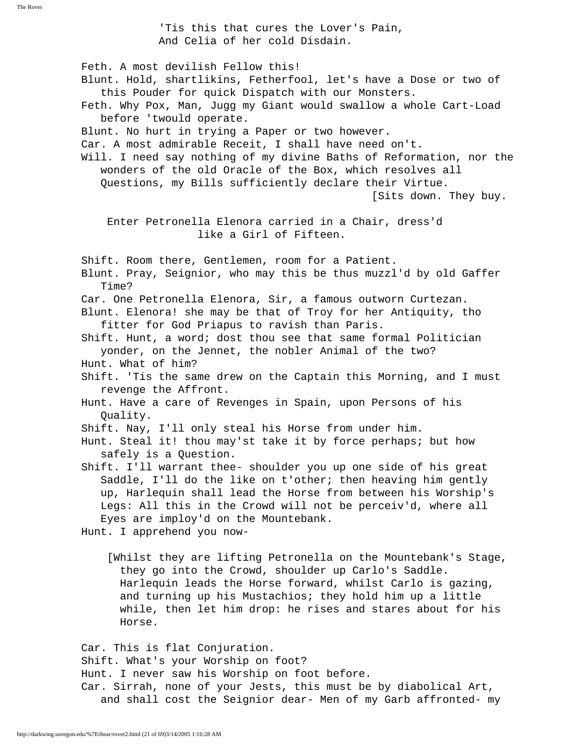'Tis this that cures the Lover's Pain,
And Celia of her cold Disdain.

Feth. A most devilish Fellow this!

Blunt. Hold, shartlikins, Fetherfool, let's have a Dose or two of this Pouder for quick Dispatch with our Monsters.

Feth. Why Pox, Man, Jugg my Giant would swallow a whole Cart-Load before 'twould operate.

Blunt. No hurt in trying a Paper or two however.

Car. A most admirable Receit, I shall have need on't.

Will. I need say nothing of my divine Baths of Reformation, nor the wonders of the old Oracle of the Box, which resolves all Questions, my Bills sufficiently declare their Virtue.
[Sits down. They buy.

Enter Petronella Elenora carried in a Chair, dress'd like a Girl of Fifteen.

Shift. Room there, Gentlemen, room for a Patient.

Blunt. Pray, Seignior, who may this be thus muzzl'd by old Gaffer Time?

Car. One Petronella Elenora, Sir, a famous outworn Curtezan.

Blunt. Elenora! she may be that of Troy for her Antiquity, tho fitter for God Priapus to ravish than Paris.

Shift. Hunt, a word; dost thou see that same formal Politician yonder, on the Jennet, the nobler Animal of the two?

Hunt. What of him?

Shift. 'Tis the same drew on the Captain this Morning, and I must revenge the Affront.

Hunt. Have a care of Revenges in Spain, upon Persons of his Quality.

Shift. Nay, I'll only steal his Horse from under him.

Hunt. Steal it! thou may'st take it by force perhaps; but how safely is a Question.

Shift. I'll warrant thee- shoulder you up one side of his great Saddle, I'll do the like on t'other; then heaving him gently up, Harlequin shall lead the Horse from between his Worship's Legs: All this in the Crowd will not be perceiv'd, where all Eyes are imploy'd on the Mountebank.

Hunt. I apprehend you now-

[Whilst they are lifting Petronella on the Mountebank's Stage, they go into the Crowd, shoulder up Carlo's Saddle. Harlequin leads the Horse forward, whilst Carlo is gazing, and turning up his Mustachios; they hold him up a little while, then let him drop: he rises and stares about for his Horse.

Car. This is flat Conjuration.

Shift. What's your Worship on foot?

Hunt. I never saw his Worship on foot before.

Car. Sirrah, none of your Jests, this must be by diabolical Art, and shall cost the Seignior dear- Men of my Garb affronted- my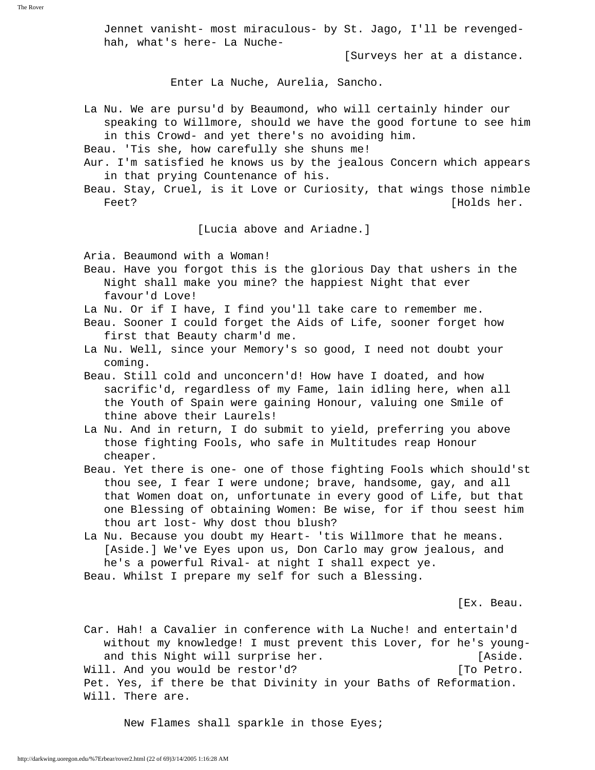Jennet vanisht- most miraculous- by St. Jago, I'll be revenged- hah, what's here- La Nuche-

[Surveys her at a distance.

Enter La Nuche, Aurelia, Sancho.

La Nu. We are pursu'd by Beaumond, who will certainly hinder our speaking to Willmore, should we have the good fortune to see him in this Crowd- and yet there's no avoiding him.
Beau. 'Tis she, how carefully she shuns me!
Aur. I'm satisfied he knows us by the jealous Concern which appears in that prying Countenance of his.
Beau. Stay, Cruel, is it Love or Curiosity, that wings those nimble Feet? [Holds her.

[Lucia above and Ariadne.]

Aria. Beaumond with a Woman!
Beau. Have you forgot this is the glorious Day that ushers in the Night shall make you mine? the happiest Night that ever favour'd Love!
La Nu. Or if I have, I find you'll take care to remember me.
Beau. Sooner I could forget the Aids of Life, sooner forget how first that Beauty charm'd me.
La Nu. Well, since your Memory's so good, I need not doubt your coming.
Beau. Still cold and unconcern'd! How have I doated, and how sacrific'd, regardless of my Fame, lain idling here, when all the Youth of Spain were gaining Honour, valuing one Smile of thine above their Laurels!
La Nu. And in return, I do submit to yield, preferring you above those fighting Fools, who safe in Multitudes reap Honour cheaper.
Beau. Yet there is one- one of those fighting Fools which should'st thou see, I fear I were undone; brave, handsome, gay, and all that Women doat on, unfortunate in every good of Life, but that one Blessing of obtaining Women: Be wise, for if thou seest him thou art lost- Why dost thou blush?
La Nu. Because you doubt my Heart- 'tis Willmore that he means. [Aside.] We've Eyes upon us, Don Carlo may grow jealous, and he's a powerful Rival- at night I shall expect ye.
Beau. Whilst I prepare my self for such a Blessing.

[Ex. Beau.

Car. Hah! a Cavalier in conference with La Nuche! and entertain'd without my knowledge! I must prevent this Lover, for he's young- and this Night will surprise her. [Aside.
Will. And you would be restor'd? [To Petro.
Pet. Yes, if there be that Divinity in your Baths of Reformation.
Will. There are.

New Flames shall sparkle in those Eyes;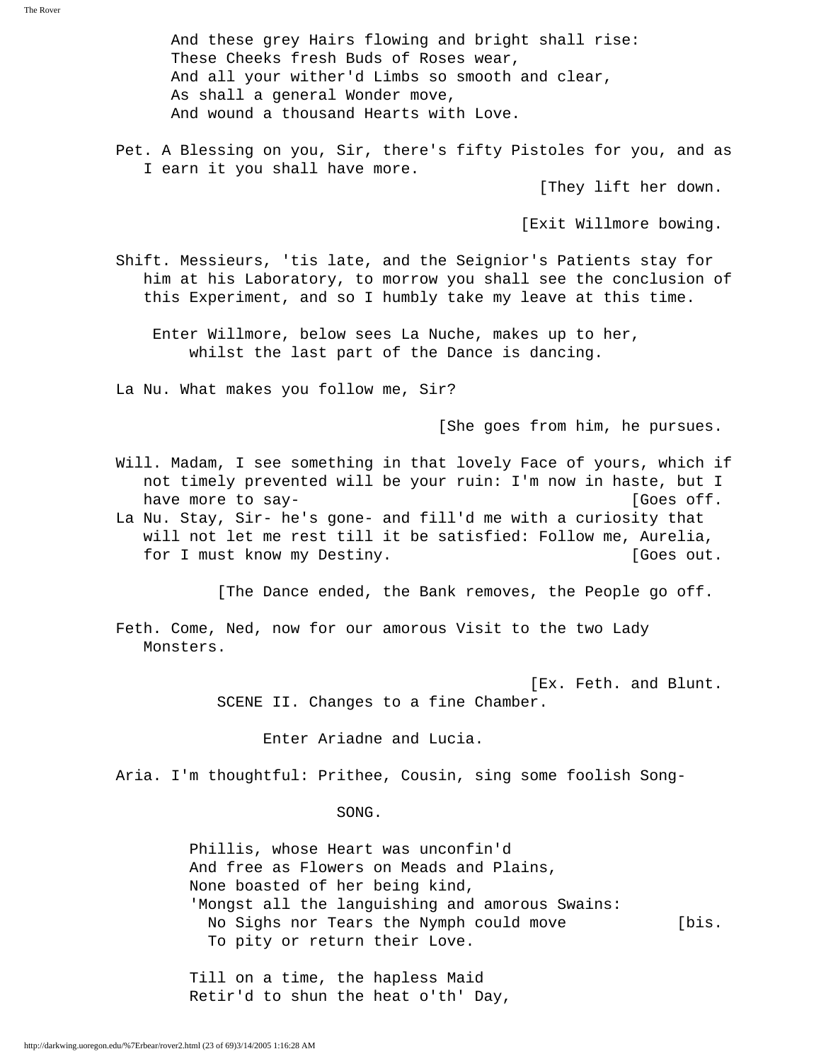And these grey Hairs flowing and bright shall rise:
These Cheeks fresh Buds of Roses wear,
And all your wither'd Limbs so smooth and clear,
As shall a general Wonder move,
And wound a thousand Hearts with Love.

Pet. A Blessing on you, Sir, there's fifty Pistoles for you, and as I earn it you shall have more.

[They lift her down.

[Exit Willmore bowing.

Shift. Messieurs, 'tis late, and the Seignior's Patients stay for him at his Laboratory, to morrow you shall see the conclusion of this Experiment, and so I humbly take my leave at this time.

Enter Willmore, below sees La Nuche, makes up to her, whilst the last part of the Dance is dancing.

La Nu. What makes you follow me, Sir?

[She goes from him, he pursues.

Will. Madam, I see something in that lovely Face of yours, which if not timely prevented will be your ruin: I'm now in haste, but I have more to say- [Goes off.

La Nu. Stay, Sir- he's gone- and fill'd me with a curiosity that will not let me rest till it be satisfied: Follow me, Aurelia, for I must know my Destiny. [Goes out.

[The Dance ended, the Bank removes, the People go off.

Feth. Come, Ned, now for our amorous Visit to the two Lady Monsters.

[Ex. Feth. and Blunt.

SCENE II. Changes to a fine Chamber.

Enter Ariadne and Lucia.

Aria. I'm thoughtful: Prithee, Cousin, sing some foolish Song-

SONG.

Phillis, whose Heart was unconfin'd
And free as Flowers on Meads and Plains,
None boasted of her being kind,
'Mongst all the languishing and amorous Swains:
No Sighs nor Tears the Nymph could move [bis.
To pity or return their Love.

Till on a time, the hapless Maid
Retir'd to shun the heat o'th' Day,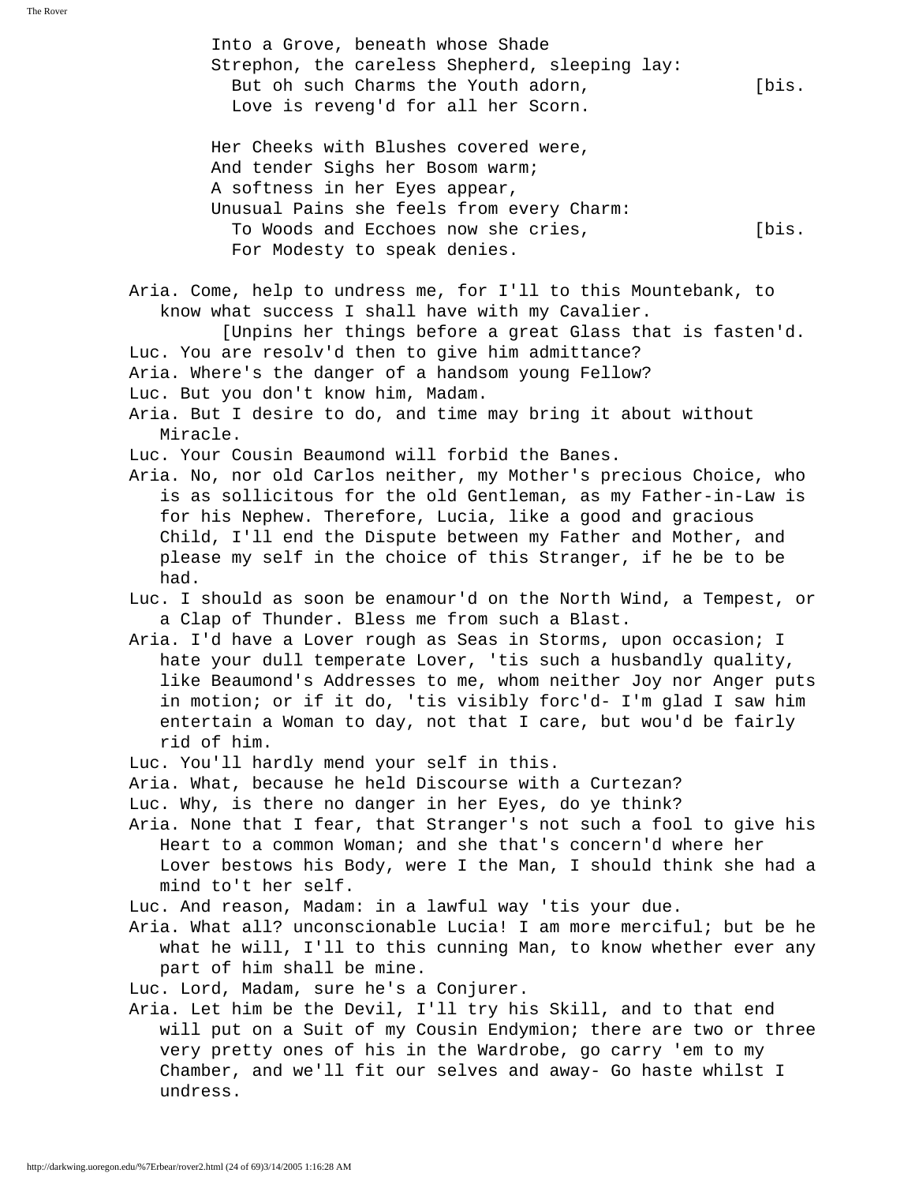Into a Grove, beneath whose Shade  
Strephon, the careless Shepherd, sleeping lay:  
  But oh such Charms the Youth adorn,  [bis.  
  Love is reveng'd for all her Scorn.

Her Cheeks with Blushes covered were,  
And tender Sighs her Bosom warm;  
A softness in her Eyes appear,  
Unusual Pains she feels from every Charm:  
  To Woods and Ecchoes now she cries,  [bis.  
  For Modesty to speak denies.

Aria. Come, help to undress me, for I'll to this Mountebank, to know what success I shall have with my Cavalier.

[Unpins her things before a great Glass that is fasten'd.

Luc. You are resolv'd then to give him admittance?

Aria. Where's the danger of a handsom young Fellow?

Luc. But you don't know him, Madam.

Aria. But I desire to do, and time may bring it about without Miracle.

Luc. Your Cousin Beaumond will forbid the Banes.

Aria. No, nor old Carlos neither, my Mother's precious Choice, who is as sollicitous for the old Gentleman, as my Father-in-Law is for his Nephew. Therefore, Lucia, like a good and gracious Child, I'll end the Dispute between my Father and Mother, and please my self in the choice of this Stranger, if he be to be had.

Luc. I should as soon be enamour'd on the North Wind, a Tempest, or a Clap of Thunder. Bless me from such a Blast.

Aria. I'd have a Lover rough as Seas in Storms, upon occasion; I hate your dull temperate Lover, 'tis such a husbandly quality, like Beaumond's Addresses to me, whom neither Joy nor Anger puts in motion; or if it do, 'tis visibly forc'd- I'm glad I saw him entertain a Woman to day, not that I care, but wou'd be fairly rid of him.

Luc. You'll hardly mend your self in this.

Aria. What, because he held Discourse with a Curtezan?

Luc. Why, is there no danger in her Eyes, do ye think?

Aria. None that I fear, that Stranger's not such a fool to give his Heart to a common Woman; and she that's concern'd where her Lover bestows his Body, were I the Man, I should think she had a mind to't her self.

Luc. And reason, Madam: in a lawful way 'tis your due.

Aria. What all? unconscionable Lucia! I am more merciful; but be he what he will, I'll to this cunning Man, to know whether ever any part of him shall be mine.

Luc. Lord, Madam, sure he's a Conjurer.

Aria. Let him be the Devil, I'll try his Skill, and to that end will put on a Suit of my Cousin Endymion; there are two or three very pretty ones of his in the Wardrobe, go carry 'em to my Chamber, and we'll fit our selves and away- Go haste whilst I undress.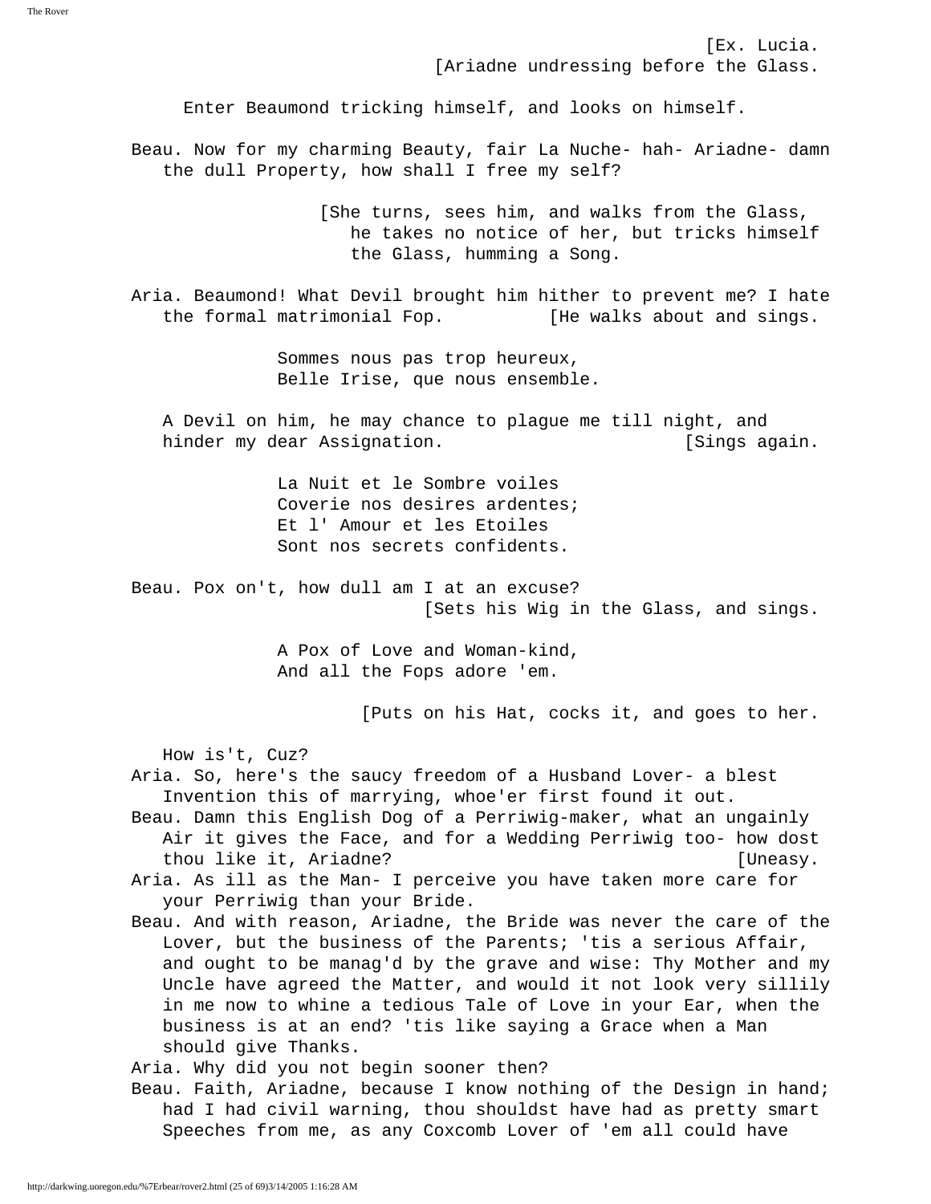[Ex. Lucia.
[Ariadne undressing before the Glass.

Enter Beaumond tricking himself, and looks on himself.

Beau. Now for my charming Beauty, fair La Nuche- hah- Ariadne- damn the dull Property, how shall I free my self?

[She turns, sees him, and walks from the Glass, he takes no notice of her, but tricks himself the Glass, humming a Song.

Aria. Beaumond! What Devil brought him hither to prevent me? I hate the formal matrimonial Fop. [He walks about and sings.

Sommes nous pas trop heureux,
Belle Irise, que nous ensemble.

A Devil on him, he may chance to plague me till night, and hinder my dear Assignation. [Sings again.

La Nuit et le Sombre voiles
Coverie nos desires ardentes;
Et l' Amour et les Etoiles
Sont nos secrets confidents.

Beau. Pox on't, how dull am I at an excuse?
[Sets his Wig in the Glass, and sings.

A Pox of Love and Woman-kind,
And all the Fops adore 'em.

[Puts on his Hat, cocks it, and goes to her.

How is't, Cuz?

Aria. So, here's the saucy freedom of a Husband Lover- a blest Invention this of marrying, whoe'er first found it out.

Beau. Damn this English Dog of a Perriwig-maker, what an ungainly Air it gives the Face, and for a Wedding Perriwig too- how dost thou like it, Ariadne? [Uneasy.

Aria. As ill as the Man- I perceive you have taken more care for your Perriwig than your Bride.

Beau. And with reason, Ariadne, the Bride was never the care of the Lover, but the business of the Parents; 'tis a serious Affair, and ought to be manag'd by the grave and wise: Thy Mother and my Uncle have agreed the Matter, and would it not look very sillily in me now to whine a tedious Tale of Love in your Ear, when the business is at an end? 'tis like saying a Grace when a Man should give Thanks.

Aria. Why did you not begin sooner then?

Beau. Faith, Ariadne, because I know nothing of the Design in hand; had I had civil warning, thou shouldst have had as pretty smart Speeches from me, as any Coxcomb Lover of 'em all could have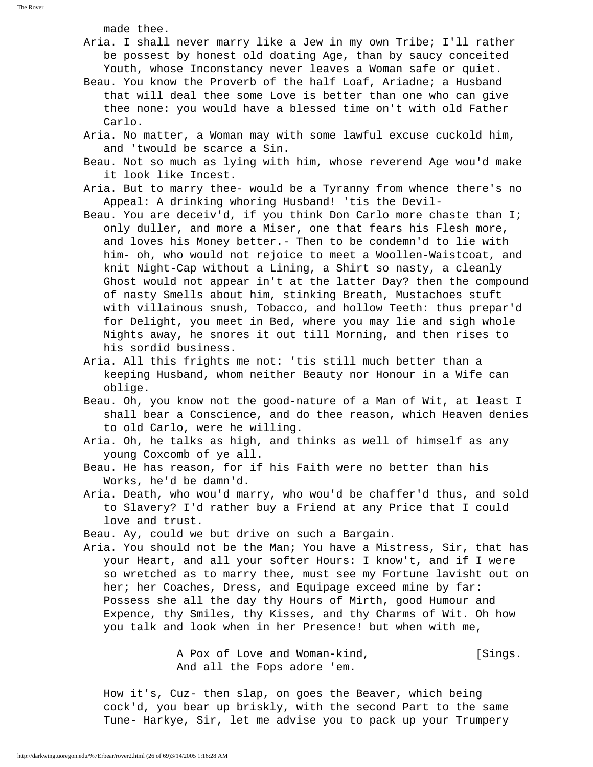made thee.

Aria. I shall never marry like a Jew in my own Tribe; I'll rather be possest by honest old doating Age, than by saucy conceited Youth, whose Inconstancy never leaves a Woman safe or quiet.

Beau. You know the Proverb of the half Loaf, Ariadne; a Husband that will deal thee some Love is better than one who can give thee none: you would have a blessed time on't with old Father Carlo.

Aria. No matter, a Woman may with some lawful excuse cuckold him, and 'twould be scarce a Sin.

Beau. Not so much as lying with him, whose reverend Age wou'd make it look like Incest.

Aria. But to marry thee- would be a Tyranny from whence there's no Appeal: A drinking whoring Husband! 'tis the Devil-

Beau. You are deceiv'd, if you think Don Carlo more chaste than I; only duller, and more a Miser, one that fears his Flesh more, and loves his Money better.- Then to be condemn'd to lie with him- oh, who would not rejoice to meet a Woollen-Waistcoat, and knit Night-Cap without a Lining, a Shirt so nasty, a cleanly Ghost would not appear in't at the latter Day? then the compound of nasty Smells about him, stinking Breath, Mustachoes stuft with villainous snush, Tobacco, and hollow Teeth: thus prepar'd for Delight, you meet in Bed, where you may lie and sigh whole Nights away, he snores it out till Morning, and then rises to his sordid business.

Aria. All this frights me not: 'tis still much better than a keeping Husband, whom neither Beauty nor Honour in a Wife can oblige.

Beau. Oh, you know not the good-nature of a Man of Wit, at least I shall bear a Conscience, and do thee reason, which Heaven denies to old Carlo, were he willing.

Aria. Oh, he talks as high, and thinks as well of himself as any young Coxcomb of ye all.

Beau. He has reason, for if his Faith were no better than his Works, he'd be damn'd.

Aria. Death, who wou'd marry, who wou'd be chaffer'd thus, and sold to Slavery? I'd rather buy a Friend at any Price that I could love and trust.

Beau. Ay, could we but drive on such a Bargain.

Aria. You should not be the Man; You have a Mistress, Sir, that has your Heart, and all your softer Hours: I know't, and if I were so wretched as to marry thee, must see my Fortune lavisht out on her; her Coaches, Dress, and Equipage exceed mine by far: Possess she all the day thy Hours of Mirth, good Humour and Expence, thy Smiles, thy Kisses, and thy Charms of Wit. Oh how you talk and look when in her Presence! but when with me,

> A Pox of Love and Woman-kind, [Sings.
> And all the Fops adore 'em.

How it's, Cuz- then slap, on goes the Beaver, which being cock'd, you bear up briskly, with the second Part to the same Tune- Harkye, Sir, let me advise you to pack up your Trumpery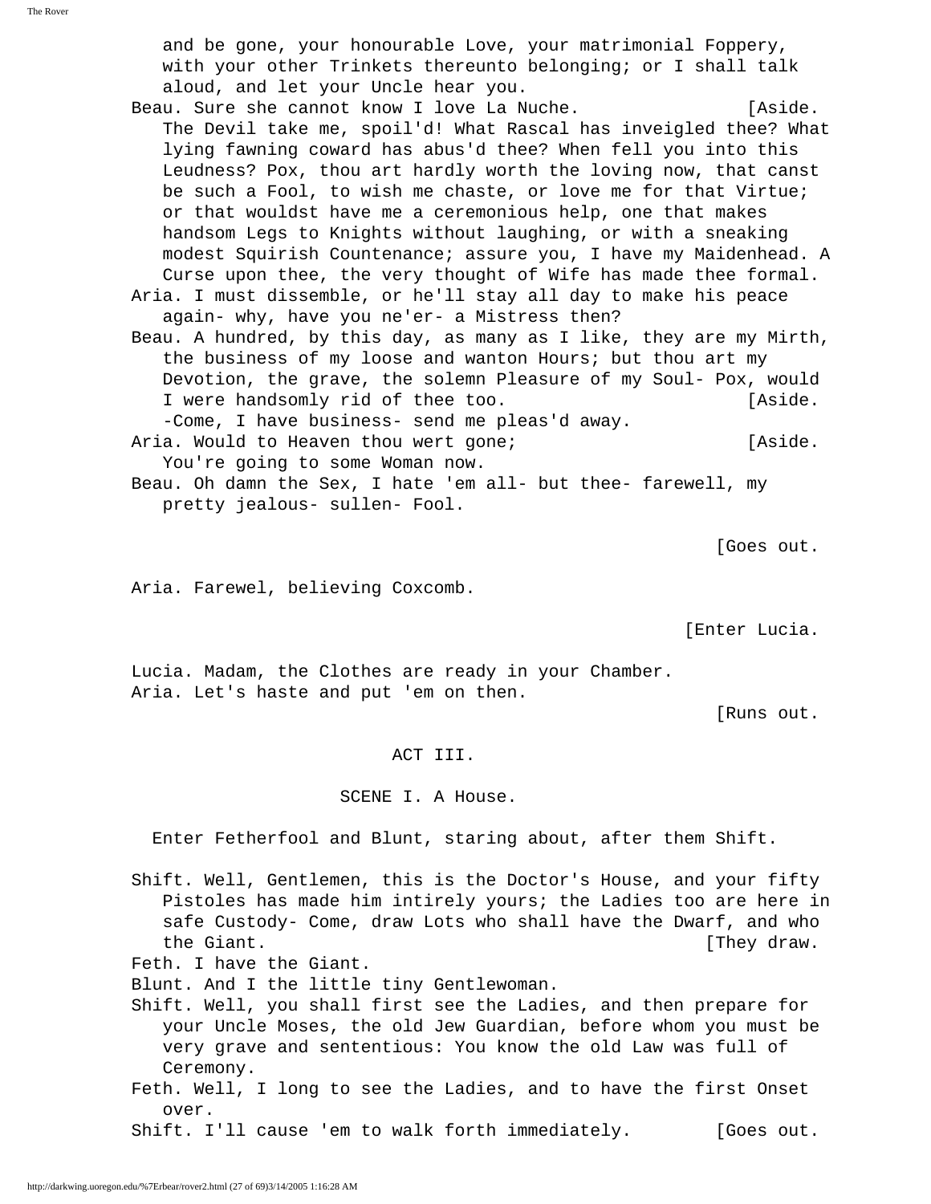and be gone, your honourable Love, your matrimonial Foppery, with your other Trinkets thereunto belonging; or I shall talk aloud, and let your Uncle hear you.

Beau. Sure she cannot know I love La Nuche. [Aside. The Devil take me, spoil'd! What Rascal has inveigled thee? What lying fawning coward has abus'd thee? When fell you into this Leudness? Pox, thou art hardly worth the loving now, that canst be such a Fool, to wish me chaste, or love me for that Virtue; or that wouldst have me a ceremonious help, one that makes handsom Legs to Knights without laughing, or with a sneaking modest Squirish Countenance; assure you, I have my Maidenhead. A Curse upon thee, the very thought of Wife has made thee formal.

Aria. I must dissemble, or he'll stay all day to make his peace again- why, have you ne'er- a Mistress then?

Beau. A hundred, by this day, as many as I like, they are my Mirth, the business of my loose and wanton Hours; but thou art my Devotion, the grave, the solemn Pleasure of my Soul- Pox, would I were handsomly rid of thee too. [Aside. -Come, I have business- send me pleas'd away.

Aria. Would to Heaven thou wert gone; [Aside. You're going to some Woman now.

Beau. Oh damn the Sex, I hate 'em all- but thee- farewell, my pretty jealous- sullen- Fool.

[Goes out.

Aria. Farewel, believing Coxcomb.

[Enter Lucia.

Lucia. Madam, the Clothes are ready in your Chamber.

Aria. Let's haste and put 'em on then.

[Runs out.

## ACT III.

### SCENE I. A House.

Enter Fetherfool and Blunt, staring about, after them Shift.

Shift. Well, Gentlemen, this is the Doctor's House, and your fifty Pistoles has made him intirely yours; the Ladies too are here in safe Custody- Come, draw Lots who shall have the Dwarf, and who the Giant. [They draw.

Feth. I have the Giant.

Blunt. And I the little tiny Gentlewoman.

Shift. Well, you shall first see the Ladies, and then prepare for your Uncle Moses, the old Jew Guardian, before whom you must be very grave and sententious: You know the old Law was full of Ceremony.

Feth. Well, I long to see the Ladies, and to have the first Onset over.

Shift. I'll cause 'em to walk forth immediately. [Goes out.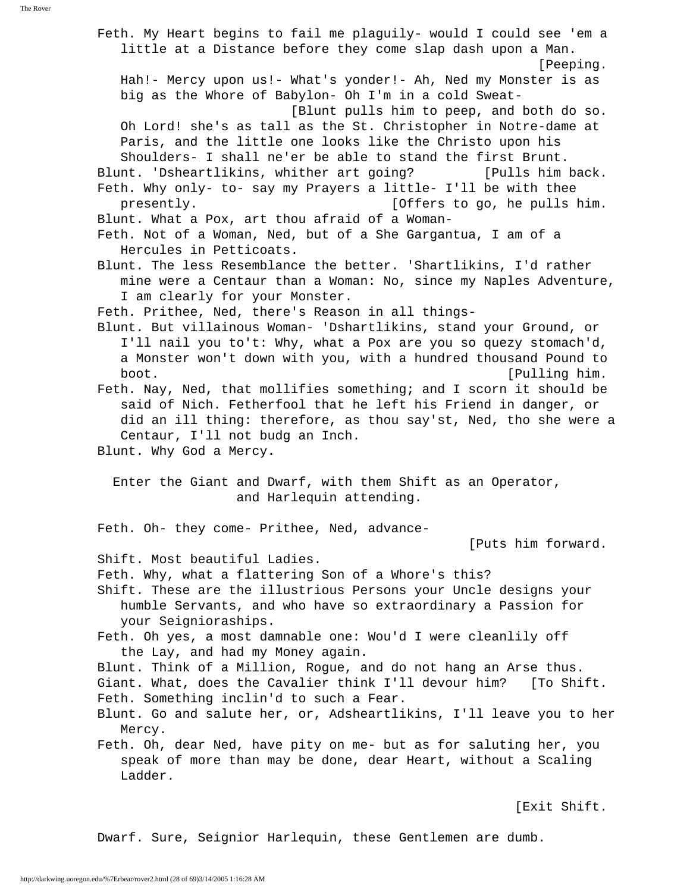Feth. My Heart begins to fail me plaguily- would I could see 'em a little at a Distance before they come slap dash upon a Man. [Peeping.

Hah!- Mercy upon us!- What's yonder!- Ah, Ned my Monster is as big as the Whore of Babylon- Oh I'm in a cold Sweat- [Blunt pulls him to peep, and both do so.

Oh Lord! she's as tall as the St. Christopher in Notre-dame at Paris, and the little one looks like the Christo upon his Shoulders- I shall ne'er be able to stand the first Brunt.

Blunt. 'Dsheartlikins, whither art going? [Pulls him back.

Feth. Why only- to- say my Prayers a little- I'll be with thee presently. [Offers to go, he pulls him.

Blunt. What a Pox, art thou afraid of a Woman-

Feth. Not of a Woman, Ned, but of a She Gargantua, I am of a Hercules in Petticoats.

Blunt. The less Resemblance the better. 'Shartlikins, I'd rather mine were a Centaur than a Woman: No, since my Naples Adventure, I am clearly for your Monster.

Feth. Prithee, Ned, there's Reason in all things-

Blunt. But villainous Woman- 'Dshartlikins, stand your Ground, or I'll nail you to't: Why, what a Pox are you so quezy stomach'd, a Monster won't down with you, with a hundred thousand Pound to boot. [Pulling him.

Feth. Nay, Ned, that mollifies something; and I scorn it should be said of Nich. Fetherfool that he left his Friend in danger, or did an ill thing: therefore, as thou say'st, Ned, tho she were a Centaur, I'll not budg an Inch.

Blunt. Why God a Mercy.

Enter the Giant and Dwarf, with them Shift as an Operator, and Harlequin attending.

Feth. Oh- they come- Prithee, Ned, advance- [Puts him forward.

Shift. Most beautiful Ladies.

Feth. Why, what a flattering Son of a Whore's this?

Shift. These are the illustrious Persons your Uncle designs your humble Servants, and who have so extraordinary a Passion for your Seignioraships.

Feth. Oh yes, a most damnable one: Wou'd I were cleanlily off the Lay, and had my Money again.

Blunt. Think of a Million, Rogue, and do not hang an Arse thus.

Giant. What, does the Cavalier think I'll devour him? [To Shift.

Feth. Something inclin'd to such a Fear.

Blunt. Go and salute her, or, Adsheartlikins, I'll leave you to her Mercy.

Feth. Oh, dear Ned, have pity on me- but as for saluting her, you speak of more than may be done, dear Heart, without a Scaling Ladder.

[Exit Shift.

Dwarf. Sure, Seignior Harlequin, these Gentlemen are dumb.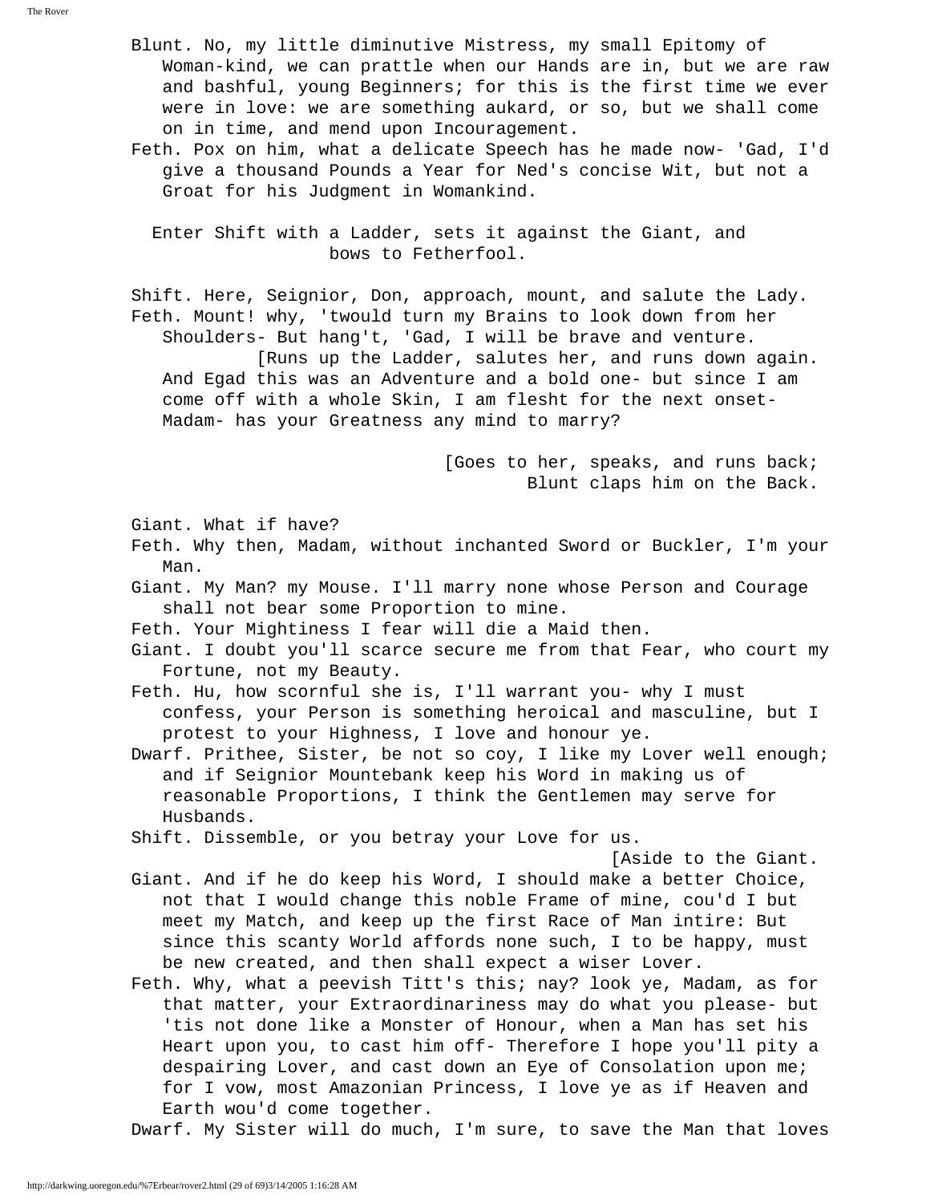Blunt. No, my little diminutive Mistress, my small Epitomy of Woman-kind, we can prattle when our Hands are in, but we are raw and bashful, young Beginners; for this is the first time we ever were in love: we are something aukard, or so, but we shall come on in time, and mend upon Incouragement.

Feth. Pox on him, what a delicate Speech has he made now- 'Gad, I'd give a thousand Pounds a Year for Ned's concise Wit, but not a Groat for his Judgment in Womankind.

Enter Shift with a Ladder, sets it against the Giant, and bows to Fetherfool.

Shift. Here, Seignior, Don, approach, mount, and salute the Lady.

Feth. Mount! why, 'twould turn my Brains to look down from her Shoulders- But hang't, 'Gad, I will be brave and venture.

[Runs up the Ladder, salutes her, and runs down again.

And Egad this was an Adventure and a bold one- but since I am come off with a whole Skin, I am flesht for the next onset- Madam- has your Greatness any mind to marry?

[Goes to her, speaks, and runs back; Blunt claps him on the Back.

Giant. What if have?

Feth. Why then, Madam, without inchanted Sword or Buckler, I'm your Man.

Giant. My Man? my Mouse. I'll marry none whose Person and Courage shall not bear some Proportion to mine.

Feth. Your Mightiness I fear will die a Maid then.

Giant. I doubt you'll scarce secure me from that Fear, who court my Fortune, not my Beauty.

Feth. Hu, how scornful she is, I'll warrant you- why I must confess, your Person is something heroical and masculine, but I protest to your Highness, I love and honour ye.

Dwarf. Prithee, Sister, be not so coy, I like my Lover well enough; and if Seignior Mountebank keep his Word in making us of reasonable Proportions, I think the Gentlemen may serve for Husbands.

Shift. Dissemble, or you betray your Love for us.

[Aside to the Giant.

Giant. And if he do keep his Word, I should make a better Choice, not that I would change this noble Frame of mine, cou'd I but meet my Match, and keep up the first Race of Man intire: But since this scanty World affords none such, I to be happy, must be new created, and then shall expect a wiser Lover.

Feth. Why, what a peevish Titt's this; nay? look ye, Madam, as for that matter, your Extraordinariness may do what you please- but 'tis not done like a Monster of Honour, when a Man has set his Heart upon you, to cast him off- Therefore I hope you'll pity a despairing Lover, and cast down an Eye of Consolation upon me; for I vow, most Amazonian Princess, I love ye as if Heaven and Earth wou'd come together.

Dwarf. My Sister will do much, I'm sure, to save the Man that loves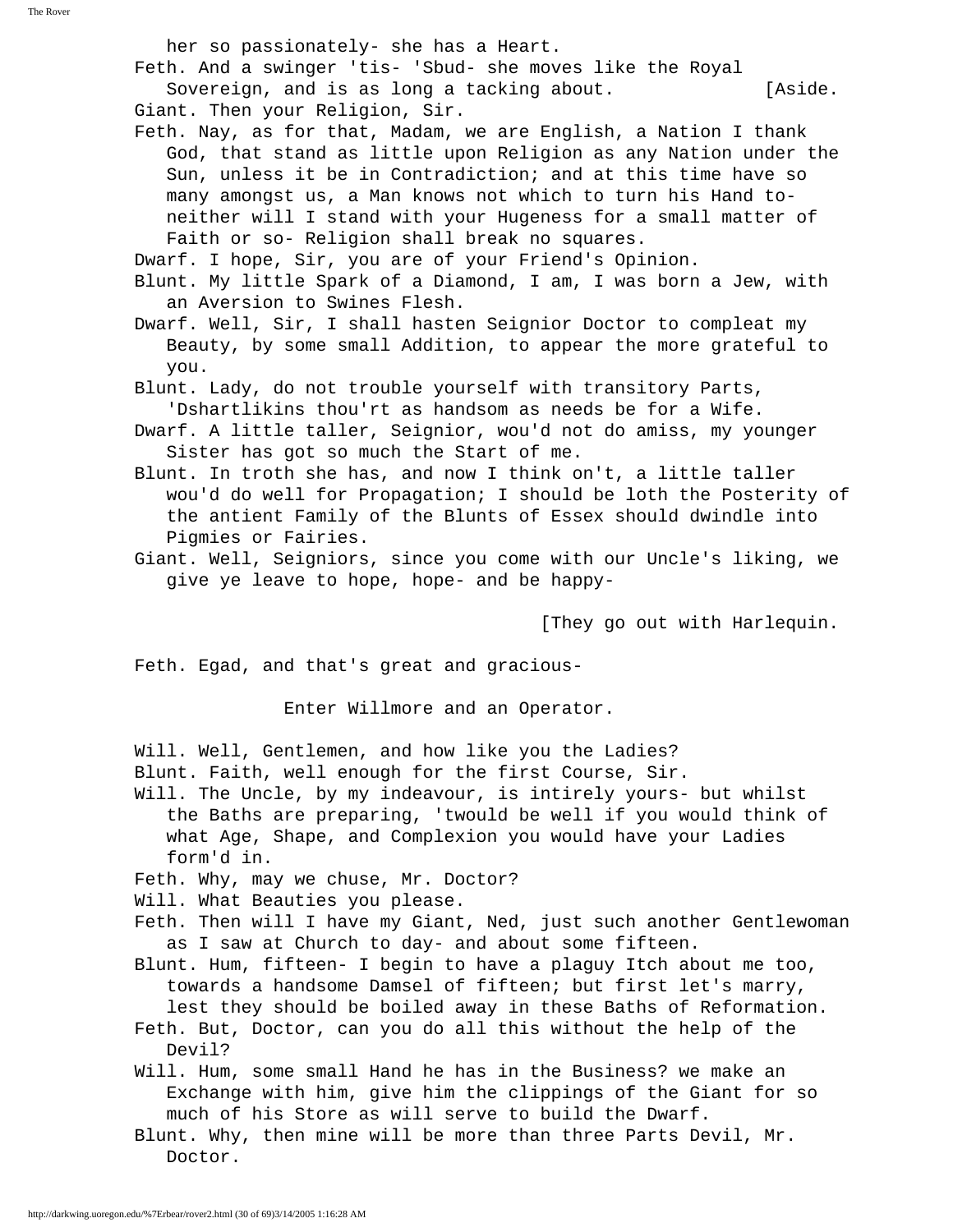her so passionately- she has a Heart.

Feth. And a swinger 'tis- 'Sbud- she moves like the Royal Sovereign, and is as long a tacking about. [Aside.

Giant. Then your Religion, Sir.

Feth. Nay, as for that, Madam, we are English, a Nation I thank God, that stand as little upon Religion as any Nation under the Sun, unless it be in Contradiction; and at this time have so many amongst us, a Man knows not which to turn his Hand to- neither will I stand with your Hugeness for a small matter of Faith or so- Religion shall break no squares.

Dwarf. I hope, Sir, you are of your Friend's Opinion.

Blunt. My little Spark of a Diamond, I am, I was born a Jew, with an Aversion to Swines Flesh.

Dwarf. Well, Sir, I shall hasten Seignior Doctor to compleat my Beauty, by some small Addition, to appear the more grateful to you.

Blunt. Lady, do not trouble yourself with transitory Parts, 'Dshartlikins thou'rt as handsom as needs be for a Wife.

Dwarf. A little taller, Seignior, wou'd not do amiss, my younger Sister has got so much the Start of me.

Blunt. In troth she has, and now I think on't, a little taller wou'd do well for Propagation; I should be loth the Posterity of the antient Family of the Blunts of Essex should dwindle into Pigmies or Fairies.

Giant. Well, Seigniors, since you come with our Uncle's liking, we give ye leave to hope, hope- and be happy-

[They go out with Harlequin.

Feth. Egad, and that's great and gracious-

Enter Willmore and an Operator.

Will. Well, Gentlemen, and how like you the Ladies?

Blunt. Faith, well enough for the first Course, Sir.

Will. The Uncle, by my indeavour, is intirely yours- but whilst the Baths are preparing, 'twould be well if you would think of what Age, Shape, and Complexion you would have your Ladies form'd in.

Feth. Why, may we chuse, Mr. Doctor?

Will. What Beauties you please.

Feth. Then will I have my Giant, Ned, just such another Gentlewoman as I saw at Church to day- and about some fifteen.

Blunt. Hum, fifteen- I begin to have a plaguy Itch about me too, towards a handsome Damsel of fifteen; but first let's marry, lest they should be boiled away in these Baths of Reformation.

Feth. But, Doctor, can you do all this without the help of the Devil?

Will. Hum, some small Hand he has in the Business? we make an Exchange with him, give him the clippings of the Giant for so much of his Store as will serve to build the Dwarf.

Blunt. Why, then mine will be more than three Parts Devil, Mr. Doctor.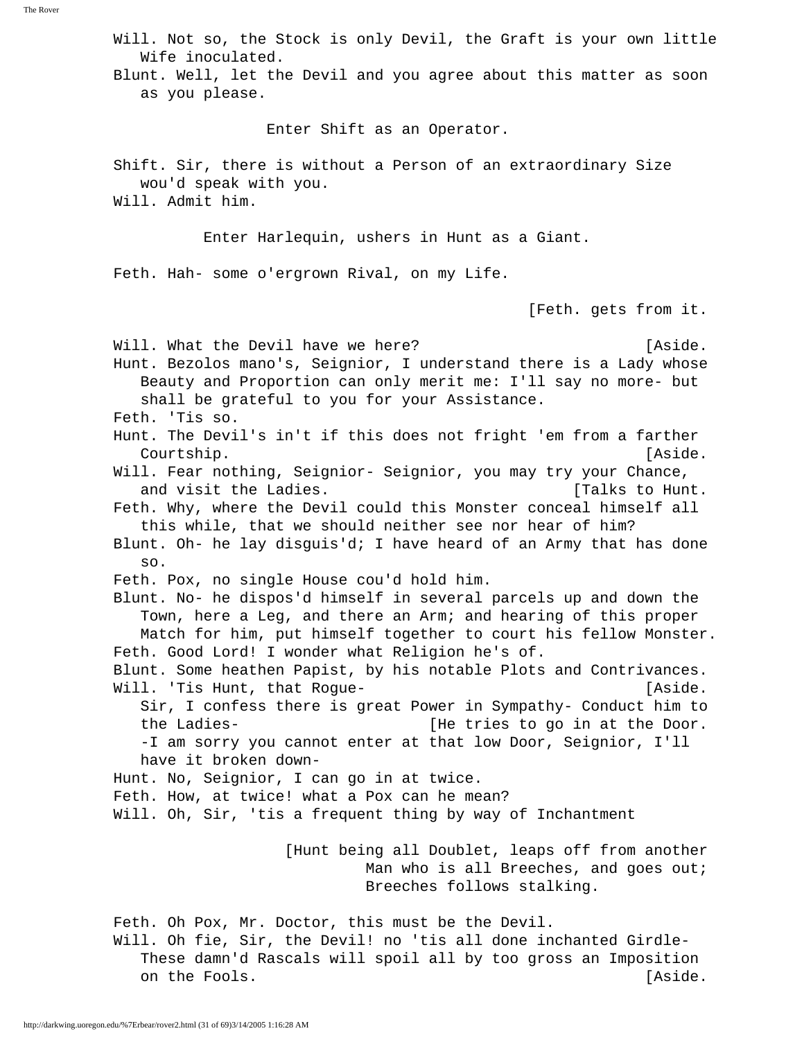Will. Not so, the Stock is only Devil, the Graft is your own little Wife inoculated.

Blunt. Well, let the Devil and you agree about this matter as soon as you please.

Enter Shift as an Operator.

Shift. Sir, there is without a Person of an extraordinary Size wou'd speak with you.

Will. Admit him.

Enter Harlequin, ushers in Hunt as a Giant.

Feth. Hah- some o'ergrown Rival, on my Life.

[Feth. gets from it.

Will. What the Devil have we here? [Aside.

Hunt. Bezolos mano's, Seignior, I understand there is a Lady whose Beauty and Proportion can only merit me: I'll say no more- but shall be grateful to you for your Assistance.

Feth. 'Tis so.

Hunt. The Devil's in't if this does not fright 'em from a farther Courtship. [Aside.

Will. Fear nothing, Seignior- Seignior, you may try your Chance, and visit the Ladies. [Talks to Hunt.

Feth. Why, where the Devil could this Monster conceal himself all this while, that we should neither see nor hear of him?

Blunt. Oh- he lay disguis'd; I have heard of an Army that has done so.

Feth. Pox, no single House cou'd hold him.

Blunt. No- he dispos'd himself in several parcels up and down the Town, here a Leg, and there an Arm; and hearing of this proper Match for him, put himself together to court his fellow Monster.

Feth. Good Lord! I wonder what Religion he's of.

Blunt. Some heathen Papist, by his notable Plots and Contrivances.

Will. 'Tis Hunt, that Rogue- [Aside.
Sir, I confess there is great Power in Sympathy- Conduct him to the Ladies- [He tries to go in at the Door.
-I am sorry you cannot enter at that low Door, Seignior, I'll have it broken down-

Hunt. No, Seignior, I can go in at twice.

Feth. How, at twice! what a Pox can he mean?

Will. Oh, Sir, 'tis a frequent thing by way of Inchantment

[Hunt being all Doublet, leaps off from another Man who is all Breeches, and goes out; Breeches follows stalking.

Feth. Oh Pox, Mr. Doctor, this must be the Devil.

Will. Oh fie, Sir, the Devil! no 'tis all done inchanted Girdle- These damn'd Rascals will spoil all by too gross an Imposition on the Fools. [Aside.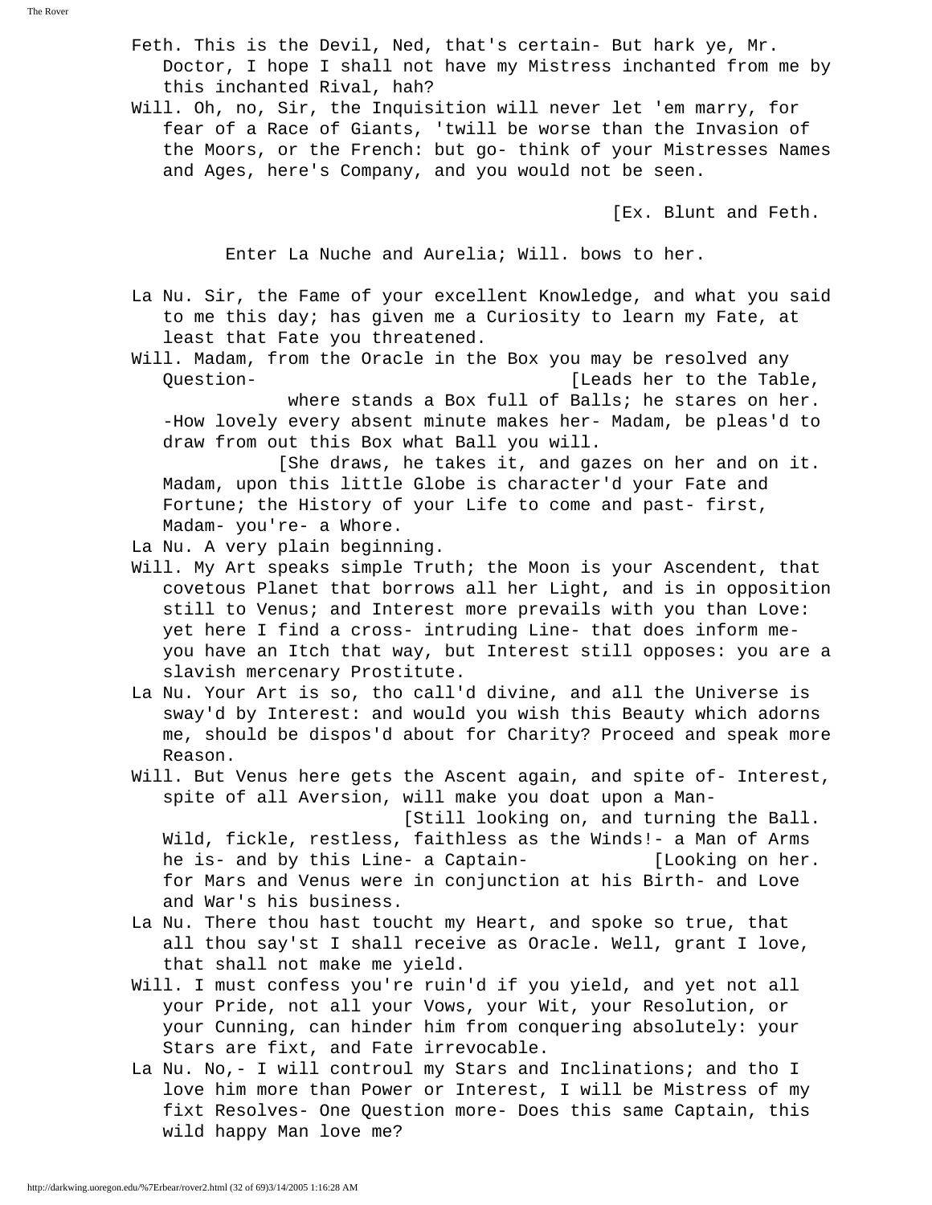Feth. This is the Devil, Ned, that's certain- But hark ye, Mr. Doctor, I hope I shall not have my Mistress inchanted from me by this inchanted Rival, hah?

Will. Oh, no, Sir, the Inquisition will never let 'em marry, for fear of a Race of Giants, 'twill be worse than the Invasion of the Moors, or the French: but go- think of your Mistresses Names and Ages, here's Company, and you would not be seen.

[Ex. Blunt and Feth.

Enter La Nuche and Aurelia; Will. bows to her.

La Nu. Sir, the Fame of your excellent Knowledge, and what you said to me this day; has given me a Curiosity to learn my Fate, at least that Fate you threatened.

Will. Madam, from the Oracle in the Box you may be resolved any Question- [Leads her to the Table, where stands a Box full of Balls; he stares on her. -How lovely every absent minute makes her- Madam, be pleas'd to draw from out this Box what Ball you will.

[She draws, he takes it, and gazes on her and on it.

Madam, upon this little Globe is character'd your Fate and Fortune; the History of your Life to come and past- first, Madam- you're- a Whore.

La Nu. A very plain beginning.

Will. My Art speaks simple Truth; the Moon is your Ascendent, that covetous Planet that borrows all her Light, and is in opposition still to Venus; and Interest more prevails with you than Love: yet here I find a cross- intruding Line- that does inform me- you have an Itch that way, but Interest still opposes: you are a slavish mercenary Prostitute.

La Nu. Your Art is so, tho call'd divine, and all the Universe is sway'd by Interest: and would you wish this Beauty which adorns me, should be dispos'd about for Charity? Proceed and speak more Reason.

Will. But Venus here gets the Ascent again, and spite of- Interest, spite of all Aversion, will make you doat upon a Man-

[Still looking on, and turning the Ball.

Wild, fickle, restless, faithless as the Winds!- a Man of Arms he is- and by this Line- a Captain- [Looking on her. for Mars and Venus were in conjunction at his Birth- and Love and War's his business.

La Nu. There thou hast toucht my Heart, and spoke so true, that all thou say'st I shall receive as Oracle. Well, grant I love, that shall not make me yield.

Will. I must confess you're ruin'd if you yield, and yet not all your Pride, not all your Vows, your Wit, your Resolution, or your Cunning, can hinder him from conquering absolutely: your Stars are fixt, and Fate irrevocable.

La Nu. No,- I will controul my Stars and Inclinations; and tho I love him more than Power or Interest, I will be Mistress of my fixt Resolves- One Question more- Does this same Captain, this wild happy Man love me?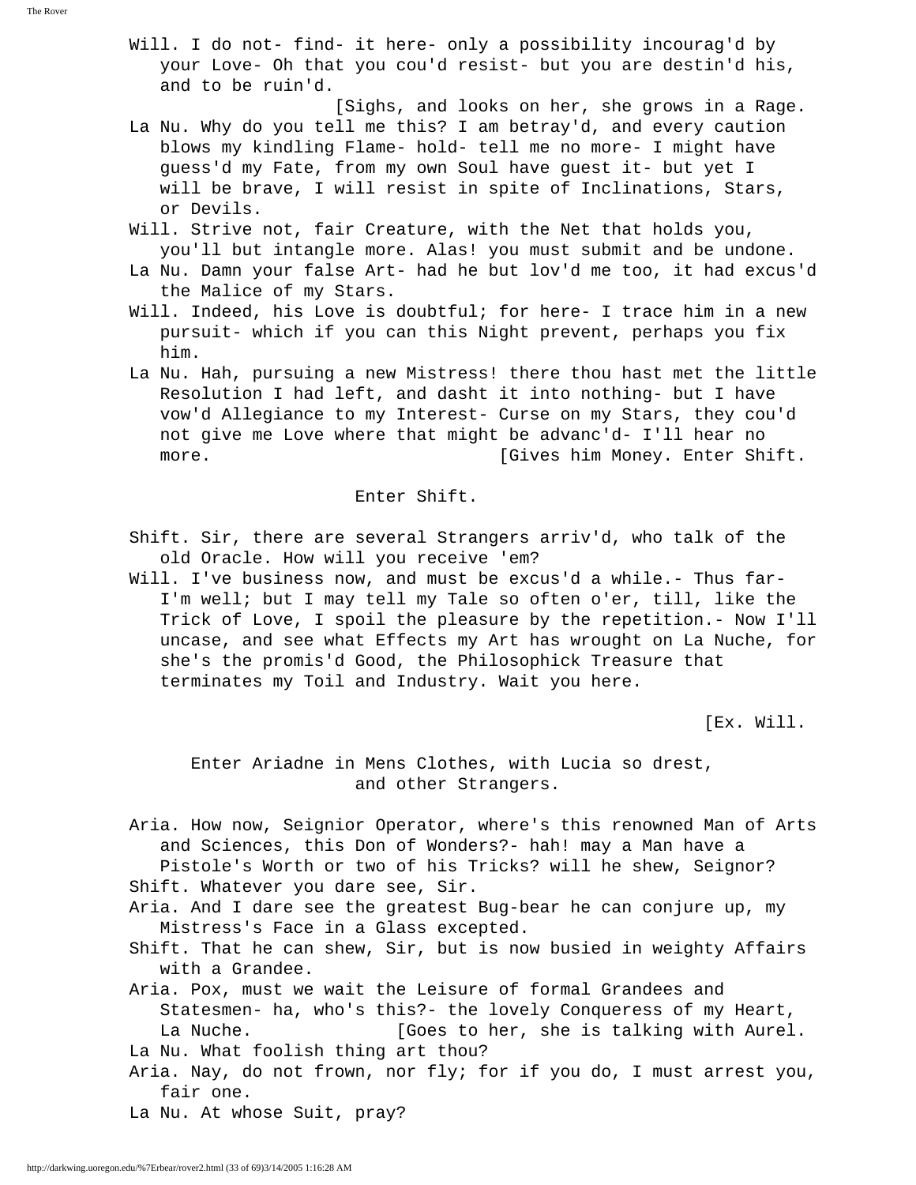Will. I do not- find- it here- only a possibility incourag'd by your Love- Oh that you cou'd resist- but you are destin'd his, and to be ruin'd.

[Sighs, and looks on her, she grows in a Rage.

La Nu. Why do you tell me this? I am betray'd, and every caution blows my kindling Flame- hold- tell me no more- I might have guess'd my Fate, from my own Soul have guest it- but yet I will be brave, I will resist in spite of Inclinations, Stars, or Devils.

Will. Strive not, fair Creature, with the Net that holds you, you'll but intangle more. Alas! you must submit and be undone.

La Nu. Damn your false Art- had he but lov'd me too, it had excus'd the Malice of my Stars.

Will. Indeed, his Love is doubtful; for here- I trace him in a new pursuit- which if you can this Night prevent, perhaps you fix him.

La Nu. Hah, pursuing a new Mistress! there thou hast met the little Resolution I had left, and dasht it into nothing- but I have vow'd Allegiance to my Interest- Curse on my Stars, they cou'd not give me Love where that might be advanc'd- I'll hear no more. [Gives him Money. Enter Shift.

Enter Shift.

Shift. Sir, there are several Strangers arriv'd, who talk of the old Oracle. How will you receive 'em?

Will. I've business now, and must be excus'd a while.- Thus far- I'm well; but I may tell my Tale so often o'er, till, like the Trick of Love, I spoil the pleasure by the repetition.- Now I'll uncase, and see what Effects my Art has wrought on La Nuche, for she's the promis'd Good, the Philosophick Treasure that terminates my Toil and Industry. Wait you here.

[Ex. Will.

Enter Ariadne in Mens Clothes, with Lucia so drest, and other Strangers.

Aria. How now, Seignior Operator, where's this renowned Man of Arts and Sciences, this Don of Wonders?- hah! may a Man have a Pistole's Worth or two of his Tricks? will he shew, Seignor?

Shift. Whatever you dare see, Sir.

Aria. And I dare see the greatest Bug-bear he can conjure up, my Mistress's Face in a Glass excepted.

Shift. That he can shew, Sir, but is now busied in weighty Affairs with a Grandee.

Aria. Pox, must we wait the Leisure of formal Grandees and Statesmen- ha, who's this?- the lovely Conqueress of my Heart, La Nuche. [Goes to her, she is talking with Aurel.

La Nu. What foolish thing art thou?

Aria. Nay, do not frown, nor fly; for if you do, I must arrest you, fair one.

La Nu. At whose Suit, pray?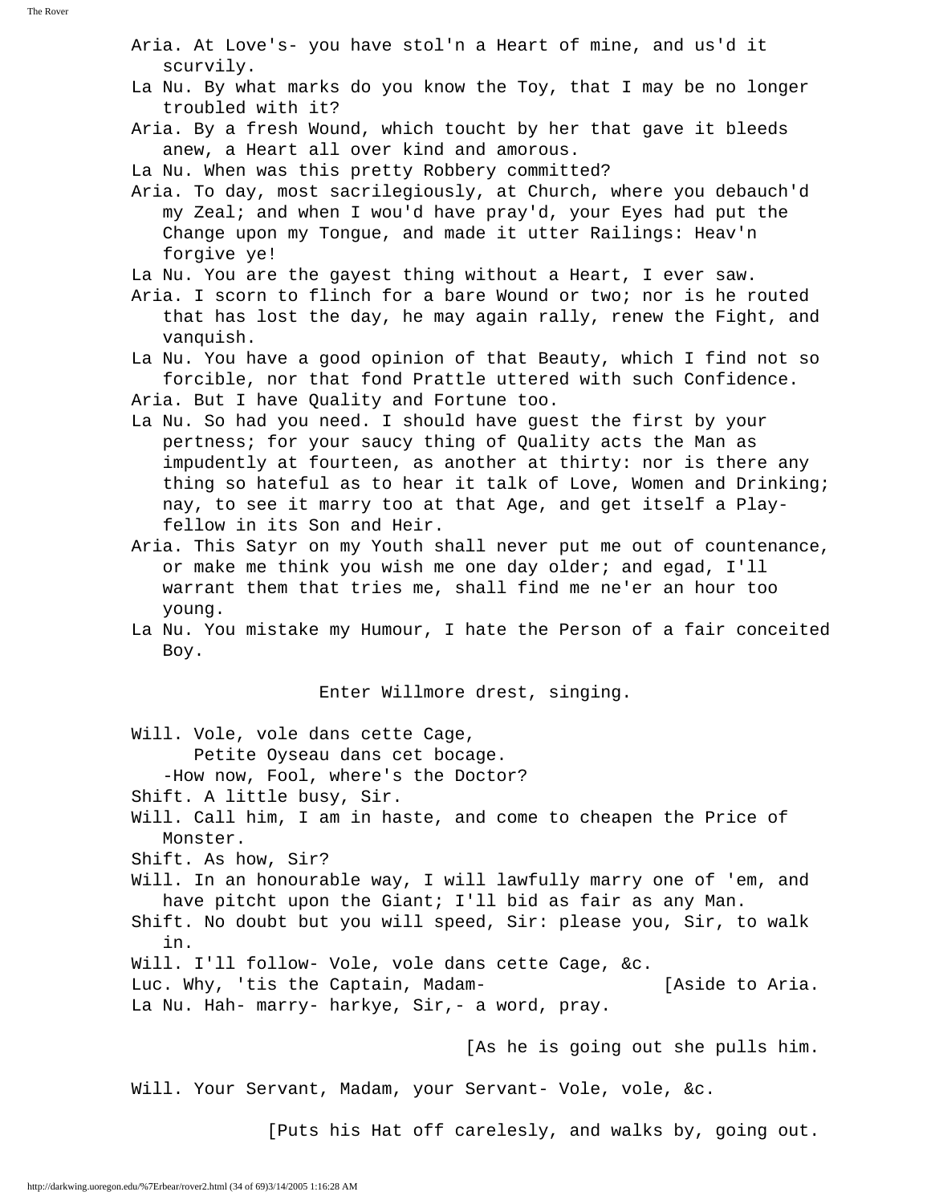Aria. At Love's- you have stol'n a Heart of mine, and us'd it scurvily.

La Nu. By what marks do you know the Toy, that I may be no longer troubled with it?

Aria. By a fresh Wound, which toucht by her that gave it bleeds anew, a Heart all over kind and amorous.

La Nu. When was this pretty Robbery committed?

Aria. To day, most sacrilegiously, at Church, where you debauch'd my Zeal; and when I wou'd have pray'd, your Eyes had put the Change upon my Tongue, and made it utter Railings: Heav'n forgive ye!

La Nu. You are the gayest thing without a Heart, I ever saw.

Aria. I scorn to flinch for a bare Wound or two; nor is he routed that has lost the day, he may again rally, renew the Fight, and vanquish.

La Nu. You have a good opinion of that Beauty, which I find not so forcible, nor that fond Prattle uttered with such Confidence.

Aria. But I have Quality and Fortune too.

La Nu. So had you need. I should have guest the first by your pertness; for your saucy thing of Quality acts the Man as impudently at fourteen, as another at thirty: nor is there any thing so hateful as to hear it talk of Love, Women and Drinking; nay, to see it marry too at that Age, and get itself a Play-fellow in its Son and Heir.

Aria. This Satyr on my Youth shall never put me out of countenance, or make me think you wish me one day older; and egad, I'll warrant them that tries me, shall find me ne'er an hour too young.

La Nu. You mistake my Humour, I hate the Person of a fair conceited Boy.

Enter Willmore drest, singing.

Will. Vole, vole dans cette Cage,
Petite Oyseau dans cet bocage.
-How now, Fool, where's the Doctor?

Shift. A little busy, Sir.

Will. Call him, I am in haste, and come to cheapen the Price of Monster.

Shift. As how, Sir?

Will. In an honourable way, I will lawfully marry one of 'em, and have pitcht upon the Giant; I'll bid as fair as any Man.

Shift. No doubt but you will speed, Sir: please you, Sir, to walk in.

Will. I'll follow- Vole, vole dans cette Cage, &c.

Luc. Why, 'tis the Captain, Madam- [Aside to Aria.

La Nu. Hah- marry- harkye, Sir,- a word, pray.

[As he is going out she pulls him.

Will. Your Servant, Madam, your Servant- Vole, vole, &c.

[Puts his Hat off carelesly, and walks by, going out.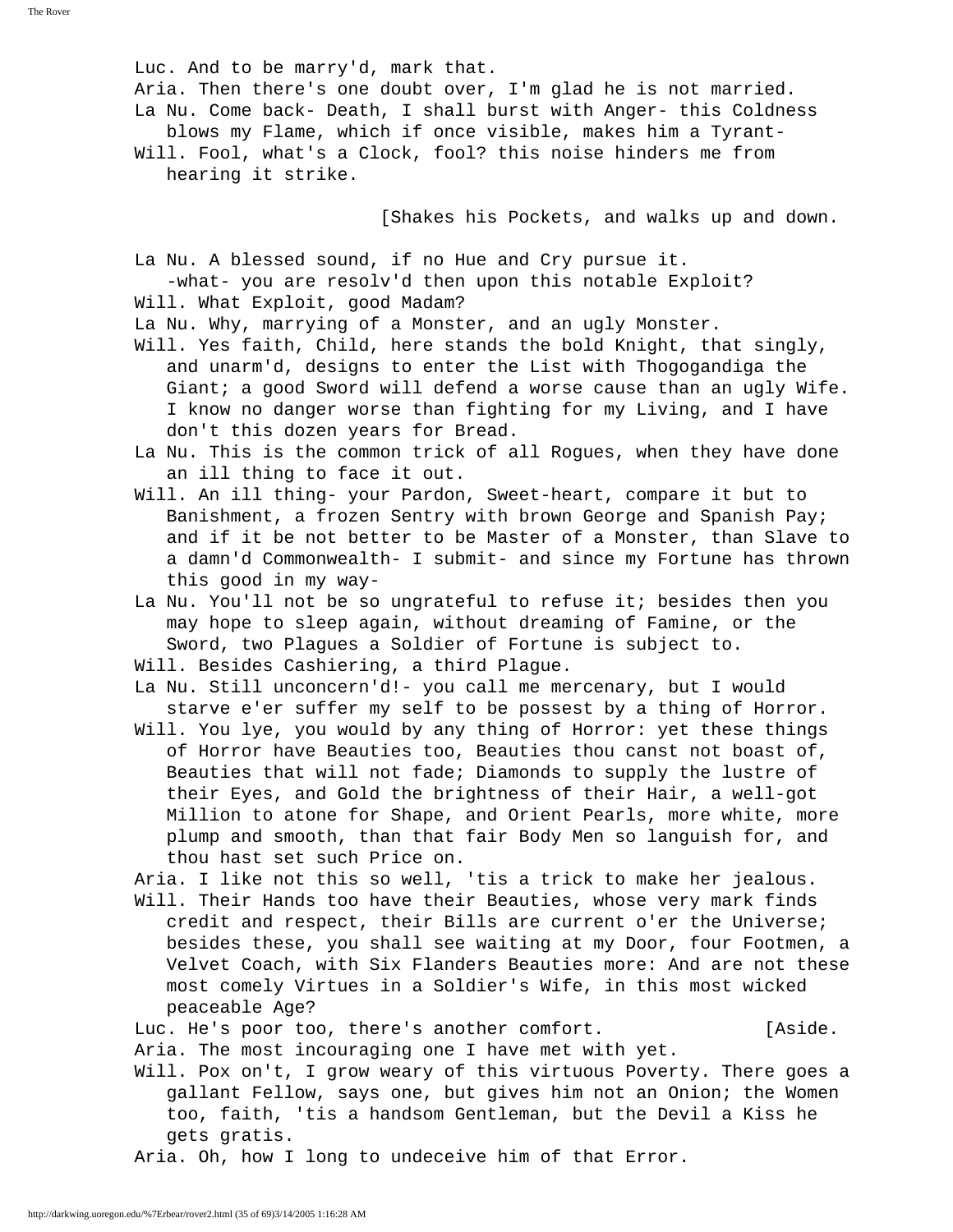Luc. And to be marry'd, mark that.
Aria. Then there's one doubt over, I'm glad he is not married.
La Nu. Come back- Death, I shall burst with Anger- this Coldness blows my Flame, which if once visible, makes him a Tyrant-
Will. Fool, what's a Clock, fool? this noise hinders me from hearing it strike.

[Shakes his Pockets, and walks up and down.

La Nu. A blessed sound, if no Hue and Cry pursue it. -what- you are resolv'd then upon this notable Exploit?
Will. What Exploit, good Madam?
La Nu. Why, marrying of a Monster, and an ugly Monster.
Will. Yes faith, Child, here stands the bold Knight, that singly, and unarm'd, designs to enter the List with Thogogandiga the Giant; a good Sword will defend a worse cause than an ugly Wife. I know no danger worse than fighting for my Living, and I have don't this dozen years for Bread.
La Nu. This is the common trick of all Rogues, when they have done an ill thing to face it out.
Will. An ill thing- your Pardon, Sweet-heart, compare it but to Banishment, a frozen Sentry with brown George and Spanish Pay; and if it be not better to be Master of a Monster, than Slave to a damn'd Commonwealth- I submit- and since my Fortune has thrown this good in my way-
La Nu. You'll not be so ungrateful to refuse it; besides then you may hope to sleep again, without dreaming of Famine, or the Sword, two Plagues a Soldier of Fortune is subject to.
Will. Besides Cashiering, a third Plague.
La Nu. Still unconcern'd!- you call me mercenary, but I would starve e'er suffer my self to be possest by a thing of Horror.
Will. You lye, you would by any thing of Horror: yet these things of Horror have Beauties too, Beauties thou canst not boast of, Beauties that will not fade; Diamonds to supply the lustre of their Eyes, and Gold the brightness of their Hair, a well-got Million to atone for Shape, and Orient Pearls, more white, more plump and smooth, than that fair Body Men so languish for, and thou hast set such Price on.
Aria. I like not this so well, 'tis a trick to make her jealous.
Will. Their Hands too have their Beauties, whose very mark finds credit and respect, their Bills are current o'er the Universe; besides these, you shall see waiting at my Door, four Footmen, a Velvet Coach, with Six Flanders Beauties more: And are not these most comely Virtues in a Soldier's Wife, in this most wicked peaceable Age?
Luc. He's poor too, there's another comfort. [Aside.
Aria. The most incouraging one I have met with yet.
Will. Pox on't, I grow weary of this virtuous Poverty. There goes a gallant Fellow, says one, but gives him not an Onion; the Women too, faith, 'tis a handsom Gentleman, but the Devil a Kiss he gets gratis.
Aria. Oh, how I long to undeceive him of that Error.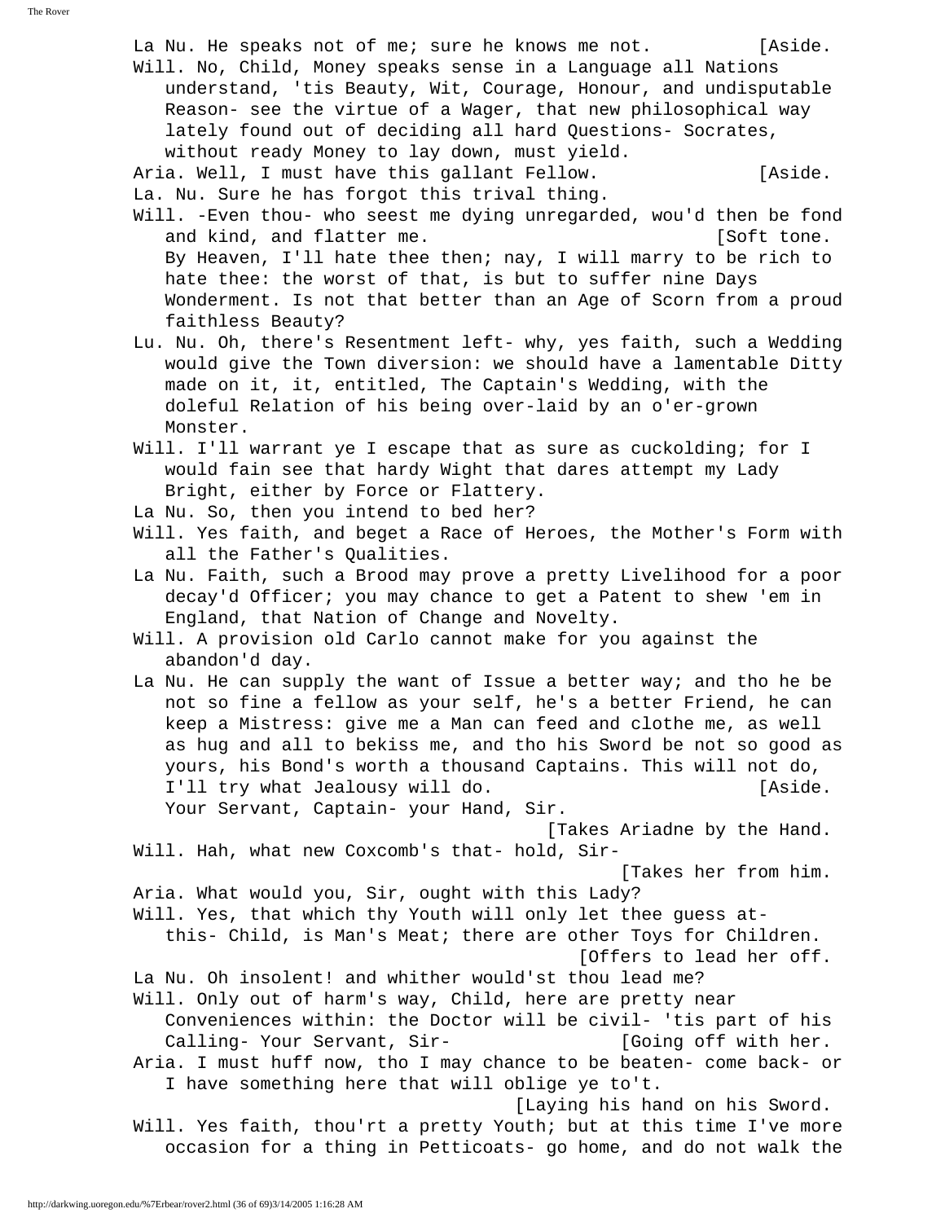La Nu. He speaks not of me; sure he knows me not. [Aside.

Will. No, Child, Money speaks sense in a Language all Nations understand, 'tis Beauty, Wit, Courage, Honour, and undisputable Reason- see the virtue of a Wager, that new philosophical way lately found out of deciding all hard Questions- Socrates, without ready Money to lay down, must yield.

Aria. Well, I must have this gallant Fellow. [Aside.

La. Nu. Sure he has forgot this trival thing.

Will. -Even thou- who seest me dying unregarded, wou'd then be fond and kind, and flatter me. [Soft tone.
By Heaven, I'll hate thee then; nay, I will marry to be rich to hate thee: the worst of that, is but to suffer nine Days Wonderment. Is not that better than an Age of Scorn from a proud faithless Beauty?

Lu. Nu. Oh, there's Resentment left- why, yes faith, such a Wedding would give the Town diversion: we should have a lamentable Ditty made on it, it, entitled, The Captain's Wedding, with the doleful Relation of his being over-laid by an o'er-grown Monster.

Will. I'll warrant ye I escape that as sure as cuckolding; for I would fain see that hardy Wight that dares attempt my Lady Bright, either by Force or Flattery.

La Nu. So, then you intend to bed her?

Will. Yes faith, and beget a Race of Heroes, the Mother's Form with all the Father's Qualities.

La Nu. Faith, such a Brood may prove a pretty Livelihood for a poor decay'd Officer; you may chance to get a Patent to shew 'em in England, that Nation of Change and Novelty.

Will. A provision old Carlo cannot make for you against the abandon'd day.

La Nu. He can supply the want of Issue a better way; and tho he be not so fine a fellow as your self, he's a better Friend, he can keep a Mistress: give me a Man can feed and clothe me, as well as hug and all to bekiss me, and tho his Sword be not so good as yours, his Bond's worth a thousand Captains. This will not do, I'll try what Jealousy will do. [Aside.
Your Servant, Captain- your Hand, Sir.
[Takes Ariadne by the Hand.

Will. Hah, what new Coxcomb's that- hold, Sir-
[Takes her from him.

Aria. What would you, Sir, ought with this Lady?

Will. Yes, that which thy Youth will only let thee guess at- this- Child, is Man's Meat; there are other Toys for Children.
[Offers to lead her off.

La Nu. Oh insolent! and whither would'st thou lead me?

Will. Only out of harm's way, Child, here are pretty near Conveniences within: the Doctor will be civil- 'tis part of his Calling- Your Servant, Sir- [Going off with her.

Aria. I must huff now, tho I may chance to be beaten- come back- or I have something here that will oblige ye to't.
[Laying his hand on his Sword.

Will. Yes faith, thou'rt a pretty Youth; but at this time I've more occasion for a thing in Petticoats- go home, and do not walk the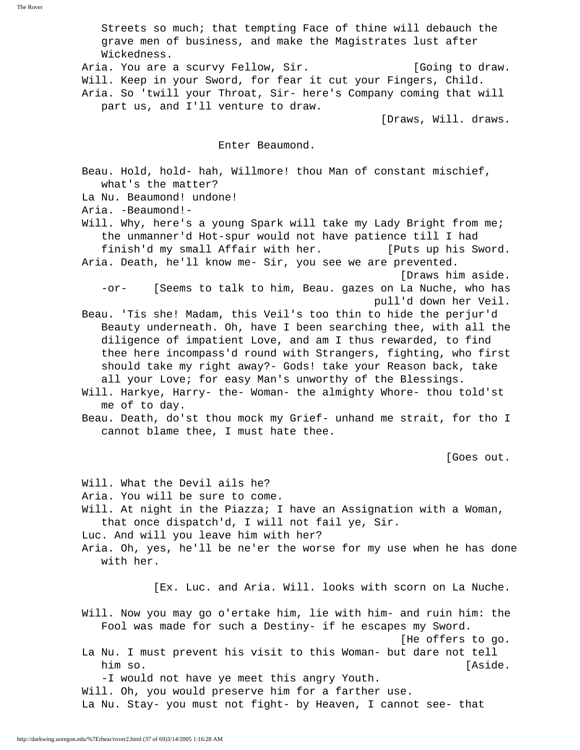Streets so much; that tempting Face of thine will debauch the grave men of business, and make the Magistrates lust after Wickedness.

Aria. You are a scurvy Fellow, Sir. [Going to draw.

Will. Keep in your Sword, for fear it cut your Fingers, Child.

Aria. So 'twill your Throat, Sir- here's Company coming that will part us, and I'll venture to draw.

[Draws, Will. draws.

Enter Beaumond.

Beau. Hold, hold- hah, Willmore! thou Man of constant mischief, what's the matter?

La Nu. Beaumond! undone!

Aria. -Beaumond!-

Will. Why, here's a young Spark will take my Lady Bright from me; the unmanner'd Hot-spur would not have patience till I had finish'd my small Affair with her. [Puts up his Sword.

Aria. Death, he'll know me- Sir, you see we are prevented.

[Draws him aside.

-or- [Seems to talk to him, Beau. gazes on La Nuche, who has pull'd down her Veil.

Beau. 'Tis she! Madam, this Veil's too thin to hide the perjur'd Beauty underneath. Oh, have I been searching thee, with all the diligence of impatient Love, and am I thus rewarded, to find thee here incompass'd round with Strangers, fighting, who first should take my right away?- Gods! take your Reason back, take all your Love; for easy Man's unworthy of the Blessings.

Will. Harkye, Harry- the- Woman- the almighty Whore- thou told'st me of to day.

Beau. Death, do'st thou mock my Grief- unhand me strait, for tho I cannot blame thee, I must hate thee.

[Goes out.

Will. What the Devil ails he?

Aria. You will be sure to come.

Will. At night in the Piazza; I have an Assignation with a Woman, that once dispatch'd, I will not fail ye, Sir.

Luc. And will you leave him with her?

Aria. Oh, yes, he'll be ne'er the worse for my use when he has done with her.

[Ex. Luc. and Aria. Will. looks with scorn on La Nuche.

Will. Now you may go o'ertake him, lie with him- and ruin him: the Fool was made for such a Destiny- if he escapes my Sword.

[He offers to go.

La Nu. I must prevent his visit to this Woman- but dare not tell him so. [Aside.

-I would not have ye meet this angry Youth.

Will. Oh, you would preserve him for a farther use.

La Nu. Stay- you must not fight- by Heaven, I cannot see- that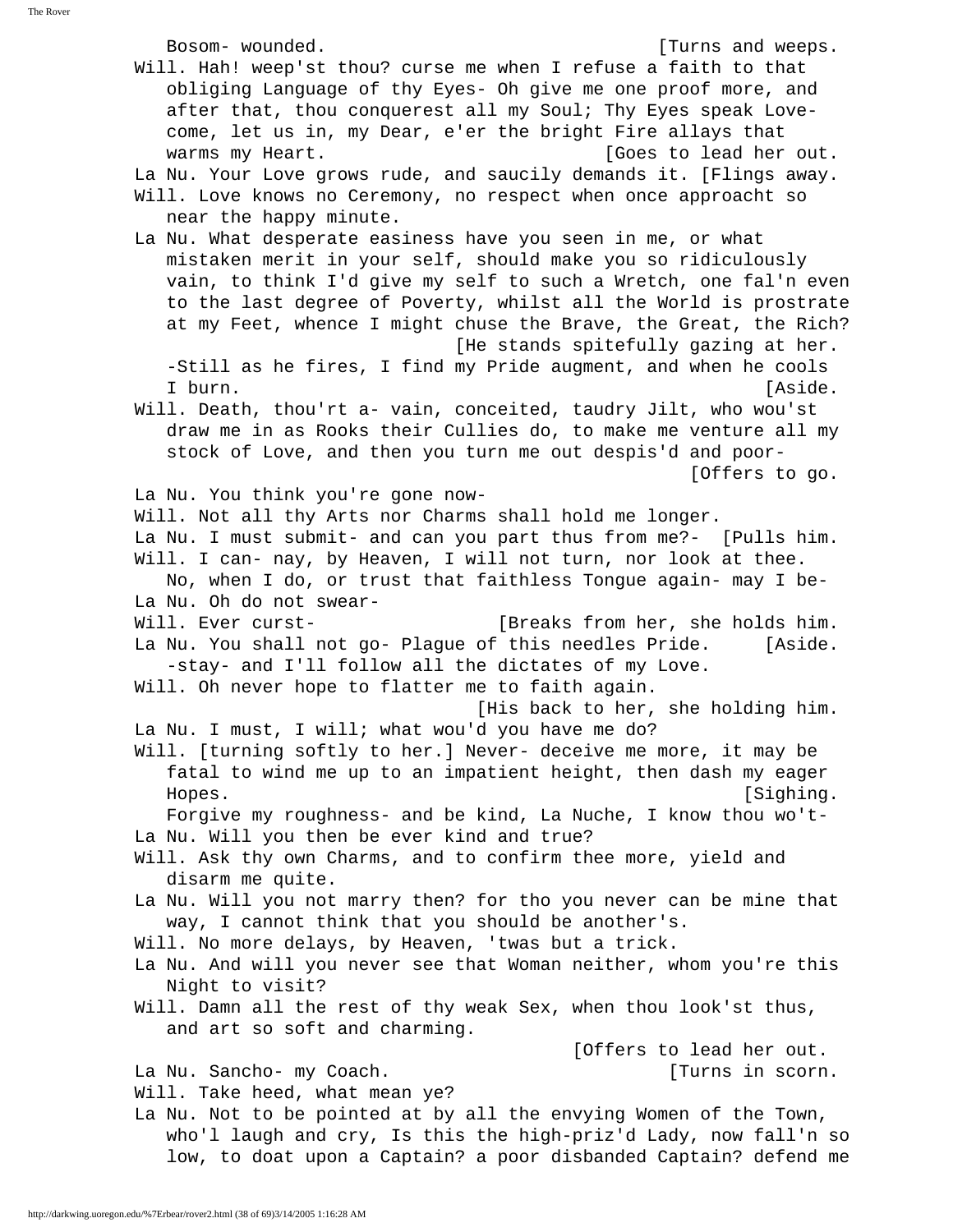Bosom- wounded. [Turns and weeps.

Will. Hah! weep'st thou? curse me when I refuse a faith to that obliging Language of thy Eyes- Oh give me one proof more, and after that, thou conquerest all my Soul; Thy Eyes speak Love- come, let us in, my Dear, e'er the bright Fire allays that warms my Heart. [Goes to lead her out.

La Nu. Your Love grows rude, and saucily demands it. [Flings away.

Will. Love knows no Ceremony, no respect when once approacht so near the happy minute.

La Nu. What desperate easiness have you seen in me, or what mistaken merit in your self, should make you so ridiculously vain, to think I'd give my self to such a Wretch, one fal'n even to the last degree of Poverty, whilst all the World is prostrate at my Feet, whence I might chuse the Brave, the Great, the Rich? [He stands spitefully gazing at her.
-Still as he fires, I find my Pride augment, and when he cools I burn. [Aside.

Will. Death, thou'rt a- vain, conceited, taudry Jilt, who wou'st draw me in as Rooks their Cullies do, to make me venture all my stock of Love, and then you turn me out despis'd and poor- [Offers to go.

La Nu. You think you're gone now-

Will. Not all thy Arts nor Charms shall hold me longer.

La Nu. I must submit- and can you part thus from me?- [Pulls him.

Will. I can- nay, by Heaven, I will not turn, nor look at thee. No, when I do, or trust that faithless Tongue again- may I be-

La Nu. Oh do not swear-

Will. Ever curst- [Breaks from her, she holds him.

La Nu. You shall not go- Plague of this needles Pride. [Aside.
-stay- and I'll follow all the dictates of my Love.

Will. Oh never hope to flatter me to faith again. [His back to her, she holding him.

La Nu. I must, I will; what wou'd you have me do?

Will. [turning softly to her.] Never- deceive me more, it may be fatal to wind me up to an impatient height, then dash my eager Hopes. [Sighing.
Forgive my roughness- and be kind, La Nuche, I know thou wo't-

La Nu. Will you then be ever kind and true?

Will. Ask thy own Charms, and to confirm thee more, yield and disarm me quite.

La Nu. Will you not marry then? for tho you never can be mine that way, I cannot think that you should be another's.

Will. No more delays, by Heaven, 'twas but a trick.

La Nu. And will you never see that Woman neither, whom you're this Night to visit?

Will. Damn all the rest of thy weak Sex, when thou look'st thus, and art so soft and charming. [Offers to lead her out.

La Nu. Sancho- my Coach. [Turns in scorn.

Will. Take heed, what mean ye?

La Nu. Not to be pointed at by all the envying Women of the Town, who'l laugh and cry, Is this the high-priz'd Lady, now fall'n so low, to doat upon a Captain? a poor disbanded Captain? defend me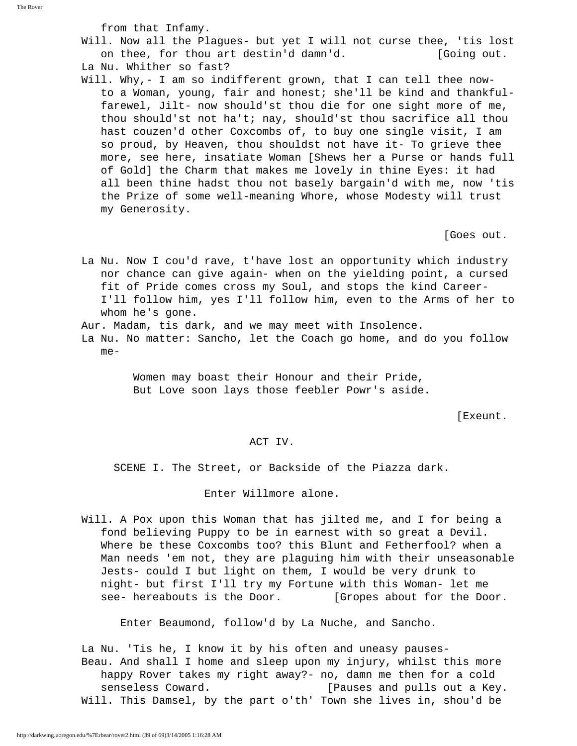from that Infamy.

Will. Now all the Plagues- but yet I will not curse thee, 'tis lost on thee, for thou art destin'd damn'd. [Going out.

La Nu. Whither so fast?

Will. Why,- I am so indifferent grown, that I can tell thee now- to a Woman, young, fair and honest; she'll be kind and thankful- farewel, Jilt- now should'st thou die for one sight more of me, thou should'st not ha't; nay, should'st thou sacrifice all thou hast couzen'd other Coxcombs of, to buy one single visit, I am so proud, by Heaven, thou shouldst not have it- To grieve thee more, see here, insatiate Woman [Shews her a Purse or hands full of Gold] the Charm that makes me lovely in thine Eyes: it had all been thine hadst thou not basely bargain'd with me, now 'tis the Prize of some well-meaning Whore, whose Modesty will trust my Generosity.

[Goes out.

La Nu. Now I cou'd rave, t'have lost an opportunity which industry nor chance can give again- when on the yielding point, a cursed fit of Pride comes cross my Soul, and stops the kind Career- I'll follow him, yes I'll follow him, even to the Arms of her to whom he's gone.

Aur. Madam, tis dark, and we may meet with Insolence.

La Nu. No matter: Sancho, let the Coach go home, and do you follow me-

> Women may boast their Honour and their Pride,
> But Love soon lays those feebler Powr's aside.

[Exeunt.

## ACT IV.

### SCENE I. The Street, or Backside of the Piazza dark.

Enter Willmore alone.

Will. A Pox upon this Woman that has jilted me, and I for being a fond believing Puppy to be in earnest with so great a Devil. Where be these Coxcombs too? this Blunt and Fetherfool? when a Man needs 'em not, they are plaguing him with their unseasonable Jests- could I but light on them, I would be very drunk to night- but first I'll try my Fortune with this Woman- let me see- hereabouts is the Door. [Gropes about for the Door.

Enter Beaumond, follow'd by La Nuche, and Sancho.

La Nu. 'Tis he, I know it by his often and uneasy pauses-

Beau. And shall I home and sleep upon my injury, whilst this more happy Rover takes my right away?- no, damn me then for a cold senseless Coward. [Pauses and pulls out a Key.

Will. This Damsel, by the part o'th' Town she lives in, shou'd be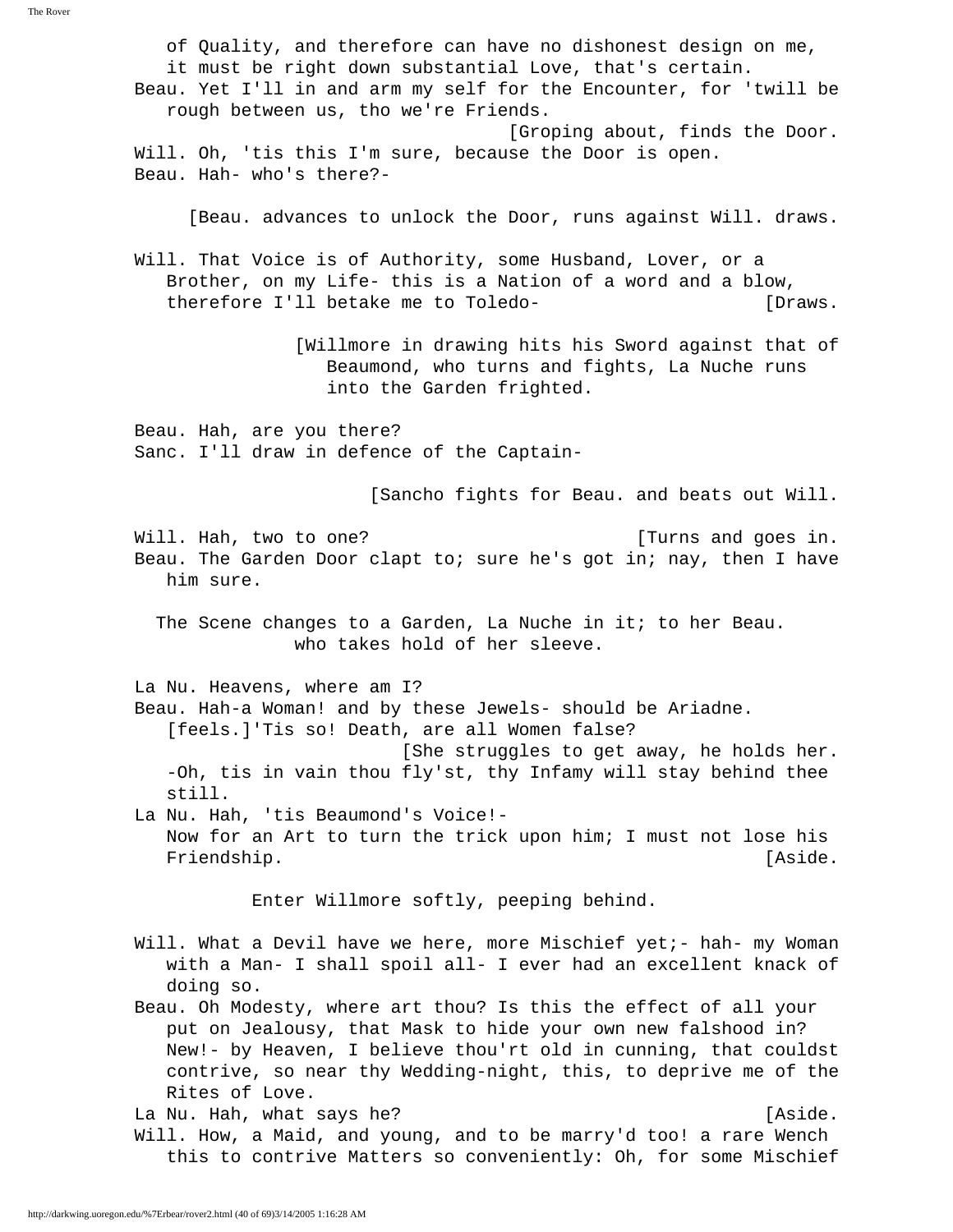of Quality, and therefore can have no dishonest design on me, it must be right down substantial Love, that's certain.

Beau. Yet I'll in and arm my self for the Encounter, for 'twill be rough between us, tho we're Friends.

[Groping about, finds the Door.

Will. Oh, 'tis this I'm sure, because the Door is open.

Beau. Hah- who's there?-

[Beau. advances to unlock the Door, runs against Will. draws.

Will. That Voice is of Authority, some Husband, Lover, or a Brother, on my Life- this is a Nation of a word and a blow, therefore I'll betake me to Toledo- [Draws.

[Willmore in drawing hits his Sword against that of Beaumond, who turns and fights, La Nuche runs into the Garden frighted.

Beau. Hah, are you there?

Sanc. I'll draw in defence of the Captain-

[Sancho fights for Beau. and beats out Will.

Will. Hah, two to one? [Turns and goes in.

Beau. The Garden Door clapt to; sure he's got in; nay, then I have him sure.

The Scene changes to a Garden, La Nuche in it; to her Beau. who takes hold of her sleeve.

La Nu. Heavens, where am I?

Beau. Hah-a Woman! and by these Jewels- should be Ariadne. [feels.]'Tis so! Death, are all Women false?

[She struggles to get away, he holds her.

-Oh, tis in vain thou fly'st, thy Infamy will stay behind thee still.

La Nu. Hah, 'tis Beaumond's Voice!-

Now for an Art to turn the trick upon him; I must not lose his Friendship. [Aside.

Enter Willmore softly, peeping behind.

Will. What a Devil have we here, more Mischief yet;- hah- my Woman with a Man- I shall spoil all- I ever had an excellent knack of doing so.

Beau. Oh Modesty, where art thou? Is this the effect of all your put on Jealousy, that Mask to hide your own new falshood in? New!- by Heaven, I believe thou'rt old in cunning, that couldst contrive, so near thy Wedding-night, this, to deprive me of the Rites of Love.

La Nu. Hah, what says he? [Aside.

Will. How, a Maid, and young, and to be marry'd too! a rare Wench this to contrive Matters so conveniently: Oh, for some Mischief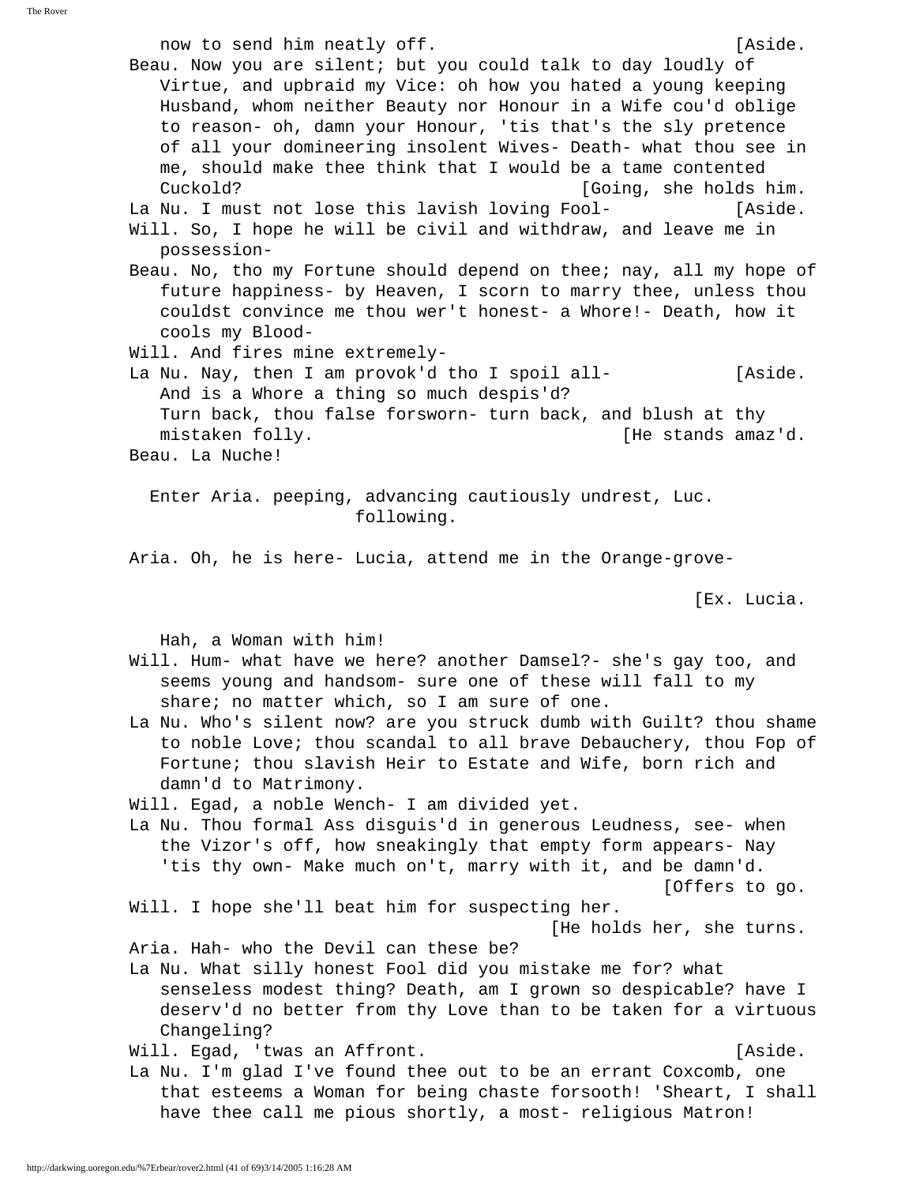now to send him neatly off. [Aside.

Beau. Now you are silent; but you could talk to day loudly of Virtue, and upbraid my Vice: oh how you hated a young keeping Husband, whom neither Beauty nor Honour in a Wife cou'd oblige to reason- oh, damn your Honour, 'tis that's the sly pretence of all your domineering insolent Wives- Death- what thou see in me, should make thee think that I would be a tame contented Cuckold? [Going, she holds him.

La Nu. I must not lose this lavish loving Fool- [Aside.

Will. So, I hope he will be civil and withdraw, and leave me in possession-

Beau. No, tho my Fortune should depend on thee; nay, all my hope of future happiness- by Heaven, I scorn to marry thee, unless thou couldst convince me thou wer't honest- a Whore!- Death, how it cools my Blood-

Will. And fires mine extremely-

La Nu. Nay, then I am provok'd tho I spoil all- [Aside.
And is a Whore a thing so much despis'd?
Turn back, thou false forsworn- turn back, and blush at thy mistaken folly. [He stands amaz'd.

Beau. La Nuche!

Enter Aria. peeping, advancing cautiously undrest, Luc. following.

Aria. Oh, he is here- Lucia, attend me in the Orange-grove-

[Ex. Lucia.

Hah, a Woman with him!

Will. Hum- what have we here? another Damsel?- she's gay too, and seems young and handsom- sure one of these will fall to my share; no matter which, so I am sure of one.

La Nu. Who's silent now? are you struck dumb with Guilt? thou shame to noble Love; thou scandal to all brave Debauchery, thou Fop of Fortune; thou slavish Heir to Estate and Wife, born rich and damn'd to Matrimony.

Will. Egad, a noble Wench- I am divided yet.

La Nu. Thou formal Ass disguis'd in generous Leudness, see- when the Vizor's off, how sneakingly that empty form appears- Nay 'tis thy own- Make much on't, marry with it, and be damn'd. [Offers to go.

Will. I hope she'll beat him for suspecting her. [He holds her, she turns.

Aria. Hah- who the Devil can these be?

La Nu. What silly honest Fool did you mistake me for? what senseless modest thing? Death, am I grown so despicable? have I deserv'd no better from thy Love than to be taken for a virtuous Changeling?

Will. Egad, 'twas an Affront. [Aside.

La Nu. I'm glad I've found thee out to be an errant Coxcomb, one that esteems a Woman for being chaste forsooth! 'Sheart, I shall have thee call me pious shortly, a most- religious Matron!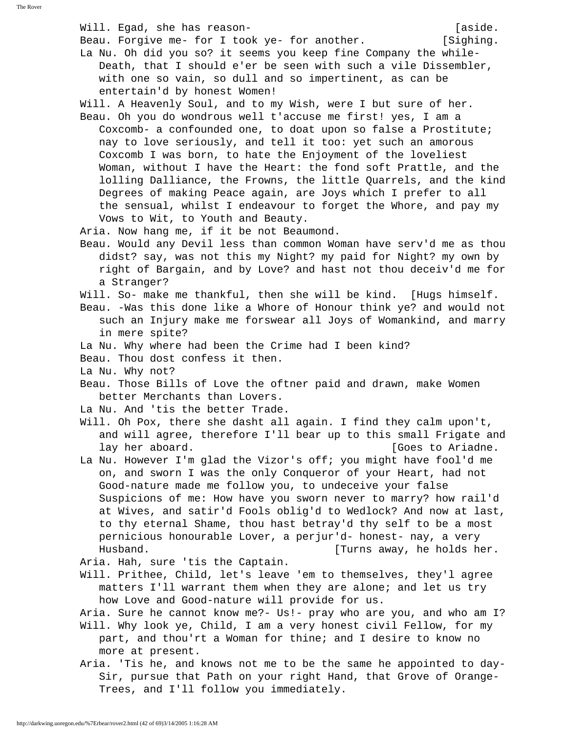Will. Egad, she has reason- [aside.

Beau. Forgive me- for I took ye- for another. [Sighing.

La Nu. Oh did you so? it seems you keep fine Company the while- Death, that I should e'er be seen with such a vile Dissembler, with one so vain, so dull and so impertinent, as can be entertain'd by honest Women!

Will. A Heavenly Soul, and to my Wish, were I but sure of her.

Beau. Oh you do wondrous well t'accuse me first! yes, I am a Coxcomb- a confounded one, to doat upon so false a Prostitute; nay to love seriously, and tell it too: yet such an amorous Coxcomb I was born, to hate the Enjoyment of the loveliest Woman, without I have the Heart: the fond soft Prattle, and the lolling Dalliance, the Frowns, the little Quarrels, and the kind Degrees of making Peace again, are Joys which I prefer to all the sensual, whilst I endeavour to forget the Whore, and pay my Vows to Wit, to Youth and Beauty.

Aria. Now hang me, if it be not Beaumond.

Beau. Would any Devil less than common Woman have serv'd me as thou didst? say, was not this my Night? my paid for Night? my own by right of Bargain, and by Love? and hast not thou deceiv'd me for a Stranger?

Will. So- make me thankful, then she will be kind. [Hugs himself.

Beau. -Was this done like a Whore of Honour think ye? and would not such an Injury make me forswear all Joys of Womankind, and marry in mere spite?

La Nu. Why where had been the Crime had I been kind?

Beau. Thou dost confess it then.

La Nu. Why not?

Beau. Those Bills of Love the oftner paid and drawn, make Women better Merchants than Lovers.

La Nu. And 'tis the better Trade.

Will. Oh Pox, there she dasht all again. I find they calm upon't, and will agree, therefore I'll bear up to this small Frigate and lay her aboard. [Goes to Ariadne.

La Nu. However I'm glad the Vizor's off; you might have fool'd me on, and sworn I was the only Conqueror of your Heart, had not Good-nature made me follow you, to undeceive your false Suspicions of me: How have you sworn never to marry? how rail'd at Wives, and satir'd Fools oblig'd to Wedlock? And now at last, to thy eternal Shame, thou hast betray'd thy self to be a most pernicious honourable Lover, a perjur'd- honest- nay, a very Husband. [Turns away, he holds her.

Aria. Hah, sure 'tis the Captain.

Will. Prithee, Child, let's leave 'em to themselves, they'l agree matters I'll warrant them when they are alone; and let us try how Love and Good-nature will provide for us.

Aria. Sure he cannot know me?- Us!- pray who are you, and who am I?

Will. Why look ye, Child, I am a very honest civil Fellow, for my part, and thou'rt a Woman for thine; and I desire to know no more at present.

Aria. 'Tis he, and knows not me to be the same he appointed to day- Sir, pursue that Path on your right Hand, that Grove of Orange-Trees, and I'll follow you immediately.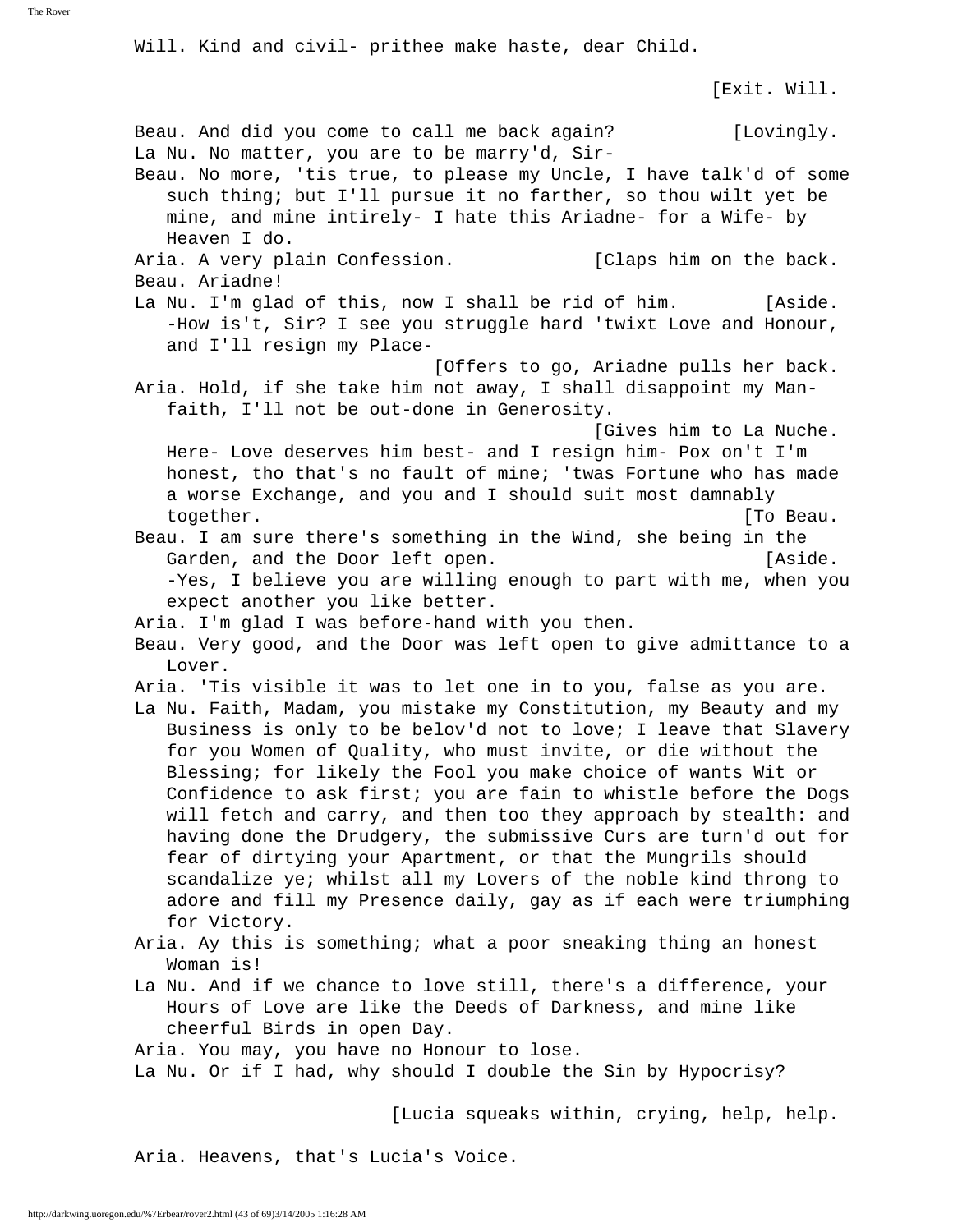Will. Kind and civil- prithee make haste, dear Child.

[Exit. Will.

Beau. And did you come to call me back again? [Lovingly.
La Nu. No matter, you are to be marry'd, Sir-
Beau. No more, 'tis true, to please my Uncle, I have talk'd of some such thing; but I'll pursue it no farther, so thou wilt yet be mine, and mine intirely- I hate this Ariadne- for a Wife- by Heaven I do.
Aria. A very plain Confession. [Claps him on the back.
Beau. Ariadne!
La Nu. I'm glad of this, now I shall be rid of him. [Aside.
-How is't, Sir? I see you struggle hard 'twixt Love and Honour, and I'll resign my Place-

[Offers to go, Ariadne pulls her back.

Aria. Hold, if she take him not away, I shall disappoint my Man- faith, I'll not be out-done in Generosity.

[Gives him to La Nuche.

Here- Love deserves him best- and I resign him- Pox on't I'm honest, tho that's no fault of mine; 'twas Fortune who has made a worse Exchange, and you and I should suit most damnably together. [To Beau.
Beau. I am sure there's something in the Wind, she being in the Garden, and the Door left open. [Aside.
-Yes, I believe you are willing enough to part with me, when you expect another you like better.
Aria. I'm glad I was before-hand with you then.
Beau. Very good, and the Door was left open to give admittance to a Lover.
Aria. 'Tis visible it was to let one in to you, false as you are.
La Nu. Faith, Madam, you mistake my Constitution, my Beauty and my Business is only to be belov'd not to love; I leave that Slavery for you Women of Quality, who must invite, or die without the Blessing; for likely the Fool you make choice of wants Wit or Confidence to ask first; you are fain to whistle before the Dogs will fetch and carry, and then too they approach by stealth: and having done the Drudgery, the submissive Curs are turn'd out for fear of dirtying your Apartment, or that the Mungrils should scandalize ye; whilst all my Lovers of the noble kind throng to adore and fill my Presence daily, gay as if each were triumphing for Victory.
Aria. Ay this is something; what a poor sneaking thing an honest Woman is!
La Nu. And if we chance to love still, there's a difference, your Hours of Love are like the Deeds of Darkness, and mine like cheerful Birds in open Day.
Aria. You may, you have no Honour to lose.
La Nu. Or if I had, why should I double the Sin by Hypocrisy?

[Lucia squeaks within, crying, help, help.

Aria. Heavens, that's Lucia's Voice.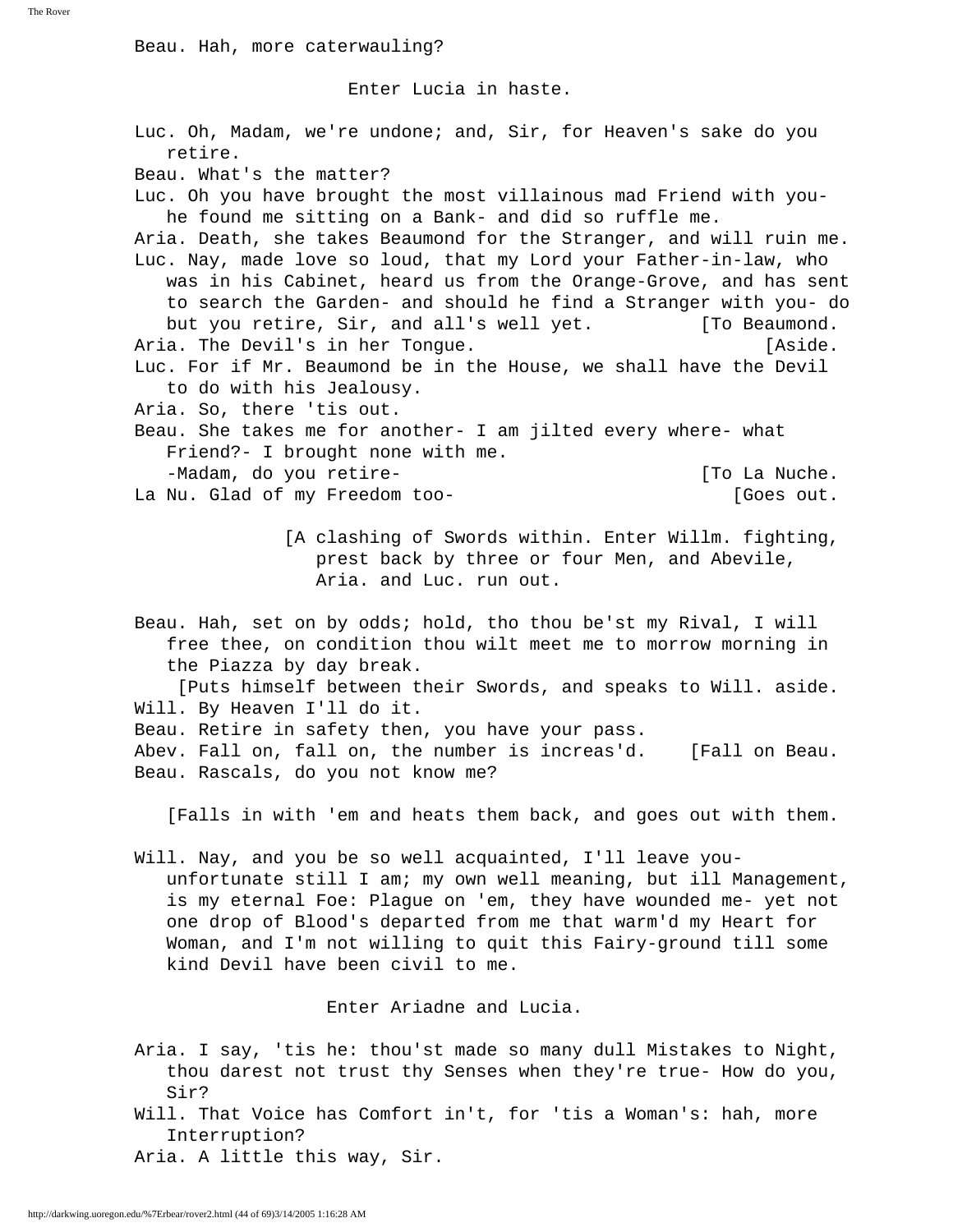Beau. Hah, more caterwauling?

Enter Lucia in haste.

Luc. Oh, Madam, we're undone; and, Sir, for Heaven's sake do you retire.
Beau. What's the matter?
Luc. Oh you have brought the most villainous mad Friend with you- he found me sitting on a Bank- and did so ruffle me.
Aria. Death, she takes Beaumond for the Stranger, and will ruin me.
Luc. Nay, made love so loud, that my Lord your Father-in-law, who was in his Cabinet, heard us from the Orange-Grove, and has sent to search the Garden- and should he find a Stranger with you- do but you retire, Sir, and all's well yet. [To Beaumond.
Aria. The Devil's in her Tongue. [Aside.
Luc. For if Mr. Beaumond be in the House, we shall have the Devil to do with his Jealousy.
Aria. So, there 'tis out.
Beau. She takes me for another- I am jilted every where- what Friend?- I brought none with me.
-Madam, do you retire- [To La Nuche.
La Nu. Glad of my Freedom too- [Goes out.

[A clashing of Swords within. Enter Willm. fighting, prest back by three or four Men, and Abevile, Aria. and Luc. run out.

Beau. Hah, set on by odds; hold, tho thou be'st my Rival, I will free thee, on condition thou wilt meet me to morrow morning in the Piazza by day break.
[Puts himself between their Swords, and speaks to Will. aside.
Will. By Heaven I'll do it.
Beau. Retire in safety then, you have your pass.
Abev. Fall on, fall on, the number is increas'd. [Fall on Beau.
Beau. Rascals, do you not know me?

[Falls in with 'em and heats them back, and goes out with them.

Will. Nay, and you be so well acquainted, I'll leave you- unfortunate still I am; my own well meaning, but ill Management, is my eternal Foe: Plague on 'em, they have wounded me- yet not one drop of Blood's departed from me that warm'd my Heart for Woman, and I'm not willing to quit this Fairy-ground till some kind Devil have been civil to me.

Enter Ariadne and Lucia.

Aria. I say, 'tis he: thou'st made so many dull Mistakes to Night, thou darest not trust thy Senses when they're true- How do you, Sir?
Will. That Voice has Comfort in't, for 'tis a Woman's: hah, more Interruption?
Aria. A little this way, Sir.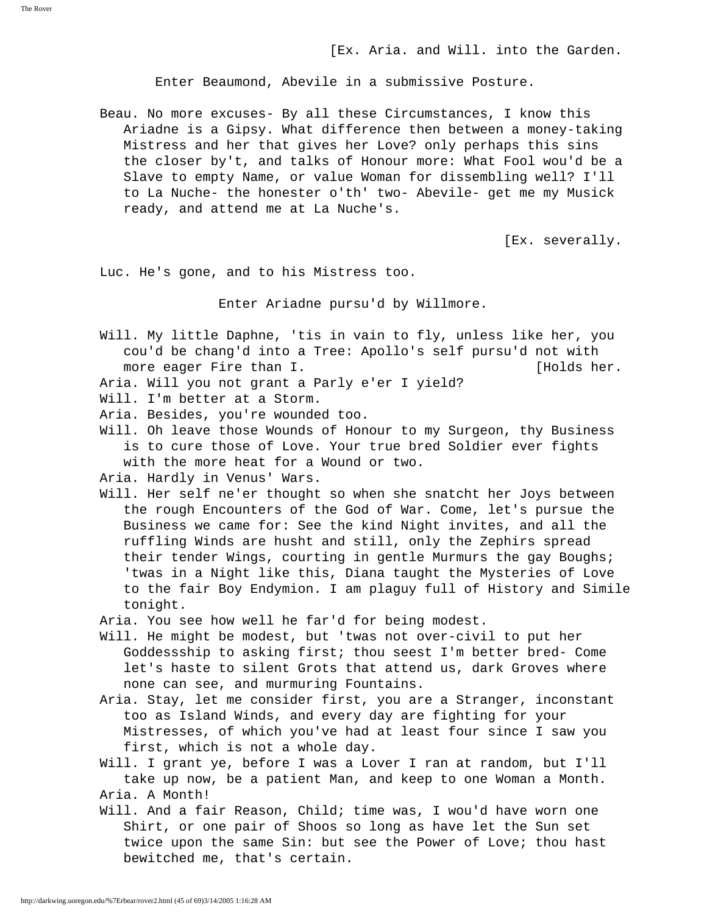[Ex. Aria. and Will. into the Garden.

Enter Beaumond, Abevile in a submissive Posture.

Beau. No more excuses- By all these Circumstances, I know this Ariadne is a Gipsy. What difference then between a money-taking Mistress and her that gives her Love? only perhaps this sins the closer by't, and talks of Honour more: What Fool wou'd be a Slave to empty Name, or value Woman for dissembling well? I'll to La Nuche- the honester o'th' two- Abevile- get me my Musick ready, and attend me at La Nuche's.

[Ex. severally.

Luc. He's gone, and to his Mistress too.

Enter Ariadne pursu'd by Willmore.

Will. My little Daphne, 'tis in vain to fly, unless like her, you cou'd be chang'd into a Tree: Apollo's self pursu'd not with more eager Fire than I. [Holds her.

Aria. Will you not grant a Parly e'er I yield?

Will. I'm better at a Storm.

Aria. Besides, you're wounded too.

Will. Oh leave those Wounds of Honour to my Surgeon, thy Business is to cure those of Love. Your true bred Soldier ever fights with the more heat for a Wound or two.

Aria. Hardly in Venus' Wars.

Will. Her self ne'er thought so when she snatcht her Joys between the rough Encounters of the God of War. Come, let's pursue the Business we came for: See the kind Night invites, and all the ruffling Winds are husht and still, only the Zephirs spread their tender Wings, courting in gentle Murmurs the gay Boughs; 'twas in a Night like this, Diana taught the Mysteries of Love to the fair Boy Endymion. I am plaguy full of History and Simile tonight.

Aria. You see how well he far'd for being modest.

Will. He might be modest, but 'twas not over-civil to put her Goddessship to asking first; thou seest I'm better bred- Come let's haste to silent Grots that attend us, dark Groves where none can see, and murmuring Fountains.

Aria. Stay, let me consider first, you are a Stranger, inconstant too as Island Winds, and every day are fighting for your Mistresses, of which you've had at least four since I saw you first, which is not a whole day.

Will. I grant ye, before I was a Lover I ran at random, but I'll take up now, be a patient Man, and keep to one Woman a Month.

Aria. A Month!

Will. And a fair Reason, Child; time was, I wou'd have worn one Shirt, or one pair of Shoos so long as have let the Sun set twice upon the same Sin: but see the Power of Love; thou hast bewitched me, that's certain.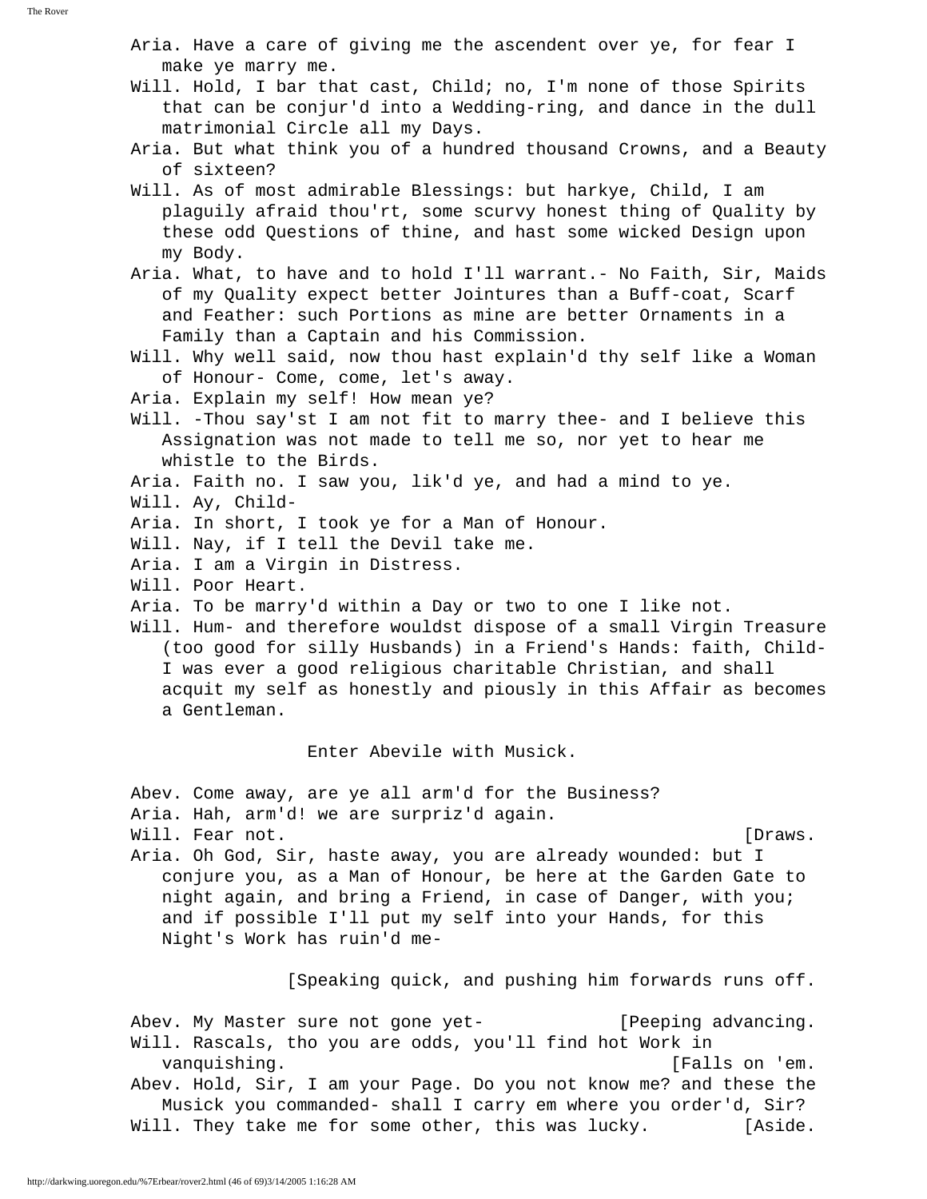Aria. Have a care of giving me the ascendent over ye, for fear I make ye marry me.

Will. Hold, I bar that cast, Child; no, I'm none of those Spirits that can be conjur'd into a Wedding-ring, and dance in the dull matrimonial Circle all my Days.

Aria. But what think you of a hundred thousand Crowns, and a Beauty of sixteen?

Will. As of most admirable Blessings: but harkye, Child, I am plaguily afraid thou'rt, some scurvy honest thing of Quality by these odd Questions of thine, and hast some wicked Design upon my Body.

Aria. What, to have and to hold I'll warrant.- No Faith, Sir, Maids of my Quality expect better Jointures than a Buff-coat, Scarf and Feather: such Portions as mine are better Ornaments in a Family than a Captain and his Commission.

Will. Why well said, now thou hast explain'd thy self like a Woman of Honour- Come, come, let's away.

Aria. Explain my self! How mean ye?

Will. -Thou say'st I am not fit to marry thee- and I believe this Assignation was not made to tell me so, nor yet to hear me whistle to the Birds.

Aria. Faith no. I saw you, lik'd ye, and had a mind to ye.

Will. Ay, Child-

Aria. In short, I took ye for a Man of Honour.

Will. Nay, if I tell the Devil take me.

Aria. I am a Virgin in Distress.

Will. Poor Heart.

Aria. To be marry'd within a Day or two to one I like not.

Will. Hum- and therefore wouldst dispose of a small Virgin Treasure (too good for silly Husbands) in a Friend's Hands: faith, Child- I was ever a good religious charitable Christian, and shall acquit my self as honestly and piously in this Affair as becomes a Gentleman.

Enter Abevile with Musick.

Abev. Come away, are ye all arm'd for the Business?

Aria. Hah, arm'd! we are surpriz'd again.

Will. Fear not. [Draws.

Aria. Oh God, Sir, haste away, you are already wounded: but I conjure you, as a Man of Honour, be here at the Garden Gate to night again, and bring a Friend, in case of Danger, with you; and if possible I'll put my self into your Hands, for this Night's Work has ruin'd me-

[Speaking quick, and pushing him forwards runs off.

Abev. My Master sure not gone yet- [Peeping advancing.

Will. Rascals, tho you are odds, you'll find hot Work in vanquishing. [Falls on 'em.

Abev. Hold, Sir, I am your Page. Do you not know me? and these the Musick you commanded- shall I carry em where you order'd, Sir?

Will. They take me for some other, this was lucky. [Aside.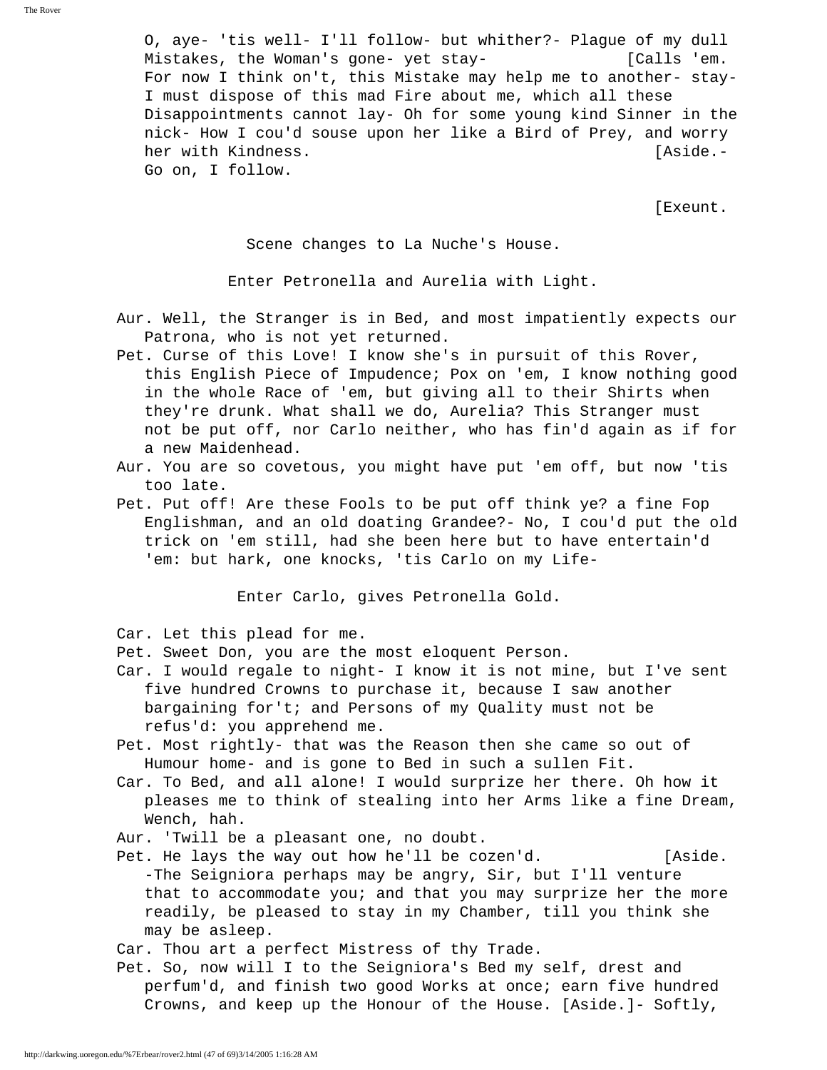O, aye- 'tis well- I'll follow- but whither?- Plague of my dull Mistakes, the Woman's gone- yet stay- [Calls 'em.
For now I think on't, this Mistake may help me to another- stay- I must dispose of this mad Fire about me, which all these Disappointments cannot lay- Oh for some young kind Sinner in the nick- How I cou'd souse upon her like a Bird of Prey, and worry her with Kindness. [Aside.-
Go on, I follow.

[Exeunt.

Scene changes to La Nuche's House.

Enter Petronella and Aurelia with Light.

Aur. Well, the Stranger is in Bed, and most impatiently expects our Patrona, who is not yet returned.

Pet. Curse of this Love! I know she's in pursuit of this Rover, this English Piece of Impudence; Pox on 'em, I know nothing good in the whole Race of 'em, but giving all to their Shirts when they're drunk. What shall we do, Aurelia? This Stranger must not be put off, nor Carlo neither, who has fin'd again as if for a new Maidenhead.

Aur. You are so covetous, you might have put 'em off, but now 'tis too late.

Pet. Put off! Are these Fools to be put off think ye? a fine Fop Englishman, and an old doating Grandee?- No, I cou'd put the old trick on 'em still, had she been here but to have entertain'd 'em: but hark, one knocks, 'tis Carlo on my Life-

Enter Carlo, gives Petronella Gold.

Car. Let this plead for me.

Pet. Sweet Don, you are the most eloquent Person.

Car. I would regale to night- I know it is not mine, but I've sent five hundred Crowns to purchase it, because I saw another bargaining for't; and Persons of my Quality must not be refus'd: you apprehend me.

Pet. Most rightly- that was the Reason then she came so out of Humour home- and is gone to Bed in such a sullen Fit.

Car. To Bed, and all alone! I would surprize her there. Oh how it pleases me to think of stealing into her Arms like a fine Dream, Wench, hah.

Aur. 'Twill be a pleasant one, no doubt.

Pet. He lays the way out how he'll be cozen'd. [Aside.
-The Seigniora perhaps may be angry, Sir, but I'll venture that to accommodate you; and that you may surprize her the more readily, be pleased to stay in my Chamber, till you think she may be asleep.

Car. Thou art a perfect Mistress of thy Trade.

Pet. So, now will I to the Seigniora's Bed my self, drest and perfum'd, and finish two good Works at once; earn five hundred Crowns, and keep up the Honour of the House. [Aside.]- Softly,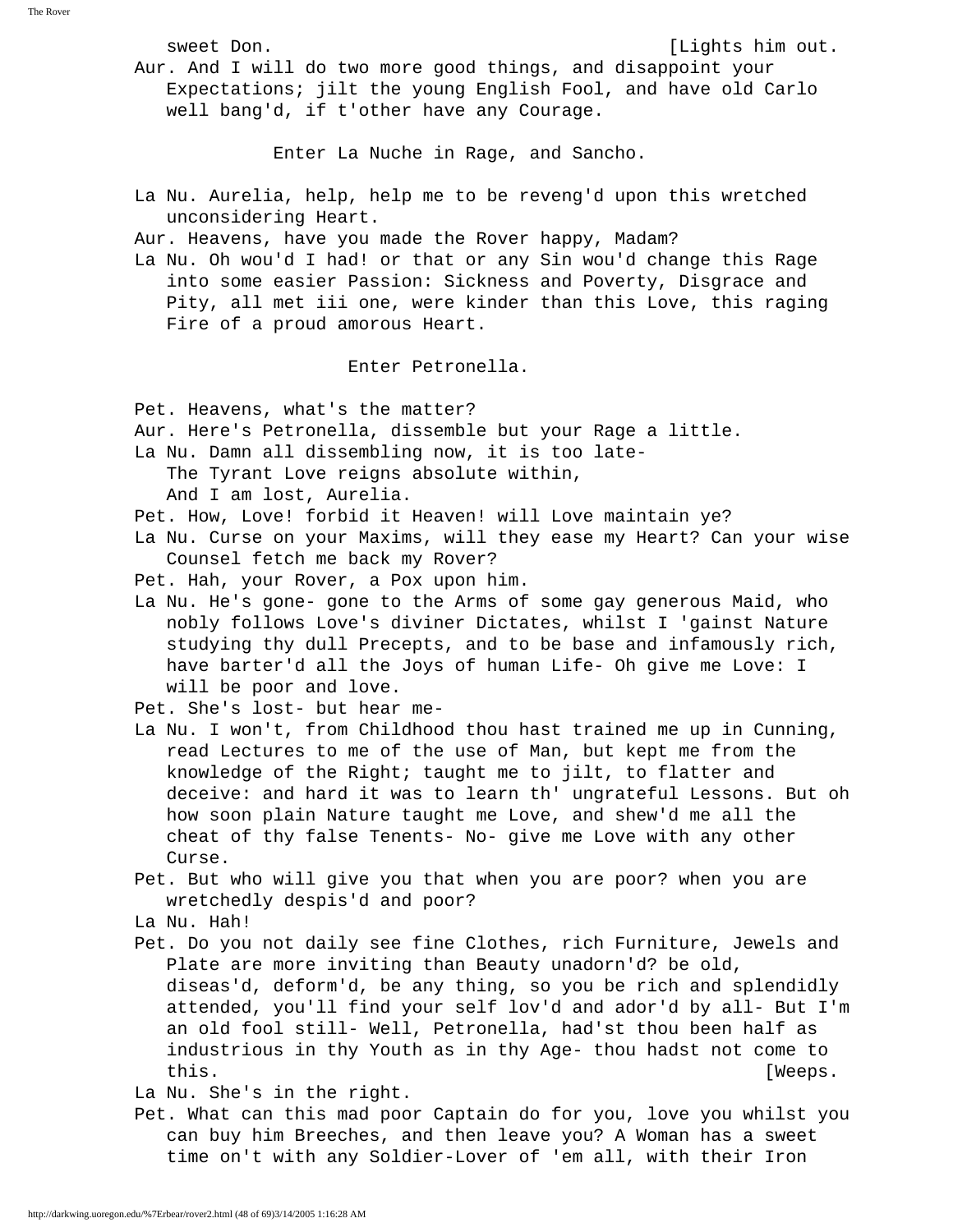sweet Don. [Lights him out.

Aur. And I will do two more good things, and disappoint your Expectations; jilt the young English Fool, and have old Carlo well bang'd, if t'other have any Courage.

Enter La Nuche in Rage, and Sancho.

La Nu. Aurelia, help, help me to be reveng'd upon this wretched unconsidering Heart.

Aur. Heavens, have you made the Rover happy, Madam?

La Nu. Oh wou'd I had! or that or any Sin wou'd change this Rage into some easier Passion: Sickness and Poverty, Disgrace and Pity, all met iii one, were kinder than this Love, this raging Fire of a proud amorous Heart.

Enter Petronella.

Pet. Heavens, what's the matter?

Aur. Here's Petronella, dissemble but your Rage a little.

La Nu. Damn all dissembling now, it is too late-
The Tyrant Love reigns absolute within,
And I am lost, Aurelia.

Pet. How, Love! forbid it Heaven! will Love maintain ye?

La Nu. Curse on your Maxims, will they ease my Heart? Can your wise Counsel fetch me back my Rover?

Pet. Hah, your Rover, a Pox upon him.

La Nu. He's gone- gone to the Arms of some gay generous Maid, who nobly follows Love's diviner Dictates, whilst I 'gainst Nature studying thy dull Precepts, and to be base and infamously rich, have barter'd all the Joys of human Life- Oh give me Love: I will be poor and love.

Pet. She's lost- but hear me-

La Nu. I won't, from Childhood thou hast trained me up in Cunning, read Lectures to me of the use of Man, but kept me from the knowledge of the Right; taught me to jilt, to flatter and deceive: and hard it was to learn th' ungrateful Lessons. But oh how soon plain Nature taught me Love, and shew'd me all the cheat of thy false Tenents- No- give me Love with any other Curse.

Pet. But who will give you that when you are poor? when you are wretchedly despis'd and poor?

La Nu. Hah!

Pet. Do you not daily see fine Clothes, rich Furniture, Jewels and Plate are more inviting than Beauty unadorn'd? be old, diseas'd, deform'd, be any thing, so you be rich and splendidly attended, you'll find your self lov'd and ador'd by all- But I'm an old fool still- Well, Petronella, had'st thou been half as industrious in thy Youth as in thy Age- thou hadst not come to this. [Weeps.

La Nu. She's in the right.

Pet. What can this mad poor Captain do for you, love you whilst you can buy him Breeches, and then leave you? A Woman has a sweet time on't with any Soldier-Lover of 'em all, with their Iron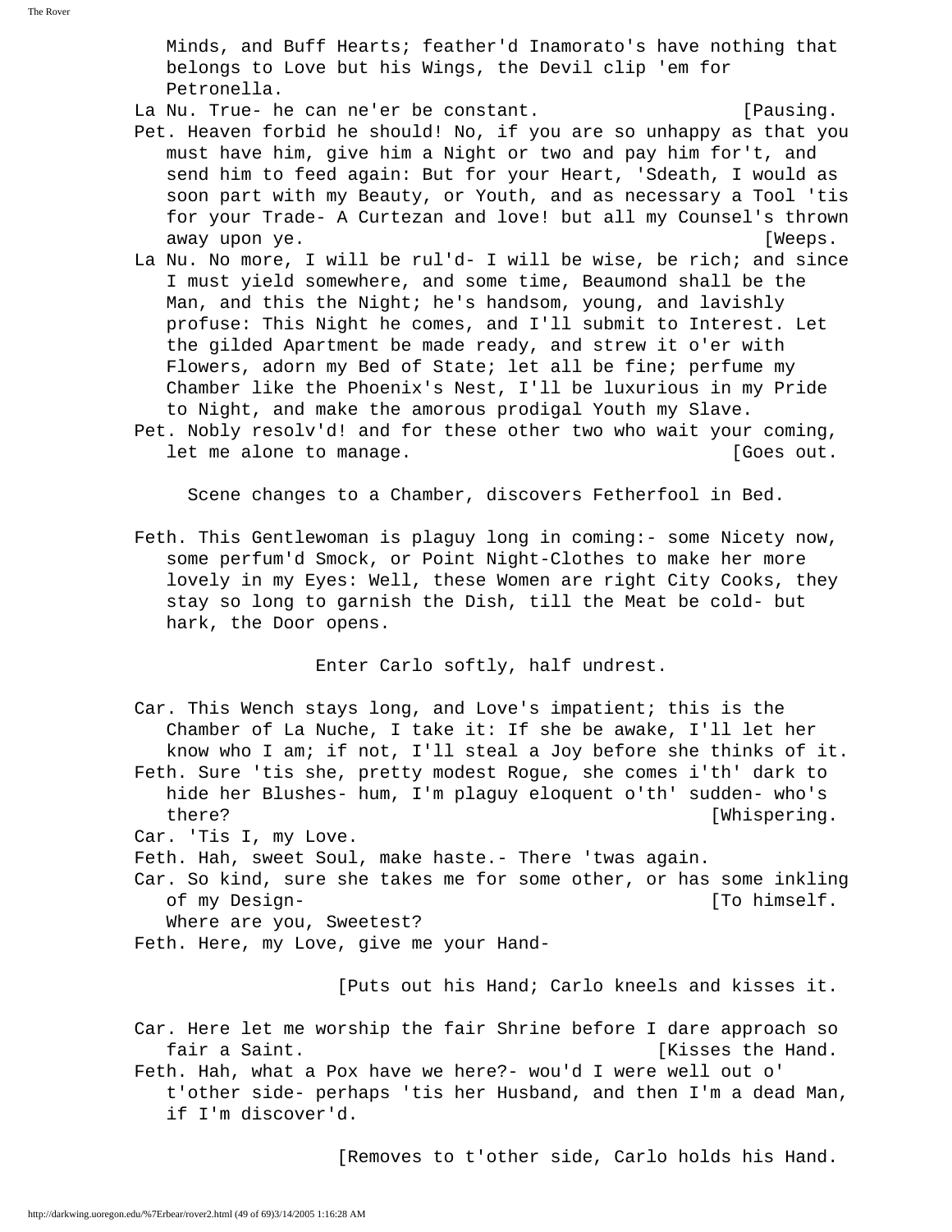Minds, and Buff Hearts; feather'd Inamorato's have nothing that belongs to Love but his Wings, the Devil clip 'em for Petronella.

La Nu. True- he can ne'er be constant. [Pausing.

Pet. Heaven forbid he should! No, if you are so unhappy as that you must have him, give him a Night or two and pay him for't, and send him to feed again: But for your Heart, 'Sdeath, I would as soon part with my Beauty, or Youth, and as necessary a Tool 'tis for your Trade- A Curtezan and love! but all my Counsel's thrown away upon ye. [Weeps.

La Nu. No more, I will be rul'd- I will be wise, be rich; and since I must yield somewhere, and some time, Beaumond shall be the Man, and this the Night; he's handsom, young, and lavishly profuse: This Night he comes, and I'll submit to Interest. Let the gilded Apartment be made ready, and strew it o'er with Flowers, adorn my Bed of State; let all be fine; perfume my Chamber like the Phoenix's Nest, I'll be luxurious in my Pride to Night, and make the amorous prodigal Youth my Slave.

Pet. Nobly resolv'd! and for these other two who wait your coming, let me alone to manage. [Goes out.

Scene changes to a Chamber, discovers Fetherfool in Bed.

Feth. This Gentlewoman is plaguy long in coming:- some Nicety now, some perfum'd Smock, or Point Night-Clothes to make her more lovely in my Eyes: Well, these Women are right City Cooks, they stay so long to garnish the Dish, till the Meat be cold- but hark, the Door opens.

Enter Carlo softly, half undrest.

Car. This Wench stays long, and Love's impatient; this is the Chamber of La Nuche, I take it: If she be awake, I'll let her know who I am; if not, I'll steal a Joy before she thinks of it.

Feth. Sure 'tis she, pretty modest Rogue, she comes i'th' dark to hide her Blushes- hum, I'm plaguy eloquent o'th' sudden- who's there? [Whispering.

Car. 'Tis I, my Love.

Feth. Hah, sweet Soul, make haste.- There 'twas again.

Car. So kind, sure she takes me for some other, or has some inkling of my Design- [To himself.
Where are you, Sweetest?

Feth. Here, my Love, give me your Hand-

[Puts out his Hand; Carlo kneels and kisses it.

Car. Here let me worship the fair Shrine before I dare approach so fair a Saint. [Kisses the Hand.

Feth. Hah, what a Pox have we here?- wou'd I were well out o' t'other side- perhaps 'tis her Husband, and then I'm a dead Man, if I'm discover'd.

[Removes to t'other side, Carlo holds his Hand.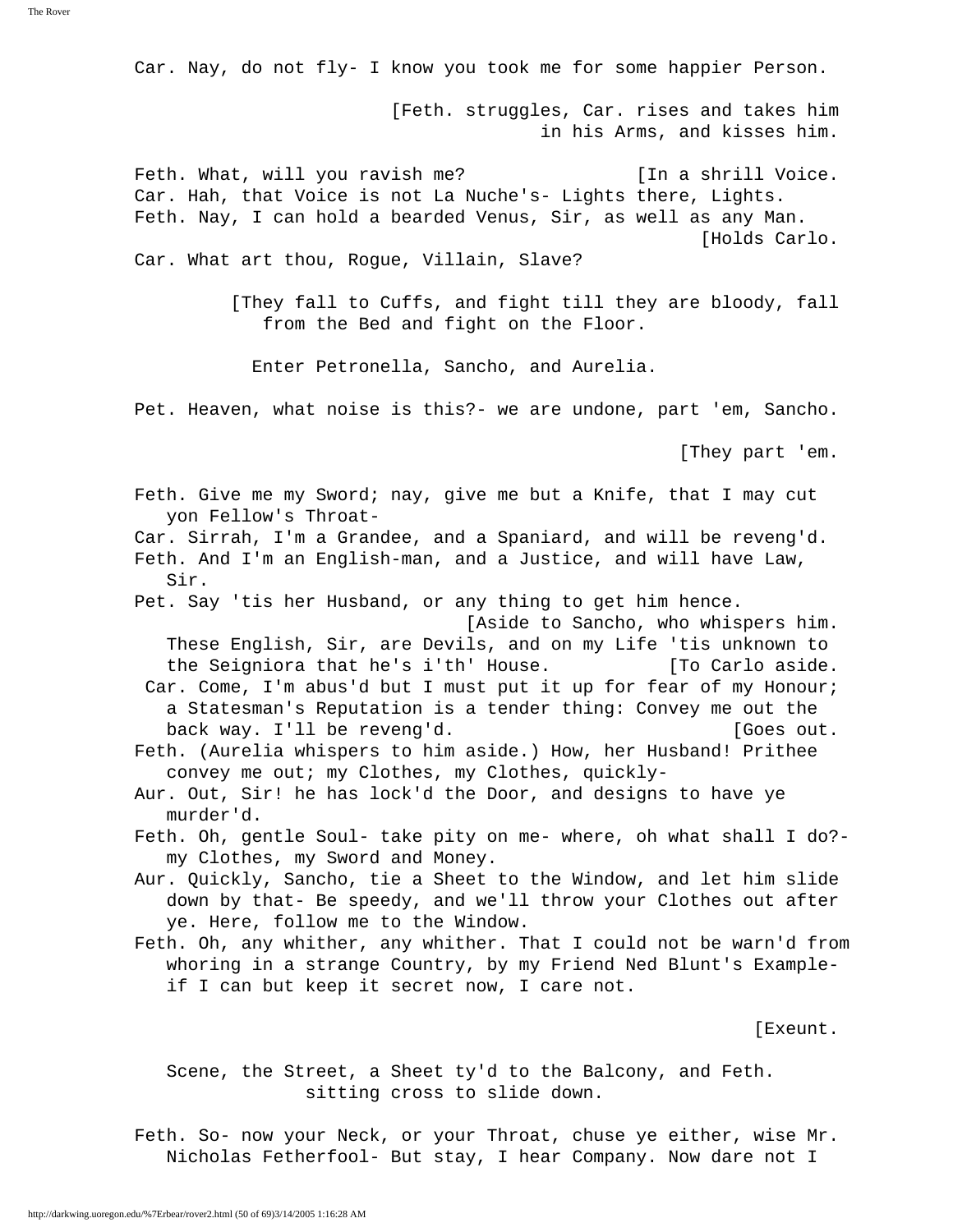Car. Nay, do not fly- I know you took me for some happier Person.

[Feth. struggles, Car. rises and takes him in his Arms, and kisses him.

Feth. What, will you ravish me? [In a shrill Voice.
Car. Hah, that Voice is not La Nuche's- Lights there, Lights.
Feth. Nay, I can hold a bearded Venus, Sir, as well as any Man. [Holds Carlo.
Car. What art thou, Rogue, Villain, Slave?

[They fall to Cuffs, and fight till they are bloody, fall from the Bed and fight on the Floor.

Enter Petronella, Sancho, and Aurelia.

Pet. Heaven, what noise is this?- we are undone, part 'em, Sancho.

[They part 'em.

Feth. Give me my Sword; nay, give me but a Knife, that I may cut yon Fellow's Throat-
Car. Sirrah, I'm a Grandee, and a Spaniard, and will be reveng'd.
Feth. And I'm an English-man, and a Justice, and will have Law, Sir.
Pet. Say 'tis her Husband, or any thing to get him hence. [Aside to Sancho, who whispers him.
These English, Sir, are Devils, and on my Life 'tis unknown to the Seigniora that he's i'th' House. [To Carlo aside.
Car. Come, I'm abus'd but I must put it up for fear of my Honour; a Statesman's Reputation is a tender thing: Convey me out the back way. I'll be reveng'd. [Goes out.
Feth. (Aurelia whispers to him aside.) How, her Husband! Prithee convey me out; my Clothes, my Clothes, quickly-
Aur. Out, Sir! he has lock'd the Door, and designs to have ye murder'd.
Feth. Oh, gentle Soul- take pity on me- where, oh what shall I do?- my Clothes, my Sword and Money.
Aur. Quickly, Sancho, tie a Sheet to the Window, and let him slide down by that- Be speedy, and we'll throw your Clothes out after ye. Here, follow me to the Window.
Feth. Oh, any whither, any whither. That I could not be warn'd from whoring in a strange Country, by my Friend Ned Blunt's Example- if I can but keep it secret now, I care not.

[Exeunt.

Scene, the Street, a Sheet ty'd to the Balcony, and Feth. sitting cross to slide down.

Feth. So- now your Neck, or your Throat, chuse ye either, wise Mr. Nicholas Fetherfool- But stay, I hear Company. Now dare not I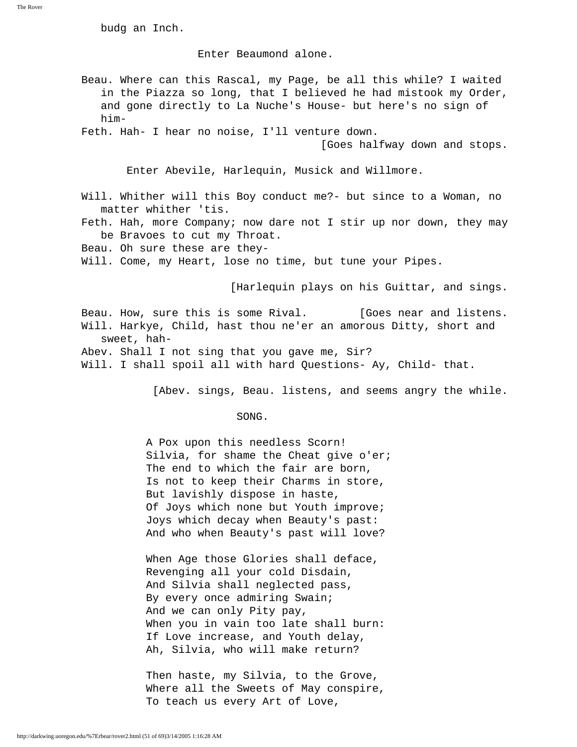budg an Inch.

Enter Beaumond alone.

Beau. Where can this Rascal, my Page, be all this while? I waited in the Piazza so long, that I believed he had mistook my Order, and gone directly to La Nuche's House- but here's no sign of him-

Feth. Hah- I hear no noise, I'll venture down.

[Goes halfway down and stops.

Enter Abevile, Harlequin, Musick and Willmore.

Will. Whither will this Boy conduct me?- but since to a Woman, no matter whither 'tis.

Feth. Hah, more Company; now dare not I stir up nor down, they may be Bravoes to cut my Throat.

Beau. Oh sure these are they-

Will. Come, my Heart, lose no time, but tune your Pipes.

[Harlequin plays on his Guittar, and sings.

Beau. How, sure this is some Rival. [Goes near and listens.

Will. Harkye, Child, hast thou ne'er an amorous Ditty, short and sweet, hah-

Abev. Shall I not sing that you gave me, Sir?

Will. I shall spoil all with hard Questions- Ay, Child- that.

[Abev. sings, Beau. listens, and seems angry the while.

SONG.

A Pox upon this needless Scorn!  
Silvia, for shame the Cheat give o'er;  
The end to which the fair are born,  
Is not to keep their Charms in store,  
But lavishly dispose in haste,  
Of Joys which none but Youth improve;  
Joys which decay when Beauty's past:  
And who when Beauty's past will love?

When Age those Glories shall deface,  
Revenging all your cold Disdain,  
And Silvia shall neglected pass,  
By every once admiring Swain;  
And we can only Pity pay,  
When you in vain too late shall burn:  
If Love increase, and Youth delay,  
Ah, Silvia, who will make return?

Then haste, my Silvia, to the Grove,  
Where all the Sweets of May conspire,  
To teach us every Art of Love,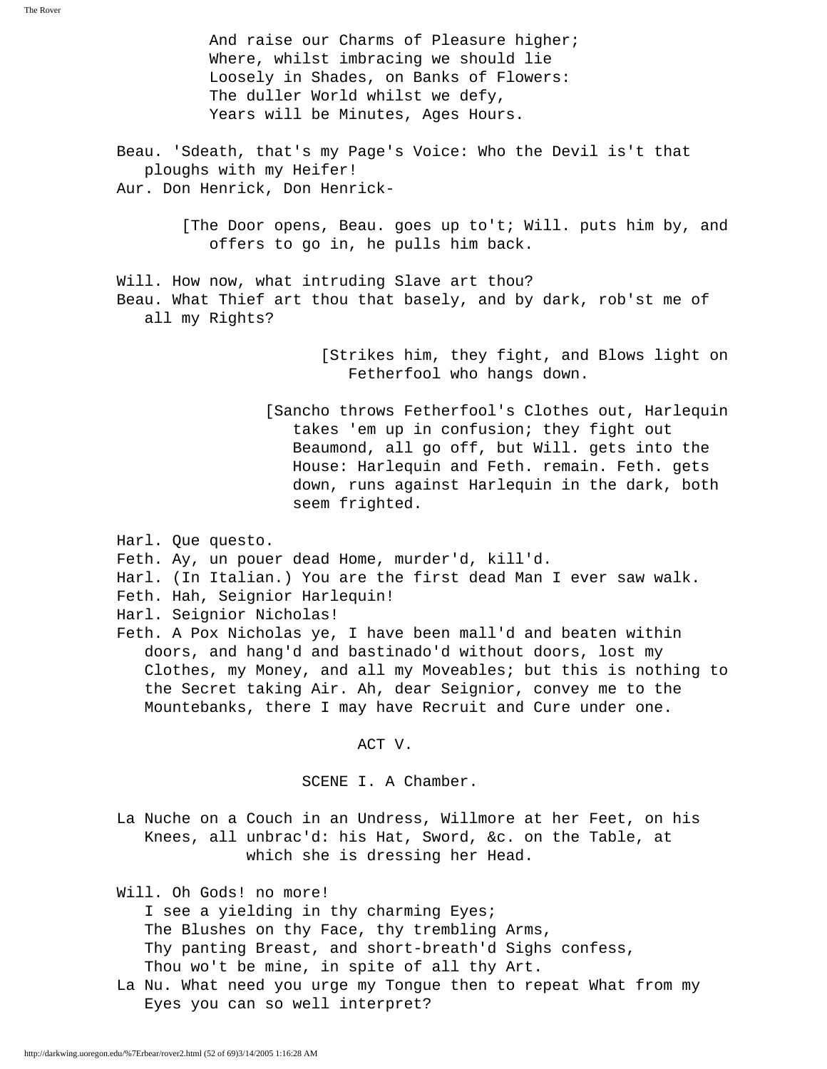And raise our Charms of Pleasure higher;
Where, whilst imbracing we should lie
Loosely in Shades, on Banks of Flowers:
The duller World whilst we defy,
Years will be Minutes, Ages Hours.

Beau. 'Sdeath, that's my Page's Voice: Who the Devil is't that ploughs with my Heifer!

Aur. Don Henrick, Don Henrick-

[The Door opens, Beau. goes up to't; Will. puts him by, and offers to go in, he pulls him back.

Will. How now, what intruding Slave art thou?

Beau. What Thief art thou that basely, and by dark, rob'st me of all my Rights?

[Strikes him, they fight, and Blows light on Fetherfool who hangs down.

[Sancho throws Fetherfool's Clothes out, Harlequin takes 'em up in confusion; they fight out Beaumond, all go off, but Will. gets into the House: Harlequin and Feth. remain. Feth. gets down, runs against Harlequin in the dark, both seem frighted.

Harl. Que questo.

Feth. Ay, un pouer dead Home, murder'd, kill'd.

Harl. (In Italian.) You are the first dead Man I ever saw walk.

Feth. Hah, Seignior Harlequin!

Harl. Seignior Nicholas!

Feth. A Pox Nicholas ye, I have been mall'd and beaten within doors, and hang'd and bastinado'd without doors, lost my Clothes, my Money, and all my Moveables; but this is nothing to the Secret taking Air. Ah, dear Seignior, convey me to the Mountebanks, there I may have Recruit and Cure under one.

## ACT V.

### SCENE I. A Chamber.

La Nuche on a Couch in an Undress, Willmore at her Feet, on his Knees, all unbrac'd: his Hat, Sword, &c. on the Table, at which she is dressing her Head.

Will. Oh Gods! no more!
I see a yielding in thy charming Eyes;
The Blushes on thy Face, thy trembling Arms,
Thy panting Breast, and short-breath'd Sighs confess,
Thou wo't be mine, in spite of all thy Art.

La Nu. What need you urge my Tongue then to repeat What from my Eyes you can so well interpret?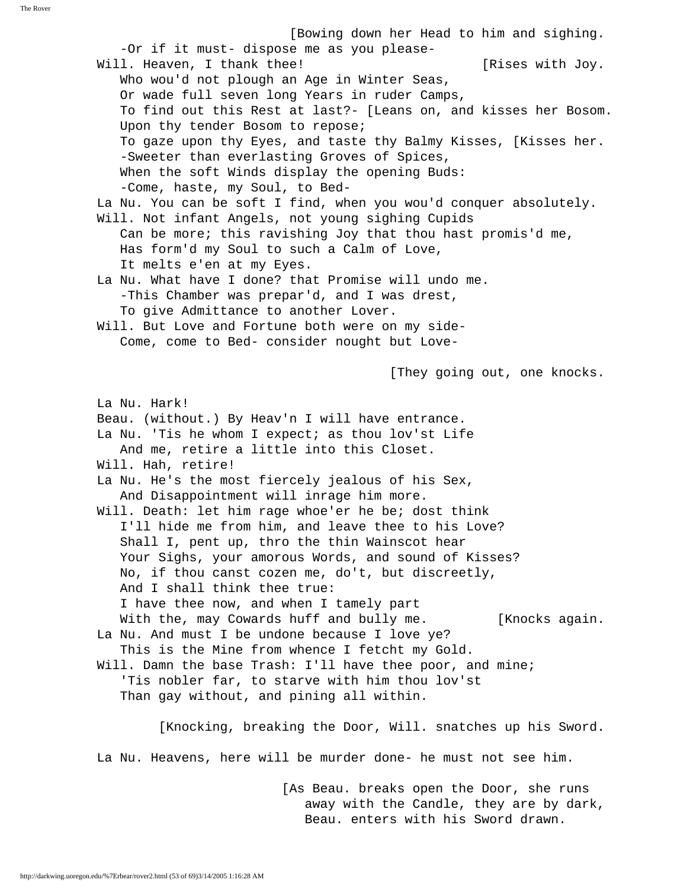[Bowing down her Head to him and sighing.

-Or if it must- dispose me as you please-

Will. Heaven, I thank thee! [Rises with Joy.

Who wou'd not plough an Age in Winter Seas,
Or wade full seven long Years in ruder Camps,
To find out this Rest at last?- [Leans on, and kisses her Bosom.
Upon thy tender Bosom to repose;
To gaze upon thy Eyes, and taste thy Balmy Kisses, [Kisses her.
-Sweeter than everlasting Groves of Spices,
When the soft Winds display the opening Buds:
-Come, haste, my Soul, to Bed-

La Nu. You can be soft I find, when you wou'd conquer absolutely.

Will. Not infant Angels, not young sighing Cupids
Can be more; this ravishing Joy that thou hast promis'd me,
Has form'd my Soul to such a Calm of Love,
It melts e'en at my Eyes.

La Nu. What have I done? that Promise will undo me.
-This Chamber was prepar'd, and I was drest,
To give Admittance to another Lover.

Will. But Love and Fortune both were on my side-
Come, come to Bed- consider nought but Love-

[They going out, one knocks.

La Nu. Hark!

Beau. (without.) By Heav'n I will have entrance.

La Nu. 'Tis he whom I expect; as thou lov'st Life
And me, retire a little into this Closet.

Will. Hah, retire!

La Nu. He's the most fiercely jealous of his Sex,
And Disappointment will inrage him more.

Will. Death: let him rage whoe'er he be; dost think
I'll hide me from him, and leave thee to his Love?
Shall I, pent up, thro the thin Wainscot hear
Your Sighs, your amorous Words, and sound of Kisses?
No, if thou canst cozen me, do't, but discreetly,
And I shall think thee true:
I have thee now, and when I tamely part
With the, may Cowards huff and bully me. [Knocks again.

La Nu. And must I be undone because I love ye?
This is the Mine from whence I fetcht my Gold.

Will. Damn the base Trash: I'll have thee poor, and mine;
'Tis nobler far, to starve with him thou lov'st
Than gay without, and pining all within.

[Knocking, breaking the Door, Will. snatches up his Sword.

La Nu. Heavens, here will be murder done- he must not see him.

[As Beau. breaks open the Door, she runs away with the Candle, they are by dark, Beau. enters with his Sword drawn.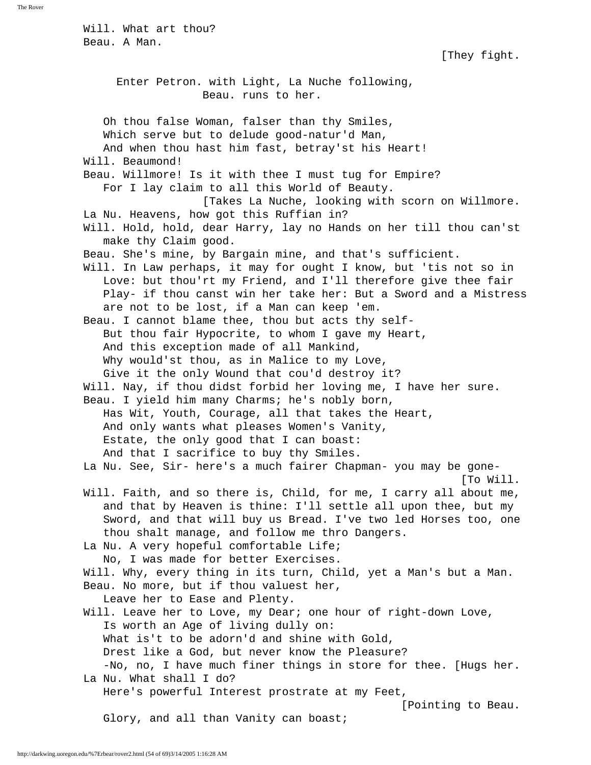Will. What art thou?
Beau. A Man.

[They fight.

Enter Petron. with Light, La Nuche following, Beau. runs to her.

Oh thou false Woman, falser than thy Smiles,
Which serve but to delude good-natur'd Man,
And when thou hast him fast, betray'st his Heart!

Will. Beaumond!

Beau. Willmore! Is it with thee I must tug for Empire?
For I lay claim to all this World of Beauty.

[Takes La Nuche, looking with scorn on Willmore.

La Nu. Heavens, how got this Ruffian in?

Will. Hold, hold, dear Harry, lay no Hands on her till thou can'st make thy Claim good.

Beau. She's mine, by Bargain mine, and that's sufficient.

Will. In Law perhaps, it may for ought I know, but 'tis not so in Love: but thou'rt my Friend, and I'll therefore give thee fair Play- if thou canst win her take her: But a Sword and a Mistress are not to be lost, if a Man can keep 'em.

Beau. I cannot blame thee, thou but acts thy self-
But thou fair Hypocrite, to whom I gave my Heart,
And this exception made of all Mankind,
Why would'st thou, as in Malice to my Love,
Give it the only Wound that cou'd destroy it?

Will. Nay, if thou didst forbid her loving me, I have her sure.

Beau. I yield him many Charms; he's nobly born,
Has Wit, Youth, Courage, all that takes the Heart,
And only wants what pleases Women's Vanity,
Estate, the only good that I can boast:
And that I sacrifice to buy thy Smiles.

La Nu. See, Sir- here's a much fairer Chapman- you may be gone-

[To Will.

Will. Faith, and so there is, Child, for me, I carry all about me, and that by Heaven is thine: I'll settle all upon thee, but my Sword, and that will buy us Bread. I've two led Horses too, one thou shalt manage, and follow me thro Dangers.

La Nu. A very hopeful comfortable Life;
No, I was made for better Exercises.

Will. Why, every thing in its turn, Child, yet a Man's but a Man.

Beau. No more, but if thou valuest her,
Leave her to Ease and Plenty.

Will. Leave her to Love, my Dear; one hour of right-down Love,
Is worth an Age of living dully on:
What is't to be adorn'd and shine with Gold,
Drest like a God, but never know the Pleasure?
-No, no, I have much finer things in store for thee. [Hugs her.

La Nu. What shall I do?
Here's powerful Interest prostrate at my Feet,

[Pointing to Beau.

Glory, and all than Vanity can boast;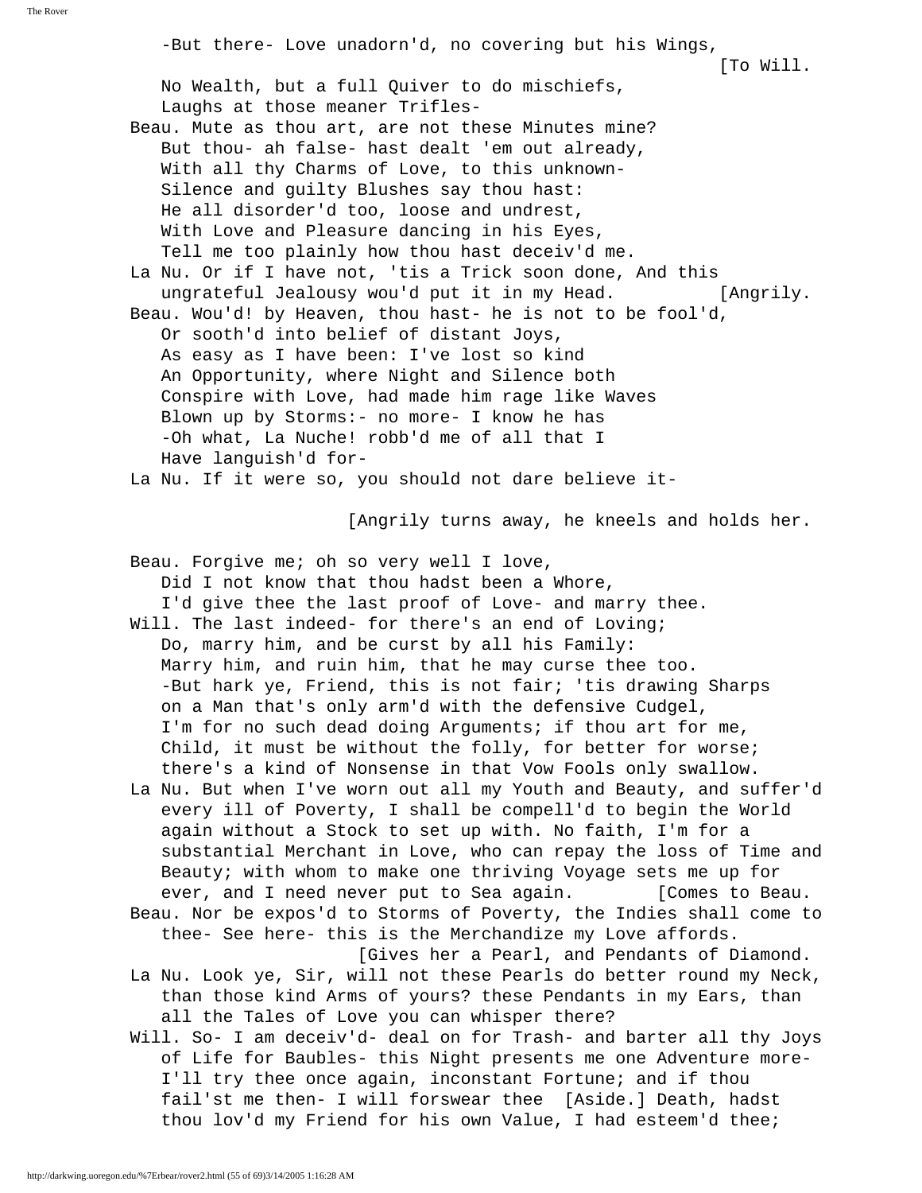-But there- Love unadorn'd, no covering but his Wings, [To Will.
No Wealth, but a full Quiver to do mischiefs,
Laughs at those meaner Trifles-

Beau. Mute as thou art, are not these Minutes mine?
But thou- ah false- hast dealt 'em out already,
With all thy Charms of Love, to this unknown-
Silence and guilty Blushes say thou hast:
He all disorder'd too, loose and undrest,
With Love and Pleasure dancing in his Eyes,
Tell me too plainly how thou hast deceiv'd me.

La Nu. Or if I have not, 'tis a Trick soon done, And this ungrateful Jealousy wou'd put it in my Head. [Angrily.

Beau. Wou'd! by Heaven, thou hast- he is not to be fool'd,
Or sooth'd into belief of distant Joys,
As easy as I have been: I've lost so kind
An Opportunity, where Night and Silence both
Conspire with Love, had made him rage like Waves
Blown up by Storms:- no more- I know he has
-Oh what, La Nuche! robb'd me of all that I
Have languish'd for-

La Nu. If it were so, you should not dare believe it-

[Angrily turns away, he kneels and holds her.

Beau. Forgive me; oh so very well I love,
Did I not know that thou hadst been a Whore,
I'd give thee the last proof of Love- and marry thee.

Will. The last indeed- for there's an end of Loving;
Do, marry him, and be curst by all his Family:
Marry him, and ruin him, that he may curse thee too.
-But hark ye, Friend, this is not fair; 'tis drawing Sharps on a Man that's only arm'd with the defensive Cudgel,
I'm for no such dead doing Arguments; if thou art for me,
Child, it must be without the folly, for better for worse;
there's a kind of Nonsense in that Vow Fools only swallow.

La Nu. But when I've worn out all my Youth and Beauty, and suffer'd every ill of Poverty, I shall be compell'd to begin the World again without a Stock to set up with. No faith, I'm for a substantial Merchant in Love, who can repay the loss of Time and Beauty; with whom to make one thriving Voyage sets me up for ever, and I need never put to Sea again. [Comes to Beau.

Beau. Nor be expos'd to Storms of Poverty, the Indies shall come to thee- See here- this is the Merchandize my Love affords.
[Gives her a Pearl, and Pendants of Diamond.

La Nu. Look ye, Sir, will not these Pearls do better round my Neck, than those kind Arms of yours? these Pendants in my Ears, than all the Tales of Love you can whisper there?

Will. So- I am deceiv'd- deal on for Trash- and barter all thy Joys of Life for Baubles- this Night presents me one Adventure more- I'll try thee once again, inconstant Fortune; and if thou fail'st me then- I will forswear thee [Aside.] Death, hadst thou lov'd my Friend for his own Value, I had esteem'd thee;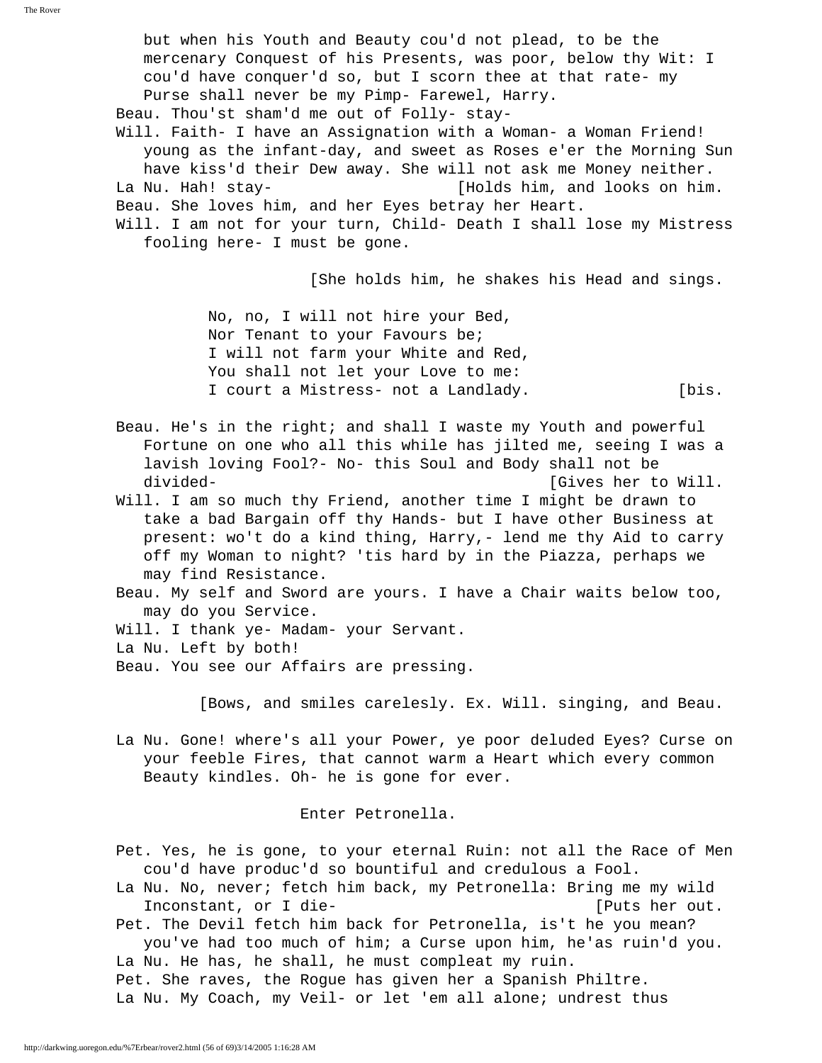but when his Youth and Beauty cou'd not plead, to be the mercenary Conquest of his Presents, was poor, below thy Wit: I cou'd have conquer'd so, but I scorn thee at that rate- my Purse shall never be my Pimp- Farewel, Harry.

Beau. Thou'st sham'd me out of Folly- stay-

Will. Faith- I have an Assignation with a Woman- a Woman Friend! young as the infant-day, and sweet as Roses e'er the Morning Sun have kiss'd their Dew away. She will not ask me Money neither.

La Nu. Hah! stay- [Holds him, and looks on him.

Beau. She loves him, and her Eyes betray her Heart.

Will. I am not for your turn, Child- Death I shall lose my Mistress fooling here- I must be gone.

[She holds him, he shakes his Head and sings.

No, no, I will not hire your Bed,
Nor Tenant to your Favours be;
I will not farm your White and Red,
You shall not let your Love to me:
I court a Mistress- not a Landlady. [bis.

Beau. He's in the right; and shall I waste my Youth and powerful Fortune on one who all this while has jilted me, seeing I was a lavish loving Fool?- No- this Soul and Body shall not be divided- [Gives her to Will.

Will. I am so much thy Friend, another time I might be drawn to take a bad Bargain off thy Hands- but I have other Business at present: wo't do a kind thing, Harry,- lend me thy Aid to carry off my Woman to night? 'tis hard by in the Piazza, perhaps we may find Resistance.

Beau. My self and Sword are yours. I have a Chair waits below too, may do you Service.

Will. I thank ye- Madam- your Servant.

La Nu. Left by both!

Beau. You see our Affairs are pressing.

[Bows, and smiles carelesly. Ex. Will. singing, and Beau.

La Nu. Gone! where's all your Power, ye poor deluded Eyes? Curse on your feeble Fires, that cannot warm a Heart which every common Beauty kindles. Oh- he is gone for ever.

Enter Petronella.

Pet. Yes, he is gone, to your eternal Ruin: not all the Race of Men cou'd have produc'd so bountiful and credulous a Fool.

La Nu. No, never; fetch him back, my Petronella: Bring me my wild Inconstant, or I die- [Puts her out.

Pet. The Devil fetch him back for Petronella, is't he you mean? you've had too much of him; a Curse upon him, he'as ruin'd you.

La Nu. He has, he shall, he must compleat my ruin.

Pet. She raves, the Rogue has given her a Spanish Philtre.

La Nu. My Coach, my Veil- or let 'em all alone; undrest thus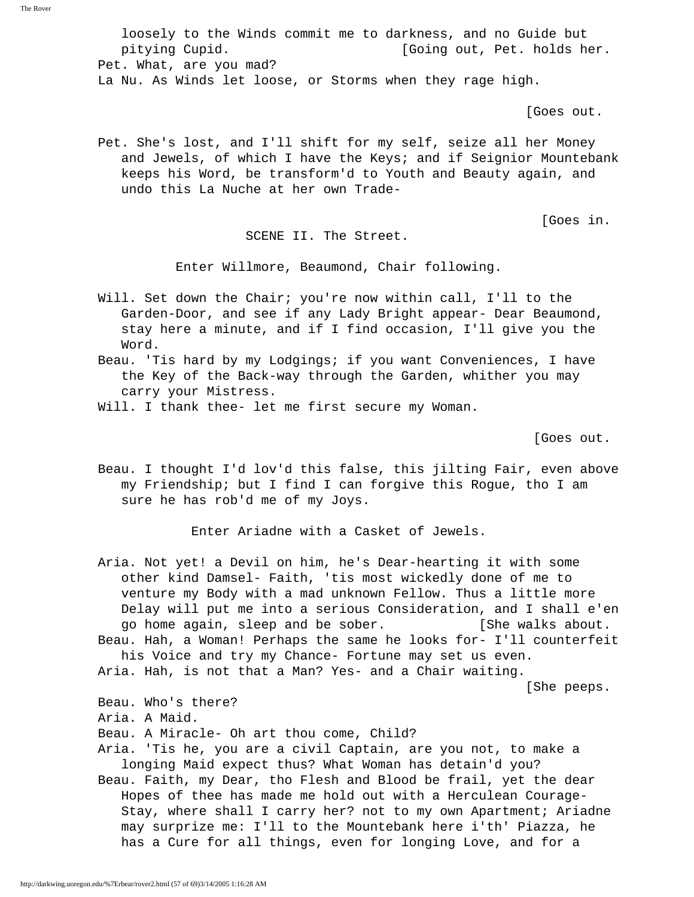loosely to the Winds commit me to darkness, and no Guide but pitying Cupid. [Going out, Pet. holds her.

Pet. What, are you mad?

La Nu. As Winds let loose, or Storms when they rage high.

[Goes out.

Pet. She's lost, and I'll shift for my self, seize all her Money and Jewels, of which I have the Keys; and if Seignior Mountebank keeps his Word, be transform'd to Youth and Beauty again, and undo this La Nuche at her own Trade-

[Goes in.

## SCENE II. The Street.

Enter Willmore, Beaumond, Chair following.

Will. Set down the Chair; you're now within call, I'll to the Garden-Door, and see if any Lady Bright appear- Dear Beaumond, stay here a minute, and if I find occasion, I'll give you the Word.

Beau. 'Tis hard by my Lodgings; if you want Conveniences, I have the Key of the Back-way through the Garden, whither you may carry your Mistress.

Will. I thank thee- let me first secure my Woman.

[Goes out.

Beau. I thought I'd lov'd this false, this jilting Fair, even above my Friendship; but I find I can forgive this Rogue, tho I am sure he has rob'd me of my Joys.

Enter Ariadne with a Casket of Jewels.

Aria. Not yet! a Devil on him, he's Dear-hearting it with some other kind Damsel- Faith, 'tis most wickedly done of me to venture my Body with a mad unknown Fellow. Thus a little more Delay will put me into a serious Consideration, and I shall e'en go home again, sleep and be sober. [She walks about.

Beau. Hah, a Woman! Perhaps the same he looks for- I'll counterfeit his Voice and try my Chance- Fortune may set us even.

Aria. Hah, is not that a Man? Yes- and a Chair waiting.

[She peeps.

Beau. Who's there?

Aria. A Maid.

Beau. A Miracle- Oh art thou come, Child?

Aria. 'Tis he, you are a civil Captain, are you not, to make a longing Maid expect thus? What Woman has detain'd you?

Beau. Faith, my Dear, tho Flesh and Blood be frail, yet the dear Hopes of thee has made me hold out with a Herculean Courage- Stay, where shall I carry her? not to my own Apartment; Ariadne may surprize me: I'll to the Mountebank here i'th' Piazza, he has a Cure for all things, even for longing Love, and for a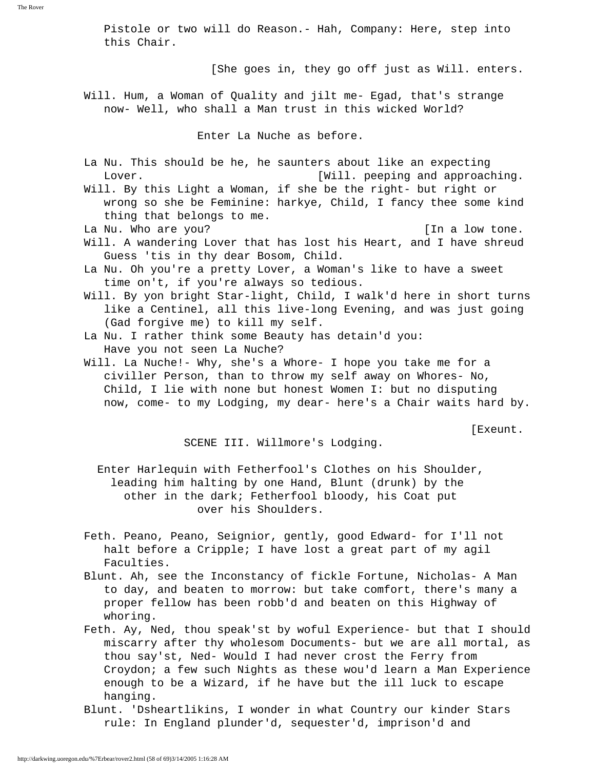Pistole or two will do Reason.- Hah, Company: Here, step into this Chair.

[She goes in, they go off just as Will. enters.

Will. Hum, a Woman of Quality and jilt me- Egad, that's strange now- Well, who shall a Man trust in this wicked World?

Enter La Nuche as before.

La Nu. This should be he, he saunters about like an expecting Lover. [Will. peeping and approaching.

Will. By this Light a Woman, if she be the right- but right or wrong so she be Feminine: harkye, Child, I fancy thee some kind thing that belongs to me.

La Nu. Who are you? [In a low tone.

Will. A wandering Lover that has lost his Heart, and I have shreud Guess 'tis in thy dear Bosom, Child.

La Nu. Oh you're a pretty Lover, a Woman's like to have a sweet time on't, if you're always so tedious.

Will. By yon bright Star-light, Child, I walk'd here in short turns like a Centinel, all this live-long Evening, and was just going (Gad forgive me) to kill my self.

La Nu. I rather think some Beauty has detain'd you: Have you not seen La Nuche?

Will. La Nuche!- Why, she's a Whore- I hope you take me for a civiller Person, than to throw my self away on Whores- No, Child, I lie with none but honest Women I: but no disputing now, come- to my Lodging, my dear- here's a Chair waits hard by.

[Exeunt.

## SCENE III. Willmore's Lodging.

Enter Harlequin with Fetherfool's Clothes on his Shoulder, leading him halting by one Hand, Blunt (drunk) by the other in the dark; Fetherfool bloody, his Coat put over his Shoulders.

Feth. Peano, Peano, Seignior, gently, good Edward- for I'll not halt before a Cripple; I have lost a great part of my agil Faculties.

Blunt. Ah, see the Inconstancy of fickle Fortune, Nicholas- A Man to day, and beaten to morrow: but take comfort, there's many a proper fellow has been robb'd and beaten on this Highway of whoring.

Feth. Ay, Ned, thou speak'st by woful Experience- but that I should miscarry after thy wholesom Documents- but we are all mortal, as thou say'st, Ned- Would I had never crost the Ferry from Croydon; a few such Nights as these wou'd learn a Man Experience enough to be a Wizard, if he have but the ill luck to escape hanging.

Blunt. 'Dsheartlikins, I wonder in what Country our kinder Stars rule: In England plunder'd, sequester'd, imprison'd and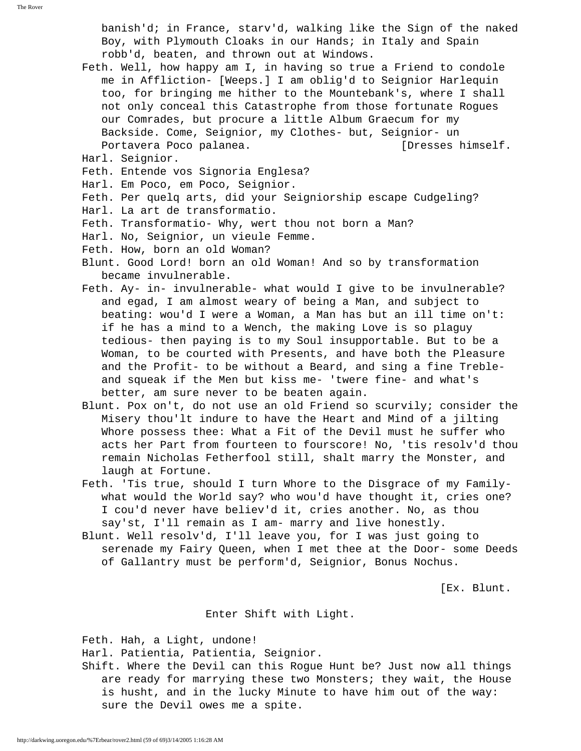banish'd; in France, starv'd, walking like the Sign of the naked Boy, with Plymouth Cloaks in our Hands; in Italy and Spain robb'd, beaten, and thrown out at Windows.

Feth. Well, how happy am I, in having so true a Friend to condole me in Affliction- [Weeps.] I am oblig'd to Seignior Harlequin too, for bringing me hither to the Mountebank's, where I shall not only conceal this Catastrophe from those fortunate Rogues our Comrades, but procure a little Album Graecum for my Backside. Come, Seignior, my Clothes- but, Seignior- un Portavera Poco palanea. [Dresses himself.

Harl. Seignior.

Feth. Entende vos Signoria Englesa?

Harl. Em Poco, em Poco, Seignior.

Feth. Per quelq arts, did your Seigniorship escape Cudgeling?

Harl. La art de transformatio.

Feth. Transformatio- Why, wert thou not born a Man?

Harl. No, Seignior, un vieule Femme.

Feth. How, born an old Woman?

Blunt. Good Lord! born an old Woman! And so by transformation became invulnerable.

Feth. Ay- in- invulnerable- what would I give to be invulnerable? and egad, I am almost weary of being a Man, and subject to beating: wou'd I were a Woman, a Man has but an ill time on't: if he has a mind to a Wench, the making Love is so plaguy tedious- then paying is to my Soul insupportable. But to be a Woman, to be courted with Presents, and have both the Pleasure and the Profit- to be without a Beard, and sing a fine Treble- and squeak if the Men but kiss me- 'twere fine- and what's better, am sure never to be beaten again.

Blunt. Pox on't, do not use an old Friend so scurvily; consider the Misery thou'lt indure to have the Heart and Mind of a jilting Whore possess thee: What a Fit of the Devil must he suffer who acts her Part from fourteen to fourscore! No, 'tis resolv'd thou remain Nicholas Fetherfool still, shalt marry the Monster, and laugh at Fortune.

Feth. 'Tis true, should I turn Whore to the Disgrace of my Family- what would the World say? who wou'd have thought it, cries one? I cou'd never have believ'd it, cries another. No, as thou say'st, I'll remain as I am- marry and live honestly.

Blunt. Well resolv'd, I'll leave you, for I was just going to serenade my Fairy Queen, when I met thee at the Door- some Deeds of Gallantry must be perform'd, Seignior, Bonus Nochus.

[Ex. Blunt.

Enter Shift with Light.

Feth. Hah, a Light, undone!

Harl. Patientia, Patientia, Seignior.

Shift. Where the Devil can this Rogue Hunt be? Just now all things are ready for marrying these two Monsters; they wait, the House is husht, and in the lucky Minute to have him out of the way: sure the Devil owes me a spite.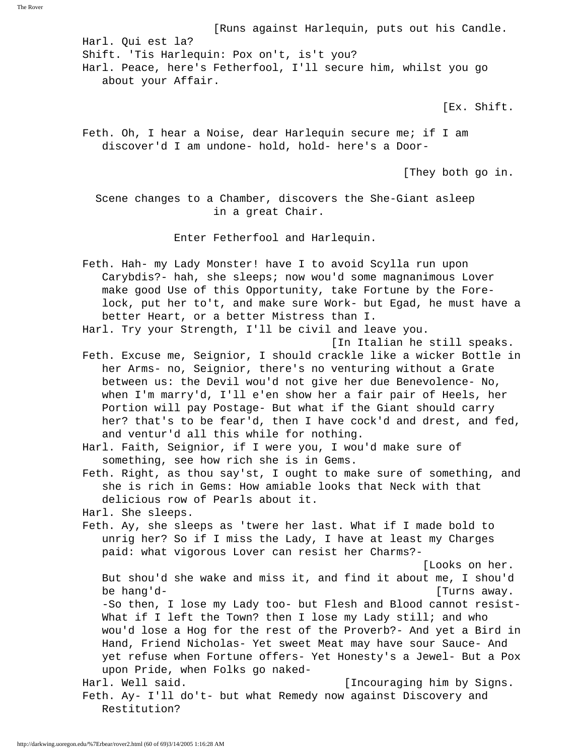[Runs against Harlequin, puts out his Candle.

Harl. Qui est la?

Shift. 'Tis Harlequin: Pox on't, is't you?

Harl. Peace, here's Fetherfool, I'll secure him, whilst you go about your Affair.

[Ex. Shift.

Feth. Oh, I hear a Noise, dear Harlequin secure me; if I am discover'd I am undone- hold, hold- here's a Door-

[They both go in.

Scene changes to a Chamber, discovers the She-Giant asleep in a great Chair.

Enter Fetherfool and Harlequin.

Feth. Hah- my Lady Monster! have I to avoid Scylla run upon Carybdis?- hah, she sleeps; now wou'd some magnanimous Lover make good Use of this Opportunity, take Fortune by the Fore-lock, put her to't, and make sure Work- but Egad, he must have a better Heart, or a better Mistress than I.

Harl. Try your Strength, I'll be civil and leave you.

[In Italian he still speaks.

Feth. Excuse me, Seignior, I should crackle like a wicker Bottle in her Arms- no, Seignior, there's no venturing without a Grate between us: the Devil wou'd not give her due Benevolence- No, when I'm marry'd, I'll e'en show her a fair pair of Heels, her Portion will pay Postage- But what if the Giant should carry her? that's to be fear'd, then I have cock'd and drest, and fed, and ventur'd all this while for nothing.

Harl. Faith, Seignior, if I were you, I wou'd make sure of something, see how rich she is in Gems.

Feth. Right, as thou say'st, I ought to make sure of something, and she is rich in Gems: How amiable looks that Neck with that delicious row of Pearls about it.

Harl. She sleeps.

Feth. Ay, she sleeps as 'twere her last. What if I made bold to unrig her? So if I miss the Lady, I have at least my Charges paid: what vigorous Lover can resist her Charms?-

[Looks on her.

But shou'd she wake and miss it, and find it about me, I shou'd be hang'd-

[Turns away.

-So then, I lose my Lady too- but Flesh and Blood cannot resist- What if I left the Town? then I lose my Lady still; and who wou'd lose a Hog for the rest of the Proverb?- And yet a Bird in Hand, Friend Nicholas- Yet sweet Meat may have sour Sauce- And yet refuse when Fortune offers- Yet Honesty's a Jewel- But a Pox upon Pride, when Folks go naked-

Harl. Well said.

[Incouraging him by Signs.

Feth. Ay- I'll do't- but what Remedy now against Discovery and Restitution?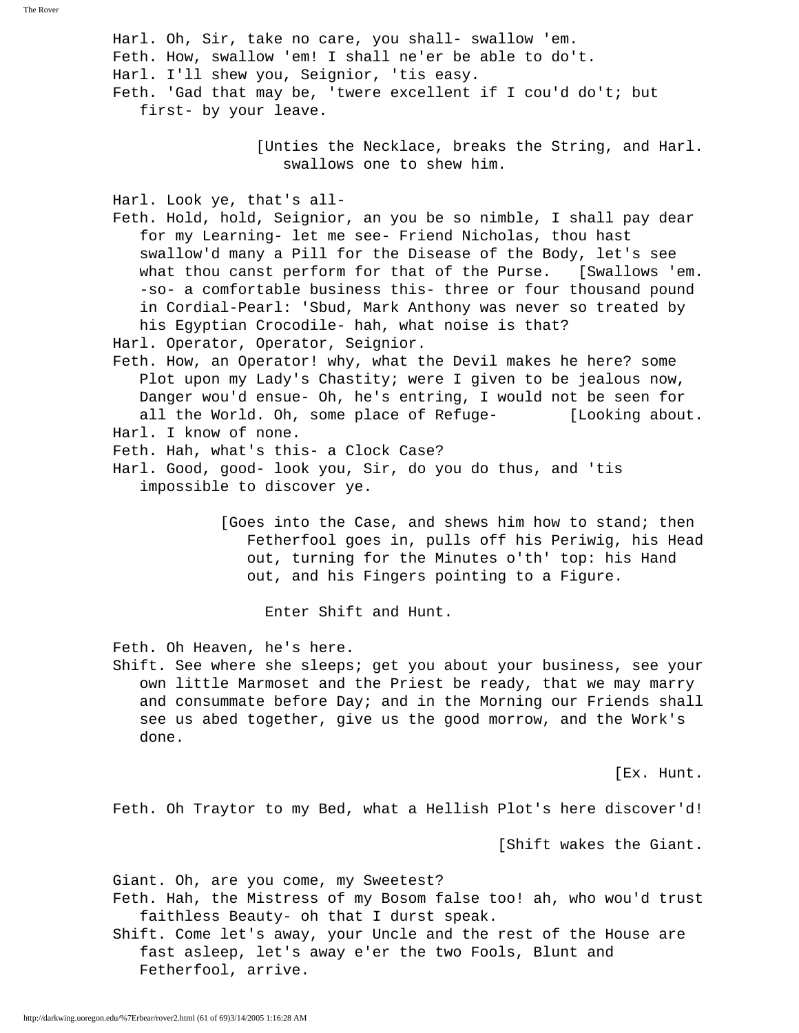Harl. Oh, Sir, take no care, you shall- swallow 'em.
Feth. How, swallow 'em! I shall ne'er be able to do't.
Harl. I'll shew you, Seignior, 'tis easy.
Feth. 'Gad that may be, 'twere excellent if I cou'd do't; but first- by your leave.

[Unties the Necklace, breaks the String, and Harl. swallows one to shew him.

Harl. Look ye, that's all-
Feth. Hold, hold, Seignior, an you be so nimble, I shall pay dear for my Learning- let me see- Friend Nicholas, thou hast swallow'd many a Pill for the Disease of the Body, let's see what thou canst perform for that of the Purse. [Swallows 'em. -so- a comfortable business this- three or four thousand pound in Cordial-Pearl: 'Sbud, Mark Anthony was never so treated by his Egyptian Crocodile- hah, what noise is that?
Harl. Operator, Operator, Seignior.
Feth. How, an Operator! why, what the Devil makes he here? some Plot upon my Lady's Chastity; were I given to be jealous now, Danger wou'd ensue- Oh, he's entring, I would not be seen for all the World. Oh, some place of Refuge- [Looking about.
Harl. I know of none.
Feth. Hah, what's this- a Clock Case?
Harl. Good, good- look you, Sir, do you do thus, and 'tis impossible to discover ye.

[Goes into the Case, and shews him how to stand; then Fetherfool goes in, pulls off his Periwig, his Head out, turning for the Minutes o'th' top: his Hand out, and his Fingers pointing to a Figure.

Enter Shift and Hunt.

Feth. Oh Heaven, he's here.
Shift. See where she sleeps; get you about your business, see your own little Marmoset and the Priest be ready, that we may marry and consummate before Day; and in the Morning our Friends shall see us abed together, give us the good morrow, and the Work's done.

[Ex. Hunt.

Feth. Oh Traytor to my Bed, what a Hellish Plot's here discover'd!

[Shift wakes the Giant.

Giant. Oh, are you come, my Sweetest?
Feth. Hah, the Mistress of my Bosom false too! ah, who wou'd trust faithless Beauty- oh that I durst speak.
Shift. Come let's away, your Uncle and the rest of the House are fast asleep, let's away e'er the two Fools, Blunt and Fetherfool, arrive.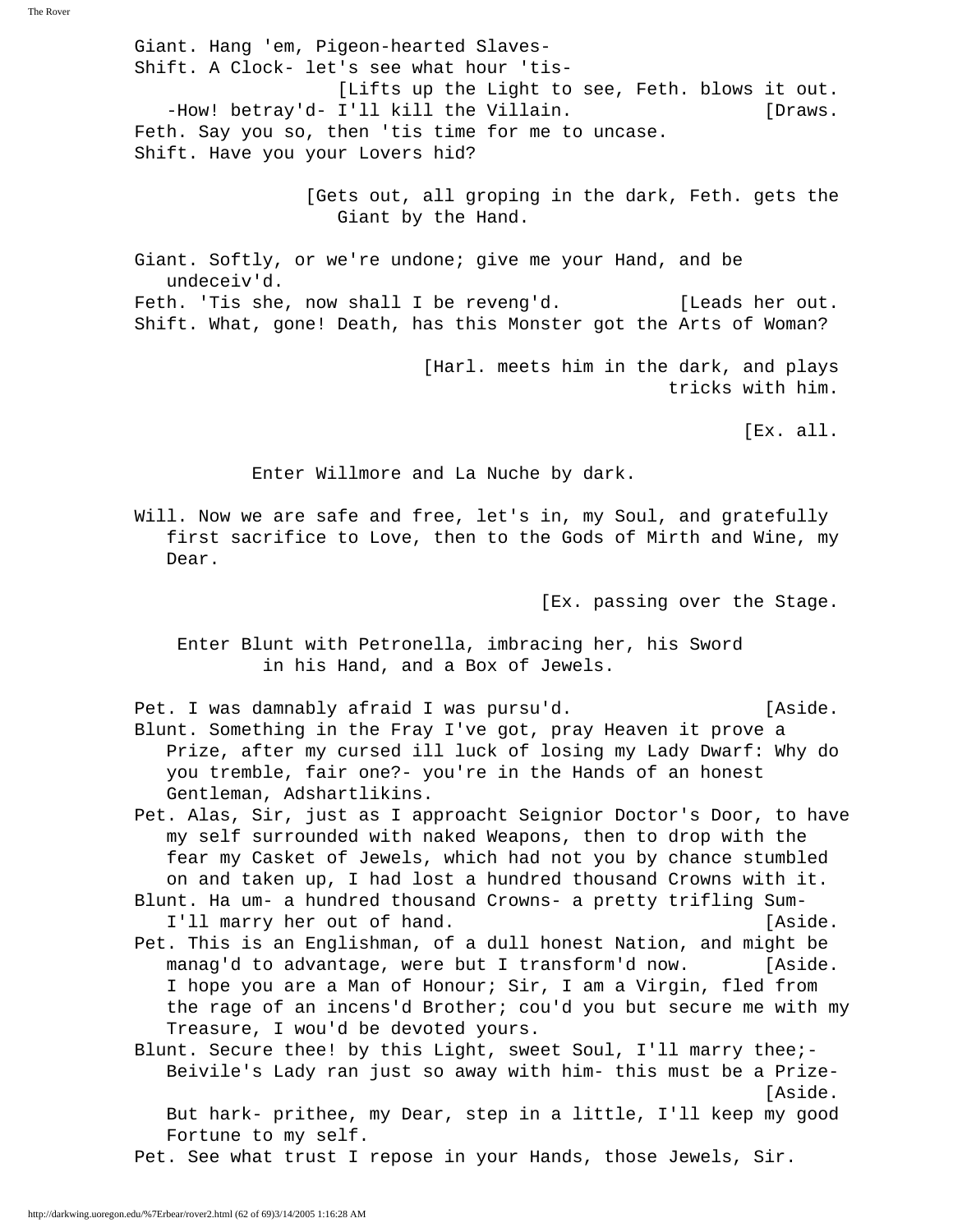Giant. Hang 'em, Pigeon-hearted Slaves-
Shift. A Clock- let's see what hour 'tis-
[Lifts up the Light to see, Feth. blows it out.
-How! betray'd- I'll kill the Villain. [Draws.
Feth. Say you so, then 'tis time for me to uncase.
Shift. Have you your Lovers hid?

[Gets out, all groping in the dark, Feth. gets the Giant by the Hand.

Giant. Softly, or we're undone; give me your Hand, and be undeceiv'd.
Feth. 'Tis she, now shall I be reveng'd. [Leads her out.
Shift. What, gone! Death, has this Monster got the Arts of Woman?

[Harl. meets him in the dark, and plays tricks with him.

[Ex. all.

Enter Willmore and La Nuche by dark.

Will. Now we are safe and free, let's in, my Soul, and gratefully first sacrifice to Love, then to the Gods of Mirth and Wine, my Dear.

[Ex. passing over the Stage.

Enter Blunt with Petronella, imbracing her, his Sword in his Hand, and a Box of Jewels.

Pet. I was damnably afraid I was pursu'd. [Aside.
Blunt. Something in the Fray I've got, pray Heaven it prove a Prize, after my cursed ill luck of losing my Lady Dwarf: Why do you tremble, fair one?- you're in the Hands of an honest Gentleman, Adshartlikins.
Pet. Alas, Sir, just as I approacht Seignior Doctor's Door, to have my self surrounded with naked Weapons, then to drop with the fear my Casket of Jewels, which had not you by chance stumbled on and taken up, I had lost a hundred thousand Crowns with it.
Blunt. Ha um- a hundred thousand Crowns- a pretty trifling Sum- I'll marry her out of hand. [Aside.
Pet. This is an Englishman, of a dull honest Nation, and might be manag'd to advantage, were but I transform'd now. [Aside.
I hope you are a Man of Honour; Sir, I am a Virgin, fled from the rage of an incens'd Brother; cou'd you but secure me with my Treasure, I wou'd be devoted yours.
Blunt. Secure thee! by this Light, sweet Soul, I'll marry thee;- Beivile's Lady ran just so away with him- this must be a Prize- [Aside.
But hark- prithee, my Dear, step in a little, I'll keep my good Fortune to my self.
Pet. See what trust I repose in your Hands, those Jewels, Sir.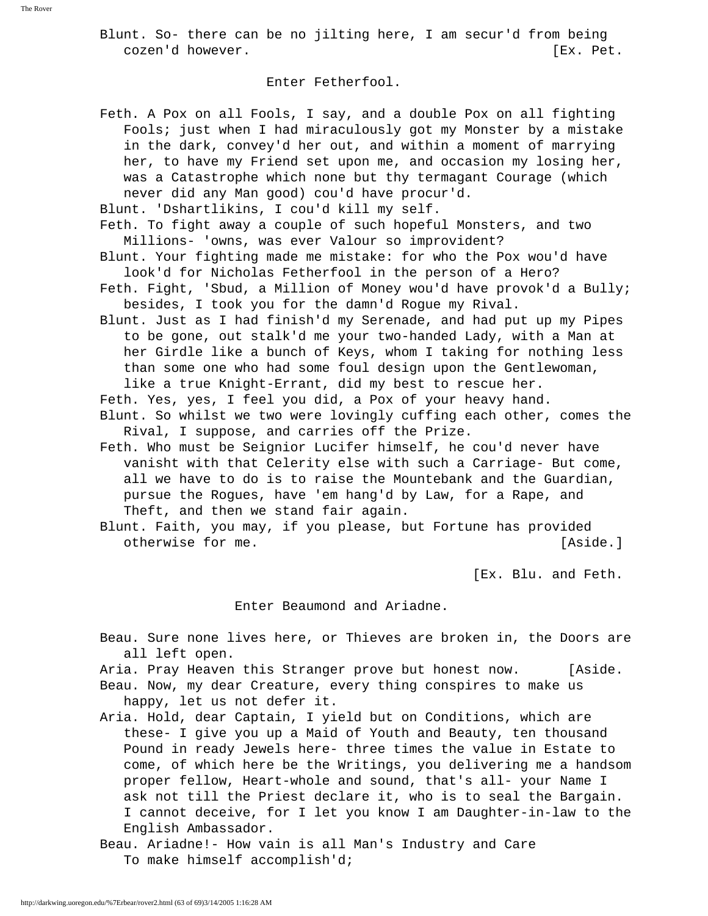Blunt. So- there can be no jilting here, I am secur'd from being cozen'd however. [Ex. Pet.

Enter Fetherfool.

Feth. A Pox on all Fools, I say, and a double Pox on all fighting Fools; just when I had miraculously got my Monster by a mistake in the dark, convey'd her out, and within a moment of marrying her, to have my Friend set upon me, and occasion my losing her, was a Catastrophe which none but thy termagant Courage (which never did any Man good) cou'd have procur'd.

Blunt. 'Dshartlikins, I cou'd kill my self.

Feth. To fight away a couple of such hopeful Monsters, and two Millions- 'owns, was ever Valour so improvident?

Blunt. Your fighting made me mistake: for who the Pox wou'd have look'd for Nicholas Fetherfool in the person of a Hero?

Feth. Fight, 'Sbud, a Million of Money wou'd have provok'd a Bully; besides, I took you for the damn'd Rogue my Rival.

Blunt. Just as I had finish'd my Serenade, and had put up my Pipes to be gone, out stalk'd me your two-handed Lady, with a Man at her Girdle like a bunch of Keys, whom I taking for nothing less than some one who had some foul design upon the Gentlewoman, like a true Knight-Errant, did my best to rescue her.

Feth. Yes, yes, I feel you did, a Pox of your heavy hand.

Blunt. So whilst we two were lovingly cuffing each other, comes the Rival, I suppose, and carries off the Prize.

Feth. Who must be Seignior Lucifer himself, he cou'd never have vanisht with that Celerity else with such a Carriage- But come, all we have to do is to raise the Mountebank and the Guardian, pursue the Rogues, have 'em hang'd by Law, for a Rape, and Theft, and then we stand fair again.

Blunt. Faith, you may, if you please, but Fortune has provided otherwise for me. [Aside.]

[Ex. Blu. and Feth.

Enter Beaumond and Ariadne.

Beau. Sure none lives here, or Thieves are broken in, the Doors are all left open.

Aria. Pray Heaven this Stranger prove but honest now. [Aside.

Beau. Now, my dear Creature, every thing conspires to make us happy, let us not defer it.

Aria. Hold, dear Captain, I yield but on Conditions, which are these- I give you up a Maid of Youth and Beauty, ten thousand Pound in ready Jewels here- three times the value in Estate to come, of which here be the Writings, you delivering me a handsom proper fellow, Heart-whole and sound, that's all- your Name I ask not till the Priest declare it, who is to seal the Bargain. I cannot deceive, for I let you know I am Daughter-in-law to the English Ambassador.

Beau. Ariadne!- How vain is all Man's Industry and Care
To make himself accomplish'd;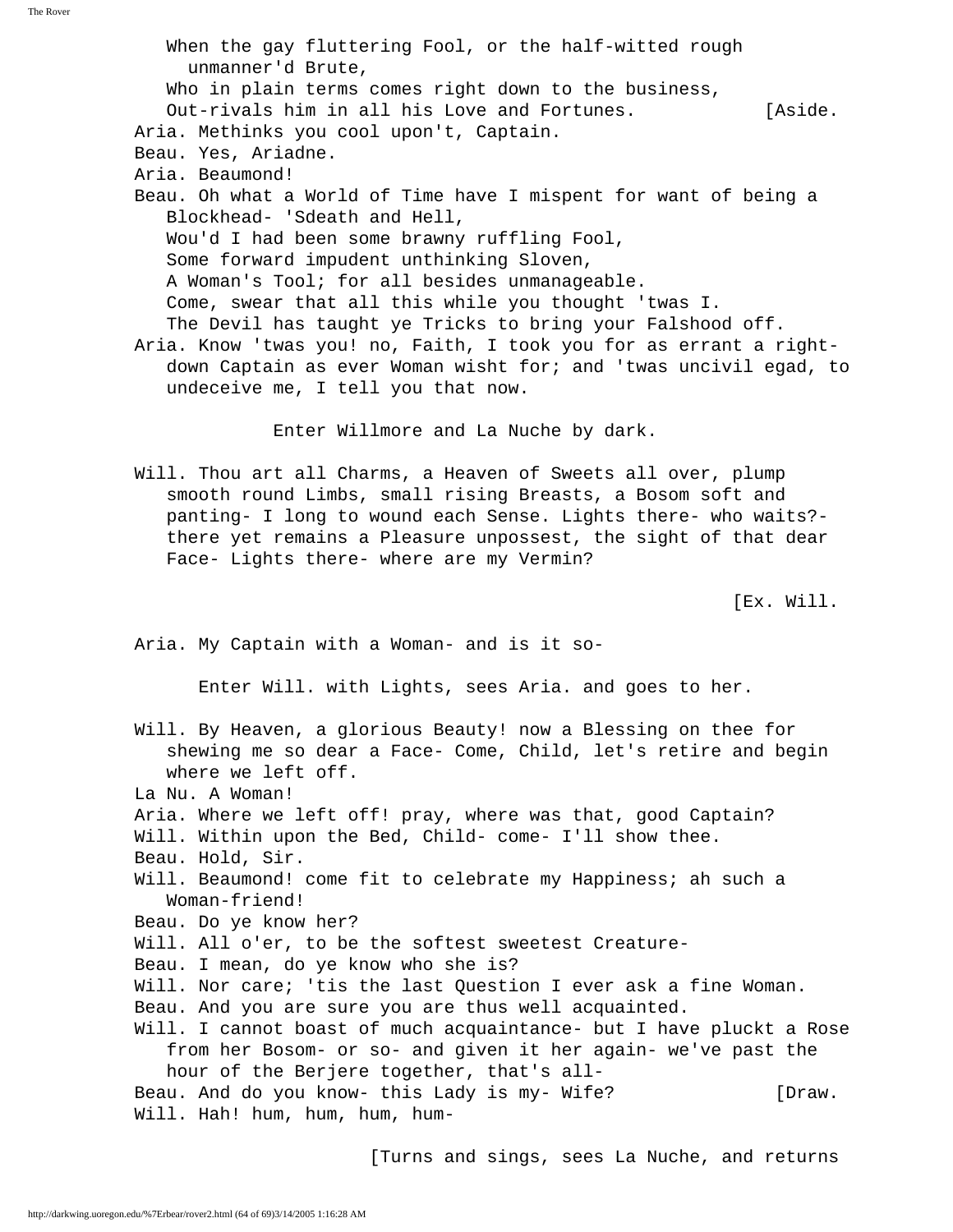When the gay fluttering Fool, or the half-witted rough unmanner'd Brute,
Who in plain terms comes right down to the business,
Out-rivals him in all his Love and Fortunes. [Aside.

Aria. Methinks you cool upon't, Captain.

Beau. Yes, Ariadne.

Aria. Beaumond!

Beau. Oh what a World of Time have I mispent for want of being a Blockhead- 'Sdeath and Hell,
Wou'd I had been some brawny ruffling Fool,
Some forward impudent unthinking Sloven,
A Woman's Tool; for all besides unmanageable.
Come, swear that all this while you thought 'twas I.
The Devil has taught ye Tricks to bring your Falshood off.

Aria. Know 'twas you! no, Faith, I took you for as errant a right-down Captain as ever Woman wisht for; and 'twas uncivil egad, to undeceive me, I tell you that now.

Enter Willmore and La Nuche by dark.

Will. Thou art all Charms, a Heaven of Sweets all over, plump smooth round Limbs, small rising Breasts, a Bosom soft and panting- I long to wound each Sense. Lights there- who waits?- there yet remains a Pleasure unpossest, the sight of that dear Face- Lights there- where are my Vermin?

[Ex. Will.

Aria. My Captain with a Woman- and is it so-

Enter Will. with Lights, sees Aria. and goes to her.

Will. By Heaven, a glorious Beauty! now a Blessing on thee for shewing me so dear a Face- Come, Child, let's retire and begin where we left off.

La Nu. A Woman!

Aria. Where we left off! pray, where was that, good Captain?

Will. Within upon the Bed, Child- come- I'll show thee.

Beau. Hold, Sir.

Will. Beaumond! come fit to celebrate my Happiness; ah such a Woman-friend!

Beau. Do ye know her?

Will. All o'er, to be the softest sweetest Creature-

Beau. I mean, do ye know who she is?

Will. Nor care; 'tis the last Question I ever ask a fine Woman.

Beau. And you are sure you are thus well acquainted.

Will. I cannot boast of much acquaintance- but I have pluckt a Rose from her Bosom- or so- and given it her again- we've past the hour of the Berjere together, that's all-

Beau. And do you know- this Lady is my- Wife? [Draw.

Will. Hah! hum, hum, hum, hum-

[Turns and sings, sees La Nuche, and returns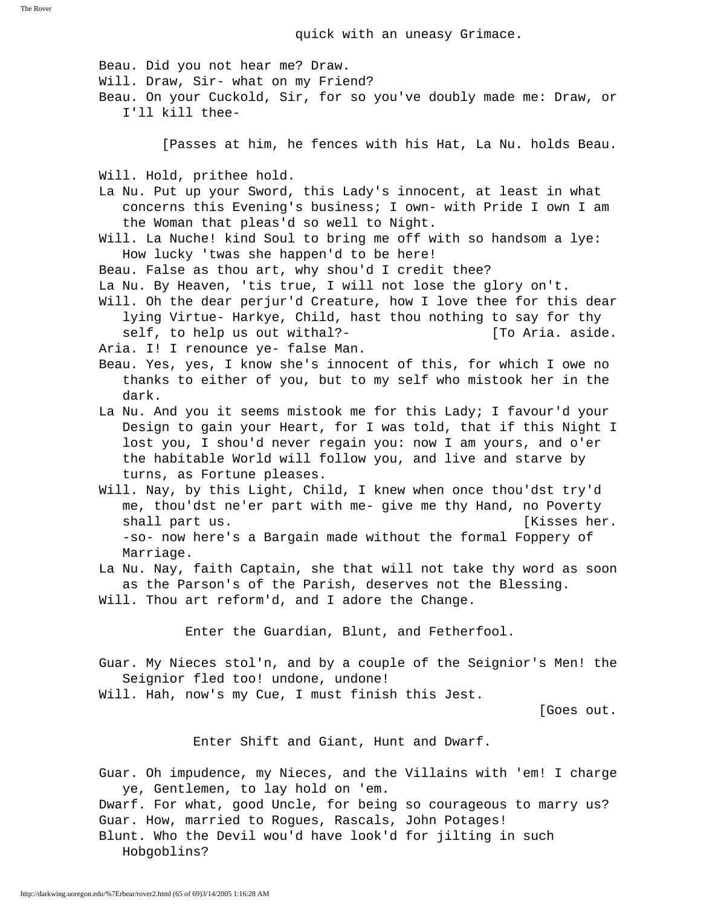quick with an uneasy Grimace.

Beau. Did you not hear me? Draw.
Will. Draw, Sir- what on my Friend?
Beau. On your Cuckold, Sir, for so you've doubly made me: Draw, or I'll kill thee-

[Passes at him, he fences with his Hat, La Nu. holds Beau.

Will. Hold, prithee hold.
La Nu. Put up your Sword, this Lady's innocent, at least in what concerns this Evening's business; I own- with Pride I own I am the Woman that pleas'd so well to Night.
Will. La Nuche! kind Soul to bring me off with so handsom a lye: How lucky 'twas she happen'd to be here!
Beau. False as thou art, why shou'd I credit thee?
La Nu. By Heaven, 'tis true, I will not lose the glory on't.
Will. Oh the dear perjur'd Creature, how I love thee for this dear lying Virtue- Harkye, Child, hast thou nothing to say for thy self, to help us out withal?- [To Aria. aside.
Aria. I! I renounce ye- false Man.
Beau. Yes, yes, I know she's innocent of this, for which I owe no thanks to either of you, but to my self who mistook her in the dark.
La Nu. And you it seems mistook me for this Lady; I favour'd your Design to gain your Heart, for I was told, that if this Night I lost you, I shou'd never regain you: now I am yours, and o'er the habitable World will follow you, and live and starve by turns, as Fortune pleases.
Will. Nay, by this Light, Child, I knew when once thou'dst try'd me, thou'dst ne'er part with me- give me thy Hand, no Poverty shall part us. [Kisses her.
-so- now here's a Bargain made without the formal Foppery of Marriage.
La Nu. Nay, faith Captain, she that will not take thy word as soon as the Parson's of the Parish, deserves not the Blessing.
Will. Thou art reform'd, and I adore the Change.

Enter the Guardian, Blunt, and Fetherfool.

Guar. My Nieces stol'n, and by a couple of the Seignior's Men! the Seignior fled too! undone, undone!
Will. Hah, now's my Cue, I must finish this Jest.
[Goes out.

Enter Shift and Giant, Hunt and Dwarf.

Guar. Oh impudence, my Nieces, and the Villains with 'em! I charge ye, Gentlemen, to lay hold on 'em.
Dwarf. For what, good Uncle, for being so courageous to marry us?
Guar. How, married to Rogues, Rascals, John Potages!
Blunt. Who the Devil wou'd have look'd for jilting in such Hobgoblins?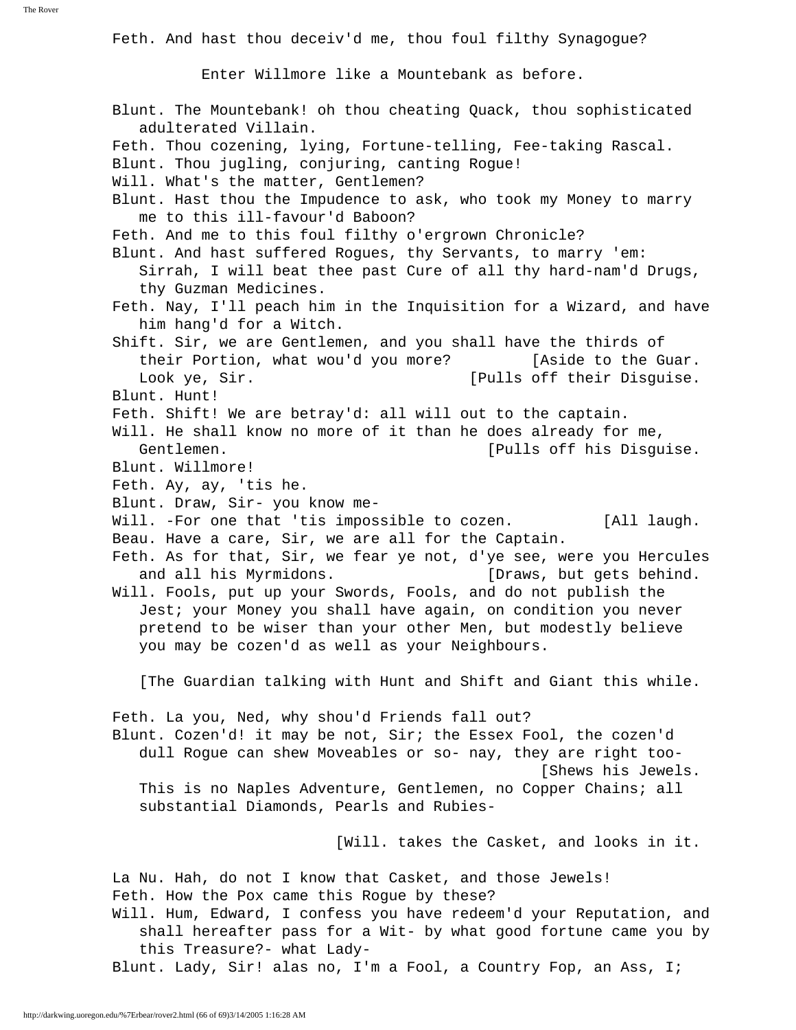Feth. And hast thou deceiv'd me, thou foul filthy Synagogue?

Enter Willmore like a Mountebank as before.

Blunt. The Mountebank! oh thou cheating Quack, thou sophisticated adulterated Villain.
Feth. Thou cozening, lying, Fortune-telling, Fee-taking Rascal.
Blunt. Thou jugling, conjuring, canting Rogue!
Will. What's the matter, Gentlemen?
Blunt. Hast thou the Impudence to ask, who took my Money to marry me to this ill-favour'd Baboon?
Feth. And me to this foul filthy o'ergrown Chronicle?
Blunt. And hast suffered Rogues, thy Servants, to marry 'em: Sirrah, I will beat thee past Cure of all thy hard-nam'd Drugs, thy Guzman Medicines.
Feth. Nay, I'll peach him in the Inquisition for a Wizard, and have him hang'd for a Witch.
Shift. Sir, we are Gentlemen, and you shall have the thirds of their Portion, what wou'd you more? [Aside to the Guar.
Look ye, Sir. [Pulls off their Disguise.
Blunt. Hunt!
Feth. Shift! We are betray'd: all will out to the captain.
Will. He shall know no more of it than he does already for me, Gentlemen. [Pulls off his Disguise.
Blunt. Willmore!
Feth. Ay, ay, 'tis he.
Blunt. Draw, Sir- you know me-
Will. -For one that 'tis impossible to cozen. [All laugh.
Beau. Have a care, Sir, we are all for the Captain.
Feth. As for that, Sir, we fear ye not, d'ye see, were you Hercules and all his Myrmidons. [Draws, but gets behind.
Will. Fools, put up your Swords, Fools, and do not publish the Jest; your Money you shall have again, on condition you never pretend to be wiser than your other Men, but modestly believe you may be cozen'd as well as your Neighbours.

[The Guardian talking with Hunt and Shift and Giant this while.

Feth. La you, Ned, why shou'd Friends fall out?
Blunt. Cozen'd! it may be not, Sir; the Essex Fool, the cozen'd dull Rogue can shew Moveables or so- nay, they are right too- [Shews his Jewels.
This is no Naples Adventure, Gentlemen, no Copper Chains; all substantial Diamonds, Pearls and Rubies-

[Will. takes the Casket, and looks in it.

La Nu. Hah, do not I know that Casket, and those Jewels!
Feth. How the Pox came this Rogue by these?
Will. Hum, Edward, I confess you have redeem'd your Reputation, and shall hereafter pass for a Wit- by what good fortune came you by this Treasure?- what Lady-
Blunt. Lady, Sir! alas no, I'm a Fool, a Country Fop, an Ass, I;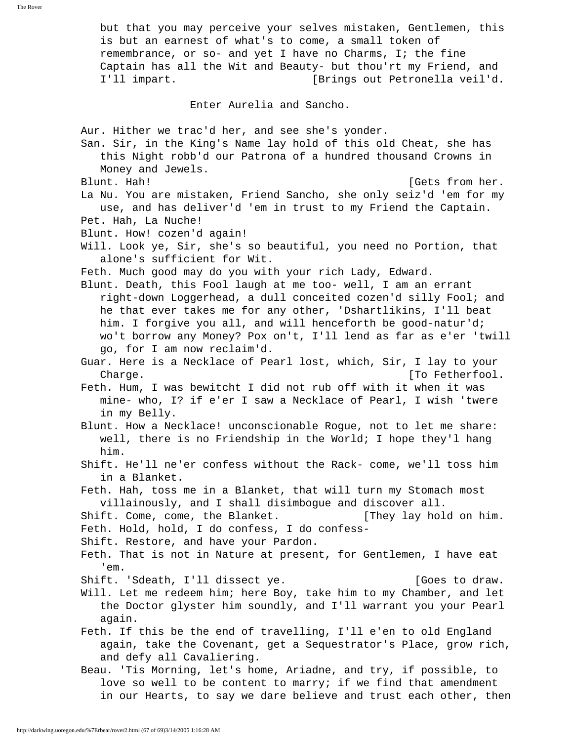but that you may perceive your selves mistaken, Gentlemen, this is but an earnest of what's to come, a small token of remembrance, or so- and yet I have no Charms, I; the fine Captain has all the Wit and Beauty- but thou'rt my Friend, and I'll impart. [Brings out Petronella veil'd.

Enter Aurelia and Sancho.

Aur. Hither we trac'd her, and see she's yonder.

San. Sir, in the King's Name lay hold of this old Cheat, she has this Night robb'd our Patrona of a hundred thousand Crowns in Money and Jewels.

Blunt. Hah! [Gets from her.

La Nu. You are mistaken, Friend Sancho, she only seiz'd 'em for my use, and has deliver'd 'em in trust to my Friend the Captain.

Pet. Hah, La Nuche!

Blunt. How! cozen'd again!

Will. Look ye, Sir, she's so beautiful, you need no Portion, that alone's sufficient for Wit.

Feth. Much good may do you with your rich Lady, Edward.

Blunt. Death, this Fool laugh at me too- well, I am an errant right-down Loggerhead, a dull conceited cozen'd silly Fool; and he that ever takes me for any other, 'Dshartlikins, I'll beat him. I forgive you all, and will henceforth be good-natur'd; wo't borrow any Money? Pox on't, I'll lend as far as e'er 'twill go, for I am now reclaim'd.

Guar. Here is a Necklace of Pearl lost, which, Sir, I lay to your Charge. [To Fetherfool.

Feth. Hum, I was bewitcht I did not rub off with it when it was mine- who, I? if e'er I saw a Necklace of Pearl, I wish 'twere in my Belly.

Blunt. How a Necklace! unconscionable Rogue, not to let me share: well, there is no Friendship in the World; I hope they'l hang him.

Shift. He'll ne'er confess without the Rack- come, we'll toss him in a Blanket.

Feth. Hah, toss me in a Blanket, that will turn my Stomach most villainously, and I shall disimbogue and discover all.

Shift. Come, come, the Blanket. [They lay hold on him.

Feth. Hold, hold, I do confess, I do confess-

Shift. Restore, and have your Pardon.

Feth. That is not in Nature at present, for Gentlemen, I have eat 'em.

Shift. 'Sdeath, I'll dissect ye. [Goes to draw.

Will. Let me redeem him; here Boy, take him to my Chamber, and let the Doctor glyster him soundly, and I'll warrant you your Pearl again.

Feth. If this be the end of travelling, I'll e'en to old England again, take the Covenant, get a Sequestrator's Place, grow rich, and defy all Cavaliering.

Beau. 'Tis Morning, let's home, Ariadne, and try, if possible, to love so well to be content to marry; if we find that amendment in our Hearts, to say we dare believe and trust each other, then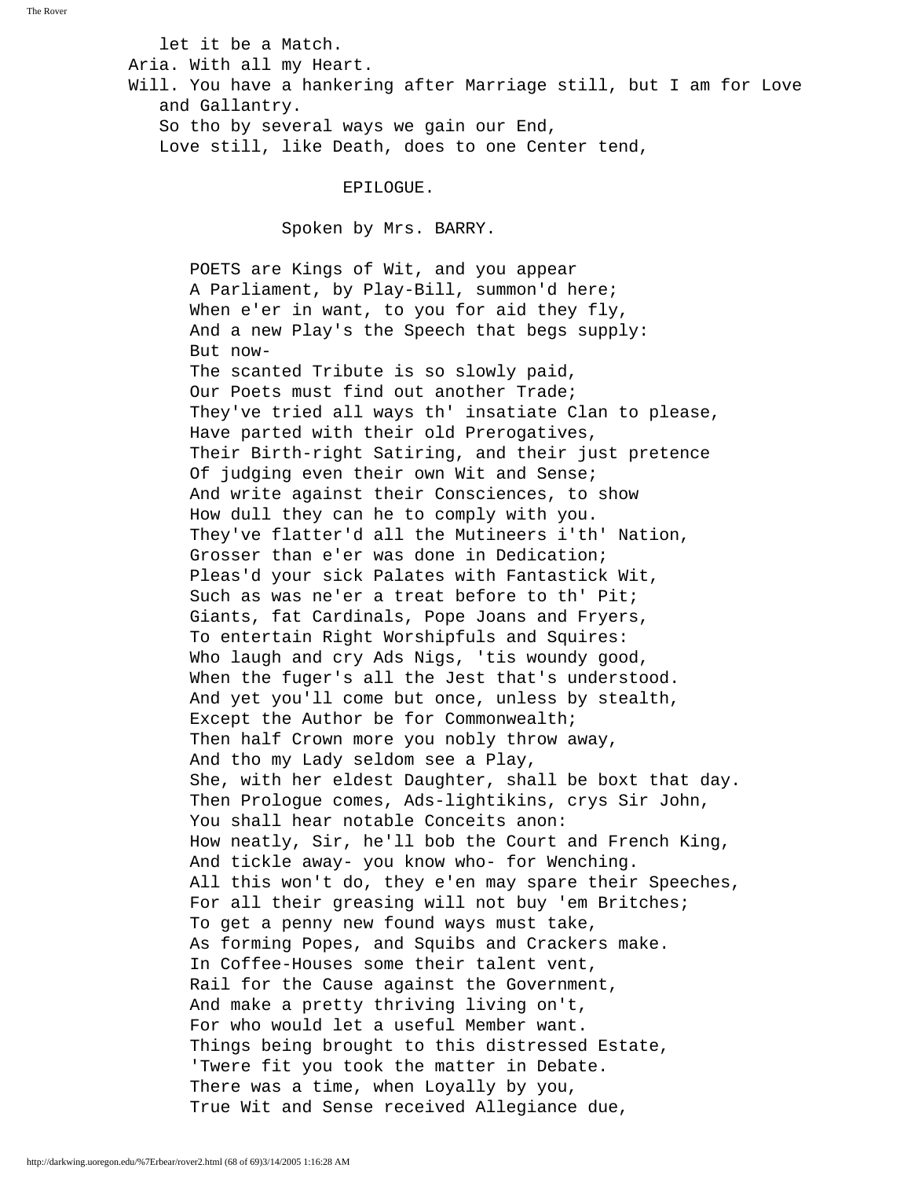let it be a Match.

Aria. With all my Heart.

Will. You have a hankering after Marriage still, but I am for Love and Gallantry.

So tho by several ways we gain our End,
Love still, like Death, does to one Center tend,

## EPILOGUE.

Spoken by Mrs. BARRY.

POETS are Kings of Wit, and you appear
A Parliament, by Play-Bill, summon'd here;
When e'er in want, to you for aid they fly,
And a new Play's the Speech that begs supply:
But now-
The scanted Tribute is so slowly paid,
Our Poets must find out another Trade;
They've tried all ways th' insatiate Clan to please,
Have parted with their old Prerogatives,
Their Birth-right Satiring, and their just pretence
Of judging even their own Wit and Sense;
And write against their Consciences, to show
How dull they can he to comply with you.
They've flatter'd all the Mutineers i'th' Nation,
Grosser than e'er was done in Dedication;
Pleas'd your sick Palates with Fantastick Wit,
Such as was ne'er a treat before to th' Pit;
Giants, fat Cardinals, Pope Joans and Fryers,
To entertain Right Worshipfuls and Squires:
Who laugh and cry Ads Nigs, 'tis woundy good,
When the fuger's all the Jest that's understood.
And yet you'll come but once, unless by stealth,
Except the Author be for Commonwealth;
Then half Crown more you nobly throw away,
And tho my Lady seldom see a Play,
She, with her eldest Daughter, shall be boxt that day.
Then Prologue comes, Ads-lightikins, crys Sir John,
You shall hear notable Conceits anon:
How neatly, Sir, he'll bob the Court and French King,
And tickle away- you know who- for Wenching.
All this won't do, they e'en may spare their Speeches,
For all their greasing will not buy 'em Britches;
To get a penny new found ways must take,
As forming Popes, and Squibs and Crackers make.
In Coffee-Houses some their talent vent,
Rail for the Cause against the Government,
And make a pretty thriving living on't,
For who would let a useful Member want.
Things being brought to this distressed Estate,
'Twere fit you took the matter in Debate.
There was a time, when Loyally by you,
True Wit and Sense received Allegiance due,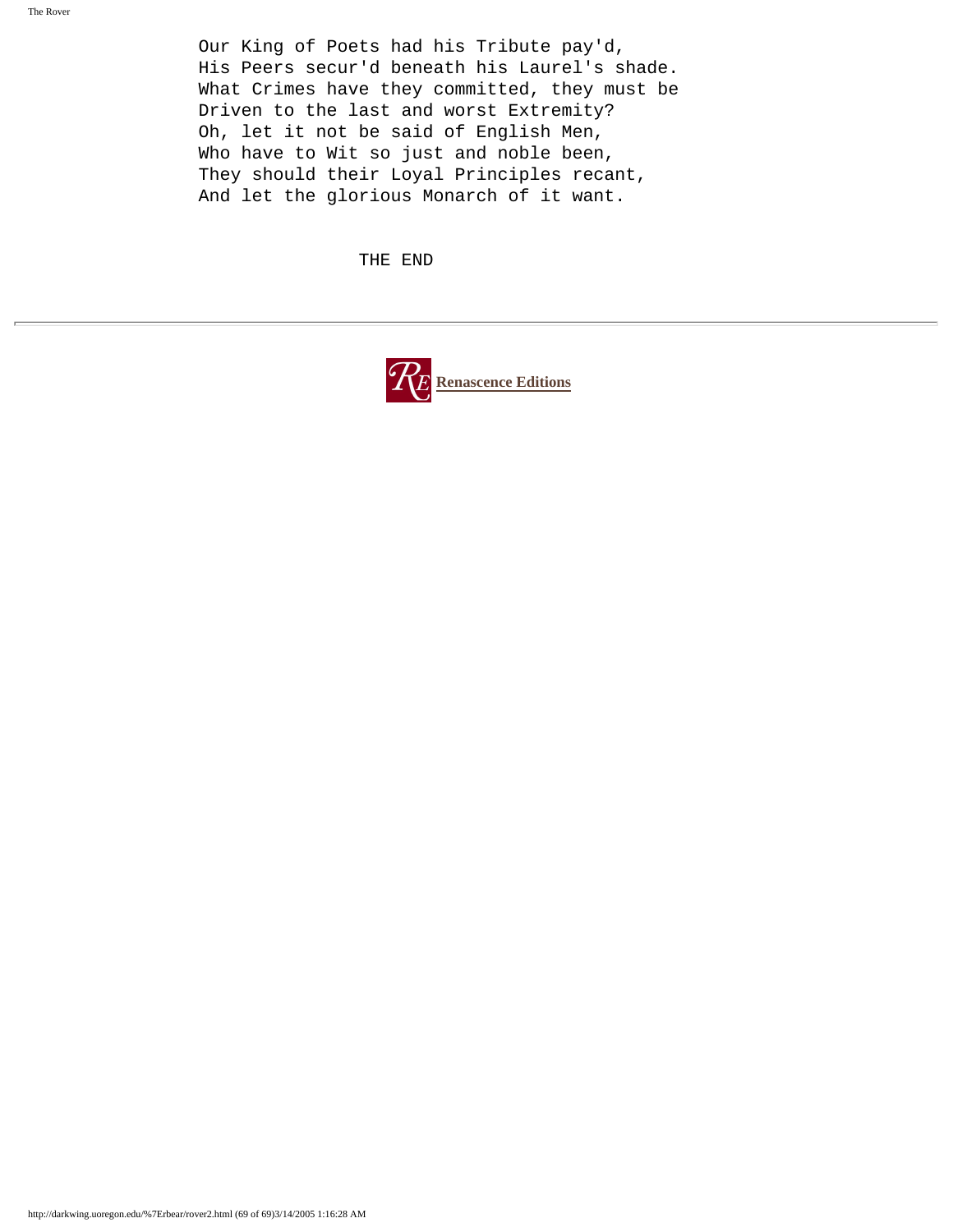Our King of Poets had his Tribute pay'd,
His Peers secur'd beneath his Laurel's shade.
What Crimes have they committed, they must be
Driven to the last and worst Extremity?
Oh, let it not be said of English Men,
Who have to Wit so just and noble been,
They should their Loyal Principles recant,
And let the glorious Monarch of it want.

THE END

---

**Renascence Editions**